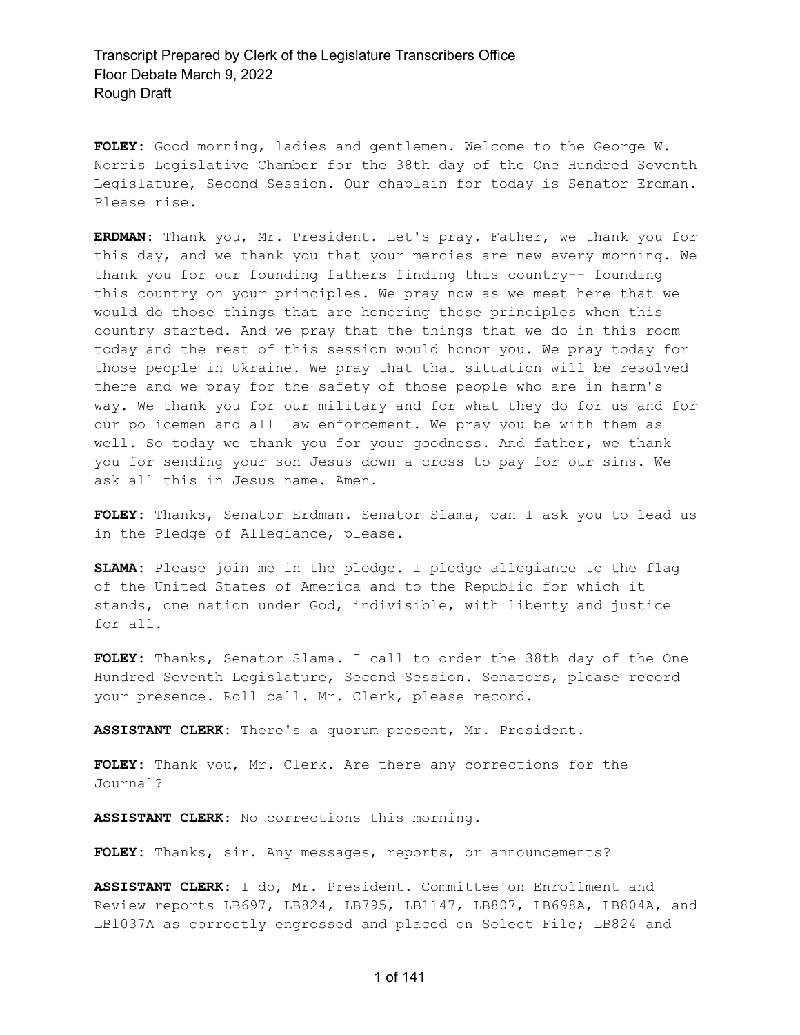**FOLEY:** Good morning, ladies and gentlemen. Welcome to the George W. Norris Legislative Chamber for the 38th day of the One Hundred Seventh Legislature, Second Session. Our chaplain for today is Senator Erdman. Please rise.

**ERDMAN:** Thank you, Mr. President. Let's pray. Father, we thank you for this day, and we thank you that your mercies are new every morning. We thank you for our founding fathers finding this country-- founding this country on your principles. We pray now as we meet here that we would do those things that are honoring those principles when this country started. And we pray that the things that we do in this room today and the rest of this session would honor you. We pray today for those people in Ukraine. We pray that that situation will be resolved there and we pray for the safety of those people who are in harm's way. We thank you for our military and for what they do for us and for our policemen and all law enforcement. We pray you be with them as well. So today we thank you for your goodness. And father, we thank you for sending your son Jesus down a cross to pay for our sins. We ask all this in Jesus name. Amen.

**FOLEY:** Thanks, Senator Erdman. Senator Slama, can I ask you to lead us in the Pledge of Allegiance, please.

**SLAMA:** Please join me in the pledge. I pledge allegiance to the flag of the United States of America and to the Republic for which it stands, one nation under God, indivisible, with liberty and justice for all.

**FOLEY:** Thanks, Senator Slama. I call to order the 38th day of the One Hundred Seventh Legislature, Second Session. Senators, please record your presence. Roll call. Mr. Clerk, please record.

**ASSISTANT CLERK:** There's a quorum present, Mr. President.

**FOLEY:** Thank you, Mr. Clerk. Are there any corrections for the Journal?

**ASSISTANT CLERK:** No corrections this morning.

**FOLEY:** Thanks, sir. Any messages, reports, or announcements?

**ASSISTANT CLERK:** I do, Mr. President. Committee on Enrollment and Review reports LB697, LB824, LB795, LB1147, LB807, LB698A, LB804A, and LB1037A as correctly engrossed and placed on Select File; LB824 and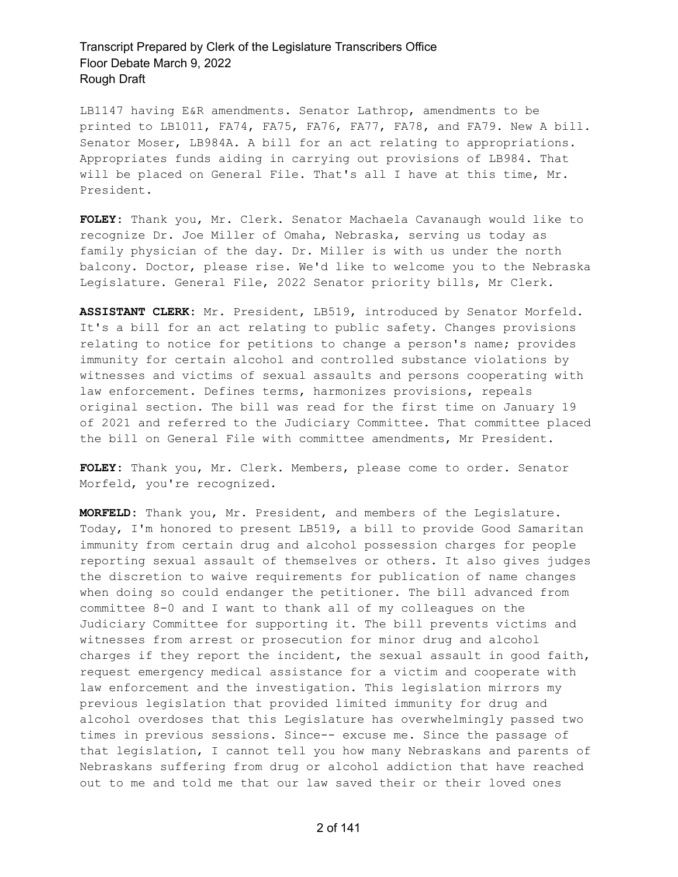LB1147 having E&R amendments. Senator Lathrop, amendments to be printed to LB1011, FA74, FA75, FA76, FA77, FA78, and FA79. New A bill. Senator Moser, LB984A. A bill for an act relating to appropriations. Appropriates funds aiding in carrying out provisions of LB984. That will be placed on General File. That's all I have at this time, Mr. President.

**FOLEY:** Thank you, Mr. Clerk. Senator Machaela Cavanaugh would like to recognize Dr. Joe Miller of Omaha, Nebraska, serving us today as family physician of the day. Dr. Miller is with us under the north balcony. Doctor, please rise. We'd like to welcome you to the Nebraska Legislature. General File, 2022 Senator priority bills, Mr Clerk.

**ASSISTANT CLERK:** Mr. President, LB519, introduced by Senator Morfeld. It's a bill for an act relating to public safety. Changes provisions relating to notice for petitions to change a person's name; provides immunity for certain alcohol and controlled substance violations by witnesses and victims of sexual assaults and persons cooperating with law enforcement. Defines terms, harmonizes provisions, repeals original section. The bill was read for the first time on January 19 of 2021 and referred to the Judiciary Committee. That committee placed the bill on General File with committee amendments, Mr President.

**FOLEY:** Thank you, Mr. Clerk. Members, please come to order. Senator Morfeld, you're recognized.

**MORFELD:** Thank you, Mr. President, and members of the Legislature. Today, I'm honored to present LB519, a bill to provide Good Samaritan immunity from certain drug and alcohol possession charges for people reporting sexual assault of themselves or others. It also gives judges the discretion to waive requirements for publication of name changes when doing so could endanger the petitioner. The bill advanced from committee 8-0 and I want to thank all of my colleagues on the Judiciary Committee for supporting it. The bill prevents victims and witnesses from arrest or prosecution for minor drug and alcohol charges if they report the incident, the sexual assault in good faith, request emergency medical assistance for a victim and cooperate with law enforcement and the investigation. This legislation mirrors my previous legislation that provided limited immunity for drug and alcohol overdoses that this Legislature has overwhelmingly passed two times in previous sessions. Since-- excuse me. Since the passage of that legislation, I cannot tell you how many Nebraskans and parents of Nebraskans suffering from drug or alcohol addiction that have reached out to me and told me that our law saved their or their loved ones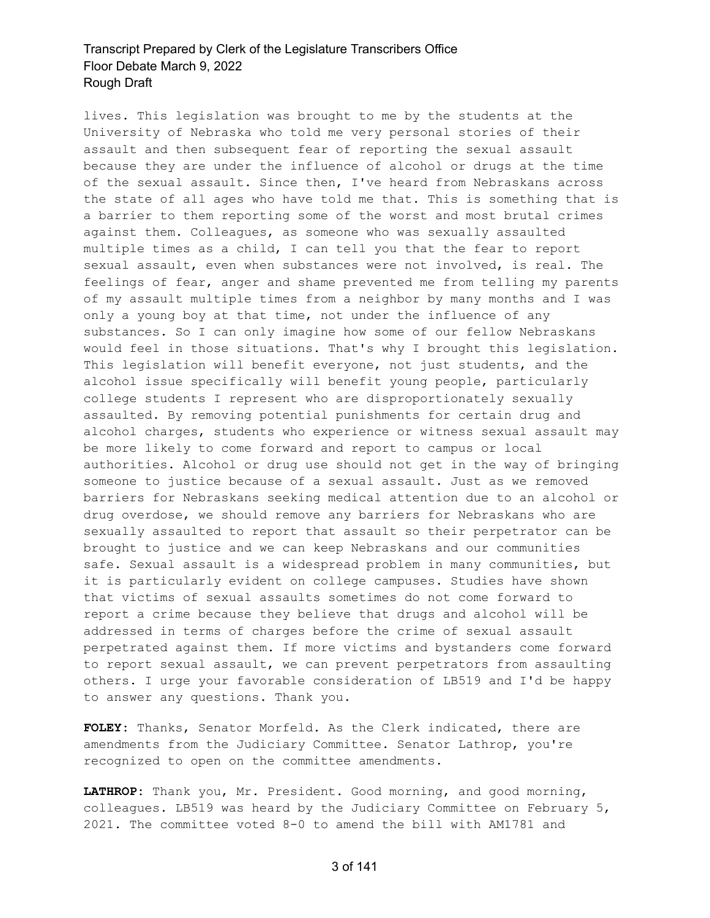lives. This legislation was brought to me by the students at the University of Nebraska who told me very personal stories of their assault and then subsequent fear of reporting the sexual assault because they are under the influence of alcohol or drugs at the time of the sexual assault. Since then, I've heard from Nebraskans across the state of all ages who have told me that. This is something that is a barrier to them reporting some of the worst and most brutal crimes against them. Colleagues, as someone who was sexually assaulted multiple times as a child, I can tell you that the fear to report sexual assault, even when substances were not involved, is real. The feelings of fear, anger and shame prevented me from telling my parents of my assault multiple times from a neighbor by many months and I was only a young boy at that time, not under the influence of any substances. So I can only imagine how some of our fellow Nebraskans would feel in those situations. That's why I brought this legislation. This legislation will benefit everyone, not just students, and the alcohol issue specifically will benefit young people, particularly college students I represent who are disproportionately sexually assaulted. By removing potential punishments for certain drug and alcohol charges, students who experience or witness sexual assault may be more likely to come forward and report to campus or local authorities. Alcohol or drug use should not get in the way of bringing someone to justice because of a sexual assault. Just as we removed barriers for Nebraskans seeking medical attention due to an alcohol or drug overdose, we should remove any barriers for Nebraskans who are sexually assaulted to report that assault so their perpetrator can be brought to justice and we can keep Nebraskans and our communities safe. Sexual assault is a widespread problem in many communities, but it is particularly evident on college campuses. Studies have shown that victims of sexual assaults sometimes do not come forward to report a crime because they believe that drugs and alcohol will be addressed in terms of charges before the crime of sexual assault perpetrated against them. If more victims and bystanders come forward to report sexual assault, we can prevent perpetrators from assaulting others. I urge your favorable consideration of LB519 and I'd be happy to answer any questions. Thank you.

**FOLEY:** Thanks, Senator Morfeld. As the Clerk indicated, there are amendments from the Judiciary Committee. Senator Lathrop, you're recognized to open on the committee amendments.

**LATHROP:** Thank you, Mr. President. Good morning, and good morning, colleagues. LB519 was heard by the Judiciary Committee on February 5, 2021. The committee voted 8-0 to amend the bill with AM1781 and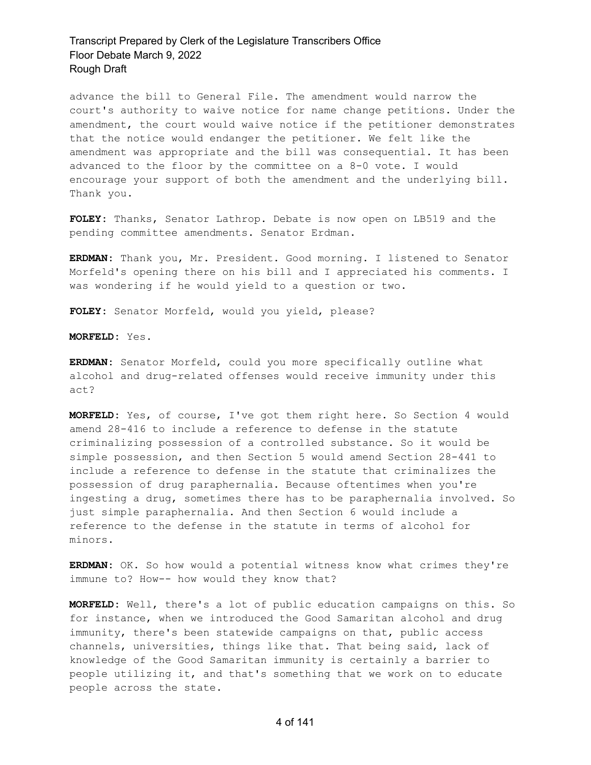advance the bill to General File. The amendment would narrow the court's authority to waive notice for name change petitions. Under the amendment, the court would waive notice if the petitioner demonstrates that the notice would endanger the petitioner. We felt like the amendment was appropriate and the bill was consequential. It has been advanced to the floor by the committee on a 8-0 vote. I would encourage your support of both the amendment and the underlying bill. Thank you.

**FOLEY:** Thanks, Senator Lathrop. Debate is now open on LB519 and the pending committee amendments. Senator Erdman.

**ERDMAN:** Thank you, Mr. President. Good morning. I listened to Senator Morfeld's opening there on his bill and I appreciated his comments. I was wondering if he would yield to a question or two.

**FOLEY:** Senator Morfeld, would you yield, please?

**MORFELD:** Yes.

**ERDMAN:** Senator Morfeld, could you more specifically outline what alcohol and drug-related offenses would receive immunity under this act?

**MORFELD:** Yes, of course, I've got them right here. So Section 4 would amend 28-416 to include a reference to defense in the statute criminalizing possession of a controlled substance. So it would be simple possession, and then Section 5 would amend Section 28-441 to include a reference to defense in the statute that criminalizes the possession of drug paraphernalia. Because oftentimes when you're ingesting a drug, sometimes there has to be paraphernalia involved. So just simple paraphernalia. And then Section 6 would include a reference to the defense in the statute in terms of alcohol for minors.

**ERDMAN:** OK. So how would a potential witness know what crimes they're immune to? How-- how would they know that?

**MORFELD:** Well, there's a lot of public education campaigns on this. So for instance, when we introduced the Good Samaritan alcohol and drug immunity, there's been statewide campaigns on that, public access channels, universities, things like that. That being said, lack of knowledge of the Good Samaritan immunity is certainly a barrier to people utilizing it, and that's something that we work on to educate people across the state.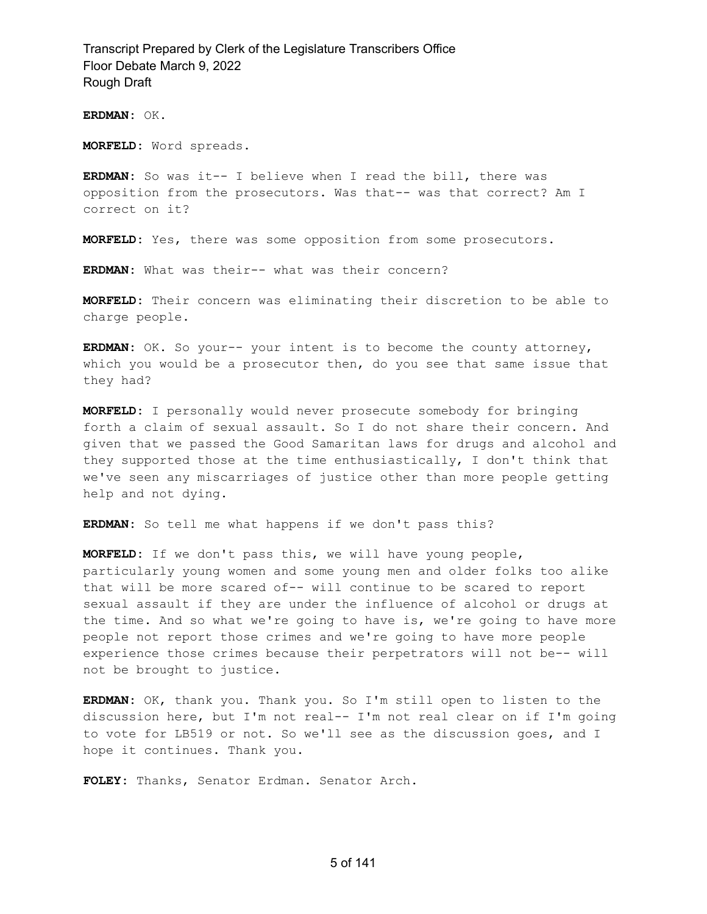**ERDMAN:** OK.

**MORFELD:** Word spreads.

**ERDMAN:** So was it-- I believe when I read the bill, there was opposition from the prosecutors. Was that-- was that correct? Am I correct on it?

**MORFELD:** Yes, there was some opposition from some prosecutors.

**ERDMAN:** What was their-- what was their concern?

**MORFELD:** Their concern was eliminating their discretion to be able to charge people.

**ERDMAN:** OK. So your-- your intent is to become the county attorney, which you would be a prosecutor then, do you see that same issue that they had?

**MORFELD:** I personally would never prosecute somebody for bringing forth a claim of sexual assault. So I do not share their concern. And given that we passed the Good Samaritan laws for drugs and alcohol and they supported those at the time enthusiastically, I don't think that we've seen any miscarriages of justice other than more people getting help and not dying.

**ERDMAN:** So tell me what happens if we don't pass this?

**MORFELD:** If we don't pass this, we will have young people, particularly young women and some young men and older folks too alike that will be more scared of-- will continue to be scared to report sexual assault if they are under the influence of alcohol or drugs at the time. And so what we're going to have is, we're going to have more people not report those crimes and we're going to have more people experience those crimes because their perpetrators will not be-- will not be brought to justice.

**ERDMAN:** OK, thank you. Thank you. So I'm still open to listen to the discussion here, but I'm not real-- I'm not real clear on if I'm going to vote for LB519 or not. So we'll see as the discussion goes, and I hope it continues. Thank you.

**FOLEY:** Thanks, Senator Erdman. Senator Arch.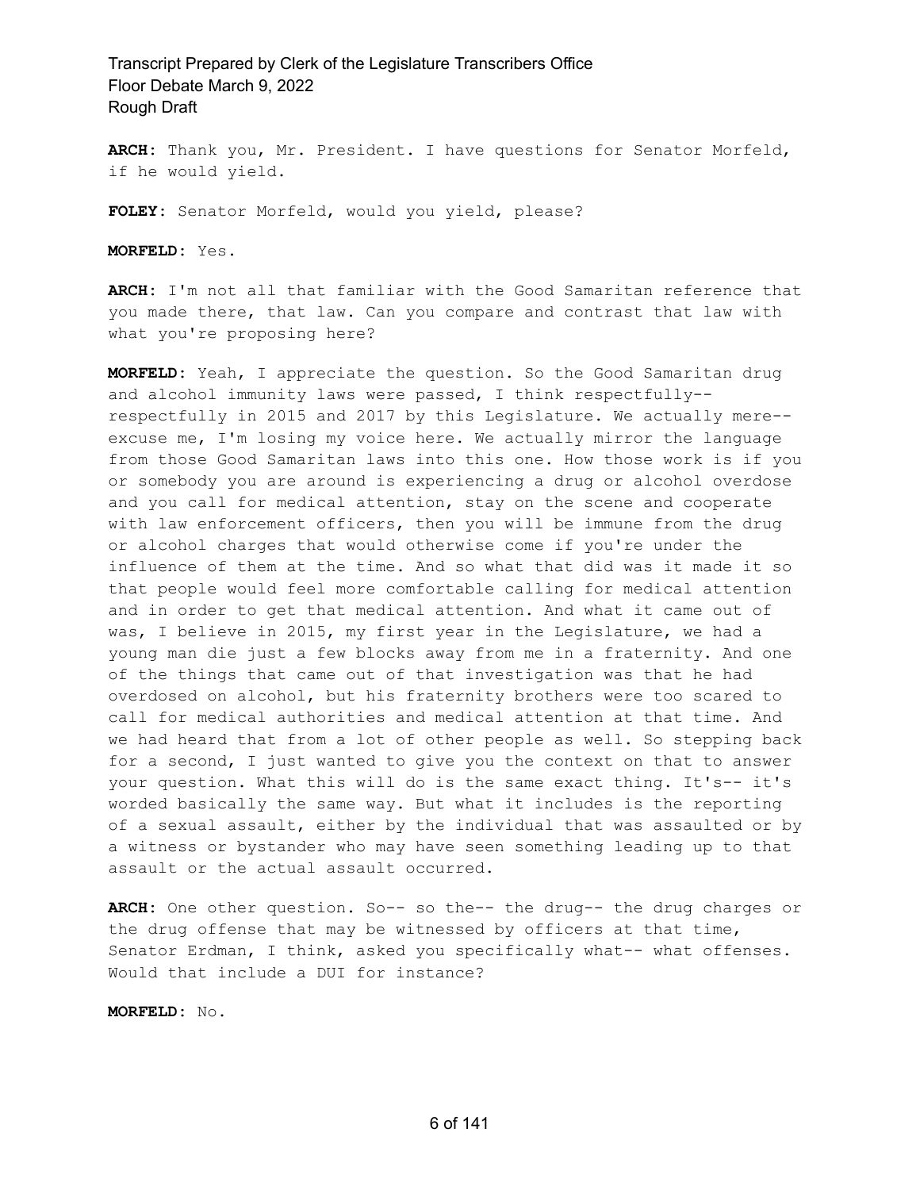**ARCH:** Thank you, Mr. President. I have questions for Senator Morfeld, if he would yield.

**FOLEY:** Senator Morfeld, would you yield, please?

**MORFELD:** Yes.

**ARCH:** I'm not all that familiar with the Good Samaritan reference that you made there, that law. Can you compare and contrast that law with what you're proposing here?

**MORFELD:** Yeah, I appreciate the question. So the Good Samaritan drug and alcohol immunity laws were passed, I think respectfully-- respectfully in 2015 and 2017 by this Legislature. We actually mere-- excuse me, I'm losing my voice here. We actually mirror the language from those Good Samaritan laws into this one. How those work is if you or somebody you are around is experiencing a drug or alcohol overdose and you call for medical attention, stay on the scene and cooperate with law enforcement officers, then you will be immune from the drug or alcohol charges that would otherwise come if you're under the influence of them at the time. And so what that did was it made it so that people would feel more comfortable calling for medical attention and in order to get that medical attention. And what it came out of was, I believe in 2015, my first year in the Legislature, we had a young man die just a few blocks away from me in a fraternity. And one of the things that came out of that investigation was that he had overdosed on alcohol, but his fraternity brothers were too scared to call for medical authorities and medical attention at that time. And we had heard that from a lot of other people as well. So stepping back for a second, I just wanted to give you the context on that to answer your question. What this will do is the same exact thing. It's-- it's worded basically the same way. But what it includes is the reporting of a sexual assault, either by the individual that was assaulted or by a witness or bystander who may have seen something leading up to that assault or the actual assault occurred.

**ARCH:** One other question. So-- so the-- the drug-- the drug charges or the drug offense that may be witnessed by officers at that time, Senator Erdman, I think, asked you specifically what-- what offenses. Would that include a DUI for instance?

**MORFELD:** No.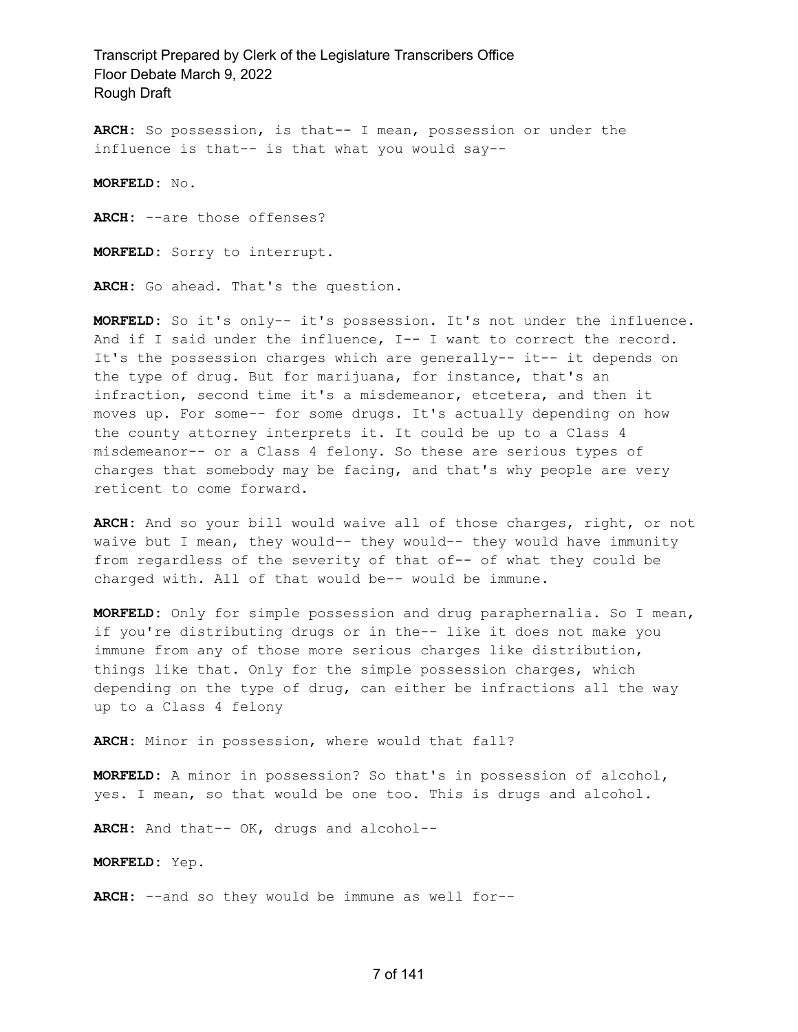**ARCH:** So possession, is that-- I mean, possession or under the influence is that-- is that what you would say--

**MORFELD:** No.

**ARCH:** --are those offenses?

**MORFELD:** Sorry to interrupt.

**ARCH:** Go ahead. That's the question.

**MORFELD:** So it's only-- it's possession. It's not under the influence. And if I said under the influence, I-- I want to correct the record. It's the possession charges which are generally-- it-- it depends on the type of drug. But for marijuana, for instance, that's an infraction, second time it's a misdemeanor, etcetera, and then it moves up. For some-- for some drugs. It's actually depending on how the county attorney interprets it. It could be up to a Class 4 misdemeanor-- or a Class 4 felony. So these are serious types of charges that somebody may be facing, and that's why people are very reticent to come forward.

**ARCH:** And so your bill would waive all of those charges, right, or not waive but I mean, they would-- they would-- they would have immunity from regardless of the severity of that of-- of what they could be charged with. All of that would be-- would be immune.

**MORFELD:** Only for simple possession and drug paraphernalia. So I mean, if you're distributing drugs or in the-- like it does not make you immune from any of those more serious charges like distribution, things like that. Only for the simple possession charges, which depending on the type of drug, can either be infractions all the way up to a Class 4 felony

**ARCH:** Minor in possession, where would that fall?

**MORFELD:** A minor in possession? So that's in possession of alcohol, yes. I mean, so that would be one too. This is drugs and alcohol.

**ARCH:** And that-- OK, drugs and alcohol--

**MORFELD:** Yep.

**ARCH:** --and so they would be immune as well for--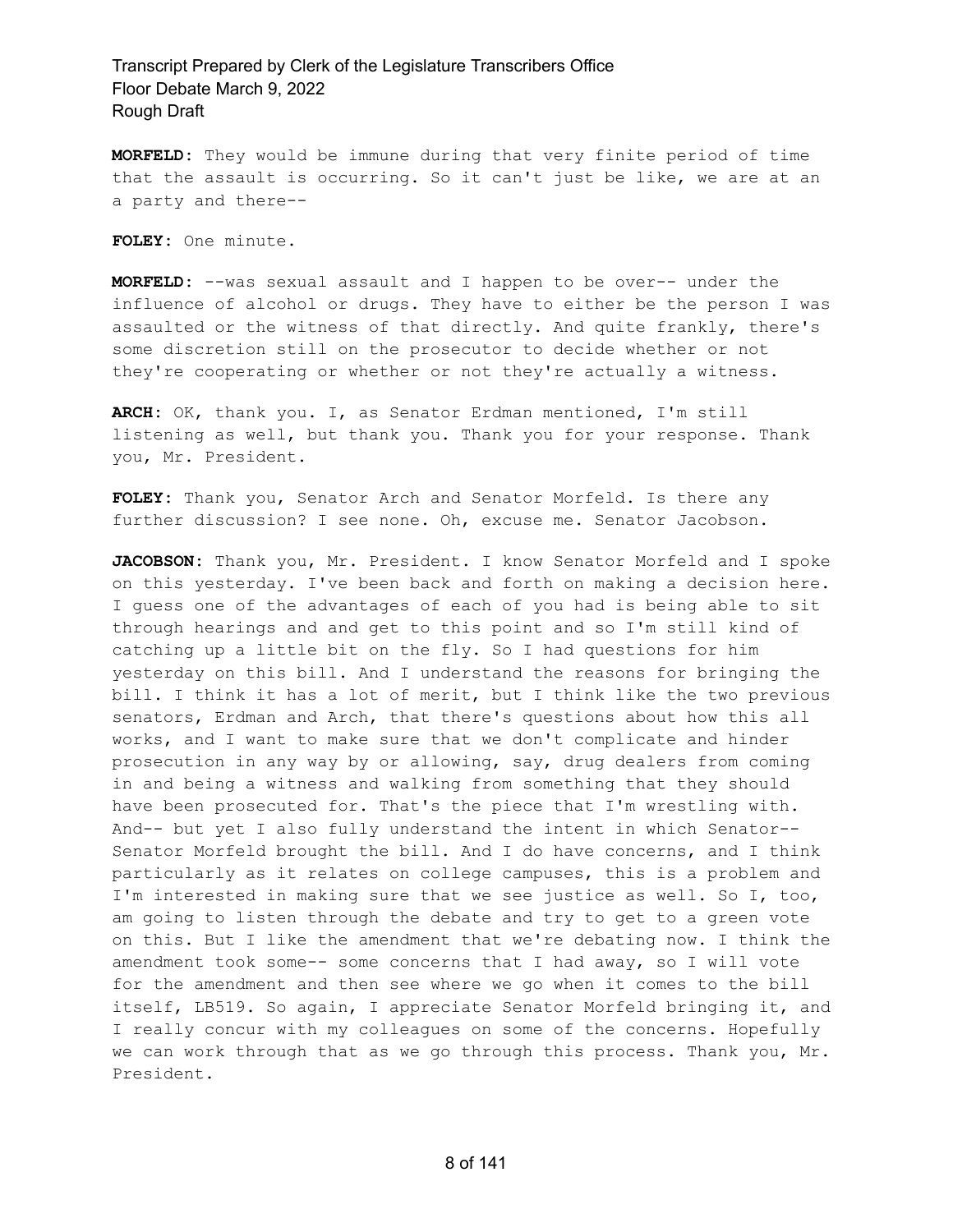**MORFELD:** They would be immune during that very finite period of time that the assault is occurring. So it can't just be like, we are at an a party and there--

**FOLEY:** One minute.

**MORFELD:** --was sexual assault and I happen to be over-- under the influence of alcohol or drugs. They have to either be the person I was assaulted or the witness of that directly. And quite frankly, there's some discretion still on the prosecutor to decide whether or not they're cooperating or whether or not they're actually a witness.

**ARCH:** OK, thank you. I, as Senator Erdman mentioned, I'm still listening as well, but thank you. Thank you for your response. Thank you, Mr. President.

**FOLEY:** Thank you, Senator Arch and Senator Morfeld. Is there any further discussion? I see none. Oh, excuse me. Senator Jacobson.

**JACOBSON:** Thank you, Mr. President. I know Senator Morfeld and I spoke on this yesterday. I've been back and forth on making a decision here. I guess one of the advantages of each of you had is being able to sit through hearings and and get to this point and so I'm still kind of catching up a little bit on the fly. So I had questions for him yesterday on this bill. And I understand the reasons for bringing the bill. I think it has a lot of merit, but I think like the two previous senators, Erdman and Arch, that there's questions about how this all works, and I want to make sure that we don't complicate and hinder prosecution in any way by or allowing, say, drug dealers from coming in and being a witness and walking from something that they should have been prosecuted for. That's the piece that I'm wrestling with. And-- but yet I also fully understand the intent in which Senator-- Senator Morfeld brought the bill. And I do have concerns, and I think particularly as it relates on college campuses, this is a problem and I'm interested in making sure that we see justice as well. So I, too, am going to listen through the debate and try to get to a green vote on this. But I like the amendment that we're debating now. I think the amendment took some-- some concerns that I had away, so I will vote for the amendment and then see where we go when it comes to the bill itself, LB519. So again, I appreciate Senator Morfeld bringing it, and I really concur with my colleagues on some of the concerns. Hopefully we can work through that as we go through this process. Thank you, Mr. President.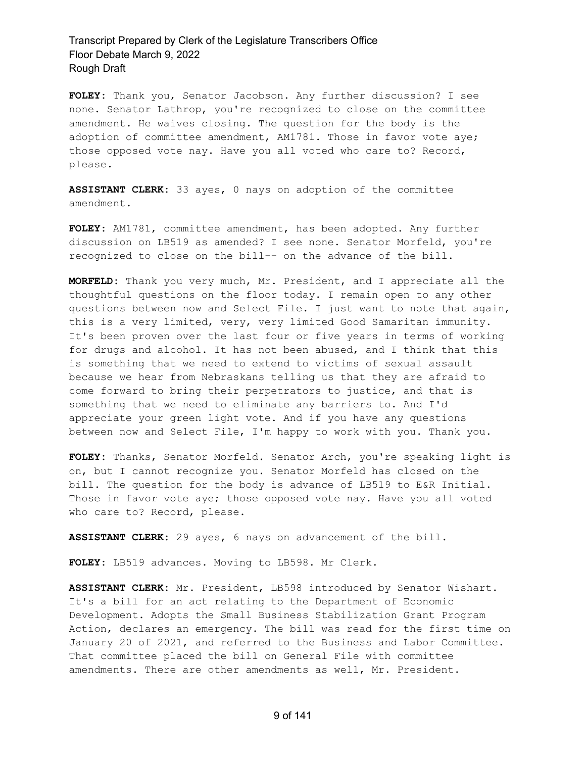**FOLEY:** Thank you, Senator Jacobson. Any further discussion? I see none. Senator Lathrop, you're recognized to close on the committee amendment. He waives closing. The question for the body is the adoption of committee amendment, AM1781. Those in favor vote aye; those opposed vote nay. Have you all voted who care to? Record, please.

**ASSISTANT CLERK:** 33 ayes, 0 nays on adoption of the committee amendment.

**FOLEY:** AM1781, committee amendment, has been adopted. Any further discussion on LB519 as amended? I see none. Senator Morfeld, you're recognized to close on the bill-- on the advance of the bill.

**MORFELD:** Thank you very much, Mr. President, and I appreciate all the thoughtful questions on the floor today. I remain open to any other questions between now and Select File. I just want to note that again, this is a very limited, very, very limited Good Samaritan immunity. It's been proven over the last four or five years in terms of working for drugs and alcohol. It has not been abused, and I think that this is something that we need to extend to victims of sexual assault because we hear from Nebraskans telling us that they are afraid to come forward to bring their perpetrators to justice, and that is something that we need to eliminate any barriers to. And I'd appreciate your green light vote. And if you have any questions between now and Select File, I'm happy to work with you. Thank you.

**FOLEY:** Thanks, Senator Morfeld. Senator Arch, you're speaking light is on, but I cannot recognize you. Senator Morfeld has closed on the bill. The question for the body is advance of LB519 to E&R Initial. Those in favor vote aye; those opposed vote nay. Have you all voted who care to? Record, please.

**ASSISTANT CLERK:** 29 ayes, 6 nays on advancement of the bill.

**FOLEY:** LB519 advances. Moving to LB598. Mr Clerk.

**ASSISTANT CLERK:** Mr. President, LB598 introduced by Senator Wishart. It's a bill for an act relating to the Department of Economic Development. Adopts the Small Business Stabilization Grant Program Action, declares an emergency. The bill was read for the first time on January 20 of 2021, and referred to the Business and Labor Committee. That committee placed the bill on General File with committee amendments. There are other amendments as well, Mr. President.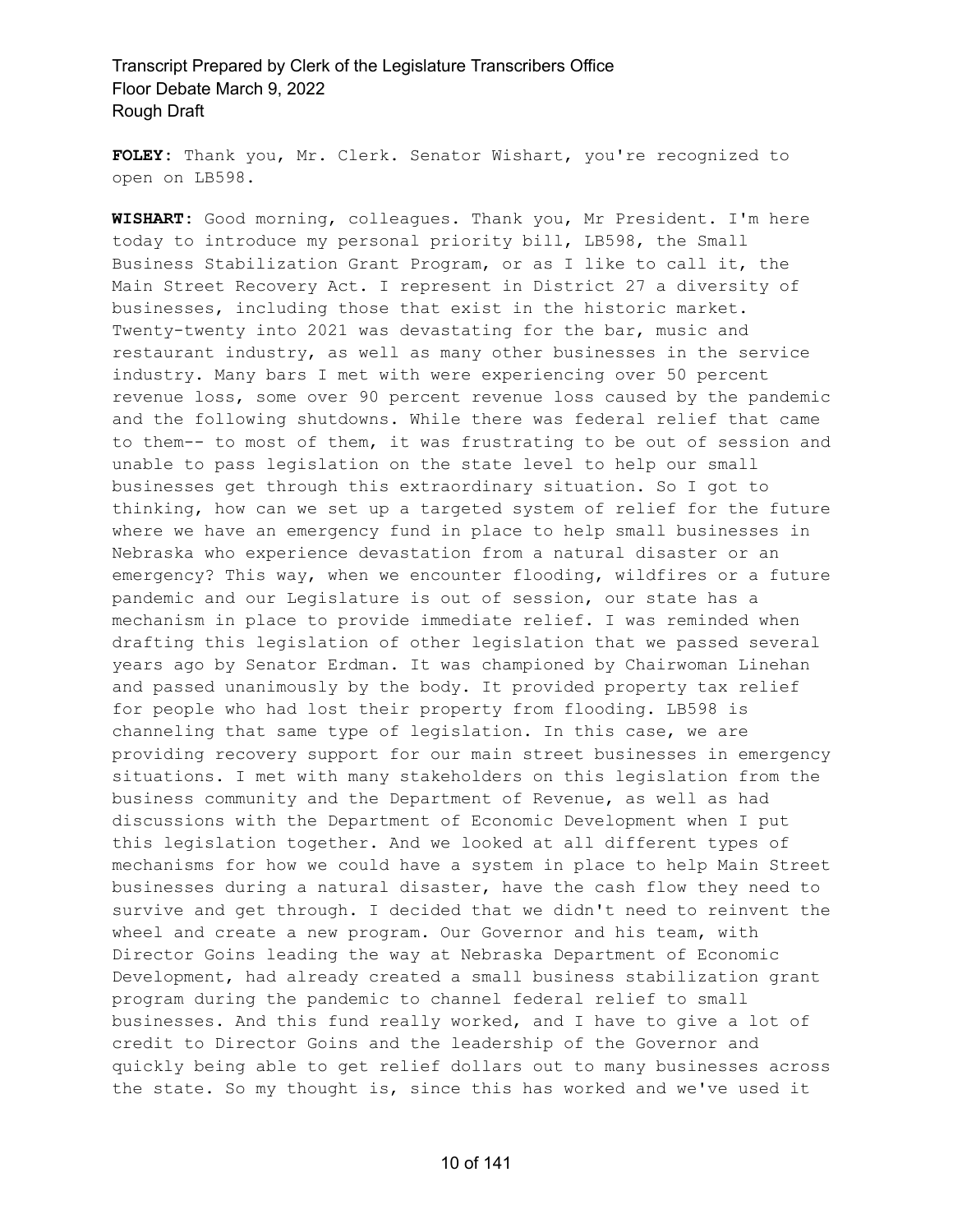**FOLEY:** Thank you, Mr. Clerk. Senator Wishart, you're recognized to open on LB598.

**WISHART:** Good morning, colleagues. Thank you, Mr President. I'm here today to introduce my personal priority bill, LB598, the Small Business Stabilization Grant Program, or as I like to call it, the Main Street Recovery Act. I represent in District 27 a diversity of businesses, including those that exist in the historic market. Twenty-twenty into 2021 was devastating for the bar, music and restaurant industry, as well as many other businesses in the service industry. Many bars I met with were experiencing over 50 percent revenue loss, some over 90 percent revenue loss caused by the pandemic and the following shutdowns. While there was federal relief that came to them-- to most of them, it was frustrating to be out of session and unable to pass legislation on the state level to help our small businesses get through this extraordinary situation. So I got to thinking, how can we set up a targeted system of relief for the future where we have an emergency fund in place to help small businesses in Nebraska who experience devastation from a natural disaster or an emergency? This way, when we encounter flooding, wildfires or a future pandemic and our Legislature is out of session, our state has a mechanism in place to provide immediate relief. I was reminded when drafting this legislation of other legislation that we passed several years ago by Senator Erdman. It was championed by Chairwoman Linehan and passed unanimously by the body. It provided property tax relief for people who had lost their property from flooding. LB598 is channeling that same type of legislation. In this case, we are providing recovery support for our main street businesses in emergency situations. I met with many stakeholders on this legislation from the business community and the Department of Revenue, as well as had discussions with the Department of Economic Development when I put this legislation together. And we looked at all different types of mechanisms for how we could have a system in place to help Main Street businesses during a natural disaster, have the cash flow they need to survive and get through. I decided that we didn't need to reinvent the wheel and create a new program. Our Governor and his team, with Director Goins leading the way at Nebraska Department of Economic Development, had already created a small business stabilization grant program during the pandemic to channel federal relief to small businesses. And this fund really worked, and I have to give a lot of credit to Director Goins and the leadership of the Governor and quickly being able to get relief dollars out to many businesses across the state. So my thought is, since this has worked and we've used it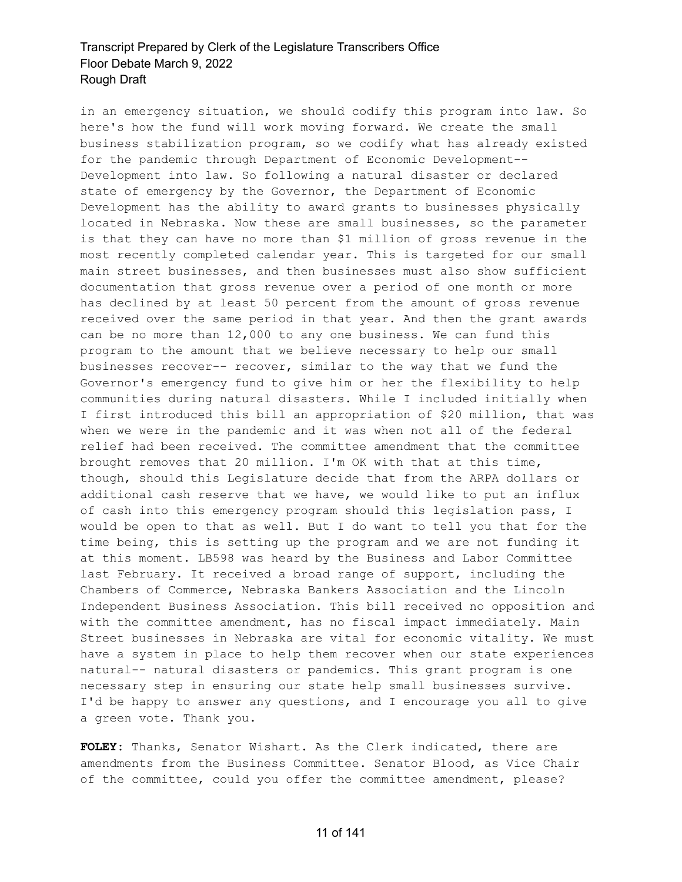in an emergency situation, we should codify this program into law. So here's how the fund will work moving forward. We create the small business stabilization program, so we codify what has already existed for the pandemic through Department of Economic Development-- Development into law. So following a natural disaster or declared state of emergency by the Governor, the Department of Economic Development has the ability to award grants to businesses physically located in Nebraska. Now these are small businesses, so the parameter is that they can have no more than $1 million of gross revenue in the most recently completed calendar year. This is targeted for our small main street businesses, and then businesses must also show sufficient documentation that gross revenue over a period of one month or more has declined by at least 50 percent from the amount of gross revenue received over the same period in that year. And then the grant awards can be no more than 12,000 to any one business. We can fund this program to the amount that we believe necessary to help our small businesses recover-- recover, similar to the way that we fund the Governor's emergency fund to give him or her the flexibility to help communities during natural disasters. While I included initially when I first introduced this bill an appropriation of $20 million, that was when we were in the pandemic and it was when not all of the federal relief had been received. The committee amendment that the committee brought removes that 20 million. I'm OK with that at this time, though, should this Legislature decide that from the ARPA dollars or additional cash reserve that we have, we would like to put an influx of cash into this emergency program should this legislation pass, I would be open to that as well. But I do want to tell you that for the time being, this is setting up the program and we are not funding it at this moment. LB598 was heard by the Business and Labor Committee last February. It received a broad range of support, including the Chambers of Commerce, Nebraska Bankers Association and the Lincoln Independent Business Association. This bill received no opposition and with the committee amendment, has no fiscal impact immediately. Main Street businesses in Nebraska are vital for economic vitality. We must have a system in place to help them recover when our state experiences natural-- natural disasters or pandemics. This grant program is one necessary step in ensuring our state help small businesses survive. I'd be happy to answer any questions, and I encourage you all to give a green vote. Thank you.

**FOLEY:** Thanks, Senator Wishart. As the Clerk indicated, there are amendments from the Business Committee. Senator Blood, as Vice Chair of the committee, could you offer the committee amendment, please?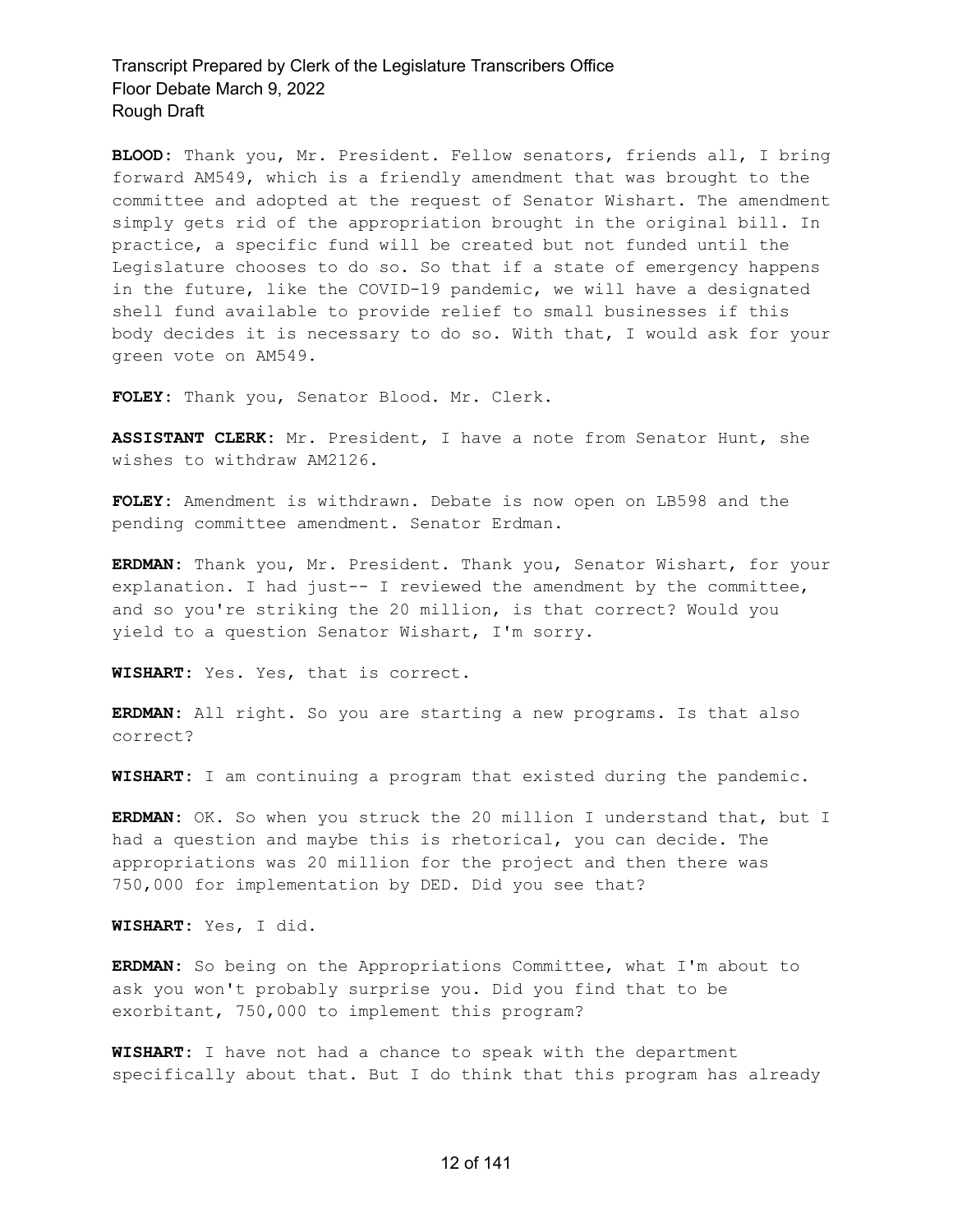**BLOOD:** Thank you, Mr. President. Fellow senators, friends all, I bring forward AM549, which is a friendly amendment that was brought to the committee and adopted at the request of Senator Wishart. The amendment simply gets rid of the appropriation brought in the original bill. In practice, a specific fund will be created but not funded until the Legislature chooses to do so. So that if a state of emergency happens in the future, like the COVID-19 pandemic, we will have a designated shell fund available to provide relief to small businesses if this body decides it is necessary to do so. With that, I would ask for your green vote on AM549.

**FOLEY:** Thank you, Senator Blood. Mr. Clerk.

**ASSISTANT CLERK:** Mr. President, I have a note from Senator Hunt, she wishes to withdraw AM2126.

**FOLEY:** Amendment is withdrawn. Debate is now open on LB598 and the pending committee amendment. Senator Erdman.

**ERDMAN:** Thank you, Mr. President. Thank you, Senator Wishart, for your explanation. I had just-- I reviewed the amendment by the committee, and so you're striking the 20 million, is that correct? Would you yield to a question Senator Wishart, I'm sorry.

**WISHART:** Yes. Yes, that is correct.

**ERDMAN:** All right. So you are starting a new programs. Is that also correct?

**WISHART:** I am continuing a program that existed during the pandemic.

**ERDMAN:** OK. So when you struck the 20 million I understand that, but I had a question and maybe this is rhetorical, you can decide. The appropriations was 20 million for the project and then there was 750,000 for implementation by DED. Did you see that?

**WISHART:** Yes, I did.

**ERDMAN:** So being on the Appropriations Committee, what I'm about to ask you won't probably surprise you. Did you find that to be exorbitant, 750,000 to implement this program?

**WISHART:** I have not had a chance to speak with the department specifically about that. But I do think that this program has already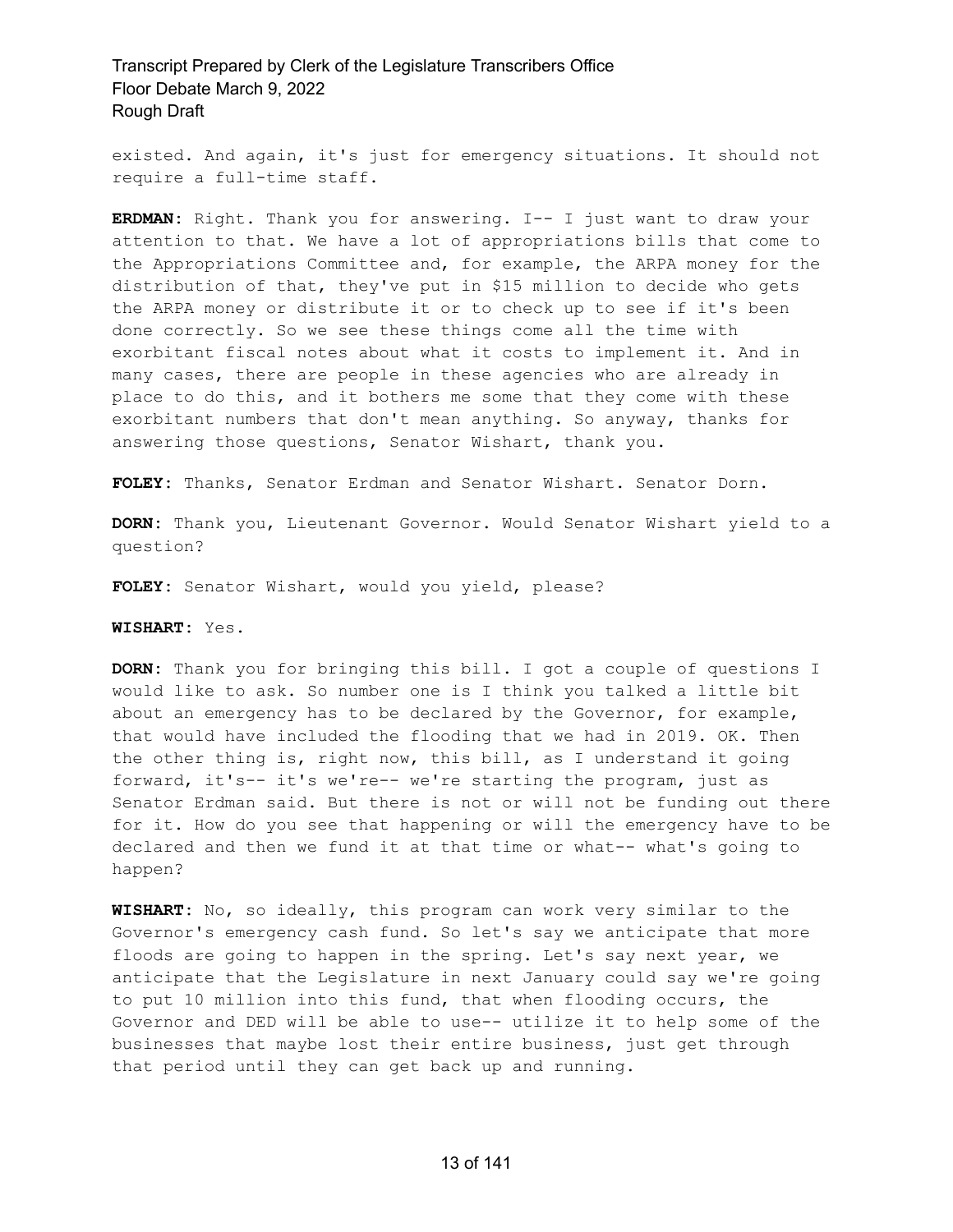existed. And again, it's just for emergency situations. It should not require a full-time staff.

**ERDMAN:** Right. Thank you for answering. I-- I just want to draw your attention to that. We have a lot of appropriations bills that come to the Appropriations Committee and, for example, the ARPA money for the distribution of that, they've put in $15 million to decide who gets the ARPA money or distribute it or to check up to see if it's been done correctly. So we see these things come all the time with exorbitant fiscal notes about what it costs to implement it. And in many cases, there are people in these agencies who are already in place to do this, and it bothers me some that they come with these exorbitant numbers that don't mean anything. So anyway, thanks for answering those questions, Senator Wishart, thank you.

**FOLEY:** Thanks, Senator Erdman and Senator Wishart. Senator Dorn.

**DORN:** Thank you, Lieutenant Governor. Would Senator Wishart yield to a question?

**FOLEY:** Senator Wishart, would you yield, please?

**WISHART:** Yes.

**DORN:** Thank you for bringing this bill. I got a couple of questions I would like to ask. So number one is I think you talked a little bit about an emergency has to be declared by the Governor, for example, that would have included the flooding that we had in 2019. OK. Then the other thing is, right now, this bill, as I understand it going forward, it's-- it's we're-- we're starting the program, just as Senator Erdman said. But there is not or will not be funding out there for it. How do you see that happening or will the emergency have to be declared and then we fund it at that time or what-- what's going to happen?

**WISHART:** No, so ideally, this program can work very similar to the Governor's emergency cash fund. So let's say we anticipate that more floods are going to happen in the spring. Let's say next year, we anticipate that the Legislature in next January could say we're going to put 10 million into this fund, that when flooding occurs, the Governor and DED will be able to use-- utilize it to help some of the businesses that maybe lost their entire business, just get through that period until they can get back up and running.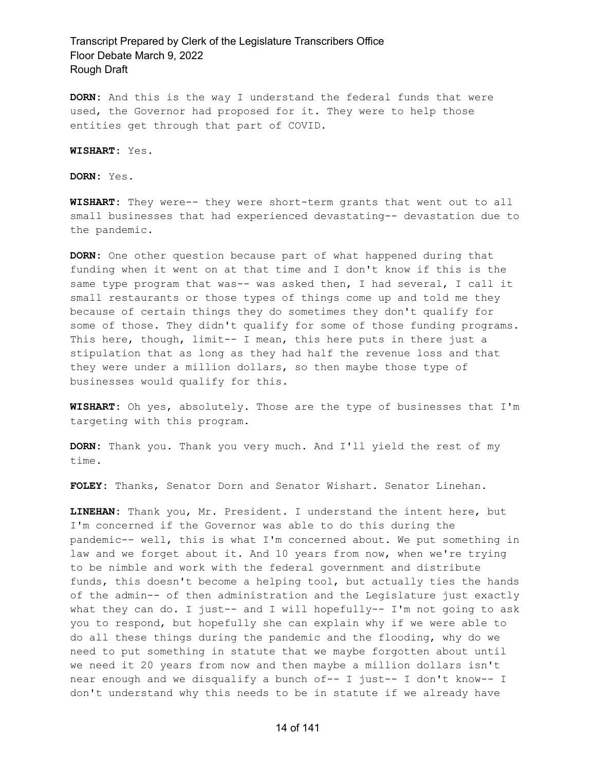**DORN:** And this is the way I understand the federal funds that were used, the Governor had proposed for it. They were to help those entities get through that part of COVID.

**WISHART:** Yes.

**DORN:** Yes.

**WISHART:** They were-- they were short-term grants that went out to all small businesses that had experienced devastating-- devastation due to the pandemic.

**DORN:** One other question because part of what happened during that funding when it went on at that time and I don't know if this is the same type program that was-- was asked then, I had several, I call it small restaurants or those types of things come up and told me they because of certain things they do sometimes they don't qualify for some of those. They didn't qualify for some of those funding programs. This here, though, limit-- I mean, this here puts in there just a stipulation that as long as they had half the revenue loss and that they were under a million dollars, so then maybe those type of businesses would qualify for this.

**WISHART:** Oh yes, absolutely. Those are the type of businesses that I'm targeting with this program.

**DORN:** Thank you. Thank you very much. And I'll yield the rest of my time.

**FOLEY:** Thanks, Senator Dorn and Senator Wishart. Senator Linehan.

**LINEHAN:** Thank you, Mr. President. I understand the intent here, but I'm concerned if the Governor was able to do this during the pandemic-- well, this is what I'm concerned about. We put something in law and we forget about it. And 10 years from now, when we're trying to be nimble and work with the federal government and distribute funds, this doesn't become a helping tool, but actually ties the hands of the admin-- of then administration and the Legislature just exactly what they can do. I just-- and I will hopefully-- I'm not going to ask you to respond, but hopefully she can explain why if we were able to do all these things during the pandemic and the flooding, why do we need to put something in statute that we maybe forgotten about until we need it 20 years from now and then maybe a million dollars isn't near enough and we disqualify a bunch of-- I just-- I don't know-- I don't understand why this needs to be in statute if we already have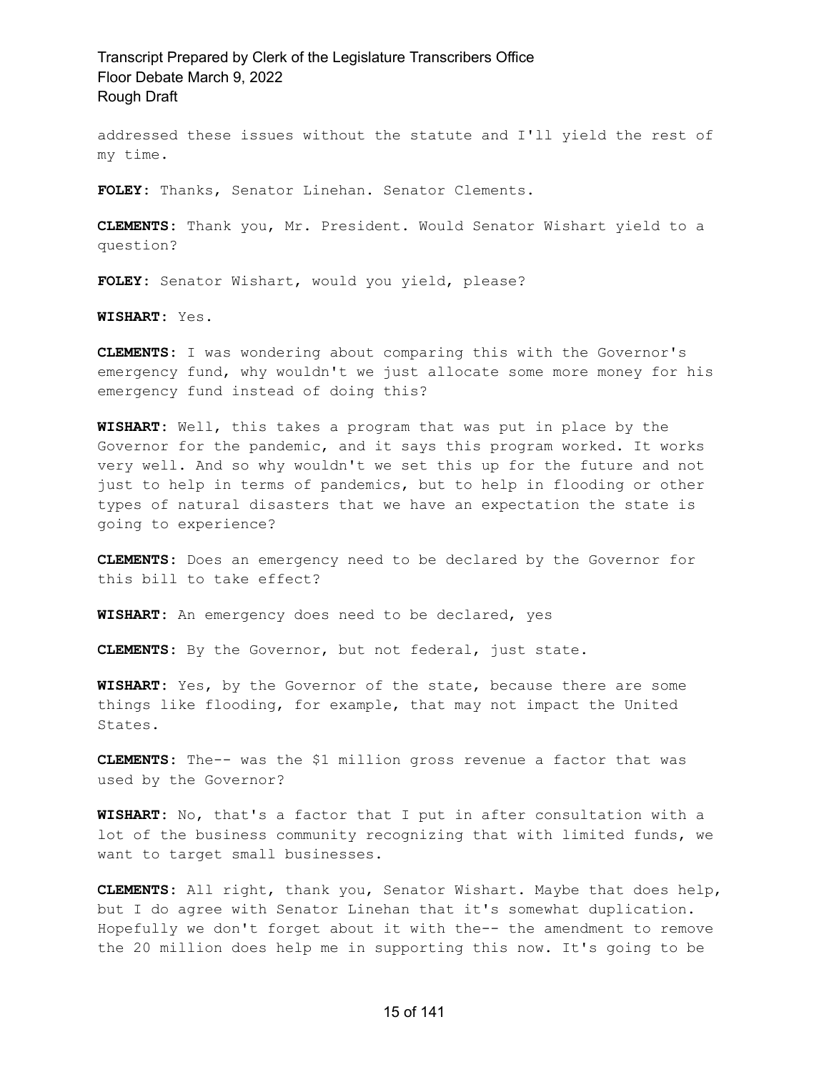addressed these issues without the statute and I'll yield the rest of my time.

**FOLEY:** Thanks, Senator Linehan. Senator Clements.

**CLEMENTS:** Thank you, Mr. President. Would Senator Wishart yield to a question?

**FOLEY:** Senator Wishart, would you yield, please?

**WISHART:** Yes.

**CLEMENTS:** I was wondering about comparing this with the Governor's emergency fund, why wouldn't we just allocate some more money for his emergency fund instead of doing this?

**WISHART:** Well, this takes a program that was put in place by the Governor for the pandemic, and it says this program worked. It works very well. And so why wouldn't we set this up for the future and not just to help in terms of pandemics, but to help in flooding or other types of natural disasters that we have an expectation the state is going to experience?

**CLEMENTS:** Does an emergency need to be declared by the Governor for this bill to take effect?

**WISHART:** An emergency does need to be declared, yes

**CLEMENTS:** By the Governor, but not federal, just state.

**WISHART:** Yes, by the Governor of the state, because there are some things like flooding, for example, that may not impact the United States.

**CLEMENTS:** The-- was the $1 million gross revenue a factor that was used by the Governor?

**WISHART:** No, that's a factor that I put in after consultation with a lot of the business community recognizing that with limited funds, we want to target small businesses.

**CLEMENTS:** All right, thank you, Senator Wishart. Maybe that does help, but I do agree with Senator Linehan that it's somewhat duplication. Hopefully we don't forget about it with the-- the amendment to remove the 20 million does help me in supporting this now. It's going to be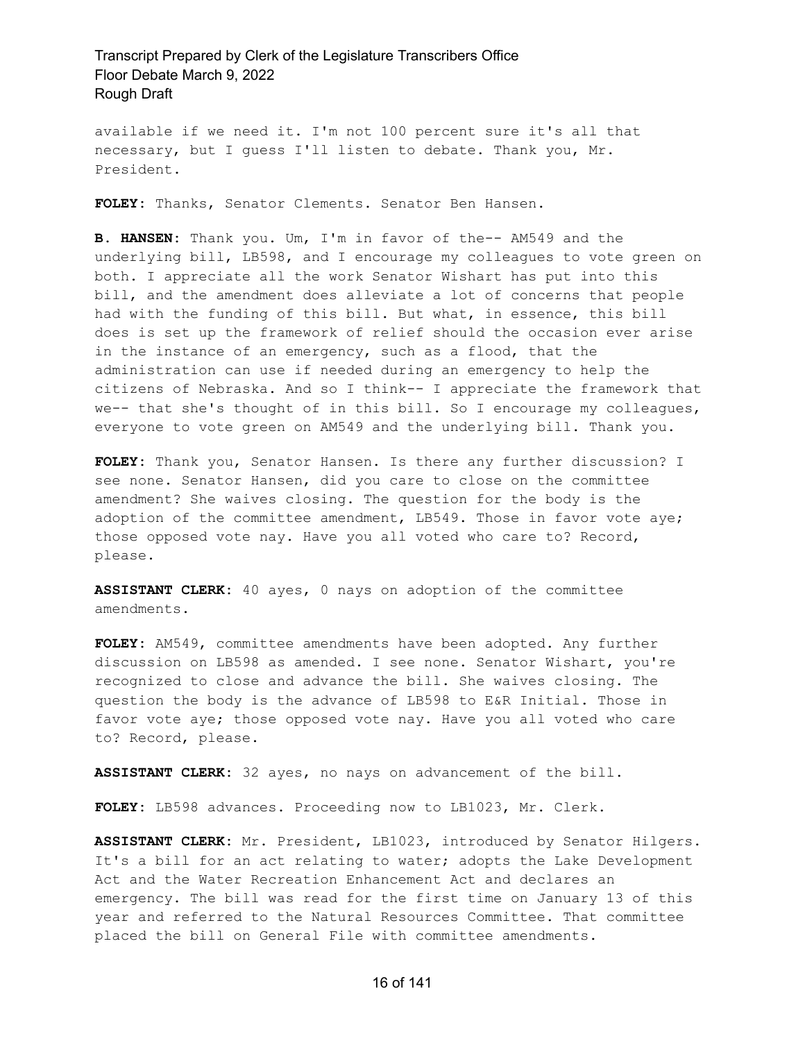available if we need it. I'm not 100 percent sure it's all that necessary, but I guess I'll listen to debate. Thank you, Mr. President.

**FOLEY:** Thanks, Senator Clements. Senator Ben Hansen.

**B. HANSEN:** Thank you. Um, I'm in favor of the-- AM549 and the underlying bill, LB598, and I encourage my colleagues to vote green on both. I appreciate all the work Senator Wishart has put into this bill, and the amendment does alleviate a lot of concerns that people had with the funding of this bill. But what, in essence, this bill does is set up the framework of relief should the occasion ever arise in the instance of an emergency, such as a flood, that the administration can use if needed during an emergency to help the citizens of Nebraska. And so I think-- I appreciate the framework that we-- that she's thought of in this bill. So I encourage my colleagues, everyone to vote green on AM549 and the underlying bill. Thank you.

**FOLEY:** Thank you, Senator Hansen. Is there any further discussion? I see none. Senator Hansen, did you care to close on the committee amendment? She waives closing. The question for the body is the adoption of the committee amendment, LB549. Those in favor vote aye; those opposed vote nay. Have you all voted who care to? Record, please.

**ASSISTANT CLERK:** 40 ayes, 0 nays on adoption of the committee amendments.

**FOLEY:** AM549, committee amendments have been adopted. Any further discussion on LB598 as amended. I see none. Senator Wishart, you're recognized to close and advance the bill. She waives closing. The question the body is the advance of LB598 to E&R Initial. Those in favor vote aye; those opposed vote nay. Have you all voted who care to? Record, please.

**ASSISTANT CLERK:** 32 ayes, no nays on advancement of the bill.

**FOLEY:** LB598 advances. Proceeding now to LB1023, Mr. Clerk.

**ASSISTANT CLERK:** Mr. President, LB1023, introduced by Senator Hilgers. It's a bill for an act relating to water; adopts the Lake Development Act and the Water Recreation Enhancement Act and declares an emergency. The bill was read for the first time on January 13 of this year and referred to the Natural Resources Committee. That committee placed the bill on General File with committee amendments.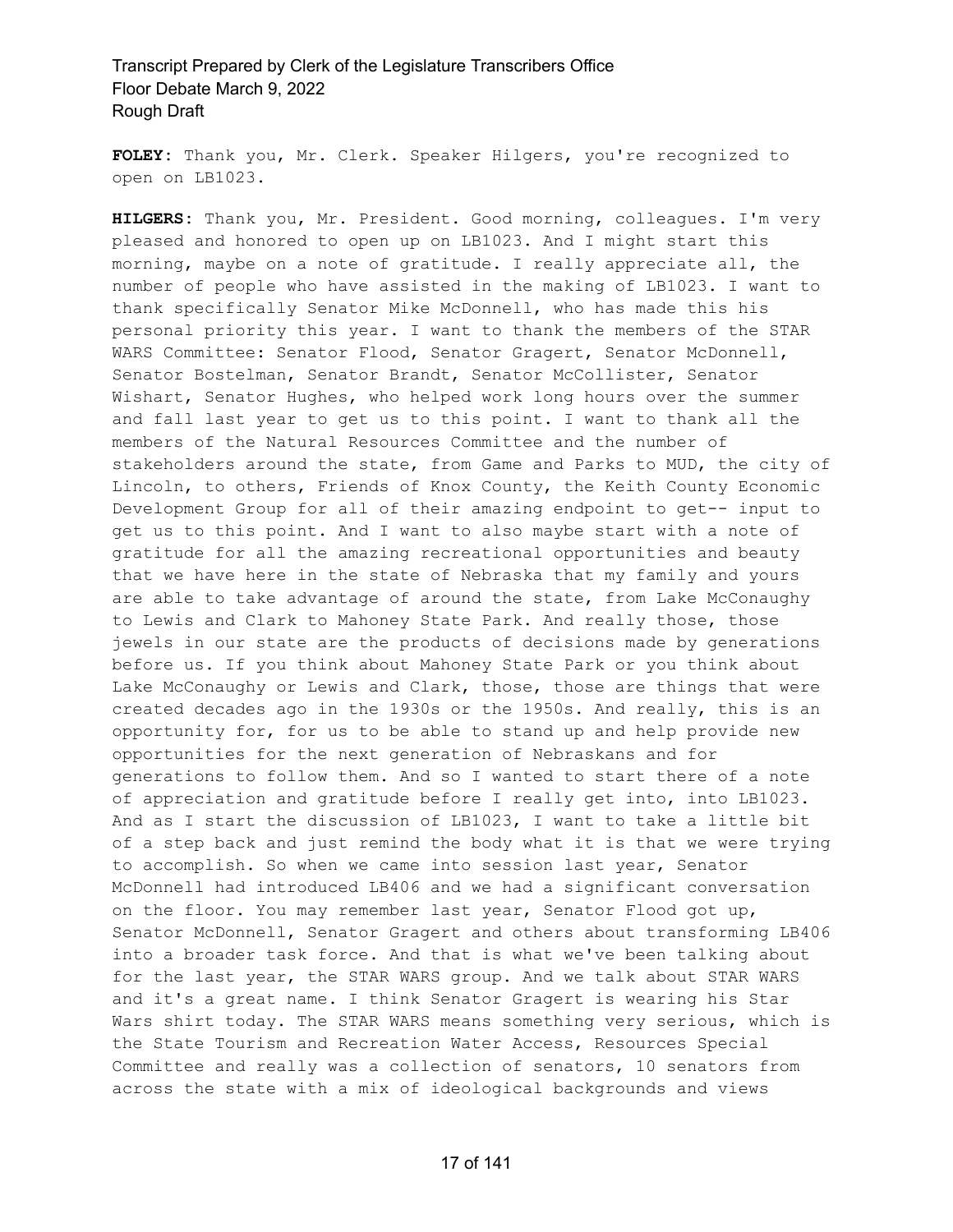**FOLEY:** Thank you, Mr. Clerk. Speaker Hilgers, you're recognized to open on LB1023.

**HILGERS:** Thank you, Mr. President. Good morning, colleagues. I'm very pleased and honored to open up on LB1023. And I might start this morning, maybe on a note of gratitude. I really appreciate all, the number of people who have assisted in the making of LB1023. I want to thank specifically Senator Mike McDonnell, who has made this his personal priority this year. I want to thank the members of the STAR WARS Committee: Senator Flood, Senator Gragert, Senator McDonnell, Senator Bostelman, Senator Brandt, Senator McCollister, Senator Wishart, Senator Hughes, who helped work long hours over the summer and fall last year to get us to this point. I want to thank all the members of the Natural Resources Committee and the number of stakeholders around the state, from Game and Parks to MUD, the city of Lincoln, to others, Friends of Knox County, the Keith County Economic Development Group for all of their amazing endpoint to get-- input to get us to this point. And I want to also maybe start with a note of gratitude for all the amazing recreational opportunities and beauty that we have here in the state of Nebraska that my family and yours are able to take advantage of around the state, from Lake McConaughy to Lewis and Clark to Mahoney State Park. And really those, those jewels in our state are the products of decisions made by generations before us. If you think about Mahoney State Park or you think about Lake McConaughy or Lewis and Clark, those, those are things that were created decades ago in the 1930s or the 1950s. And really, this is an opportunity for, for us to be able to stand up and help provide new opportunities for the next generation of Nebraskans and for generations to follow them. And so I wanted to start there of a note of appreciation and gratitude before I really get into, into LB1023. And as I start the discussion of LB1023, I want to take a little bit of a step back and just remind the body what it is that we were trying to accomplish. So when we came into session last year, Senator McDonnell had introduced LB406 and we had a significant conversation on the floor. You may remember last year, Senator Flood got up, Senator McDonnell, Senator Gragert and others about transforming LB406 into a broader task force. And that is what we've been talking about for the last year, the STAR WARS group. And we talk about STAR WARS and it's a great name. I think Senator Gragert is wearing his Star Wars shirt today. The STAR WARS means something very serious, which is the State Tourism and Recreation Water Access, Resources Special Committee and really was a collection of senators, 10 senators from across the state with a mix of ideological backgrounds and views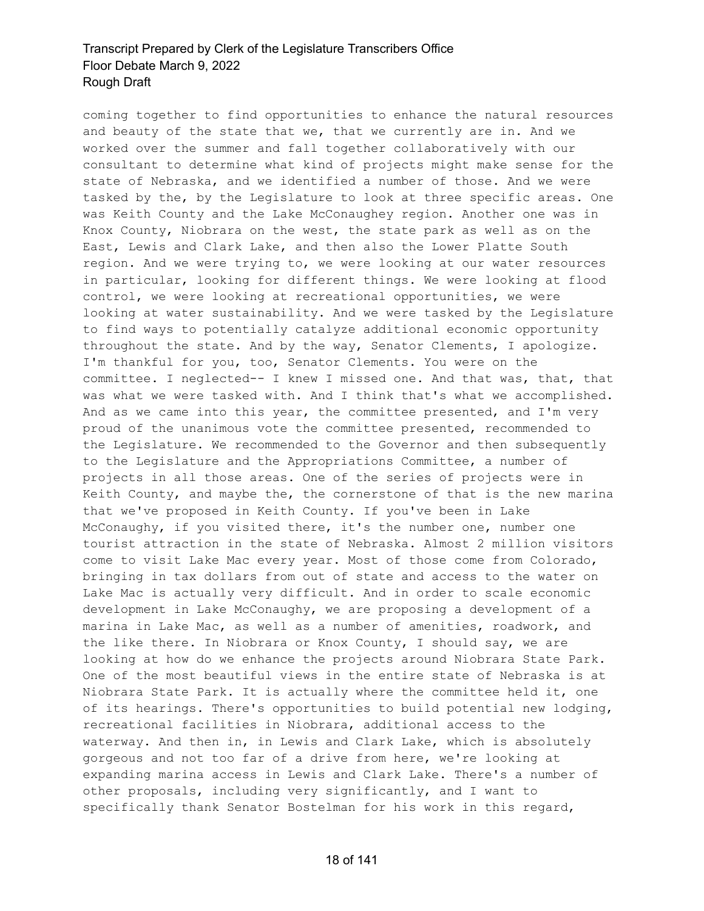coming together to find opportunities to enhance the natural resources and beauty of the state that we, that we currently are in. And we worked over the summer and fall together collaboratively with our consultant to determine what kind of projects might make sense for the state of Nebraska, and we identified a number of those. And we were tasked by the, by the Legislature to look at three specific areas. One was Keith County and the Lake McConaughey region. Another one was in Knox County, Niobrara on the west, the state park as well as on the East, Lewis and Clark Lake, and then also the Lower Platte South region. And we were trying to, we were looking at our water resources in particular, looking for different things. We were looking at flood control, we were looking at recreational opportunities, we were looking at water sustainability. And we were tasked by the Legislature to find ways to potentially catalyze additional economic opportunity throughout the state. And by the way, Senator Clements, I apologize. I'm thankful for you, too, Senator Clements. You were on the committee. I neglected-- I knew I missed one. And that was, that, that was what we were tasked with. And I think that's what we accomplished. And as we came into this year, the committee presented, and I'm very proud of the unanimous vote the committee presented, recommended to the Legislature. We recommended to the Governor and then subsequently to the Legislature and the Appropriations Committee, a number of projects in all those areas. One of the series of projects were in Keith County, and maybe the, the cornerstone of that is the new marina that we've proposed in Keith County. If you've been in Lake McConaughy, if you visited there, it's the number one, number one tourist attraction in the state of Nebraska. Almost 2 million visitors come to visit Lake Mac every year. Most of those come from Colorado, bringing in tax dollars from out of state and access to the water on Lake Mac is actually very difficult. And in order to scale economic development in Lake McConaughy, we are proposing a development of a marina in Lake Mac, as well as a number of amenities, roadwork, and the like there. In Niobrara or Knox County, I should say, we are looking at how do we enhance the projects around Niobrara State Park. One of the most beautiful views in the entire state of Nebraska is at Niobrara State Park. It is actually where the committee held it, one of its hearings. There's opportunities to build potential new lodging, recreational facilities in Niobrara, additional access to the waterway. And then in, in Lewis and Clark Lake, which is absolutely gorgeous and not too far of a drive from here, we're looking at expanding marina access in Lewis and Clark Lake. There's a number of other proposals, including very significantly, and I want to specifically thank Senator Bostelman for his work in this regard,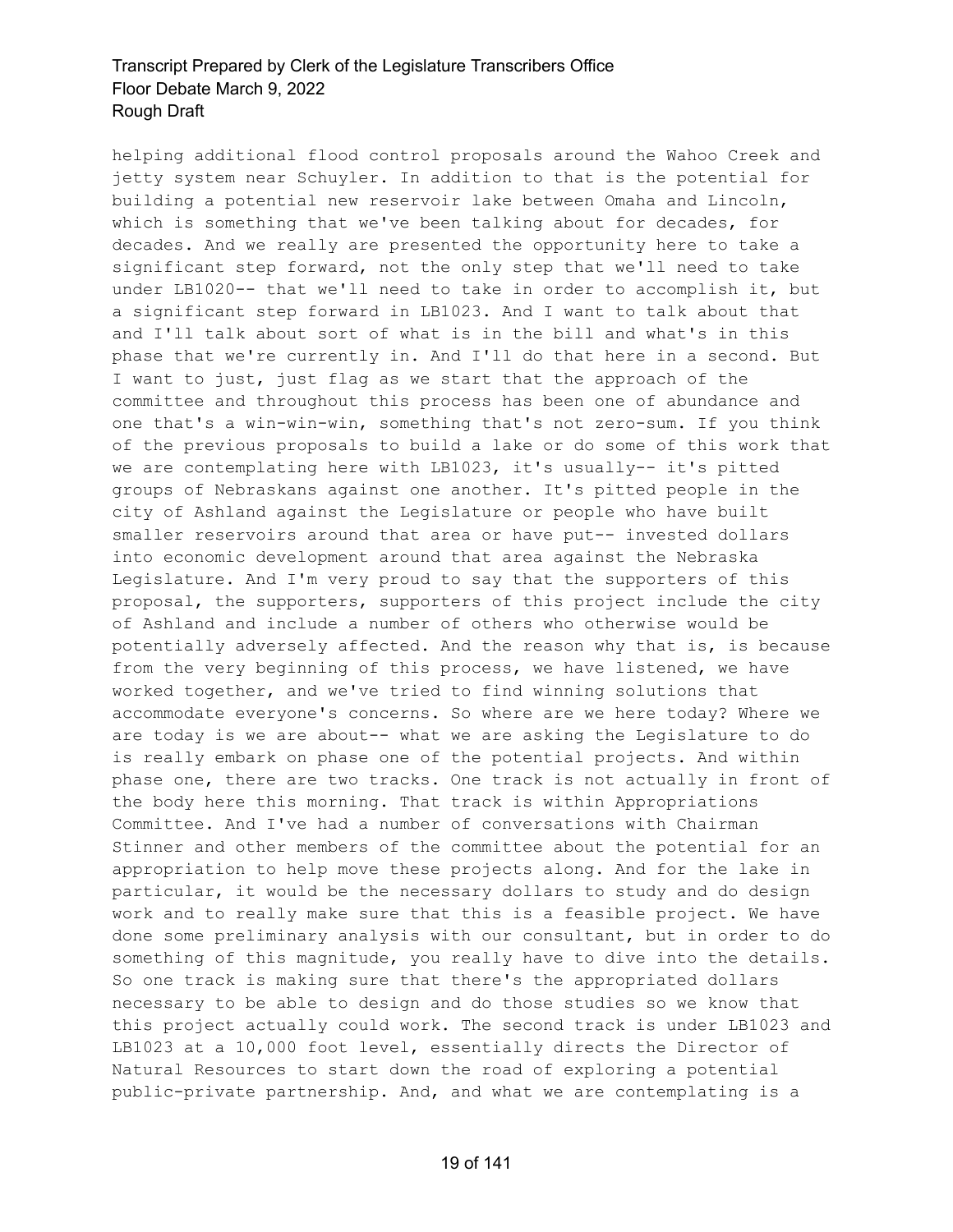helping additional flood control proposals around the Wahoo Creek and jetty system near Schuyler. In addition to that is the potential for building a potential new reservoir lake between Omaha and Lincoln, which is something that we've been talking about for decades, for decades. And we really are presented the opportunity here to take a significant step forward, not the only step that we'll need to take under LB1020-- that we'll need to take in order to accomplish it, but a significant step forward in LB1023. And I want to talk about that and I'll talk about sort of what is in the bill and what's in this phase that we're currently in. And I'll do that here in a second. But I want to just, just flag as we start that the approach of the committee and throughout this process has been one of abundance and one that's a win-win-win, something that's not zero-sum. If you think of the previous proposals to build a lake or do some of this work that we are contemplating here with LB1023, it's usually-- it's pitted groups of Nebraskans against one another. It's pitted people in the city of Ashland against the Legislature or people who have built smaller reservoirs around that area or have put-- invested dollars into economic development around that area against the Nebraska Legislature. And I'm very proud to say that the supporters of this proposal, the supporters, supporters of this project include the city of Ashland and include a number of others who otherwise would be potentially adversely affected. And the reason why that is, is because from the very beginning of this process, we have listened, we have worked together, and we've tried to find winning solutions that accommodate everyone's concerns. So where are we here today? Where we are today is we are about-- what we are asking the Legislature to do is really embark on phase one of the potential projects. And within phase one, there are two tracks. One track is not actually in front of the body here this morning. That track is within Appropriations Committee. And I've had a number of conversations with Chairman Stinner and other members of the committee about the potential for an appropriation to help move these projects along. And for the lake in particular, it would be the necessary dollars to study and do design work and to really make sure that this is a feasible project. We have done some preliminary analysis with our consultant, but in order to do something of this magnitude, you really have to dive into the details. So one track is making sure that there's the appropriated dollars necessary to be able to design and do those studies so we know that this project actually could work. The second track is under LB1023 and LB1023 at a 10,000 foot level, essentially directs the Director of Natural Resources to start down the road of exploring a potential public-private partnership. And, and what we are contemplating is a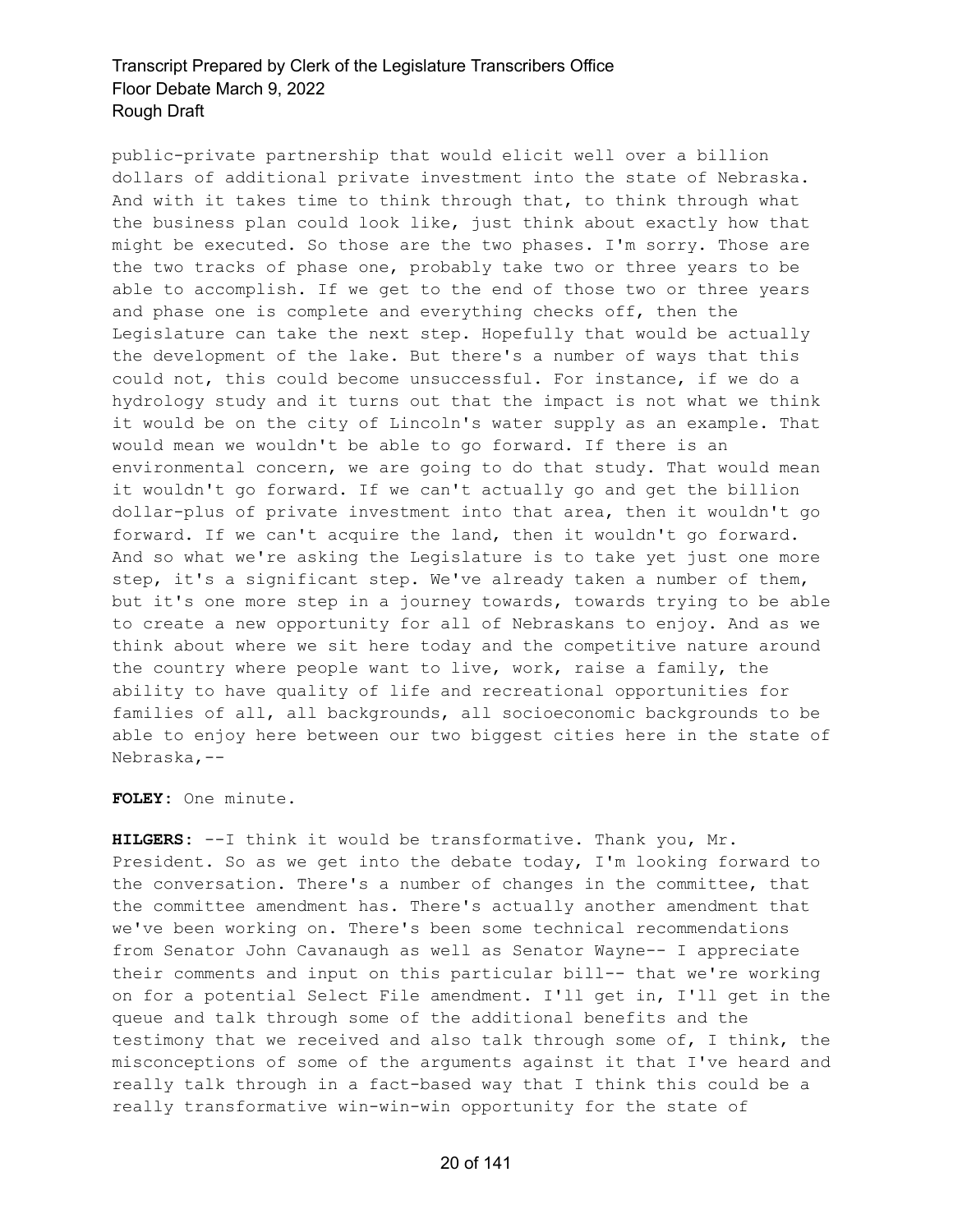public-private partnership that would elicit well over a billion dollars of additional private investment into the state of Nebraska. And with it takes time to think through that, to think through what the business plan could look like, just think about exactly how that might be executed. So those are the two phases. I'm sorry. Those are the two tracks of phase one, probably take two or three years to be able to accomplish. If we get to the end of those two or three years and phase one is complete and everything checks off, then the Legislature can take the next step. Hopefully that would be actually the development of the lake. But there's a number of ways that this could not, this could become unsuccessful. For instance, if we do a hydrology study and it turns out that the impact is not what we think it would be on the city of Lincoln's water supply as an example. That would mean we wouldn't be able to go forward. If there is an environmental concern, we are going to do that study. That would mean it wouldn't go forward. If we can't actually go and get the billion dollar-plus of private investment into that area, then it wouldn't go forward. If we can't acquire the land, then it wouldn't go forward. And so what we're asking the Legislature is to take yet just one more step, it's a significant step. We've already taken a number of them, but it's one more step in a journey towards, towards trying to be able to create a new opportunity for all of Nebraskans to enjoy. And as we think about where we sit here today and the competitive nature around the country where people want to live, work, raise a family, the ability to have quality of life and recreational opportunities for families of all, all backgrounds, all socioeconomic backgrounds to be able to enjoy here between our two biggest cities here in the state of Nebraska,--

**FOLEY:** One minute.

**HILGERS:** --I think it would be transformative. Thank you, Mr. President. So as we get into the debate today, I'm looking forward to the conversation. There's a number of changes in the committee, that the committee amendment has. There's actually another amendment that we've been working on. There's been some technical recommendations from Senator John Cavanaugh as well as Senator Wayne-- I appreciate their comments and input on this particular bill-- that we're working on for a potential Select File amendment. I'll get in, I'll get in the queue and talk through some of the additional benefits and the testimony that we received and also talk through some of, I think, the misconceptions of some of the arguments against it that I've heard and really talk through in a fact-based way that I think this could be a really transformative win-win-win opportunity for the state of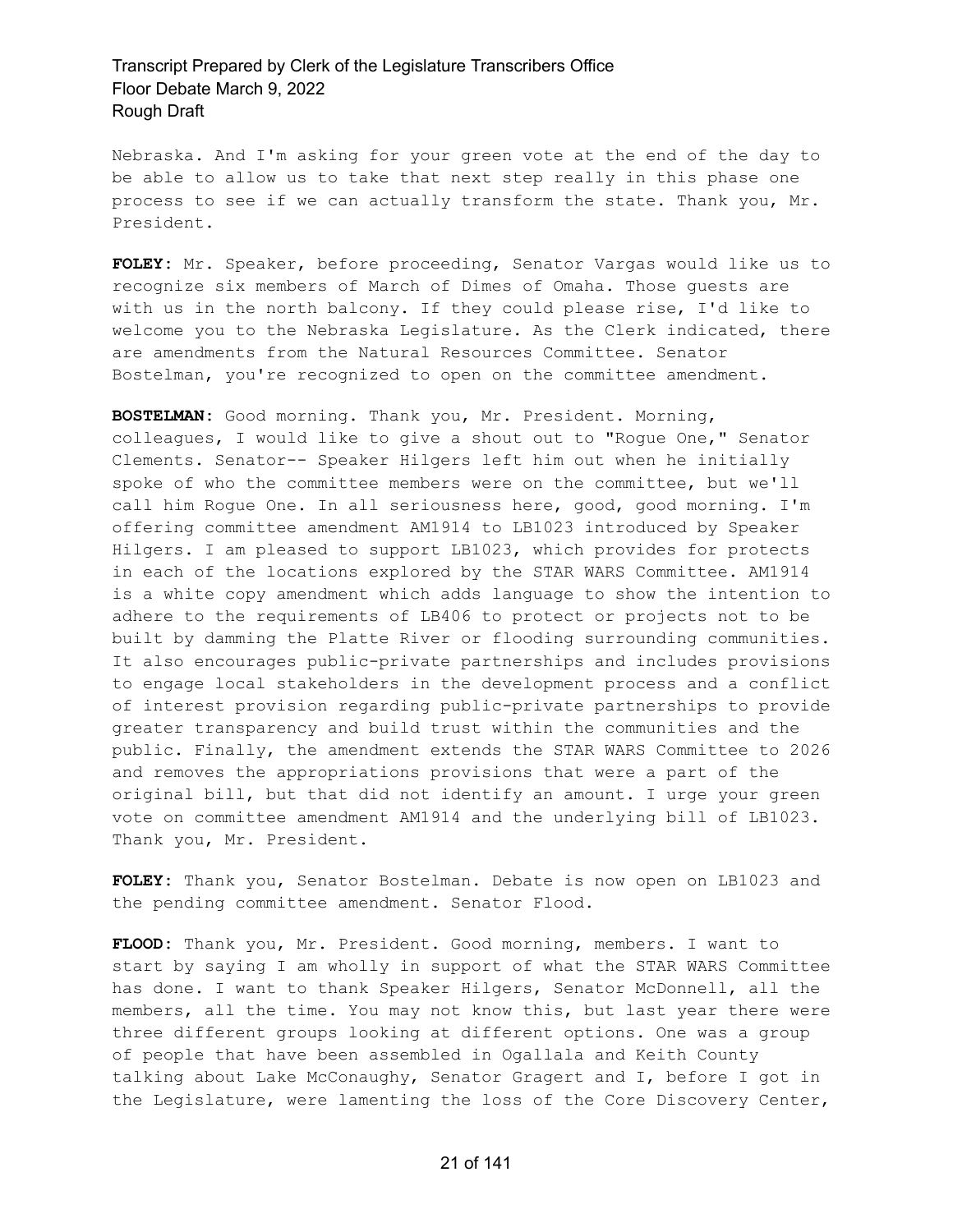Nebraska. And I'm asking for your green vote at the end of the day to be able to allow us to take that next step really in this phase one process to see if we can actually transform the state. Thank you, Mr. President.

**FOLEY:** Mr. Speaker, before proceeding, Senator Vargas would like us to recognize six members of March of Dimes of Omaha. Those guests are with us in the north balcony. If they could please rise, I'd like to welcome you to the Nebraska Legislature. As the Clerk indicated, there are amendments from the Natural Resources Committee. Senator Bostelman, you're recognized to open on the committee amendment.

**BOSTELMAN:** Good morning. Thank you, Mr. President. Morning, colleagues, I would like to give a shout out to "Rogue One," Senator Clements. Senator-- Speaker Hilgers left him out when he initially spoke of who the committee members were on the committee, but we'll call him Rogue One. In all seriousness here, good, good morning. I'm offering committee amendment AM1914 to LB1023 introduced by Speaker Hilgers. I am pleased to support LB1023, which provides for protects in each of the locations explored by the STAR WARS Committee. AM1914 is a white copy amendment which adds language to show the intention to adhere to the requirements of LB406 to protect or projects not to be built by damming the Platte River or flooding surrounding communities. It also encourages public-private partnerships and includes provisions to engage local stakeholders in the development process and a conflict of interest provision regarding public-private partnerships to provide greater transparency and build trust within the communities and the public. Finally, the amendment extends the STAR WARS Committee to 2026 and removes the appropriations provisions that were a part of the original bill, but that did not identify an amount. I urge your green vote on committee amendment AM1914 and the underlying bill of LB1023. Thank you, Mr. President.

**FOLEY:** Thank you, Senator Bostelman. Debate is now open on LB1023 and the pending committee amendment. Senator Flood.

**FLOOD:** Thank you, Mr. President. Good morning, members. I want to start by saying I am wholly in support of what the STAR WARS Committee has done. I want to thank Speaker Hilgers, Senator McDonnell, all the members, all the time. You may not know this, but last year there were three different groups looking at different options. One was a group of people that have been assembled in Ogallala and Keith County talking about Lake McConaughy, Senator Gragert and I, before I got in the Legislature, were lamenting the loss of the Core Discovery Center,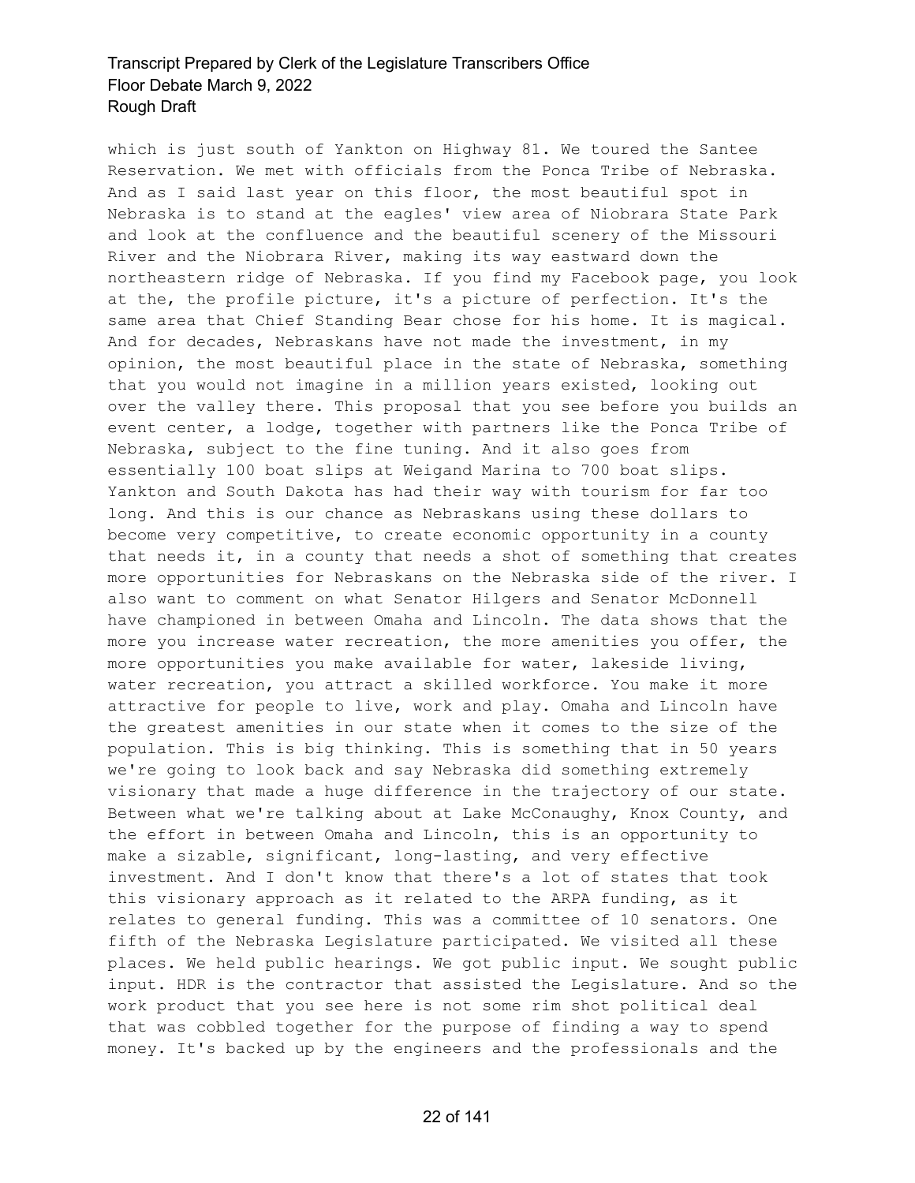which is just south of Yankton on Highway 81. We toured the Santee Reservation. We met with officials from the Ponca Tribe of Nebraska. And as I said last year on this floor, the most beautiful spot in Nebraska is to stand at the eagles' view area of Niobrara State Park and look at the confluence and the beautiful scenery of the Missouri River and the Niobrara River, making its way eastward down the northeastern ridge of Nebraska. If you find my Facebook page, you look at the, the profile picture, it's a picture of perfection. It's the same area that Chief Standing Bear chose for his home. It is magical. And for decades, Nebraskans have not made the investment, in my opinion, the most beautiful place in the state of Nebraska, something that you would not imagine in a million years existed, looking out over the valley there. This proposal that you see before you builds an event center, a lodge, together with partners like the Ponca Tribe of Nebraska, subject to the fine tuning. And it also goes from essentially 100 boat slips at Weigand Marina to 700 boat slips. Yankton and South Dakota has had their way with tourism for far too long. And this is our chance as Nebraskans using these dollars to become very competitive, to create economic opportunity in a county that needs it, in a county that needs a shot of something that creates more opportunities for Nebraskans on the Nebraska side of the river. I also want to comment on what Senator Hilgers and Senator McDonnell have championed in between Omaha and Lincoln. The data shows that the more you increase water recreation, the more amenities you offer, the more opportunities you make available for water, lakeside living, water recreation, you attract a skilled workforce. You make it more attractive for people to live, work and play. Omaha and Lincoln have the greatest amenities in our state when it comes to the size of the population. This is big thinking. This is something that in 50 years we're going to look back and say Nebraska did something extremely visionary that made a huge difference in the trajectory of our state. Between what we're talking about at Lake McConaughy, Knox County, and the effort in between Omaha and Lincoln, this is an opportunity to make a sizable, significant, long-lasting, and very effective investment. And I don't know that there's a lot of states that took this visionary approach as it related to the ARPA funding, as it relates to general funding. This was a committee of 10 senators. One fifth of the Nebraska Legislature participated. We visited all these places. We held public hearings. We got public input. We sought public input. HDR is the contractor that assisted the Legislature. And so the work product that you see here is not some rim shot political deal that was cobbled together for the purpose of finding a way to spend money. It's backed up by the engineers and the professionals and the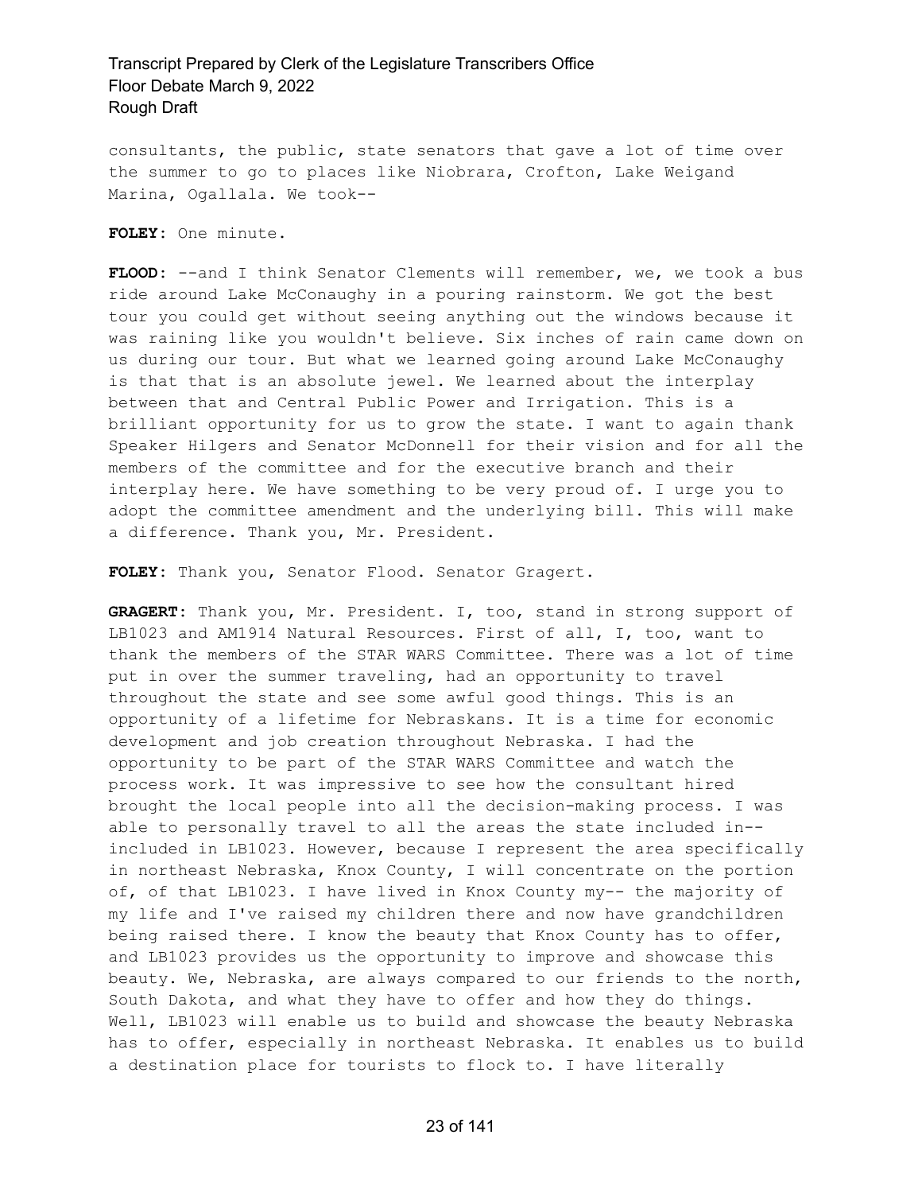consultants, the public, state senators that gave a lot of time over the summer to go to places like Niobrara, Crofton, Lake Weigand Marina, Ogallala. We took--

**FOLEY:** One minute.

**FLOOD:** --and I think Senator Clements will remember, we, we took a bus ride around Lake McConaughy in a pouring rainstorm. We got the best tour you could get without seeing anything out the windows because it was raining like you wouldn't believe. Six inches of rain came down on us during our tour. But what we learned going around Lake McConaughy is that that is an absolute jewel. We learned about the interplay between that and Central Public Power and Irrigation. This is a brilliant opportunity for us to grow the state. I want to again thank Speaker Hilgers and Senator McDonnell for their vision and for all the members of the committee and for the executive branch and their interplay here. We have something to be very proud of. I urge you to adopt the committee amendment and the underlying bill. This will make a difference. Thank you, Mr. President.

**FOLEY:** Thank you, Senator Flood. Senator Gragert.

**GRAGERT:** Thank you, Mr. President. I, too, stand in strong support of LB1023 and AM1914 Natural Resources. First of all, I, too, want to thank the members of the STAR WARS Committee. There was a lot of time put in over the summer traveling, had an opportunity to travel throughout the state and see some awful good things. This is an opportunity of a lifetime for Nebraskans. It is a time for economic development and job creation throughout Nebraska. I had the opportunity to be part of the STAR WARS Committee and watch the process work. It was impressive to see how the consultant hired brought the local people into all the decision-making process. I was able to personally travel to all the areas the state included in-- included in LB1023. However, because I represent the area specifically in northeast Nebraska, Knox County, I will concentrate on the portion of, of that LB1023. I have lived in Knox County my-- the majority of my life and I've raised my children there and now have grandchildren being raised there. I know the beauty that Knox County has to offer, and LB1023 provides us the opportunity to improve and showcase this beauty. We, Nebraska, are always compared to our friends to the north, South Dakota, and what they have to offer and how they do things. Well, LB1023 will enable us to build and showcase the beauty Nebraska has to offer, especially in northeast Nebraska. It enables us to build a destination place for tourists to flock to. I have literally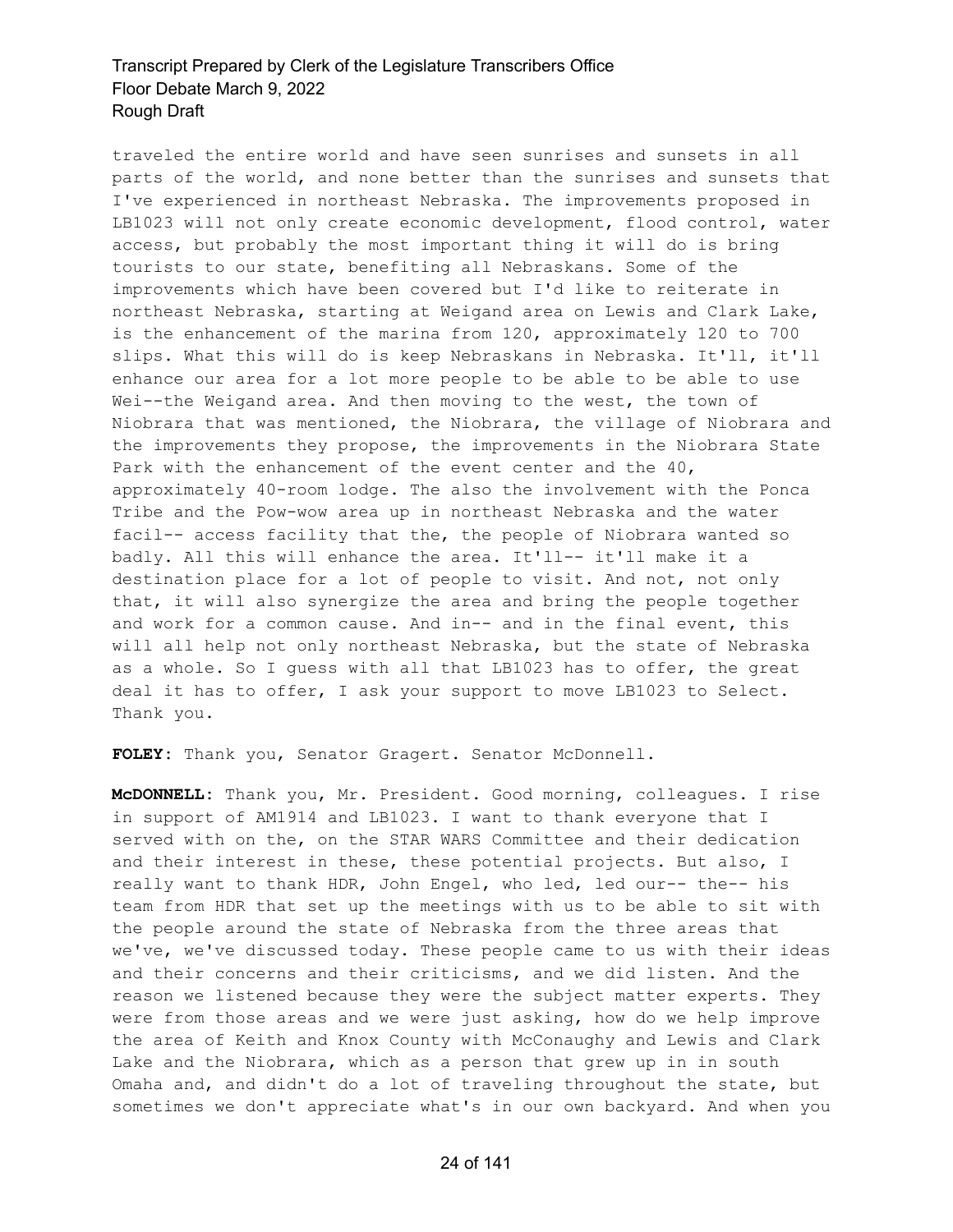traveled the entire world and have seen sunrises and sunsets in all parts of the world, and none better than the sunrises and sunsets that I've experienced in northeast Nebraska. The improvements proposed in LB1023 will not only create economic development, flood control, water access, but probably the most important thing it will do is bring tourists to our state, benefiting all Nebraskans. Some of the improvements which have been covered but I'd like to reiterate in northeast Nebraska, starting at Weigand area on Lewis and Clark Lake, is the enhancement of the marina from 120, approximately 120 to 700 slips. What this will do is keep Nebraskans in Nebraska. It'll, it'll enhance our area for a lot more people to be able to be able to use Wei--the Weigand area. And then moving to the west, the town of Niobrara that was mentioned, the Niobrara, the village of Niobrara and the improvements they propose, the improvements in the Niobrara State Park with the enhancement of the event center and the 40, approximately 40-room lodge. The also the involvement with the Ponca Tribe and the Pow-wow area up in northeast Nebraska and the water facil-- access facility that the, the people of Niobrara wanted so badly. All this will enhance the area. It'll-- it'll make it a destination place for a lot of people to visit. And not, not only that, it will also synergize the area and bring the people together and work for a common cause. And in-- and in the final event, this will all help not only northeast Nebraska, but the state of Nebraska as a whole. So I guess with all that LB1023 has to offer, the great deal it has to offer, I ask your support to move LB1023 to Select. Thank you.

**FOLEY:** Thank you, Senator Gragert. Senator McDonnell.

**McDONNELL:** Thank you, Mr. President. Good morning, colleagues. I rise in support of AM1914 and LB1023. I want to thank everyone that I served with on the, on the STAR WARS Committee and their dedication and their interest in these, these potential projects. But also, I really want to thank HDR, John Engel, who led, led our-- the-- his team from HDR that set up the meetings with us to be able to sit with the people around the state of Nebraska from the three areas that we've, we've discussed today. These people came to us with their ideas and their concerns and their criticisms, and we did listen. And the reason we listened because they were the subject matter experts. They were from those areas and we were just asking, how do we help improve the area of Keith and Knox County with McConaughy and Lewis and Clark Lake and the Niobrara, which as a person that grew up in in south Omaha and, and didn't do a lot of traveling throughout the state, but sometimes we don't appreciate what's in our own backyard. And when you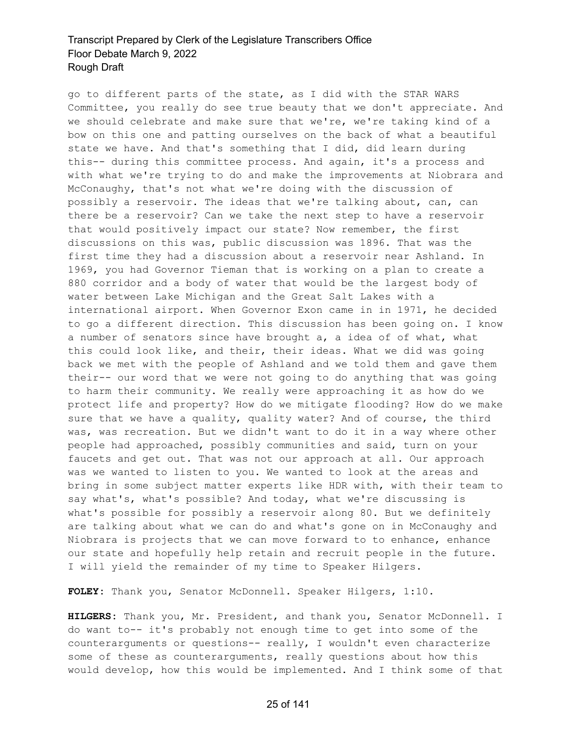go to different parts of the state, as I did with the STAR WARS Committee, you really do see true beauty that we don't appreciate. And we should celebrate and make sure that we're, we're taking kind of a bow on this one and patting ourselves on the back of what a beautiful state we have. And that's something that I did, did learn during this-- during this committee process. And again, it's a process and with what we're trying to do and make the improvements at Niobrara and McConaughy, that's not what we're doing with the discussion of possibly a reservoir. The ideas that we're talking about, can, can there be a reservoir? Can we take the next step to have a reservoir that would positively impact our state? Now remember, the first discussions on this was, public discussion was 1896. That was the first time they had a discussion about a reservoir near Ashland. In 1969, you had Governor Tieman that is working on a plan to create a 880 corridor and a body of water that would be the largest body of water between Lake Michigan and the Great Salt Lakes with a international airport. When Governor Exon came in in 1971, he decided to go a different direction. This discussion has been going on. I know a number of senators since have brought a, a idea of of what, what this could look like, and their, their ideas. What we did was going back we met with the people of Ashland and we told them and gave them their-- our word that we were not going to do anything that was going to harm their community. We really were approaching it as how do we protect life and property? How do we mitigate flooding? How do we make sure that we have a quality, quality water? And of course, the third was, was recreation. But we didn't want to do it in a way where other people had approached, possibly communities and said, turn on your faucets and get out. That was not our approach at all. Our approach was we wanted to listen to you. We wanted to look at the areas and bring in some subject matter experts like HDR with, with their team to say what's, what's possible? And today, what we're discussing is what's possible for possibly a reservoir along 80. But we definitely are talking about what we can do and what's gone on in McConaughy and Niobrara is projects that we can move forward to to enhance, enhance our state and hopefully help retain and recruit people in the future. I will yield the remainder of my time to Speaker Hilgers.

**FOLEY**: Thank you, Senator McDonnell. Speaker Hilgers, 1:10.

**HILGERS**: Thank you, Mr. President, and thank you, Senator McDonnell. I do want to-- it's probably not enough time to get into some of the counterarguments or questions-- really, I wouldn't even characterize some of these as counterarguments, really questions about how this would develop, how this would be implemented. And I think some of that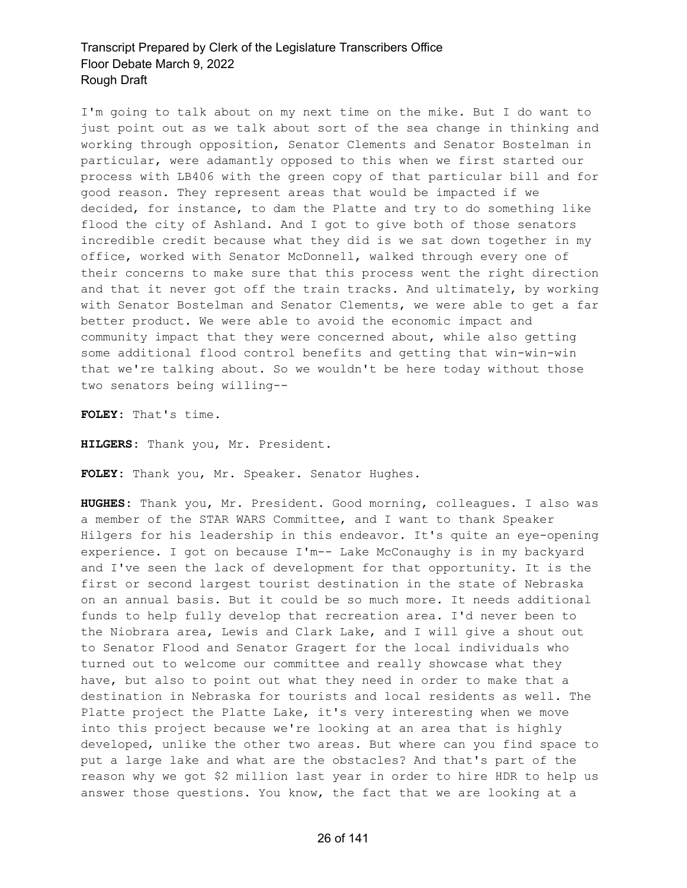I'm going to talk about on my next time on the mike. But I do want to just point out as we talk about sort of the sea change in thinking and working through opposition, Senator Clements and Senator Bostelman in particular, were adamantly opposed to this when we first started our process with LB406 with the green copy of that particular bill and for good reason. They represent areas that would be impacted if we decided, for instance, to dam the Platte and try to do something like flood the city of Ashland. And I got to give both of those senators incredible credit because what they did is we sat down together in my office, worked with Senator McDonnell, walked through every one of their concerns to make sure that this process went the right direction and that it never got off the train tracks. And ultimately, by working with Senator Bostelman and Senator Clements, we were able to get a far better product. We were able to avoid the economic impact and community impact that they were concerned about, while also getting some additional flood control benefits and getting that win-win-win that we're talking about. So we wouldn't be here today without those two senators being willing--

**FOLEY:** That's time.

**HILGERS:** Thank you, Mr. President.

**FOLEY:** Thank you, Mr. Speaker. Senator Hughes.

**HUGHES:** Thank you, Mr. President. Good morning, colleagues. I also was a member of the STAR WARS Committee, and I want to thank Speaker Hilgers for his leadership in this endeavor. It's quite an eye-opening experience. I got on because I'm-- Lake McConaughy is in my backyard and I've seen the lack of development for that opportunity. It is the first or second largest tourist destination in the state of Nebraska on an annual basis. But it could be so much more. It needs additional funds to help fully develop that recreation area. I'd never been to the Niobrara area, Lewis and Clark Lake, and I will give a shout out to Senator Flood and Senator Gragert for the local individuals who turned out to welcome our committee and really showcase what they have, but also to point out what they need in order to make that a destination in Nebraska for tourists and local residents as well. The Platte project the Platte Lake, it's very interesting when we move into this project because we're looking at an area that is highly developed, unlike the other two areas. But where can you find space to put a large lake and what are the obstacles? And that's part of the reason why we got $2 million last year in order to hire HDR to help us answer those questions. You know, the fact that we are looking at a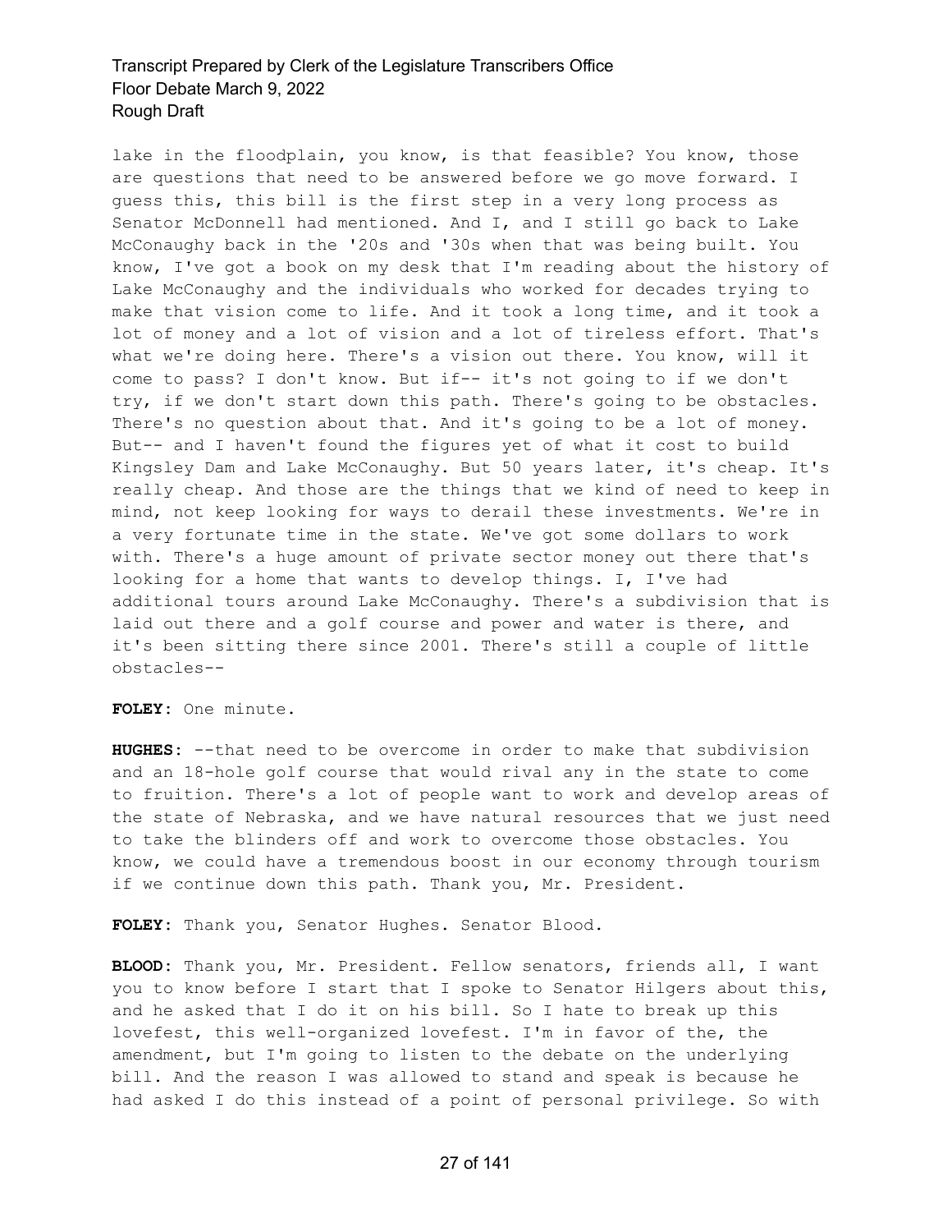lake in the floodplain, you know, is that feasible? You know, those are questions that need to be answered before we go move forward. I guess this, this bill is the first step in a very long process as Senator McDonnell had mentioned. And I, and I still go back to Lake McConaughy back in the '20s and '30s when that was being built. You know, I've got a book on my desk that I'm reading about the history of Lake McConaughy and the individuals who worked for decades trying to make that vision come to life. And it took a long time, and it took a lot of money and a lot of vision and a lot of tireless effort. That's what we're doing here. There's a vision out there. You know, will it come to pass? I don't know. But if-- it's not going to if we don't try, if we don't start down this path. There's going to be obstacles. There's no question about that. And it's going to be a lot of money. But-- and I haven't found the figures yet of what it cost to build Kingsley Dam and Lake McConaughy. But 50 years later, it's cheap. It's really cheap. And those are the things that we kind of need to keep in mind, not keep looking for ways to derail these investments. We're in a very fortunate time in the state. We've got some dollars to work with. There's a huge amount of private sector money out there that's looking for a home that wants to develop things. I, I've had additional tours around Lake McConaughy. There's a subdivision that is laid out there and a golf course and power and water is there, and it's been sitting there since 2001. There's still a couple of little obstacles--

**FOLEY:** One minute.

**HUGHES:** --that need to be overcome in order to make that subdivision and an 18-hole golf course that would rival any in the state to come to fruition. There's a lot of people want to work and develop areas of the state of Nebraska, and we have natural resources that we just need to take the blinders off and work to overcome those obstacles. You know, we could have a tremendous boost in our economy through tourism if we continue down this path. Thank you, Mr. President.

**FOLEY:** Thank you, Senator Hughes. Senator Blood.

**BLOOD:** Thank you, Mr. President. Fellow senators, friends all, I want you to know before I start that I spoke to Senator Hilgers about this, and he asked that I do it on his bill. So I hate to break up this lovefest, this well-organized lovefest. I'm in favor of the, the amendment, but I'm going to listen to the debate on the underlying bill. And the reason I was allowed to stand and speak is because he had asked I do this instead of a point of personal privilege. So with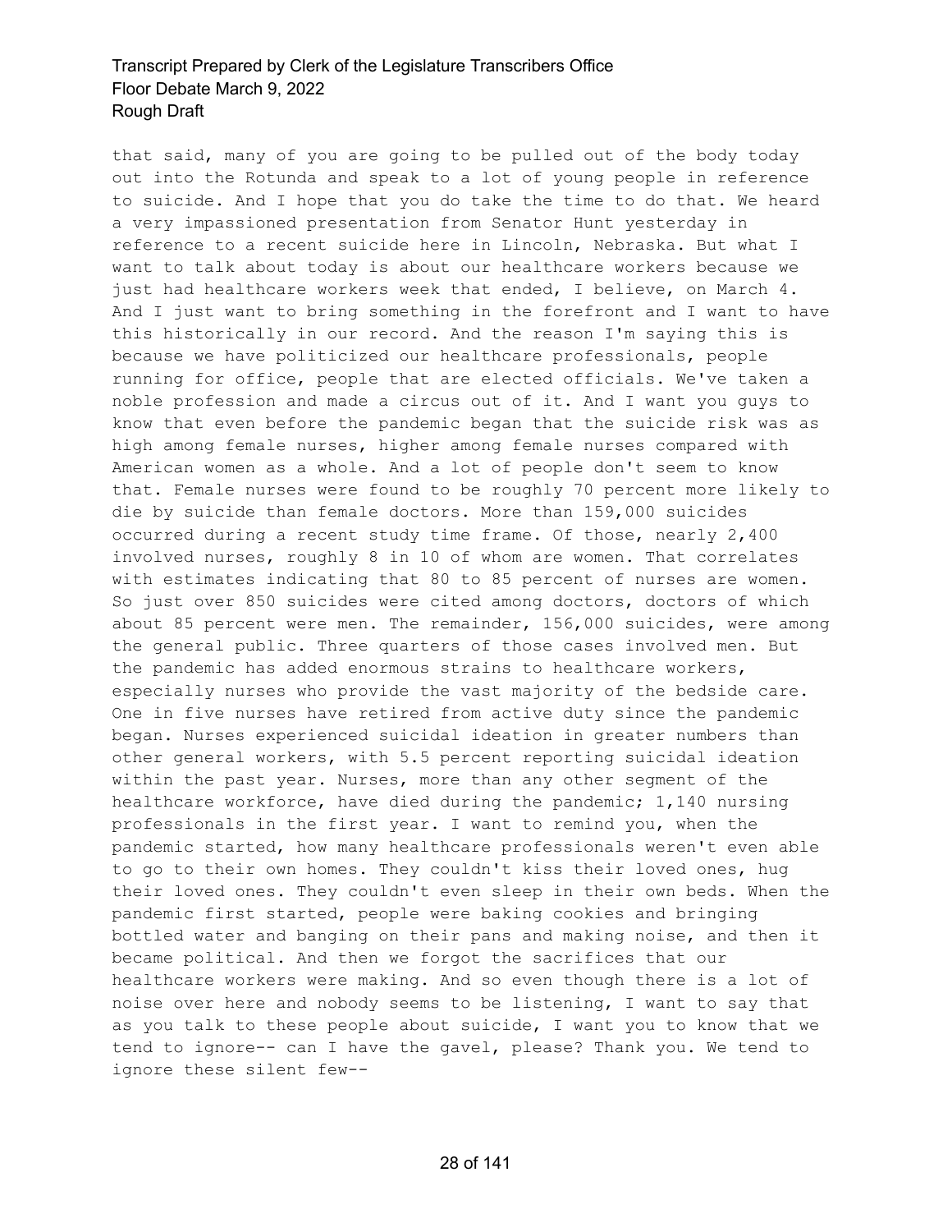that said, many of you are going to be pulled out of the body today out into the Rotunda and speak to a lot of young people in reference to suicide. And I hope that you do take the time to do that. We heard a very impassioned presentation from Senator Hunt yesterday in reference to a recent suicide here in Lincoln, Nebraska. But what I want to talk about today is about our healthcare workers because we just had healthcare workers week that ended, I believe, on March 4. And I just want to bring something in the forefront and I want to have this historically in our record. And the reason I'm saying this is because we have politicized our healthcare professionals, people running for office, people that are elected officials. We've taken a noble profession and made a circus out of it. And I want you guys to know that even before the pandemic began that the suicide risk was as high among female nurses, higher among female nurses compared with American women as a whole. And a lot of people don't seem to know that. Female nurses were found to be roughly 70 percent more likely to die by suicide than female doctors. More than 159,000 suicides occurred during a recent study time frame. Of those, nearly 2,400 involved nurses, roughly 8 in 10 of whom are women. That correlates with estimates indicating that 80 to 85 percent of nurses are women. So just over 850 suicides were cited among doctors, doctors of which about 85 percent were men. The remainder, 156,000 suicides, were among the general public. Three quarters of those cases involved men. But the pandemic has added enormous strains to healthcare workers, especially nurses who provide the vast majority of the bedside care. One in five nurses have retired from active duty since the pandemic began. Nurses experienced suicidal ideation in greater numbers than other general workers, with 5.5 percent reporting suicidal ideation within the past year. Nurses, more than any other segment of the healthcare workforce, have died during the pandemic; 1,140 nursing professionals in the first year. I want to remind you, when the pandemic started, how many healthcare professionals weren't even able to go to their own homes. They couldn't kiss their loved ones, hug their loved ones. They couldn't even sleep in their own beds. When the pandemic first started, people were baking cookies and bringing bottled water and banging on their pans and making noise, and then it became political. And then we forgot the sacrifices that our healthcare workers were making. And so even though there is a lot of noise over here and nobody seems to be listening, I want to say that as you talk to these people about suicide, I want you to know that we tend to ignore-- can I have the gavel, please? Thank you. We tend to ignore these silent few--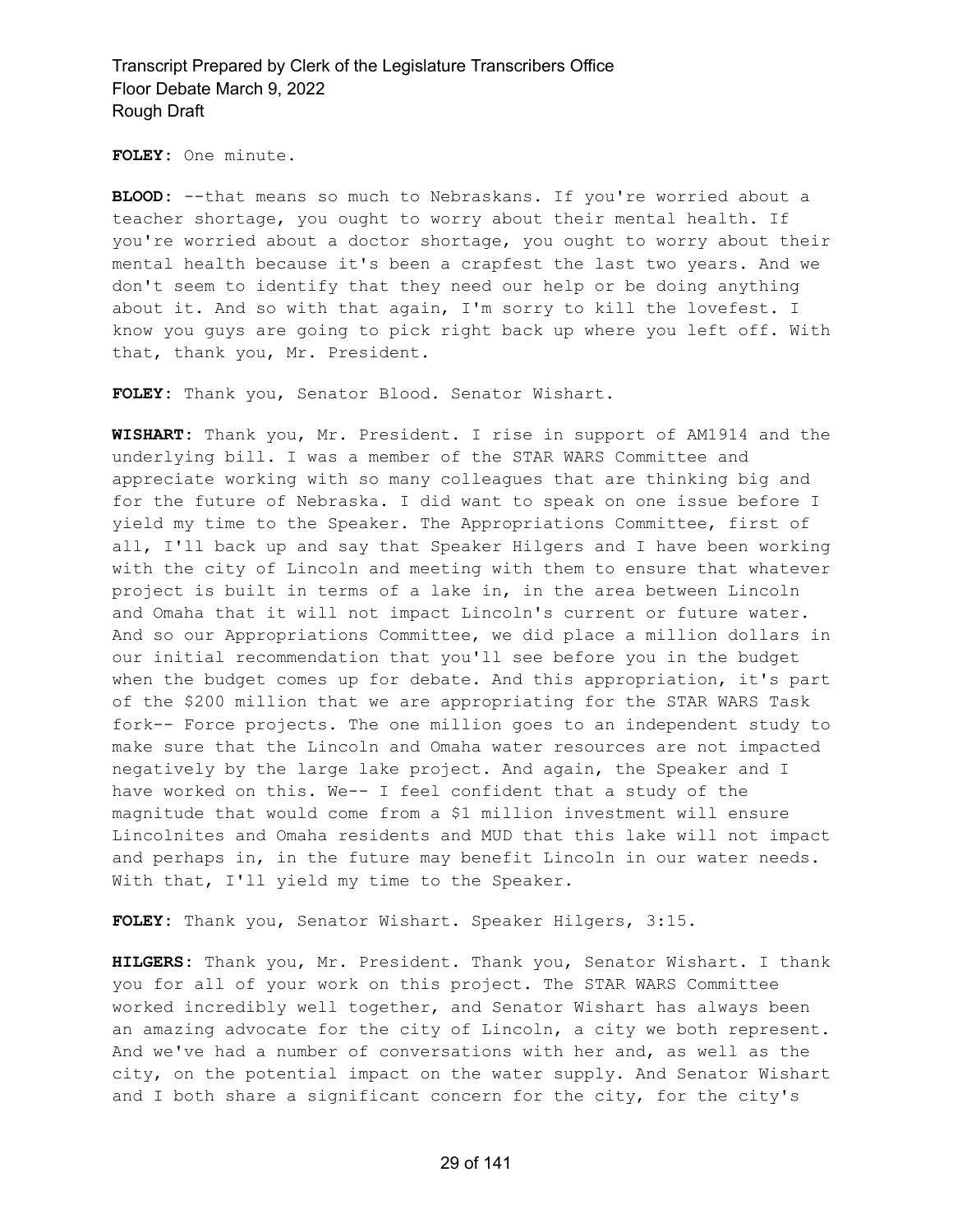**FOLEY:** One minute.

**BLOOD:** --that means so much to Nebraskans. If you're worried about a teacher shortage, you ought to worry about their mental health. If you're worried about a doctor shortage, you ought to worry about their mental health because it's been a crapfest the last two years. And we don't seem to identify that they need our help or be doing anything about it. And so with that again, I'm sorry to kill the lovefest. I know you guys are going to pick right back up where you left off. With that, thank you, Mr. President.

**FOLEY:** Thank you, Senator Blood. Senator Wishart.

**WISHART:** Thank you, Mr. President. I rise in support of AM1914 and the underlying bill. I was a member of the STAR WARS Committee and appreciate working with so many colleagues that are thinking big and for the future of Nebraska. I did want to speak on one issue before I yield my time to the Speaker. The Appropriations Committee, first of all, I'll back up and say that Speaker Hilgers and I have been working with the city of Lincoln and meeting with them to ensure that whatever project is built in terms of a lake in, in the area between Lincoln and Omaha that it will not impact Lincoln's current or future water. And so our Appropriations Committee, we did place a million dollars in our initial recommendation that you'll see before you in the budget when the budget comes up for debate. And this appropriation, it's part of the $200 million that we are appropriating for the STAR WARS Task fork-- Force projects. The one million goes to an independent study to make sure that the Lincoln and Omaha water resources are not impacted negatively by the large lake project. And again, the Speaker and I have worked on this. We-- I feel confident that a study of the magnitude that would come from a $1 million investment will ensure Lincolnites and Omaha residents and MUD that this lake will not impact and perhaps in, in the future may benefit Lincoln in our water needs. With that, I'll yield my time to the Speaker.

**FOLEY:** Thank you, Senator Wishart. Speaker Hilgers, 3:15.

**HILGERS:** Thank you, Mr. President. Thank you, Senator Wishart. I thank you for all of your work on this project. The STAR WARS Committee worked incredibly well together, and Senator Wishart has always been an amazing advocate for the city of Lincoln, a city we both represent. And we've had a number of conversations with her and, as well as the city, on the potential impact on the water supply. And Senator Wishart and I both share a significant concern for the city, for the city's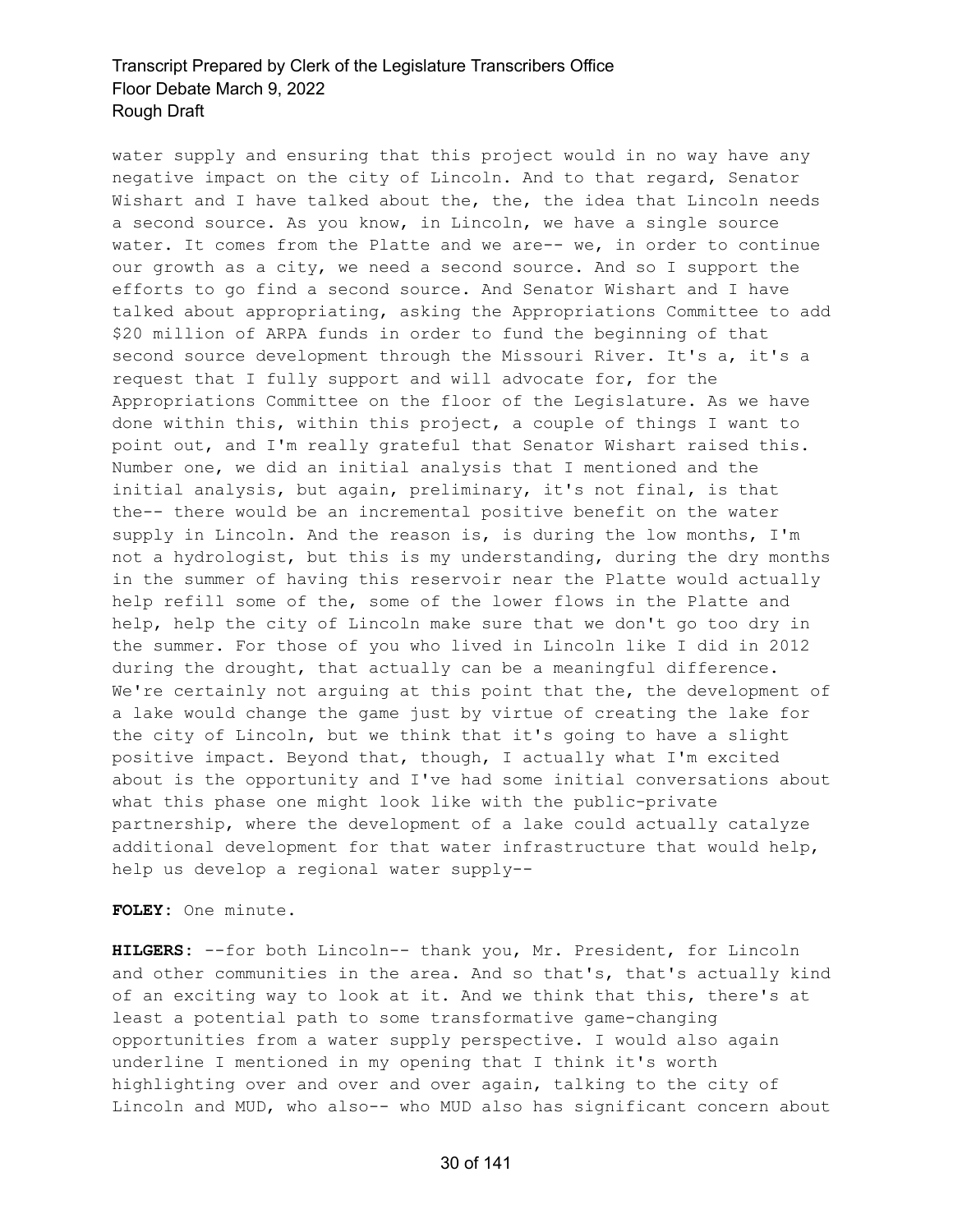water supply and ensuring that this project would in no way have any negative impact on the city of Lincoln. And to that regard, Senator Wishart and I have talked about the, the, the idea that Lincoln needs a second source. As you know, in Lincoln, we have a single source water. It comes from the Platte and we are-- we, in order to continue our growth as a city, we need a second source. And so I support the efforts to go find a second source. And Senator Wishart and I have talked about appropriating, asking the Appropriations Committee to add $20 million of ARPA funds in order to fund the beginning of that second source development through the Missouri River. It's a, it's a request that I fully support and will advocate for, for the Appropriations Committee on the floor of the Legislature. As we have done within this, within this project, a couple of things I want to point out, and I'm really grateful that Senator Wishart raised this. Number one, we did an initial analysis that I mentioned and the initial analysis, but again, preliminary, it's not final, is that the-- there would be an incremental positive benefit on the water supply in Lincoln. And the reason is, is during the low months, I'm not a hydrologist, but this is my understanding, during the dry months in the summer of having this reservoir near the Platte would actually help refill some of the, some of the lower flows in the Platte and help, help the city of Lincoln make sure that we don't go too dry in the summer. For those of you who lived in Lincoln like I did in 2012 during the drought, that actually can be a meaningful difference. We're certainly not arguing at this point that the, the development of a lake would change the game just by virtue of creating the lake for the city of Lincoln, but we think that it's going to have a slight positive impact. Beyond that, though, I actually what I'm excited about is the opportunity and I've had some initial conversations about what this phase one might look like with the public-private partnership, where the development of a lake could actually catalyze additional development for that water infrastructure that would help, help us develop a regional water supply--

**FOLEY:** One minute.

**HILGERS:** --for both Lincoln-- thank you, Mr. President, for Lincoln and other communities in the area. And so that's, that's actually kind of an exciting way to look at it. And we think that this, there's at least a potential path to some transformative game-changing opportunities from a water supply perspective. I would also again underline I mentioned in my opening that I think it's worth highlighting over and over and over again, talking to the city of Lincoln and MUD, who also-- who MUD also has significant concern about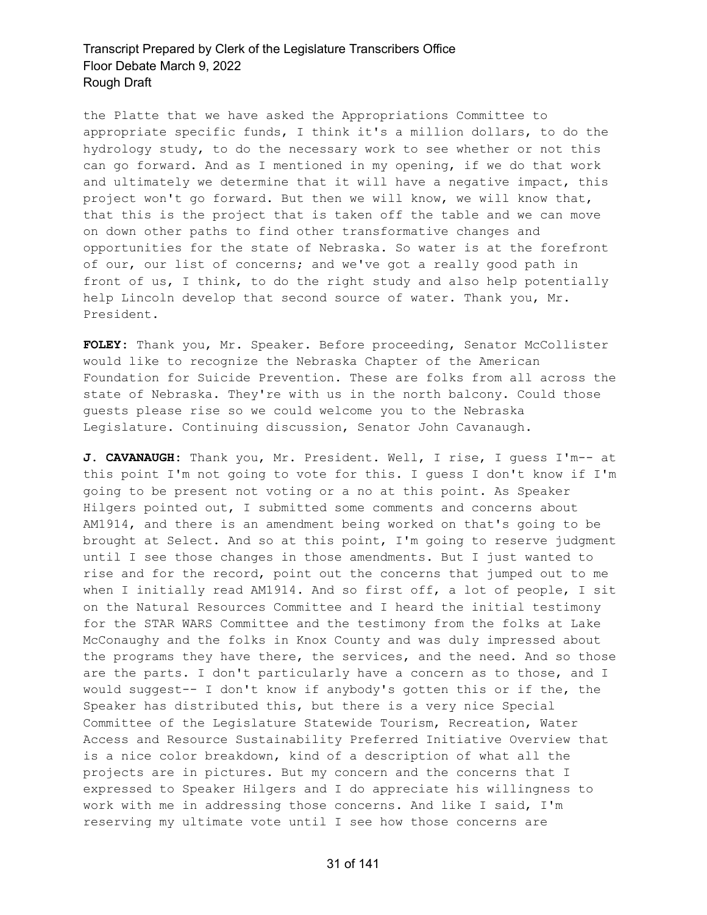the Platte that we have asked the Appropriations Committee to appropriate specific funds, I think it's a million dollars, to do the hydrology study, to do the necessary work to see whether or not this can go forward. And as I mentioned in my opening, if we do that work and ultimately we determine that it will have a negative impact, this project won't go forward. But then we will know, we will know that, that this is the project that is taken off the table and we can move on down other paths to find other transformative changes and opportunities for the state of Nebraska. So water is at the forefront of our, our list of concerns; and we've got a really good path in front of us, I think, to do the right study and also help potentially help Lincoln develop that second source of water. Thank you, Mr. President.

**FOLEY:** Thank you, Mr. Speaker. Before proceeding, Senator McCollister would like to recognize the Nebraska Chapter of the American Foundation for Suicide Prevention. These are folks from all across the state of Nebraska. They're with us in the north balcony. Could those guests please rise so we could welcome you to the Nebraska Legislature. Continuing discussion, Senator John Cavanaugh.

**J. CAVANAUGH:** Thank you, Mr. President. Well, I rise, I guess I'm-- at this point I'm not going to vote for this. I guess I don't know if I'm going to be present not voting or a no at this point. As Speaker Hilgers pointed out, I submitted some comments and concerns about AM1914, and there is an amendment being worked on that's going to be brought at Select. And so at this point, I'm going to reserve judgment until I see those changes in those amendments. But I just wanted to rise and for the record, point out the concerns that jumped out to me when I initially read AM1914. And so first off, a lot of people, I sit on the Natural Resources Committee and I heard the initial testimony for the STAR WARS Committee and the testimony from the folks at Lake McConaughy and the folks in Knox County and was duly impressed about the programs they have there, the services, and the need. And so those are the parts. I don't particularly have a concern as to those, and I would suggest-- I don't know if anybody's gotten this or if the, the Speaker has distributed this, but there is a very nice Special Committee of the Legislature Statewide Tourism, Recreation, Water Access and Resource Sustainability Preferred Initiative Overview that is a nice color breakdown, kind of a description of what all the projects are in pictures. But my concern and the concerns that I expressed to Speaker Hilgers and I do appreciate his willingness to work with me in addressing those concerns. And like I said, I'm reserving my ultimate vote until I see how those concerns are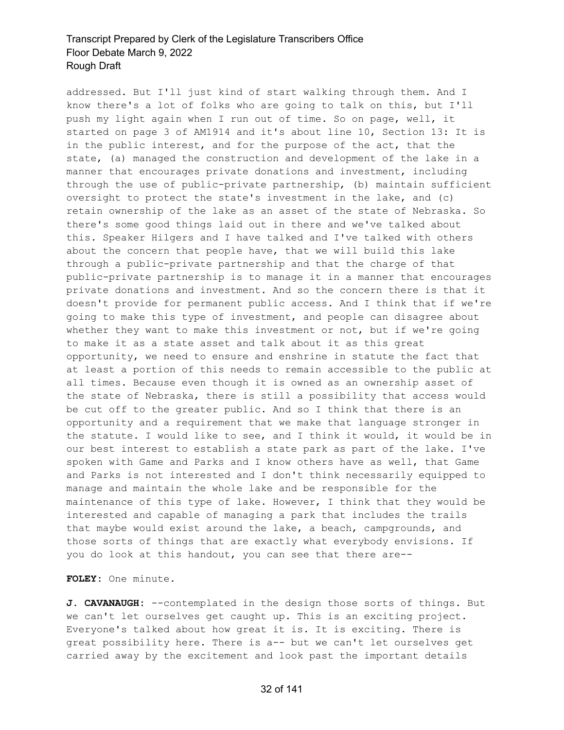addressed. But I'll just kind of start walking through them. And I know there's a lot of folks who are going to talk on this, but I'll push my light again when I run out of time. So on page, well, it started on page 3 of AM1914 and it's about line 10, Section 13: It is in the public interest, and for the purpose of the act, that the state, (a) managed the construction and development of the lake in a manner that encourages private donations and investment, including through the use of public-private partnership, (b) maintain sufficient oversight to protect the state's investment in the lake, and (c) retain ownership of the lake as an asset of the state of Nebraska. So there's some good things laid out in there and we've talked about this. Speaker Hilgers and I have talked and I've talked with others about the concern that people have, that we will build this lake through a public-private partnership and that the charge of that public-private partnership is to manage it in a manner that encourages private donations and investment. And so the concern there is that it doesn't provide for permanent public access. And I think that if we're going to make this type of investment, and people can disagree about whether they want to make this investment or not, but if we're going to make it as a state asset and talk about it as this great opportunity, we need to ensure and enshrine in statute the fact that at least a portion of this needs to remain accessible to the public at all times. Because even though it is owned as an ownership asset of the state of Nebraska, there is still a possibility that access would be cut off to the greater public. And so I think that there is an opportunity and a requirement that we make that language stronger in the statute. I would like to see, and I think it would, it would be in our best interest to establish a state park as part of the lake. I've spoken with Game and Parks and I know others have as well, that Game and Parks is not interested and I don't think necessarily equipped to manage and maintain the whole lake and be responsible for the maintenance of this type of lake. However, I think that they would be interested and capable of managing a park that includes the trails that maybe would exist around the lake, a beach, campgrounds, and those sorts of things that are exactly what everybody envisions. If you do look at this handout, you can see that there are--

**FOLEY:** One minute.

**J. CAVANAUGH:** --contemplated in the design those sorts of things. But we can't let ourselves get caught up. This is an exciting project. Everyone's talked about how great it is. It is exciting. There is great possibility here. There is a-- but we can't let ourselves get carried away by the excitement and look past the important details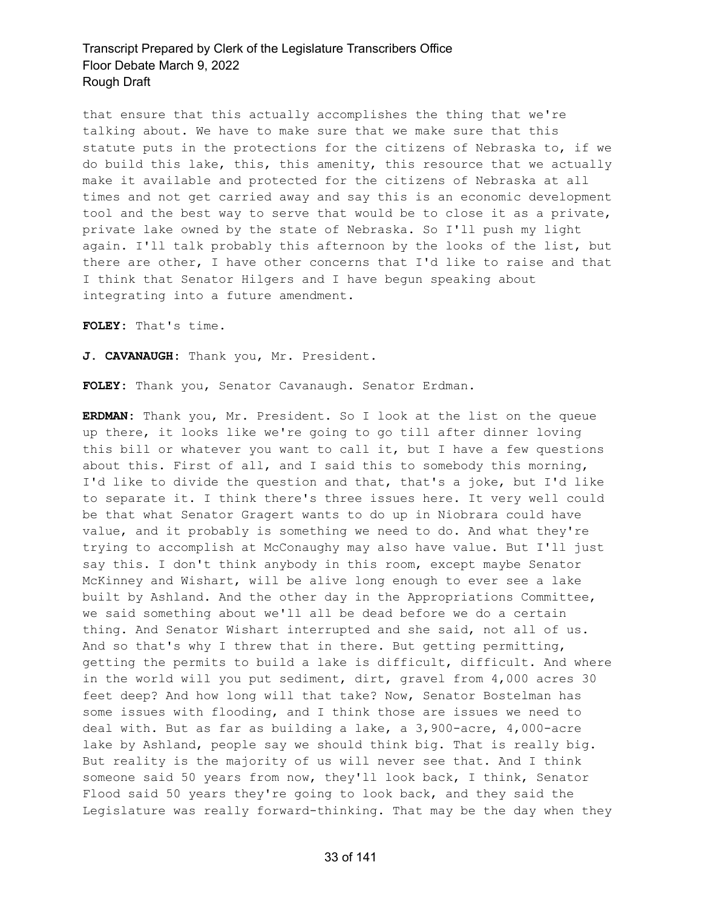that ensure that this actually accomplishes the thing that we're talking about. We have to make sure that we make sure that this statute puts in the protections for the citizens of Nebraska to, if we do build this lake, this, this amenity, this resource that we actually make it available and protected for the citizens of Nebraska at all times and not get carried away and say this is an economic development tool and the best way to serve that would be to close it as a private, private lake owned by the state of Nebraska. So I'll push my light again. I'll talk probably this afternoon by the looks of the list, but there are other, I have other concerns that I'd like to raise and that I think that Senator Hilgers and I have begun speaking about integrating into a future amendment.

**FOLEY:** That's time.

**J. CAVANAUGH:** Thank you, Mr. President.

**FOLEY:** Thank you, Senator Cavanaugh. Senator Erdman.

**ERDMAN:** Thank you, Mr. President. So I look at the list on the queue up there, it looks like we're going to go till after dinner loving this bill or whatever you want to call it, but I have a few questions about this. First of all, and I said this to somebody this morning, I'd like to divide the question and that, that's a joke, but I'd like to separate it. I think there's three issues here. It very well could be that what Senator Gragert wants to do up in Niobrara could have value, and it probably is something we need to do. And what they're trying to accomplish at McConaughy may also have value. But I'll just say this. I don't think anybody in this room, except maybe Senator McKinney and Wishart, will be alive long enough to ever see a lake built by Ashland. And the other day in the Appropriations Committee, we said something about we'll all be dead before we do a certain thing. And Senator Wishart interrupted and she said, not all of us. And so that's why I threw that in there. But getting permitting, getting the permits to build a lake is difficult, difficult. And where in the world will you put sediment, dirt, gravel from 4,000 acres 30 feet deep? And how long will that take? Now, Senator Bostelman has some issues with flooding, and I think those are issues we need to deal with. But as far as building a lake, a 3,900-acre, 4,000-acre lake by Ashland, people say we should think big. That is really big. But reality is the majority of us will never see that. And I think someone said 50 years from now, they'll look back, I think, Senator Flood said 50 years they're going to look back, and they said the Legislature was really forward-thinking. That may be the day when they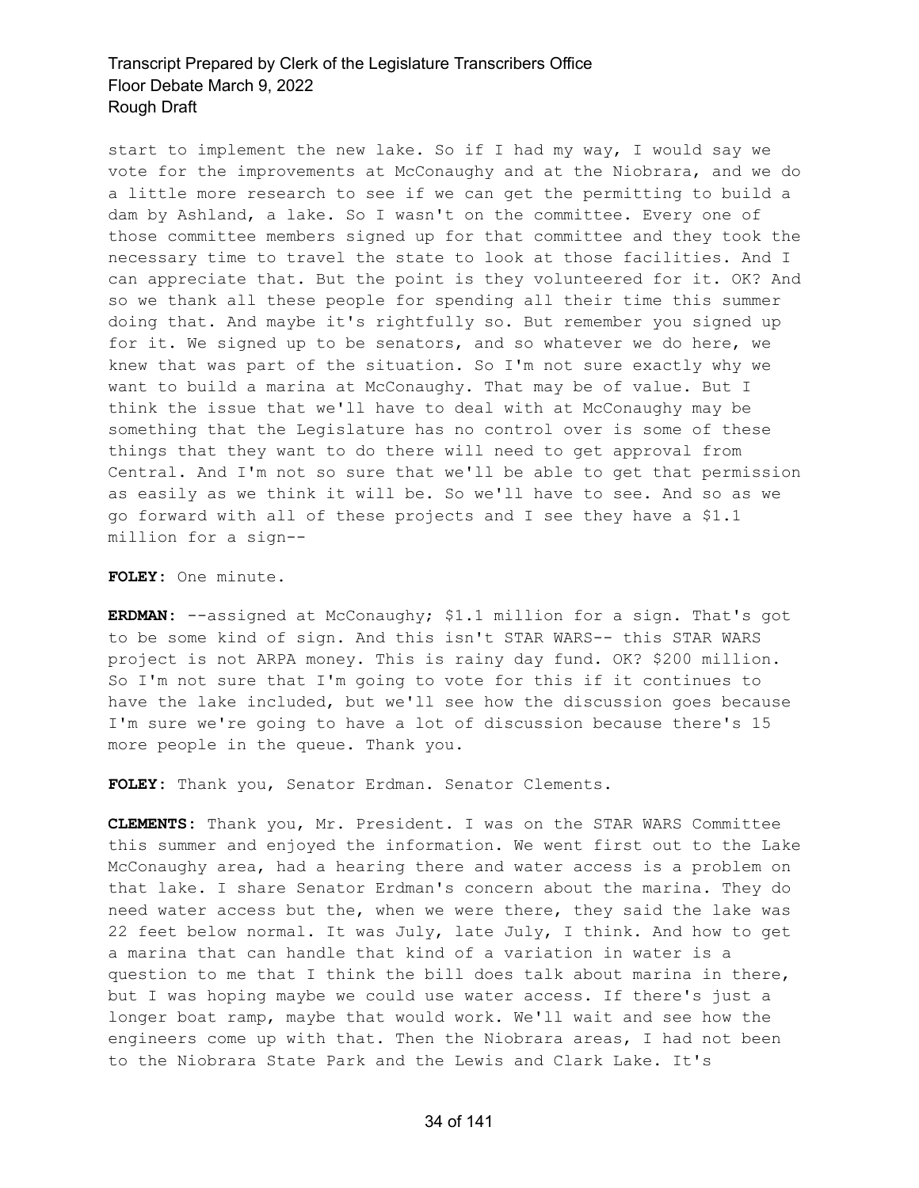start to implement the new lake. So if I had my way, I would say we vote for the improvements at McConaughy and at the Niobrara, and we do a little more research to see if we can get the permitting to build a dam by Ashland, a lake. So I wasn't on the committee. Every one of those committee members signed up for that committee and they took the necessary time to travel the state to look at those facilities. And I can appreciate that. But the point is they volunteered for it. OK? And so we thank all these people for spending all their time this summer doing that. And maybe it's rightfully so. But remember you signed up for it. We signed up to be senators, and so whatever we do here, we knew that was part of the situation. So I'm not sure exactly why we want to build a marina at McConaughy. That may be of value. But I think the issue that we'll have to deal with at McConaughy may be something that the Legislature has no control over is some of these things that they want to do there will need to get approval from Central. And I'm not so sure that we'll be able to get that permission as easily as we think it will be. So we'll have to see. And so as we go forward with all of these projects and I see they have a $1.1 million for a sign--

**FOLEY:** One minute.

**ERDMAN:** --assigned at McConaughy; $1.1 million for a sign. That's got to be some kind of sign. And this isn't STAR WARS-- this STAR WARS project is not ARPA money. This is rainy day fund. OK? $200 million. So I'm not sure that I'm going to vote for this if it continues to have the lake included, but we'll see how the discussion goes because I'm sure we're going to have a lot of discussion because there's 15 more people in the queue. Thank you.

**FOLEY:** Thank you, Senator Erdman. Senator Clements.

**CLEMENTS:** Thank you, Mr. President. I was on the STAR WARS Committee this summer and enjoyed the information. We went first out to the Lake McConaughy area, had a hearing there and water access is a problem on that lake. I share Senator Erdman's concern about the marina. They do need water access but the, when we were there, they said the lake was 22 feet below normal. It was July, late July, I think. And how to get a marina that can handle that kind of a variation in water is a question to me that I think the bill does talk about marina in there, but I was hoping maybe we could use water access. If there's just a longer boat ramp, maybe that would work. We'll wait and see how the engineers come up with that. Then the Niobrara areas, I had not been to the Niobrara State Park and the Lewis and Clark Lake. It's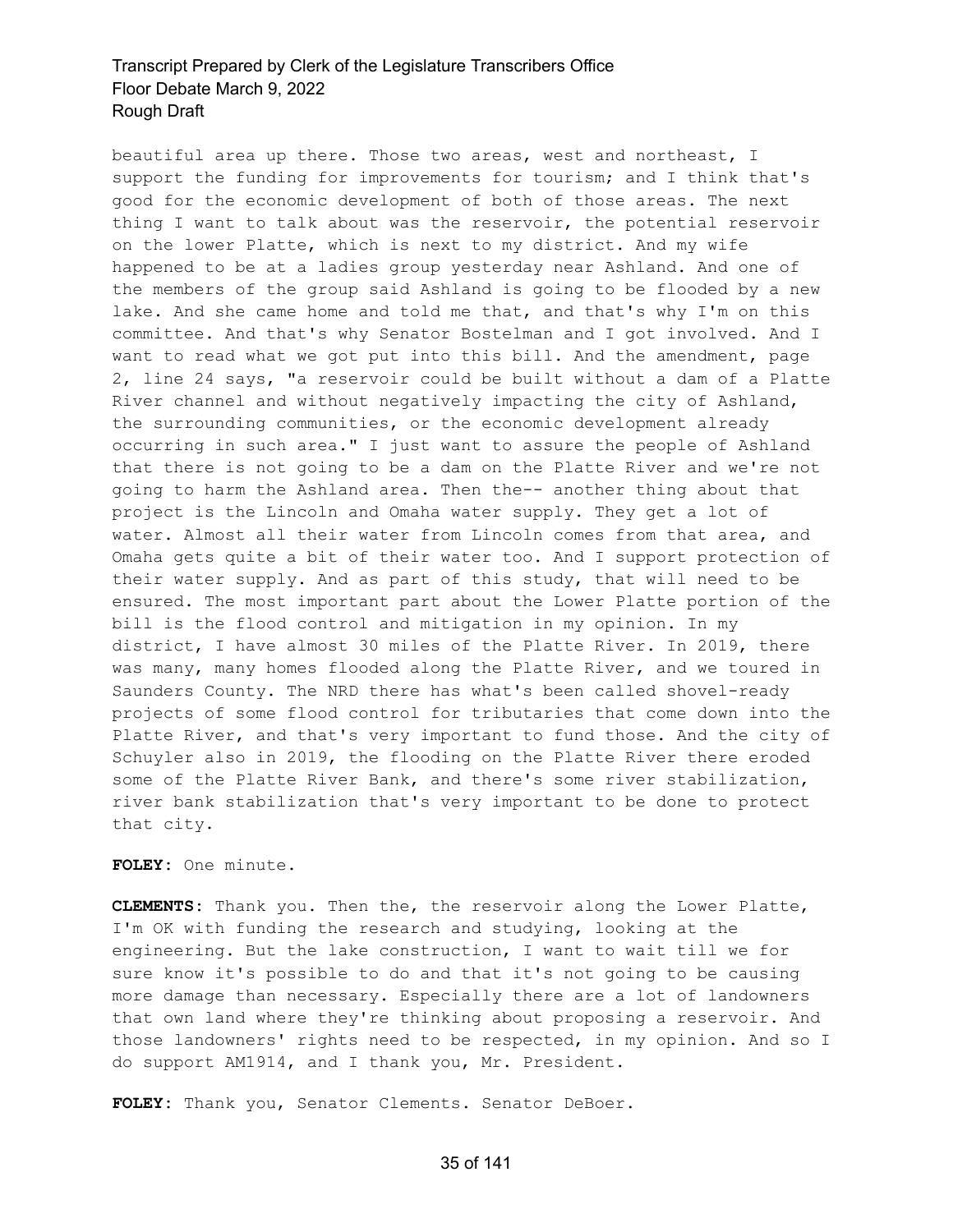beautiful area up there. Those two areas, west and northeast, I support the funding for improvements for tourism; and I think that's good for the economic development of both of those areas. The next thing I want to talk about was the reservoir, the potential reservoir on the lower Platte, which is next to my district. And my wife happened to be at a ladies group yesterday near Ashland. And one of the members of the group said Ashland is going to be flooded by a new lake. And she came home and told me that, and that's why I'm on this committee. And that's why Senator Bostelman and I got involved. And I want to read what we got put into this bill. And the amendment, page 2, line 24 says, "a reservoir could be built without a dam of a Platte River channel and without negatively impacting the city of Ashland, the surrounding communities, or the economic development already occurring in such area." I just want to assure the people of Ashland that there is not going to be a dam on the Platte River and we're not going to harm the Ashland area. Then the-- another thing about that project is the Lincoln and Omaha water supply. They get a lot of water. Almost all their water from Lincoln comes from that area, and Omaha gets quite a bit of their water too. And I support protection of their water supply. And as part of this study, that will need to be ensured. The most important part about the Lower Platte portion of the bill is the flood control and mitigation in my opinion. In my district, I have almost 30 miles of the Platte River. In 2019, there was many, many homes flooded along the Platte River, and we toured in Saunders County. The NRD there has what's been called shovel-ready projects of some flood control for tributaries that come down into the Platte River, and that's very important to fund those. And the city of Schuyler also in 2019, the flooding on the Platte River there eroded some of the Platte River Bank, and there's some river stabilization, river bank stabilization that's very important to be done to protect that city.

**FOLEY:** One minute.

**CLEMENTS:** Thank you. Then the, the reservoir along the Lower Platte, I'm OK with funding the research and studying, looking at the engineering. But the lake construction, I want to wait till we for sure know it's possible to do and that it's not going to be causing more damage than necessary. Especially there are a lot of landowners that own land where they're thinking about proposing a reservoir. And those landowners' rights need to be respected, in my opinion. And so I do support AM1914, and I thank you, Mr. President.

**FOLEY:** Thank you, Senator Clements. Senator DeBoer.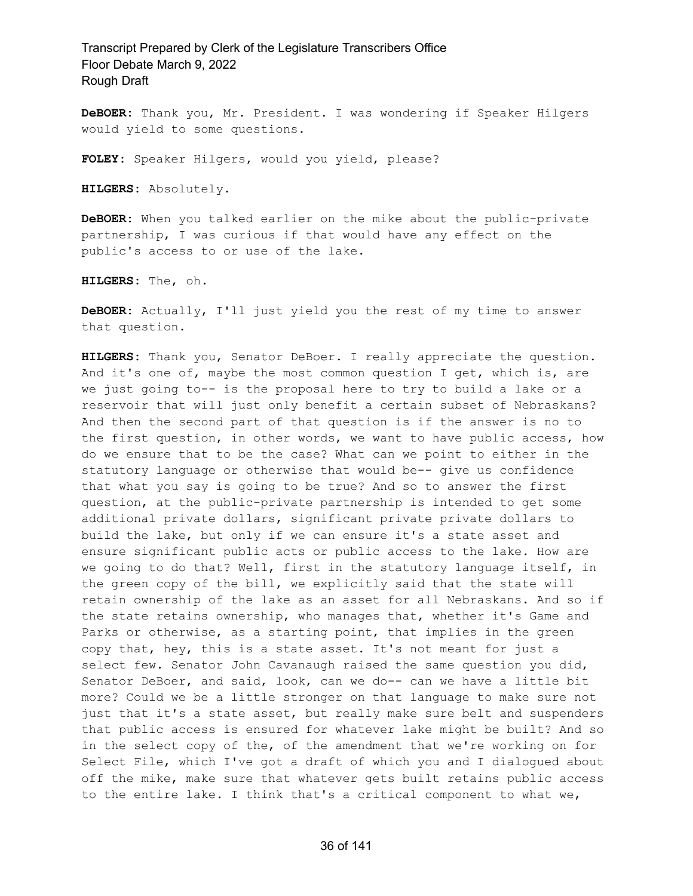**DeBOER:** Thank you, Mr. President. I was wondering if Speaker Hilgers would yield to some questions.

**FOLEY:** Speaker Hilgers, would you yield, please?

**HILGERS:** Absolutely.

**DeBOER:** When you talked earlier on the mike about the public-private partnership, I was curious if that would have any effect on the public's access to or use of the lake.

**HILGERS:** The, oh.

**DeBOER:** Actually, I'll just yield you the rest of my time to answer that question.

**HILGERS:** Thank you, Senator DeBoer. I really appreciate the question. And it's one of, maybe the most common question I get, which is, are we just going to-- is the proposal here to try to build a lake or a reservoir that will just only benefit a certain subset of Nebraskans? And then the second part of that question is if the answer is no to the first question, in other words, we want to have public access, how do we ensure that to be the case? What can we point to either in the statutory language or otherwise that would be-- give us confidence that what you say is going to be true? And so to answer the first question, at the public-private partnership is intended to get some additional private dollars, significant private private dollars to build the lake, but only if we can ensure it's a state asset and ensure significant public acts or public access to the lake. How are we going to do that? Well, first in the statutory language itself, in the green copy of the bill, we explicitly said that the state will retain ownership of the lake as an asset for all Nebraskans. And so if the state retains ownership, who manages that, whether it's Game and Parks or otherwise, as a starting point, that implies in the green copy that, hey, this is a state asset. It's not meant for just a select few. Senator John Cavanaugh raised the same question you did, Senator DeBoer, and said, look, can we do-- can we have a little bit more? Could we be a little stronger on that language to make sure not just that it's a state asset, but really make sure belt and suspenders that public access is ensured for whatever lake might be built? And so in the select copy of the, of the amendment that we're working on for Select File, which I've got a draft of which you and I dialogued about off the mike, make sure that whatever gets built retains public access to the entire lake. I think that's a critical component to what we,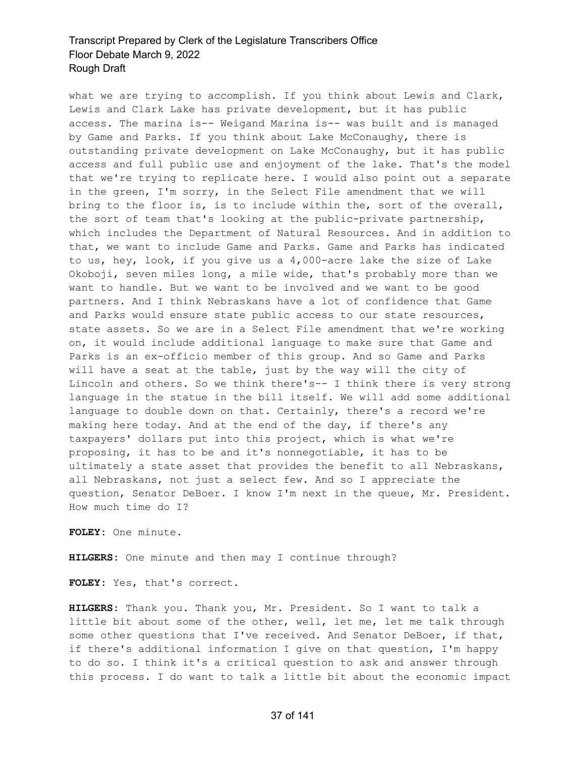what we are trying to accomplish. If you think about Lewis and Clark, Lewis and Clark Lake has private development, but it has public access. The marina is-- Weigand Marina is-- was built and is managed by Game and Parks. If you think about Lake McConaughy, there is outstanding private development on Lake McConaughy, but it has public access and full public use and enjoyment of the lake. That's the model that we're trying to replicate here. I would also point out a separate in the green, I'm sorry, in the Select File amendment that we will bring to the floor is, is to include within the, sort of the overall, the sort of team that's looking at the public-private partnership, which includes the Department of Natural Resources. And in addition to that, we want to include Game and Parks. Game and Parks has indicated to us, hey, look, if you give us a 4,000-acre lake the size of Lake Okoboji, seven miles long, a mile wide, that's probably more than we want to handle. But we want to be involved and we want to be good partners. And I think Nebraskans have a lot of confidence that Game and Parks would ensure state public access to our state resources, state assets. So we are in a Select File amendment that we're working on, it would include additional language to make sure that Game and Parks is an ex-officio member of this group. And so Game and Parks will have a seat at the table, just by the way will the city of Lincoln and others. So we think there's-- I think there is very strong language in the statue in the bill itself. We will add some additional language to double down on that. Certainly, there's a record we're making here today. And at the end of the day, if there's any taxpayers' dollars put into this project, which is what we're proposing, it has to be and it's nonnegotiable, it has to be ultimately a state asset that provides the benefit to all Nebraskans, all Nebraskans, not just a select few. And so I appreciate the question, Senator DeBoer. I know I'm next in the queue, Mr. President. How much time do I?

**FOLEY:** One minute.

**HILGERS:** One minute and then may I continue through?

**FOLEY:** Yes, that's correct.

**HILGERS:** Thank you. Thank you, Mr. President. So I want to talk a little bit about some of the other, well, let me, let me talk through some other questions that I've received. And Senator DeBoer, if that, if there's additional information I give on that question, I'm happy to do so. I think it's a critical question to ask and answer through this process. I do want to talk a little bit about the economic impact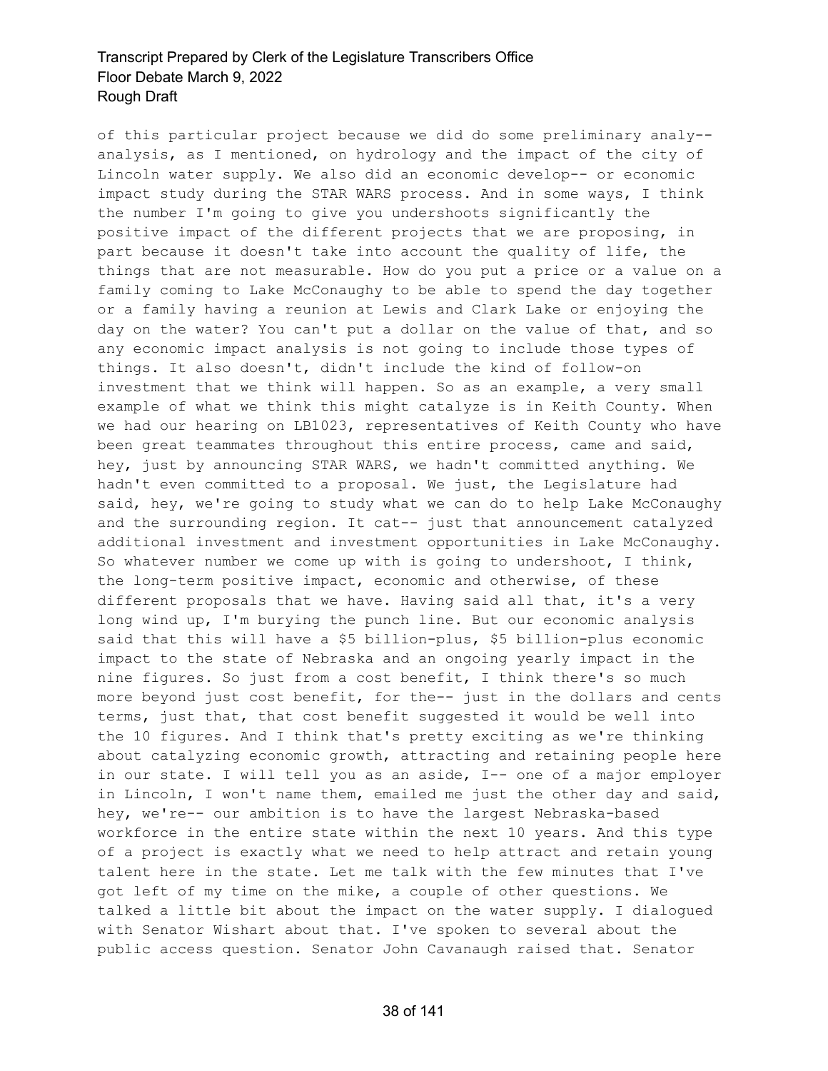of this particular project because we did do some preliminary analy-- analysis, as I mentioned, on hydrology and the impact of the city of Lincoln water supply. We also did an economic develop-- or economic impact study during the STAR WARS process. And in some ways, I think the number I'm going to give you undershoots significantly the positive impact of the different projects that we are proposing, in part because it doesn't take into account the quality of life, the things that are not measurable. How do you put a price or a value on a family coming to Lake McConaughy to be able to spend the day together or a family having a reunion at Lewis and Clark Lake or enjoying the day on the water? You can't put a dollar on the value of that, and so any economic impact analysis is not going to include those types of things. It also doesn't, didn't include the kind of follow-on investment that we think will happen. So as an example, a very small example of what we think this might catalyze is in Keith County. When we had our hearing on LB1023, representatives of Keith County who have been great teammates throughout this entire process, came and said, hey, just by announcing STAR WARS, we hadn't committed anything. We hadn't even committed to a proposal. We just, the Legislature had said, hey, we're going to study what we can do to help Lake McConaughy and the surrounding region. It cat-- just that announcement catalyzed additional investment and investment opportunities in Lake McConaughy. So whatever number we come up with is going to undershoot, I think, the long-term positive impact, economic and otherwise, of these different proposals that we have. Having said all that, it's a very long wind up, I'm burying the punch line. But our economic analysis said that this will have a $5 billion-plus, $5 billion-plus economic impact to the state of Nebraska and an ongoing yearly impact in the nine figures. So just from a cost benefit, I think there's so much more beyond just cost benefit, for the-- just in the dollars and cents terms, just that, that cost benefit suggested it would be well into the 10 figures. And I think that's pretty exciting as we're thinking about catalyzing economic growth, attracting and retaining people here in our state. I will tell you as an aside, I-- one of a major employer in Lincoln, I won't name them, emailed me just the other day and said, hey, we're-- our ambition is to have the largest Nebraska-based workforce in the entire state within the next 10 years. And this type of a project is exactly what we need to help attract and retain young talent here in the state. Let me talk with the few minutes that I've got left of my time on the mike, a couple of other questions. We talked a little bit about the impact on the water supply. I dialogued with Senator Wishart about that. I've spoken to several about the public access question. Senator John Cavanaugh raised that. Senator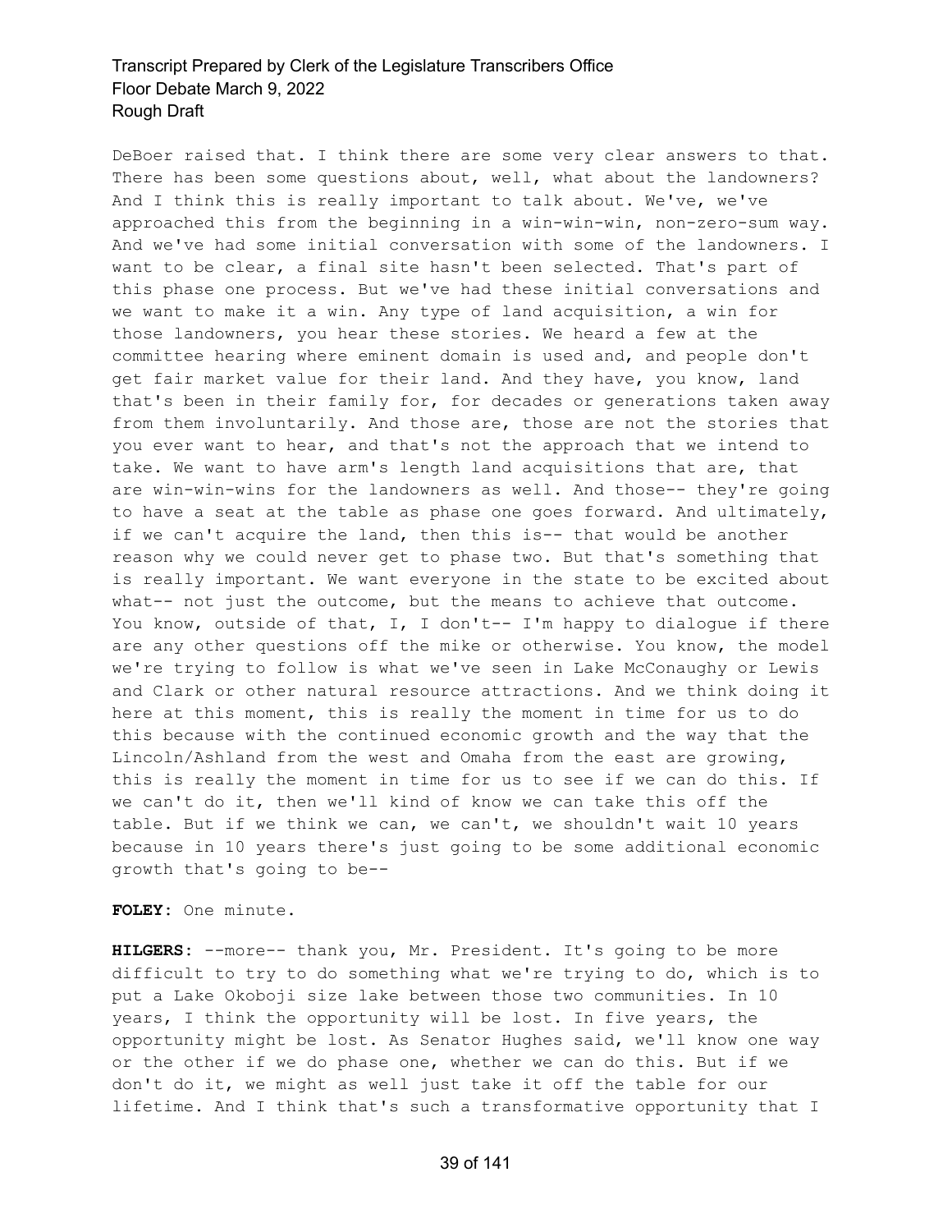DeBoer raised that. I think there are some very clear answers to that. There has been some questions about, well, what about the landowners? And I think this is really important to talk about. We've, we've approached this from the beginning in a win-win-win, non-zero-sum way. And we've had some initial conversation with some of the landowners. I want to be clear, a final site hasn't been selected. That's part of this phase one process. But we've had these initial conversations and we want to make it a win. Any type of land acquisition, a win for those landowners, you hear these stories. We heard a few at the committee hearing where eminent domain is used and, and people don't get fair market value for their land. And they have, you know, land that's been in their family for, for decades or generations taken away from them involuntarily. And those are, those are not the stories that you ever want to hear, and that's not the approach that we intend to take. We want to have arm's length land acquisitions that are, that are win-win-wins for the landowners as well. And those-- they're going to have a seat at the table as phase one goes forward. And ultimately, if we can't acquire the land, then this is-- that would be another reason why we could never get to phase two. But that's something that is really important. We want everyone in the state to be excited about what-- not just the outcome, but the means to achieve that outcome. You know, outside of that, I, I don't-- I'm happy to dialogue if there are any other questions off the mike or otherwise. You know, the model we're trying to follow is what we've seen in Lake McConaughy or Lewis and Clark or other natural resource attractions. And we think doing it here at this moment, this is really the moment in time for us to do this because with the continued economic growth and the way that the Lincoln/Ashland from the west and Omaha from the east are growing, this is really the moment in time for us to see if we can do this. If we can't do it, then we'll kind of know we can take this off the table. But if we think we can, we can't, we shouldn't wait 10 years because in 10 years there's just going to be some additional economic growth that's going to be--

**FOLEY:** One minute.

**HILGERS:** --more-- thank you, Mr. President. It's going to be more difficult to try to do something what we're trying to do, which is to put a Lake Okoboji size lake between those two communities. In 10 years, I think the opportunity will be lost. In five years, the opportunity might be lost. As Senator Hughes said, we'll know one way or the other if we do phase one, whether we can do this. But if we don't do it, we might as well just take it off the table for our lifetime. And I think that's such a transformative opportunity that I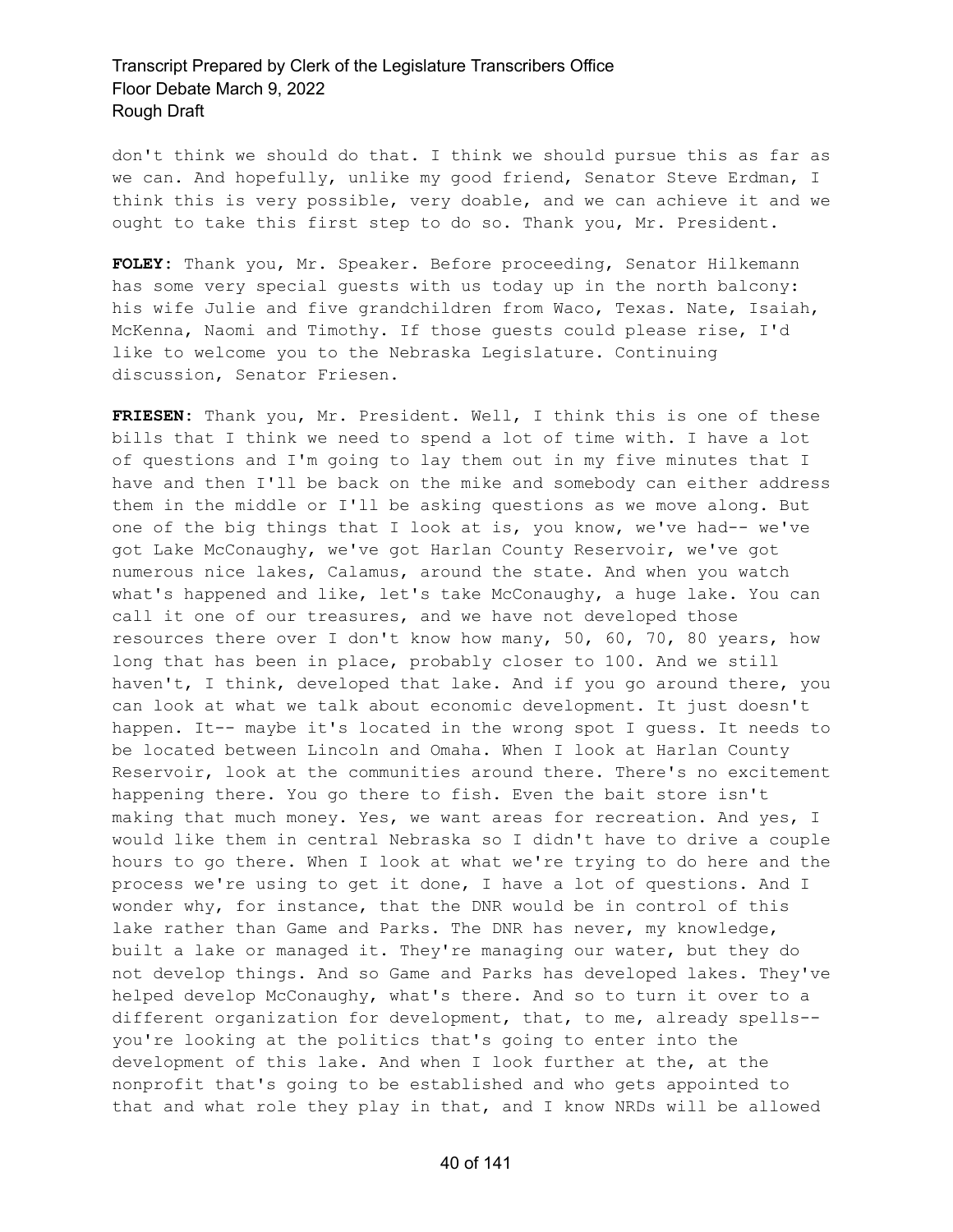don't think we should do that. I think we should pursue this as far as we can. And hopefully, unlike my good friend, Senator Steve Erdman, I think this is very possible, very doable, and we can achieve it and we ought to take this first step to do so. Thank you, Mr. President.

**FOLEY:** Thank you, Mr. Speaker. Before proceeding, Senator Hilkemann has some very special guests with us today up in the north balcony: his wife Julie and five grandchildren from Waco, Texas. Nate, Isaiah, McKenna, Naomi and Timothy. If those guests could please rise, I'd like to welcome you to the Nebraska Legislature. Continuing discussion, Senator Friesen.

**FRIESEN:** Thank you, Mr. President. Well, I think this is one of these bills that I think we need to spend a lot of time with. I have a lot of questions and I'm going to lay them out in my five minutes that I have and then I'll be back on the mike and somebody can either address them in the middle or I'll be asking questions as we move along. But one of the big things that I look at is, you know, we've had-- we've got Lake McConaughy, we've got Harlan County Reservoir, we've got numerous nice lakes, Calamus, around the state. And when you watch what's happened and like, let's take McConaughy, a huge lake. You can call it one of our treasures, and we have not developed those resources there over I don't know how many, 50, 60, 70, 80 years, how long that has been in place, probably closer to 100. And we still haven't, I think, developed that lake. And if you go around there, you can look at what we talk about economic development. It just doesn't happen. It-- maybe it's located in the wrong spot I guess. It needs to be located between Lincoln and Omaha. When I look at Harlan County Reservoir, look at the communities around there. There's no excitement happening there. You go there to fish. Even the bait store isn't making that much money. Yes, we want areas for recreation. And yes, I would like them in central Nebraska so I didn't have to drive a couple hours to go there. When I look at what we're trying to do here and the process we're using to get it done, I have a lot of questions. And I wonder why, for instance, that the DNR would be in control of this lake rather than Game and Parks. The DNR has never, my knowledge, built a lake or managed it. They're managing our water, but they do not develop things. And so Game and Parks has developed lakes. They've helped develop McConaughy, what's there. And so to turn it over to a different organization for development, that, to me, already spells-- you're looking at the politics that's going to enter into the development of this lake. And when I look further at the, at the nonprofit that's going to be established and who gets appointed to that and what role they play in that, and I know NRDs will be allowed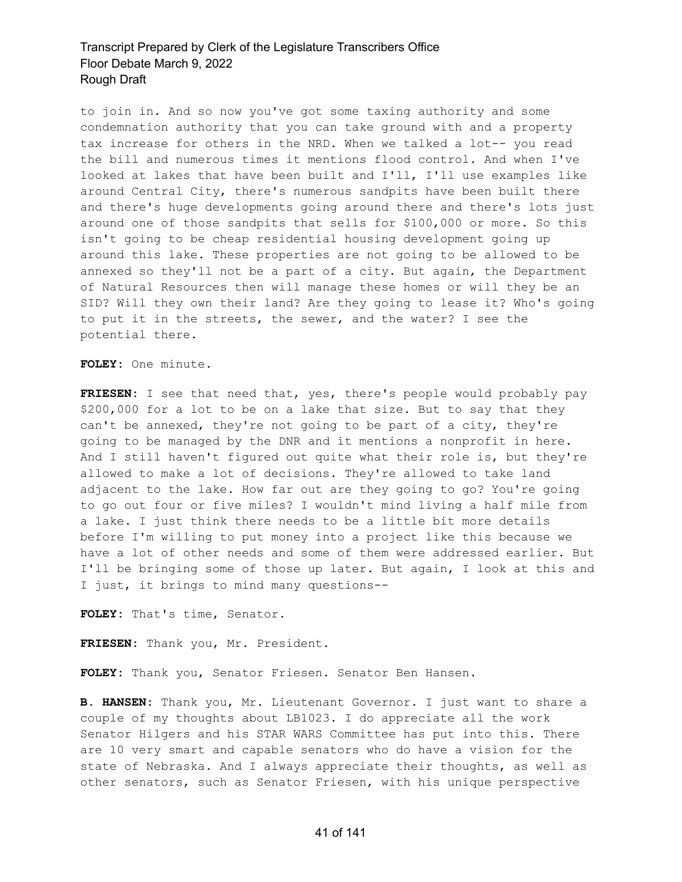to join in. And so now you've got some taxing authority and some condemnation authority that you can take ground with and a property tax increase for others in the NRD. When we talked a lot-- you read the bill and numerous times it mentions flood control. And when I've looked at lakes that have been built and I'll, I'll use examples like around Central City, there's numerous sandpits have been built there and there's huge developments going around there and there's lots just around one of those sandpits that sells for $100,000 or more. So this isn't going to be cheap residential housing development going up around this lake. These properties are not going to be allowed to be annexed so they'll not be a part of a city. But again, the Department of Natural Resources then will manage these homes or will they be an SID? Will they own their land? Are they going to lease it? Who's going to put it in the streets, the sewer, and the water? I see the potential there.

**FOLEY:** One minute.

**FRIESEN:** I see that need that, yes, there's people would probably pay $200,000 for a lot to be on a lake that size. But to say that they can't be annexed, they're not going to be part of a city, they're going to be managed by the DNR and it mentions a nonprofit in here. And I still haven't figured out quite what their role is, but they're allowed to make a lot of decisions. They're allowed to take land adjacent to the lake. How far out are they going to go? You're going to go out four or five miles? I wouldn't mind living a half mile from a lake. I just think there needs to be a little bit more details before I'm willing to put money into a project like this because we have a lot of other needs and some of them were addressed earlier. But I'll be bringing some of those up later. But again, I look at this and I just, it brings to mind many questions--

**FOLEY:** That's time, Senator.

**FRIESEN:** Thank you, Mr. President.

**FOLEY:** Thank you, Senator Friesen. Senator Ben Hansen.

**B. HANSEN:** Thank you, Mr. Lieutenant Governor. I just want to share a couple of my thoughts about LB1023. I do appreciate all the work Senator Hilgers and his STAR WARS Committee has put into this. There are 10 very smart and capable senators who do have a vision for the state of Nebraska. And I always appreciate their thoughts, as well as other senators, such as Senator Friesen, with his unique perspective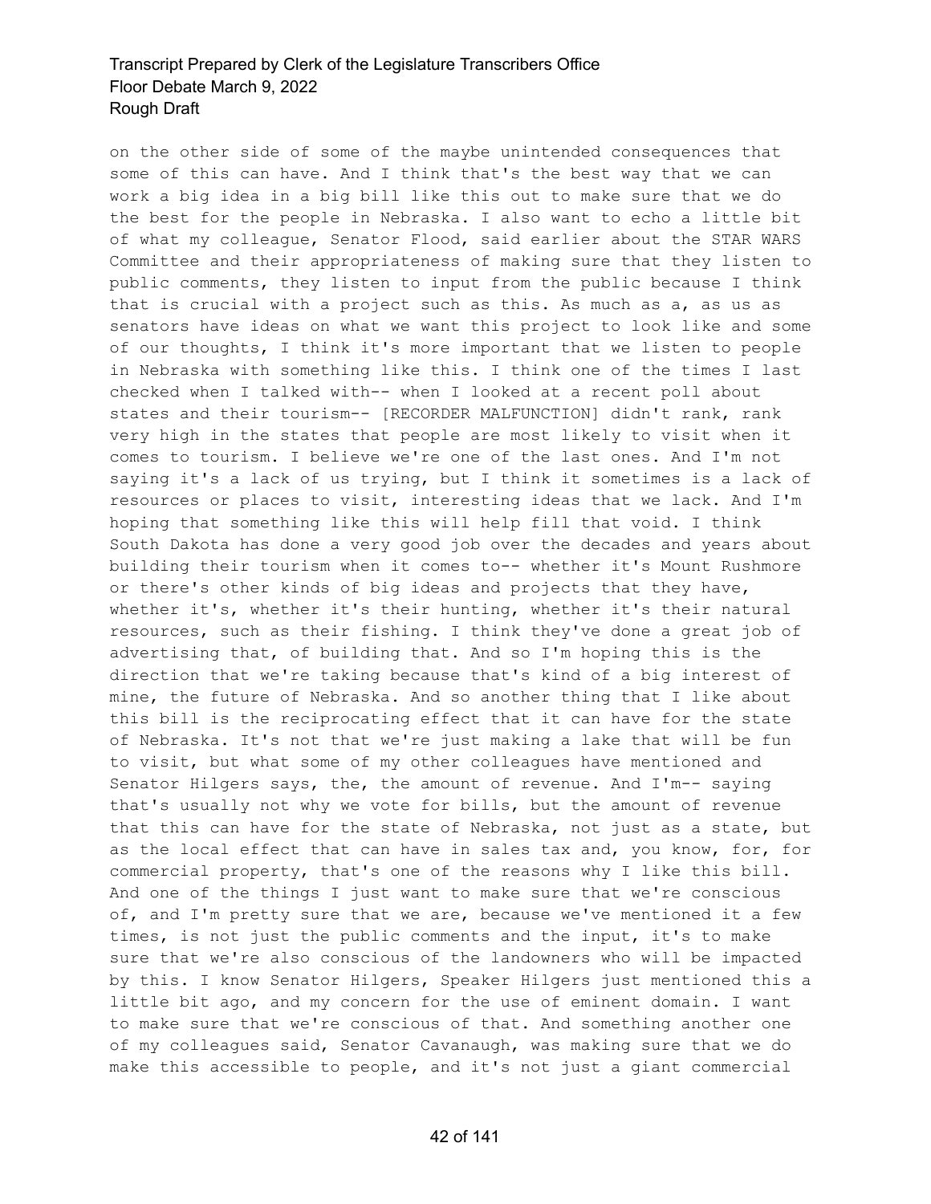on the other side of some of the maybe unintended consequences that some of this can have. And I think that's the best way that we can work a big idea in a big bill like this out to make sure that we do the best for the people in Nebraska. I also want to echo a little bit of what my colleague, Senator Flood, said earlier about the STAR WARS Committee and their appropriateness of making sure that they listen to public comments, they listen to input from the public because I think that is crucial with a project such as this. As much as a, as us as senators have ideas on what we want this project to look like and some of our thoughts, I think it's more important that we listen to people in Nebraska with something like this. I think one of the times I last checked when I talked with-- when I looked at a recent poll about states and their tourism-- [RECORDER MALFUNCTION] didn't rank, rank very high in the states that people are most likely to visit when it comes to tourism. I believe we're one of the last ones. And I'm not saying it's a lack of us trying, but I think it sometimes is a lack of resources or places to visit, interesting ideas that we lack. And I'm hoping that something like this will help fill that void. I think South Dakota has done a very good job over the decades and years about building their tourism when it comes to-- whether it's Mount Rushmore or there's other kinds of big ideas and projects that they have, whether it's, whether it's their hunting, whether it's their natural resources, such as their fishing. I think they've done a great job of advertising that, of building that. And so I'm hoping this is the direction that we're taking because that's kind of a big interest of mine, the future of Nebraska. And so another thing that I like about this bill is the reciprocating effect that it can have for the state of Nebraska. It's not that we're just making a lake that will be fun to visit, but what some of my other colleagues have mentioned and Senator Hilgers says, the, the amount of revenue. And I'm-- saying that's usually not why we vote for bills, but the amount of revenue that this can have for the state of Nebraska, not just as a state, but as the local effect that can have in sales tax and, you know, for, for commercial property, that's one of the reasons why I like this bill. And one of the things I just want to make sure that we're conscious of, and I'm pretty sure that we are, because we've mentioned it a few times, is not just the public comments and the input, it's to make sure that we're also conscious of the landowners who will be impacted by this. I know Senator Hilgers, Speaker Hilgers just mentioned this a little bit ago, and my concern for the use of eminent domain. I want to make sure that we're conscious of that. And something another one of my colleagues said, Senator Cavanaugh, was making sure that we do make this accessible to people, and it's not just a giant commercial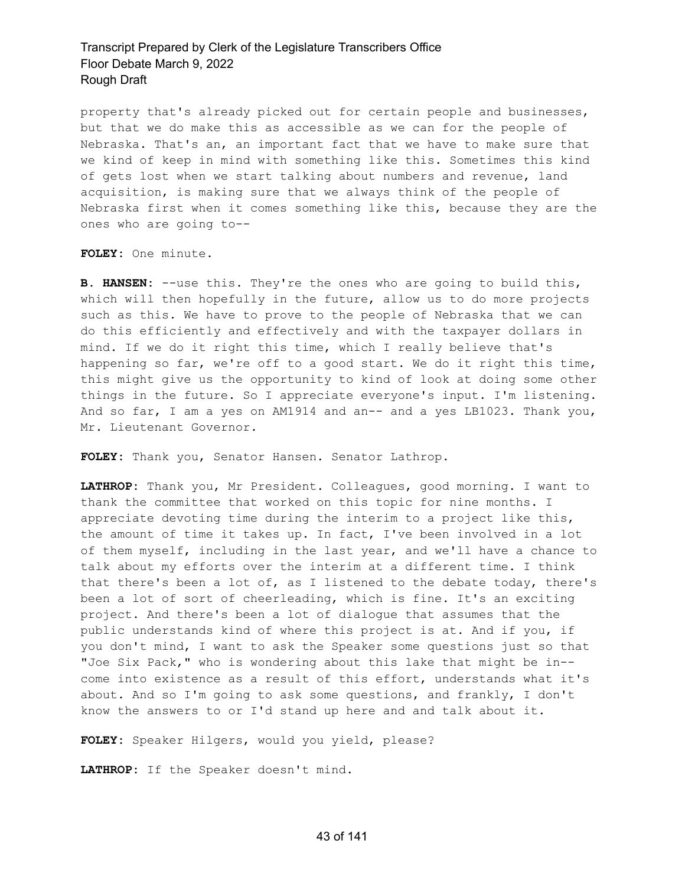property that's already picked out for certain people and businesses, but that we do make this as accessible as we can for the people of Nebraska. That's an, an important fact that we have to make sure that we kind of keep in mind with something like this. Sometimes this kind of gets lost when we start talking about numbers and revenue, land acquisition, is making sure that we always think of the people of Nebraska first when it comes something like this, because they are the ones who are going to--

**FOLEY:** One minute.

**B. HANSEN:** --use this. They're the ones who are going to build this, which will then hopefully in the future, allow us to do more projects such as this. We have to prove to the people of Nebraska that we can do this efficiently and effectively and with the taxpayer dollars in mind. If we do it right this time, which I really believe that's happening so far, we're off to a good start. We do it right this time, this might give us the opportunity to kind of look at doing some other things in the future. So I appreciate everyone's input. I'm listening. And so far, I am a yes on AM1914 and an-- and a yes LB1023. Thank you, Mr. Lieutenant Governor.

**FOLEY:** Thank you, Senator Hansen. Senator Lathrop.

**LATHROP:** Thank you, Mr President. Colleagues, good morning. I want to thank the committee that worked on this topic for nine months. I appreciate devoting time during the interim to a project like this, the amount of time it takes up. In fact, I've been involved in a lot of them myself, including in the last year, and we'll have a chance to talk about my efforts over the interim at a different time. I think that there's been a lot of, as I listened to the debate today, there's been a lot of sort of cheerleading, which is fine. It's an exciting project. And there's been a lot of dialogue that assumes that the public understands kind of where this project is at. And if you, if you don't mind, I want to ask the Speaker some questions just so that "Joe Six Pack," who is wondering about this lake that might be in-- come into existence as a result of this effort, understands what it's about. And so I'm going to ask some questions, and frankly, I don't know the answers to or I'd stand up here and and talk about it.

**FOLEY:** Speaker Hilgers, would you yield, please?

**LATHROP:** If the Speaker doesn't mind.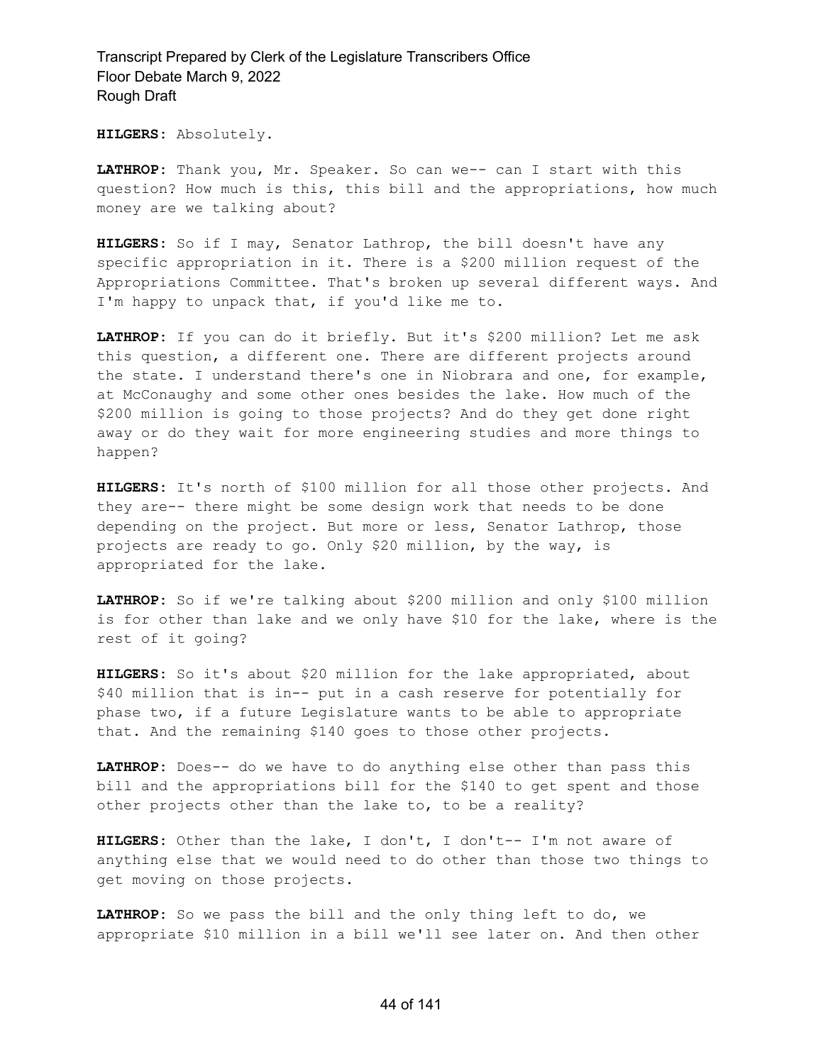**HILGERS:** Absolutely.

**LATHROP:** Thank you, Mr. Speaker. So can we-- can I start with this question? How much is this, this bill and the appropriations, how much money are we talking about?

**HILGERS:** So if I may, Senator Lathrop, the bill doesn't have any specific appropriation in it. There is a $200 million request of the Appropriations Committee. That's broken up several different ways. And I'm happy to unpack that, if you'd like me to.

**LATHROP:** If you can do it briefly. But it's $200 million? Let me ask this question, a different one. There are different projects around the state. I understand there's one in Niobrara and one, for example, at McConaughy and some other ones besides the lake. How much of the $200 million is going to those projects? And do they get done right away or do they wait for more engineering studies and more things to happen?

**HILGERS:** It's north of $100 million for all those other projects. And they are-- there might be some design work that needs to be done depending on the project. But more or less, Senator Lathrop, those projects are ready to go. Only $20 million, by the way, is appropriated for the lake.

**LATHROP:** So if we're talking about $200 million and only $100 million is for other than lake and we only have $10 for the lake, where is the rest of it going?

**HILGERS:** So it's about $20 million for the lake appropriated, about $40 million that is in-- put in a cash reserve for potentially for phase two, if a future Legislature wants to be able to appropriate that. And the remaining $140 goes to those other projects.

**LATHROP:** Does-- do we have to do anything else other than pass this bill and the appropriations bill for the $140 to get spent and those other projects other than the lake to, to be a reality?

**HILGERS:** Other than the lake, I don't, I don't-- I'm not aware of anything else that we would need to do other than those two things to get moving on those projects.

**LATHROP:** So we pass the bill and the only thing left to do, we appropriate $10 million in a bill we'll see later on. And then other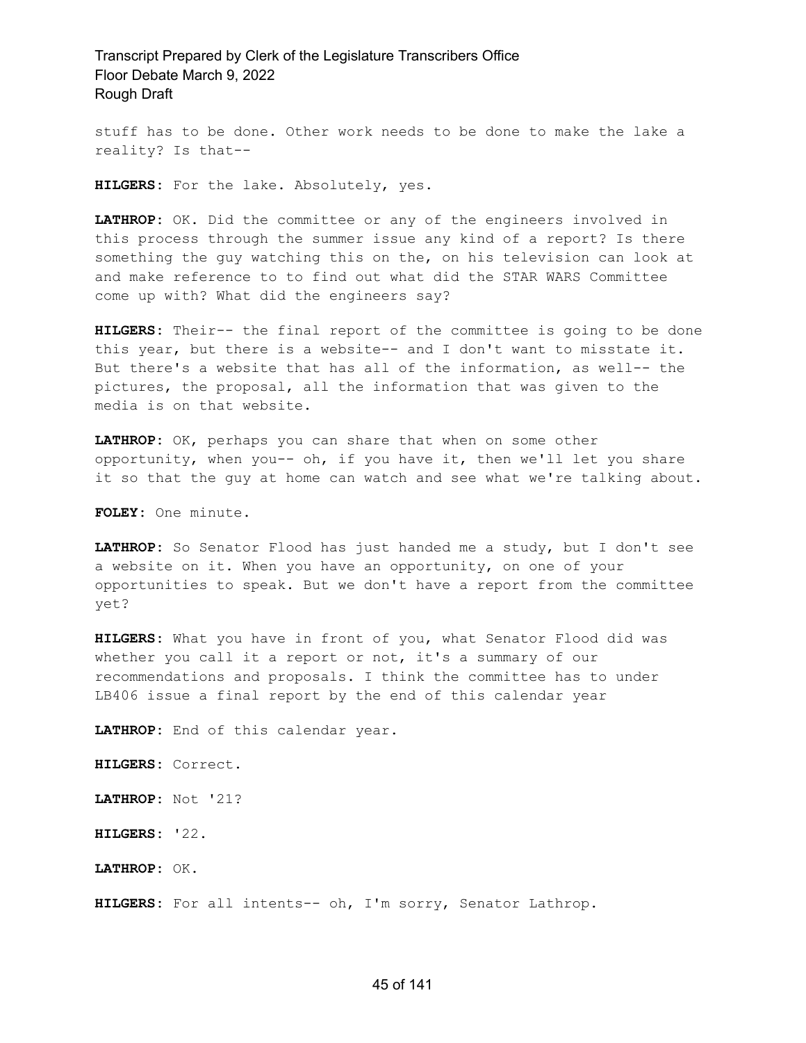stuff has to be done. Other work needs to be done to make the lake a reality? Is that--

**HILGERS:** For the lake. Absolutely, yes.

**LATHROP:** OK. Did the committee or any of the engineers involved in this process through the summer issue any kind of a report? Is there something the guy watching this on the, on his television can look at and make reference to to find out what did the STAR WARS Committee come up with? What did the engineers say?

**HILGERS:** Their-- the final report of the committee is going to be done this year, but there is a website-- and I don't want to misstate it. But there's a website that has all of the information, as well-- the pictures, the proposal, all the information that was given to the media is on that website.

**LATHROP:** OK, perhaps you can share that when on some other opportunity, when you-- oh, if you have it, then we'll let you share it so that the guy at home can watch and see what we're talking about.

**FOLEY:** One minute.

**LATHROP:** So Senator Flood has just handed me a study, but I don't see a website on it. When you have an opportunity, on one of your opportunities to speak. But we don't have a report from the committee yet?

**HILGERS:** What you have in front of you, what Senator Flood did was whether you call it a report or not, it's a summary of our recommendations and proposals. I think the committee has to under LB406 issue a final report by the end of this calendar year

**LATHROP:** End of this calendar year.

**HILGERS:** Correct.

**LATHROP:** Not '21?

**HILGERS:** '22.

**LATHROP:** OK.

**HILGERS:** For all intents-- oh, I'm sorry, Senator Lathrop.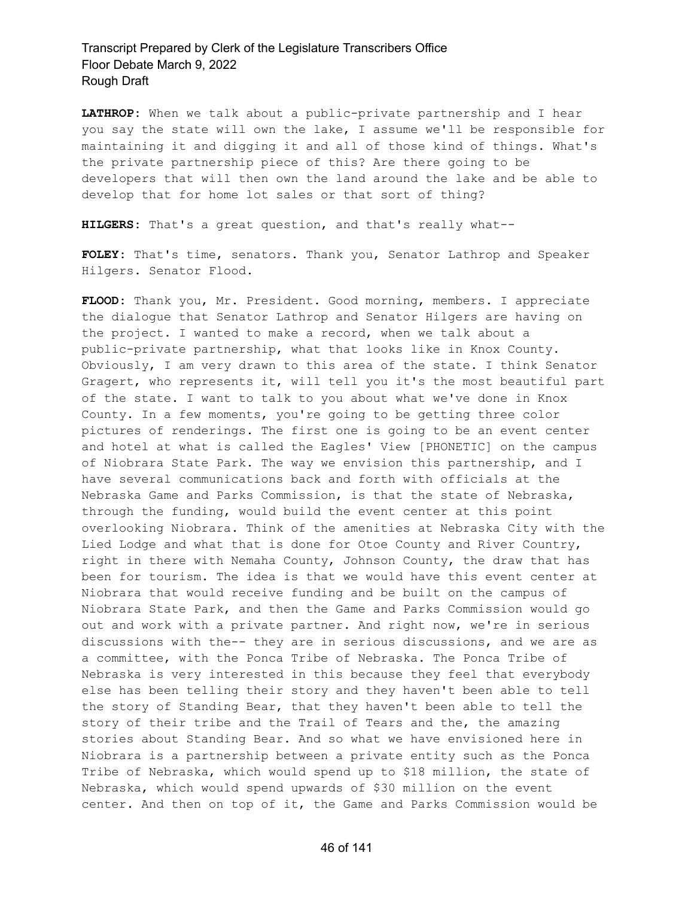**LATHROP:** When we talk about a public-private partnership and I hear you say the state will own the lake, I assume we'll be responsible for maintaining it and digging it and all of those kind of things. What's the private partnership piece of this? Are there going to be developers that will then own the land around the lake and be able to develop that for home lot sales or that sort of thing?

**HILGERS:** That's a great question, and that's really what--

**FOLEY:** That's time, senators. Thank you, Senator Lathrop and Speaker Hilgers. Senator Flood.

**FLOOD:** Thank you, Mr. President. Good morning, members. I appreciate the dialogue that Senator Lathrop and Senator Hilgers are having on the project. I wanted to make a record, when we talk about a public-private partnership, what that looks like in Knox County. Obviously, I am very drawn to this area of the state. I think Senator Gragert, who represents it, will tell you it's the most beautiful part of the state. I want to talk to you about what we've done in Knox County. In a few moments, you're going to be getting three color pictures of renderings. The first one is going to be an event center and hotel at what is called the Eagles' View [PHONETIC] on the campus of Niobrara State Park. The way we envision this partnership, and I have several communications back and forth with officials at the Nebraska Game and Parks Commission, is that the state of Nebraska, through the funding, would build the event center at this point overlooking Niobrara. Think of the amenities at Nebraska City with the Lied Lodge and what that is done for Otoe County and River Country, right in there with Nemaha County, Johnson County, the draw that has been for tourism. The idea is that we would have this event center at Niobrara that would receive funding and be built on the campus of Niobrara State Park, and then the Game and Parks Commission would go out and work with a private partner. And right now, we're in serious discussions with the-- they are in serious discussions, and we are as a committee, with the Ponca Tribe of Nebraska. The Ponca Tribe of Nebraska is very interested in this because they feel that everybody else has been telling their story and they haven't been able to tell the story of Standing Bear, that they haven't been able to tell the story of their tribe and the Trail of Tears and the, the amazing stories about Standing Bear. And so what we have envisioned here in Niobrara is a partnership between a private entity such as the Ponca Tribe of Nebraska, which would spend up to $18 million, the state of Nebraska, which would spend upwards of $30 million on the event center. And then on top of it, the Game and Parks Commission would be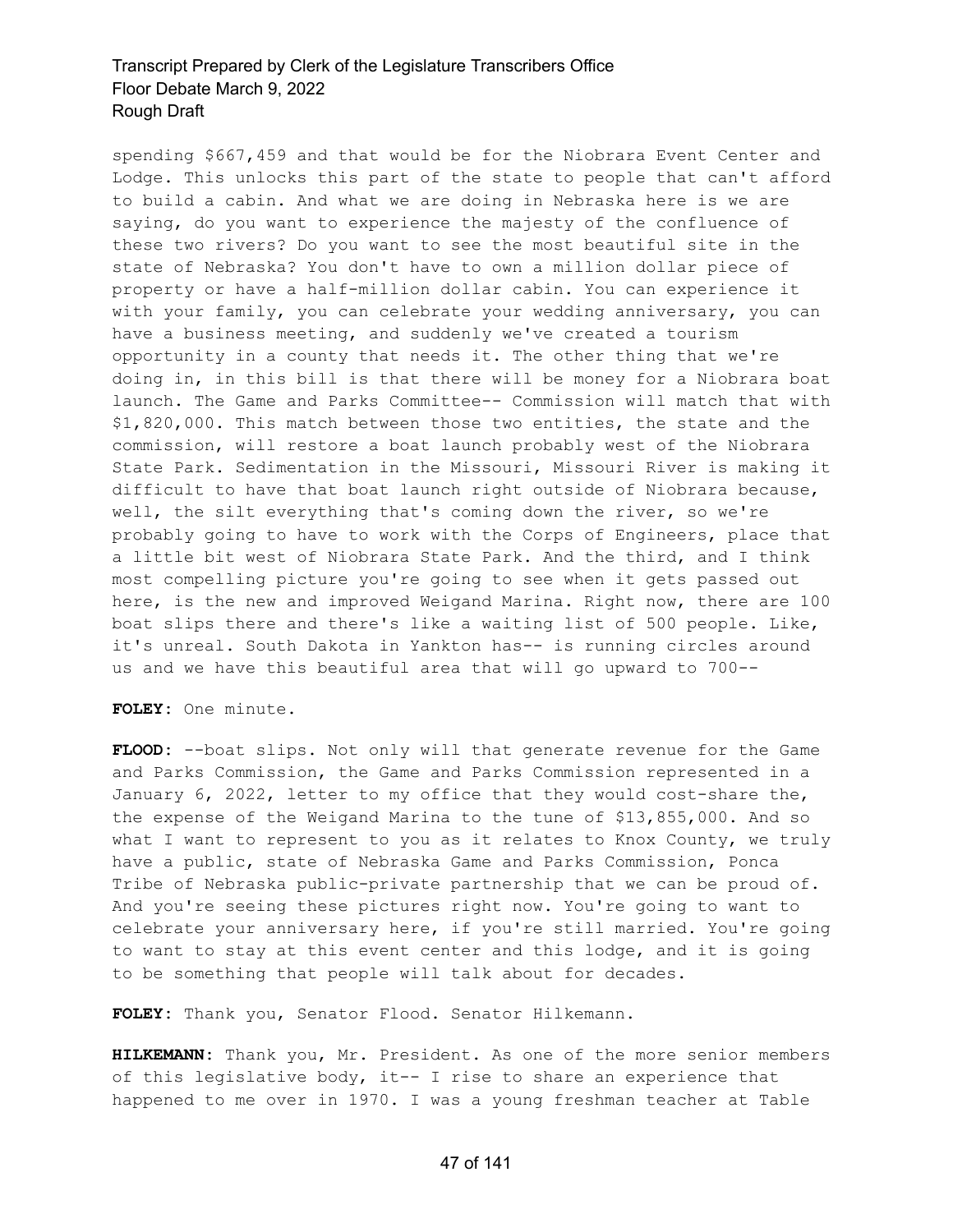spending $667,459 and that would be for the Niobrara Event Center and Lodge. This unlocks this part of the state to people that can't afford to build a cabin. And what we are doing in Nebraska here is we are saying, do you want to experience the majesty of the confluence of these two rivers? Do you want to see the most beautiful site in the state of Nebraska? You don't have to own a million dollar piece of property or have a half-million dollar cabin. You can experience it with your family, you can celebrate your wedding anniversary, you can have a business meeting, and suddenly we've created a tourism opportunity in a county that needs it. The other thing that we're doing in, in this bill is that there will be money for a Niobrara boat launch. The Game and Parks Committee-- Commission will match that with $1,820,000. This match between those two entities, the state and the commission, will restore a boat launch probably west of the Niobrara State Park. Sedimentation in the Missouri, Missouri River is making it difficult to have that boat launch right outside of Niobrara because, well, the silt everything that's coming down the river, so we're probably going to have to work with the Corps of Engineers, place that a little bit west of Niobrara State Park. And the third, and I think most compelling picture you're going to see when it gets passed out here, is the new and improved Weigand Marina. Right now, there are 100 boat slips there and there's like a waiting list of 500 people. Like, it's unreal. South Dakota in Yankton has-- is running circles around us and we have this beautiful area that will go upward to 700--

**FOLEY:** One minute.

**FLOOD:** --boat slips. Not only will that generate revenue for the Game and Parks Commission, the Game and Parks Commission represented in a January 6, 2022, letter to my office that they would cost-share the, the expense of the Weigand Marina to the tune of $13,855,000. And so what I want to represent to you as it relates to Knox County, we truly have a public, state of Nebraska Game and Parks Commission, Ponca Tribe of Nebraska public-private partnership that we can be proud of. And you're seeing these pictures right now. You're going to want to celebrate your anniversary here, if you're still married. You're going to want to stay at this event center and this lodge, and it is going to be something that people will talk about for decades.

**FOLEY:** Thank you, Senator Flood. Senator Hilkemann.

**HILKEMANN:** Thank you, Mr. President. As one of the more senior members of this legislative body, it-- I rise to share an experience that happened to me over in 1970. I was a young freshman teacher at Table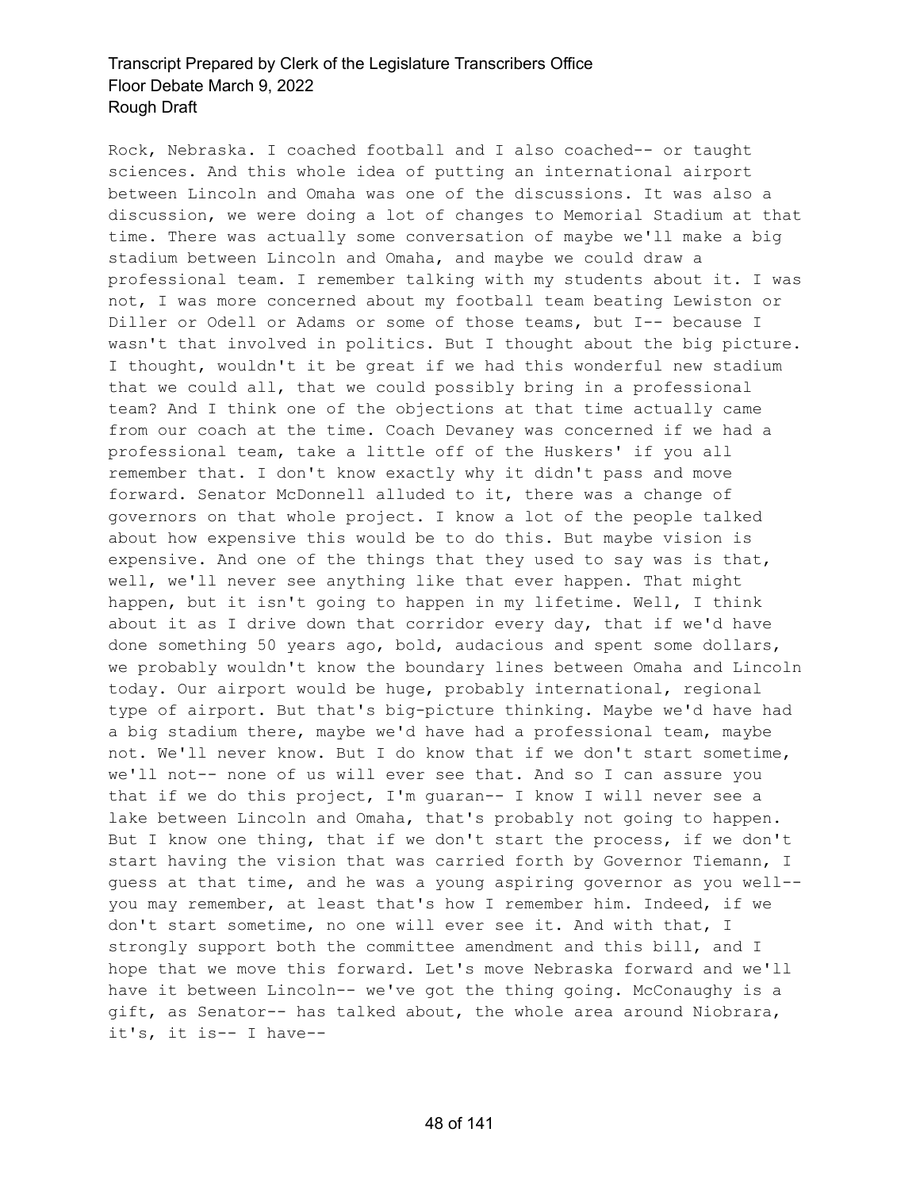Rock, Nebraska. I coached football and I also coached-- or taught sciences. And this whole idea of putting an international airport between Lincoln and Omaha was one of the discussions. It was also a discussion, we were doing a lot of changes to Memorial Stadium at that time. There was actually some conversation of maybe we'll make a big stadium between Lincoln and Omaha, and maybe we could draw a professional team. I remember talking with my students about it. I was not, I was more concerned about my football team beating Lewiston or Diller or Odell or Adams or some of those teams, but I-- because I wasn't that involved in politics. But I thought about the big picture. I thought, wouldn't it be great if we had this wonderful new stadium that we could all, that we could possibly bring in a professional team? And I think one of the objections at that time actually came from our coach at the time. Coach Devaney was concerned if we had a professional team, take a little off of the Huskers' if you all remember that. I don't know exactly why it didn't pass and move forward. Senator McDonnell alluded to it, there was a change of governors on that whole project. I know a lot of the people talked about how expensive this would be to do this. But maybe vision is expensive. And one of the things that they used to say was is that, well, we'll never see anything like that ever happen. That might happen, but it isn't going to happen in my lifetime. Well, I think about it as I drive down that corridor every day, that if we'd have done something 50 years ago, bold, audacious and spent some dollars, we probably wouldn't know the boundary lines between Omaha and Lincoln today. Our airport would be huge, probably international, regional type of airport. But that's big-picture thinking. Maybe we'd have had a big stadium there, maybe we'd have had a professional team, maybe not. We'll never know. But I do know that if we don't start sometime, we'll not-- none of us will ever see that. And so I can assure you that if we do this project, I'm guaran-- I know I will never see a lake between Lincoln and Omaha, that's probably not going to happen. But I know one thing, that if we don't start the process, if we don't start having the vision that was carried forth by Governor Tiemann, I guess at that time, and he was a young aspiring governor as you well-- you may remember, at least that's how I remember him. Indeed, if we don't start sometime, no one will ever see it. And with that, I strongly support both the committee amendment and this bill, and I hope that we move this forward. Let's move Nebraska forward and we'll have it between Lincoln-- we've got the thing going. McConaughy is a gift, as Senator-- has talked about, the whole area around Niobrara, it's, it is-- I have--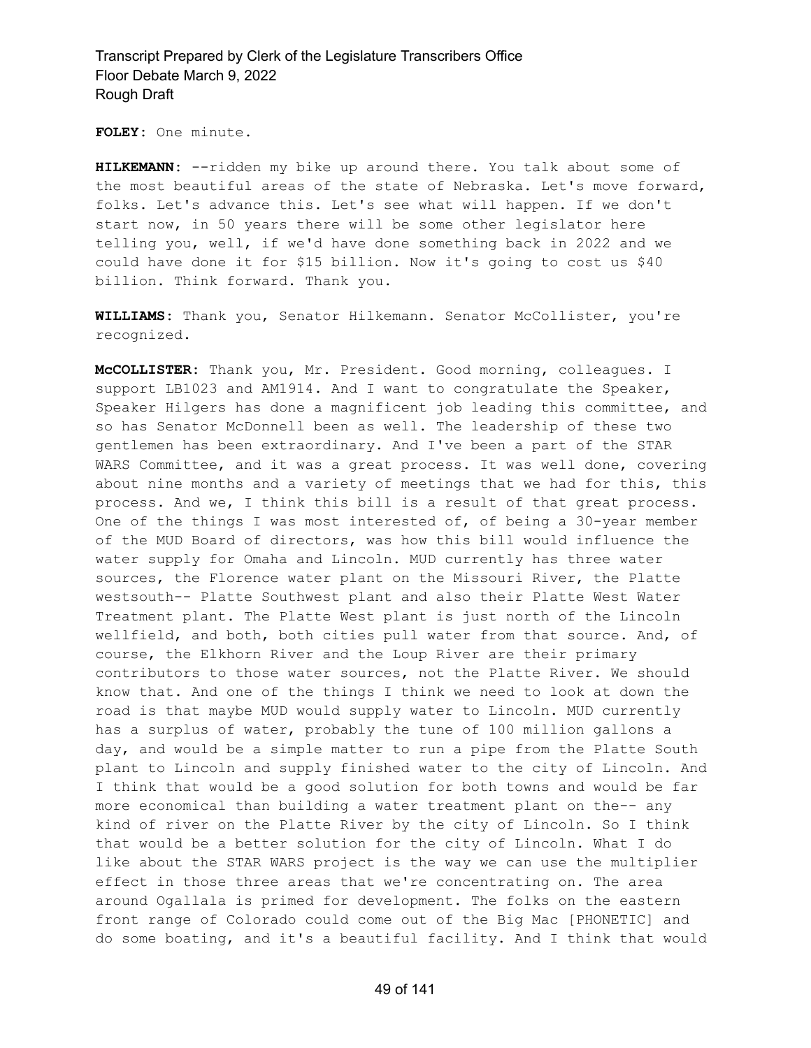**FOLEY:** One minute.

**HILKEMANN:** --ridden my bike up around there. You talk about some of the most beautiful areas of the state of Nebraska. Let's move forward, folks. Let's advance this. Let's see what will happen. If we don't start now, in 50 years there will be some other legislator here telling you, well, if we'd have done something back in 2022 and we could have done it for $15 billion. Now it's going to cost us $40 billion. Think forward. Thank you.

**WILLIAMS:** Thank you, Senator Hilkemann. Senator McCollister, you're recognized.

**McCOLLISTER:** Thank you, Mr. President. Good morning, colleagues. I support LB1023 and AM1914. And I want to congratulate the Speaker, Speaker Hilgers has done a magnificent job leading this committee, and so has Senator McDonnell been as well. The leadership of these two gentlemen has been extraordinary. And I've been a part of the STAR WARS Committee, and it was a great process. It was well done, covering about nine months and a variety of meetings that we had for this, this process. And we, I think this bill is a result of that great process. One of the things I was most interested of, of being a 30-year member of the MUD Board of directors, was how this bill would influence the water supply for Omaha and Lincoln. MUD currently has three water sources, the Florence water plant on the Missouri River, the Platte westsouth-- Platte Southwest plant and also their Platte West Water Treatment plant. The Platte West plant is just north of the Lincoln wellfield, and both, both cities pull water from that source. And, of course, the Elkhorn River and the Loup River are their primary contributors to those water sources, not the Platte River. We should know that. And one of the things I think we need to look at down the road is that maybe MUD would supply water to Lincoln. MUD currently has a surplus of water, probably the tune of 100 million gallons a day, and would be a simple matter to run a pipe from the Platte South plant to Lincoln and supply finished water to the city of Lincoln. And I think that would be a good solution for both towns and would be far more economical than building a water treatment plant on the-- any kind of river on the Platte River by the city of Lincoln. So I think that would be a better solution for the city of Lincoln. What I do like about the STAR WARS project is the way we can use the multiplier effect in those three areas that we're concentrating on. The area around Ogallala is primed for development. The folks on the eastern front range of Colorado could come out of the Big Mac [PHONETIC] and do some boating, and it's a beautiful facility. And I think that would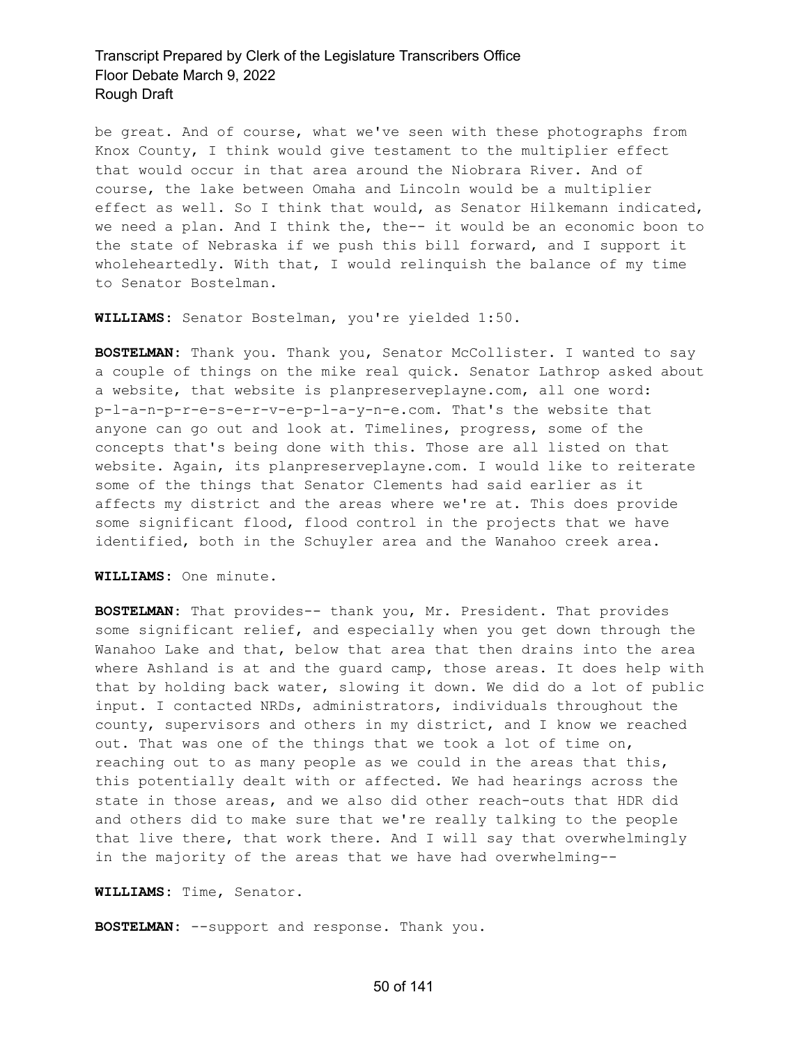be great. And of course, what we've seen with these photographs from Knox County, I think would give testament to the multiplier effect that would occur in that area around the Niobrara River. And of course, the lake between Omaha and Lincoln would be a multiplier effect as well. So I think that would, as Senator Hilkemann indicated, we need a plan. And I think the, the-- it would be an economic boon to the state of Nebraska if we push this bill forward, and I support it wholeheartedly. With that, I would relinquish the balance of my time to Senator Bostelman.

**WILLIAMS:** Senator Bostelman, you're yielded 1:50.

**BOSTELMAN:** Thank you. Thank you, Senator McCollister. I wanted to say a couple of things on the mike real quick. Senator Lathrop asked about a website, that website is planpreserveplayne.com, all one word: p-l-a-n-p-r-e-s-e-r-v-e-p-l-a-y-n-e.com. That's the website that anyone can go out and look at. Timelines, progress, some of the concepts that's being done with this. Those are all listed on that website. Again, its planpreserveplayne.com. I would like to reiterate some of the things that Senator Clements had said earlier as it affects my district and the areas where we're at. This does provide some significant flood, flood control in the projects that we have identified, both in the Schuyler area and the Wanahoo creek area.

**WILLIAMS:** One minute.

**BOSTELMAN:** That provides-- thank you, Mr. President. That provides some significant relief, and especially when you get down through the Wanahoo Lake and that, below that area that then drains into the area where Ashland is at and the guard camp, those areas. It does help with that by holding back water, slowing it down. We did do a lot of public input. I contacted NRDs, administrators, individuals throughout the county, supervisors and others in my district, and I know we reached out. That was one of the things that we took a lot of time on, reaching out to as many people as we could in the areas that this, this potentially dealt with or affected. We had hearings across the state in those areas, and we also did other reach-outs that HDR did and others did to make sure that we're really talking to the people that live there, that work there. And I will say that overwhelmingly in the majority of the areas that we have had overwhelming--

**WILLIAMS:** Time, Senator.

**BOSTELMAN:** --support and response. Thank you.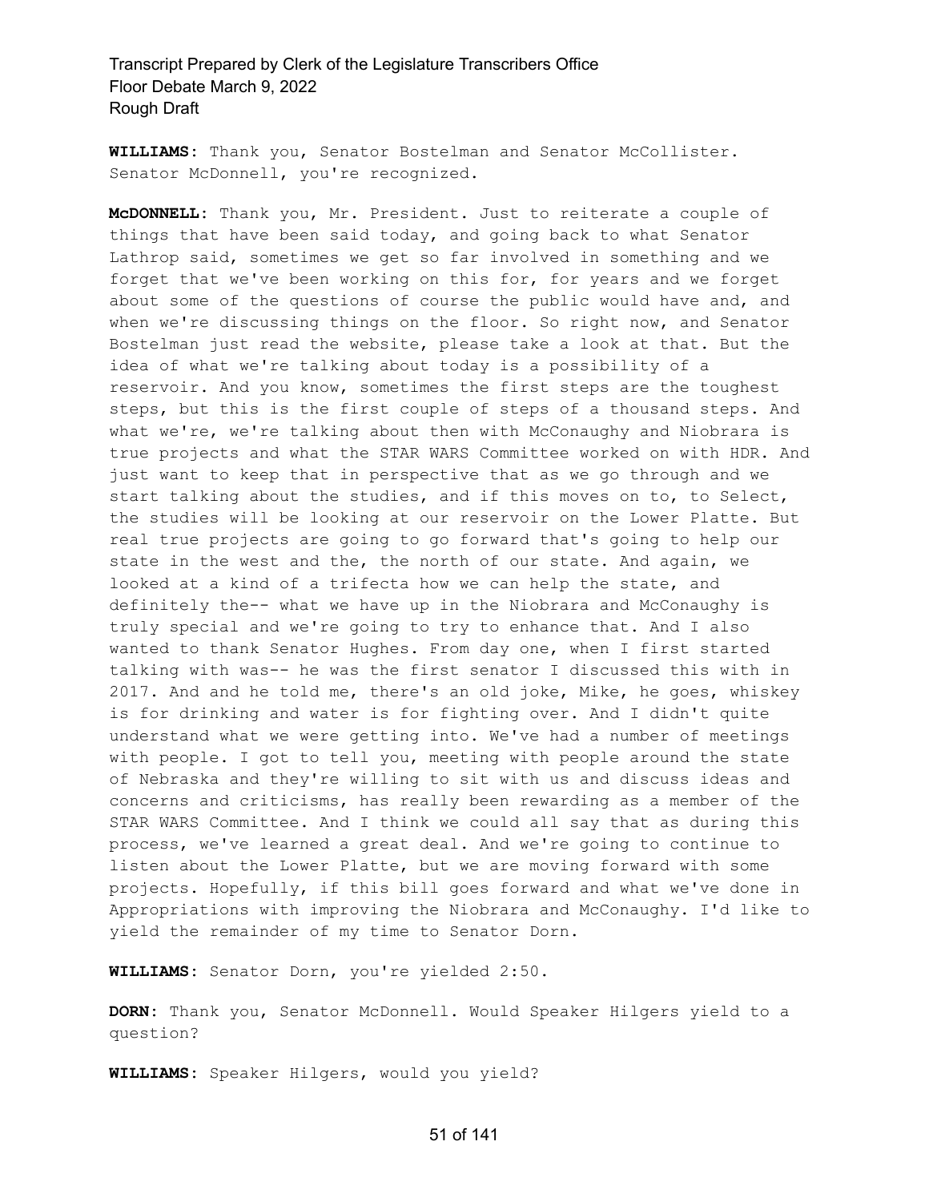**WILLIAMS:** Thank you, Senator Bostelman and Senator McCollister. Senator McDonnell, you're recognized.

**McDONNELL:** Thank you, Mr. President. Just to reiterate a couple of things that have been said today, and going back to what Senator Lathrop said, sometimes we get so far involved in something and we forget that we've been working on this for, for years and we forget about some of the questions of course the public would have and, and when we're discussing things on the floor. So right now, and Senator Bostelman just read the website, please take a look at that. But the idea of what we're talking about today is a possibility of a reservoir. And you know, sometimes the first steps are the toughest steps, but this is the first couple of steps of a thousand steps. And what we're, we're talking about then with McConaughy and Niobrara is true projects and what the STAR WARS Committee worked on with HDR. And just want to keep that in perspective that as we go through and we start talking about the studies, and if this moves on to, to Select, the studies will be looking at our reservoir on the Lower Platte. But real true projects are going to go forward that's going to help our state in the west and the, the north of our state. And again, we looked at a kind of a trifecta how we can help the state, and definitely the-- what we have up in the Niobrara and McConaughy is truly special and we're going to try to enhance that. And I also wanted to thank Senator Hughes. From day one, when I first started talking with was-- he was the first senator I discussed this with in 2017. And and he told me, there's an old joke, Mike, he goes, whiskey is for drinking and water is for fighting over. And I didn't quite understand what we were getting into. We've had a number of meetings with people. I got to tell you, meeting with people around the state of Nebraska and they're willing to sit with us and discuss ideas and concerns and criticisms, has really been rewarding as a member of the STAR WARS Committee. And I think we could all say that as during this process, we've learned a great deal. And we're going to continue to listen about the Lower Platte, but we are moving forward with some projects. Hopefully, if this bill goes forward and what we've done in Appropriations with improving the Niobrara and McConaughy. I'd like to yield the remainder of my time to Senator Dorn.

**WILLIAMS:** Senator Dorn, you're yielded 2:50.

**DORN:** Thank you, Senator McDonnell. Would Speaker Hilgers yield to a question?

**WILLIAMS:** Speaker Hilgers, would you yield?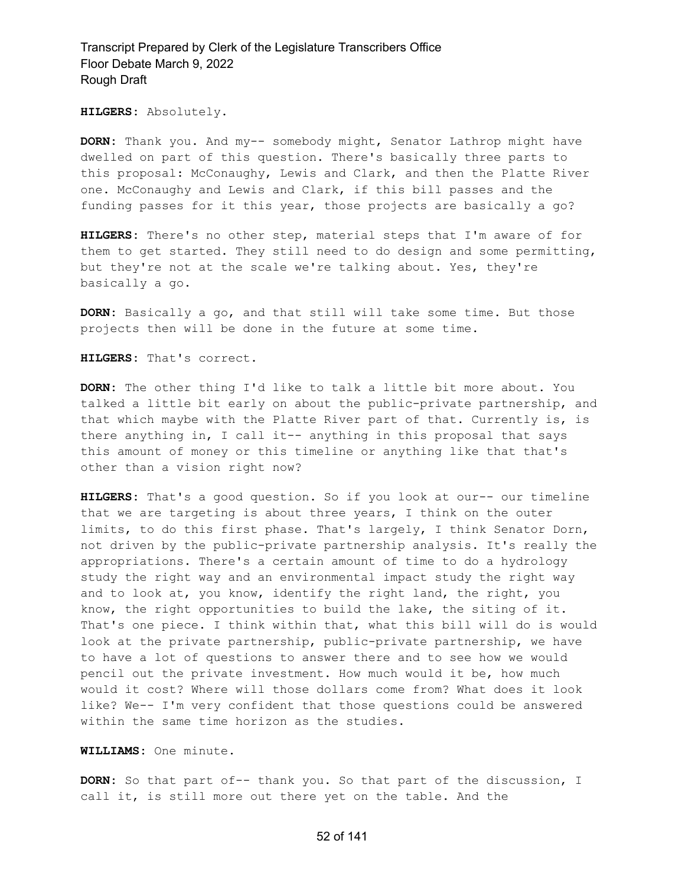**HILGERS:** Absolutely.

**DORN:** Thank you. And my-- somebody might, Senator Lathrop might have dwelled on part of this question. There's basically three parts to this proposal: McConaughy, Lewis and Clark, and then the Platte River one. McConaughy and Lewis and Clark, if this bill passes and the funding passes for it this year, those projects are basically a go?

**HILGERS:** There's no other step, material steps that I'm aware of for them to get started. They still need to do design and some permitting, but they're not at the scale we're talking about. Yes, they're basically a go.

**DORN:** Basically a go, and that still will take some time. But those projects then will be done in the future at some time.

**HILGERS:** That's correct.

**DORN:** The other thing I'd like to talk a little bit more about. You talked a little bit early on about the public-private partnership, and that which maybe with the Platte River part of that. Currently is, is there anything in, I call it-- anything in this proposal that says this amount of money or this timeline or anything like that that's other than a vision right now?

**HILGERS:** That's a good question. So if you look at our-- our timeline that we are targeting is about three years, I think on the outer limits, to do this first phase. That's largely, I think Senator Dorn, not driven by the public-private partnership analysis. It's really the appropriations. There's a certain amount of time to do a hydrology study the right way and an environmental impact study the right way and to look at, you know, identify the right land, the right, you know, the right opportunities to build the lake, the siting of it. That's one piece. I think within that, what this bill will do is would look at the private partnership, public-private partnership, we have to have a lot of questions to answer there and to see how we would pencil out the private investment. How much would it be, how much would it cost? Where will those dollars come from? What does it look like? We-- I'm very confident that those questions could be answered within the same time horizon as the studies.

**WILLIAMS:** One minute.

**DORN:** So that part of-- thank you. So that part of the discussion, I call it, is still more out there yet on the table. And the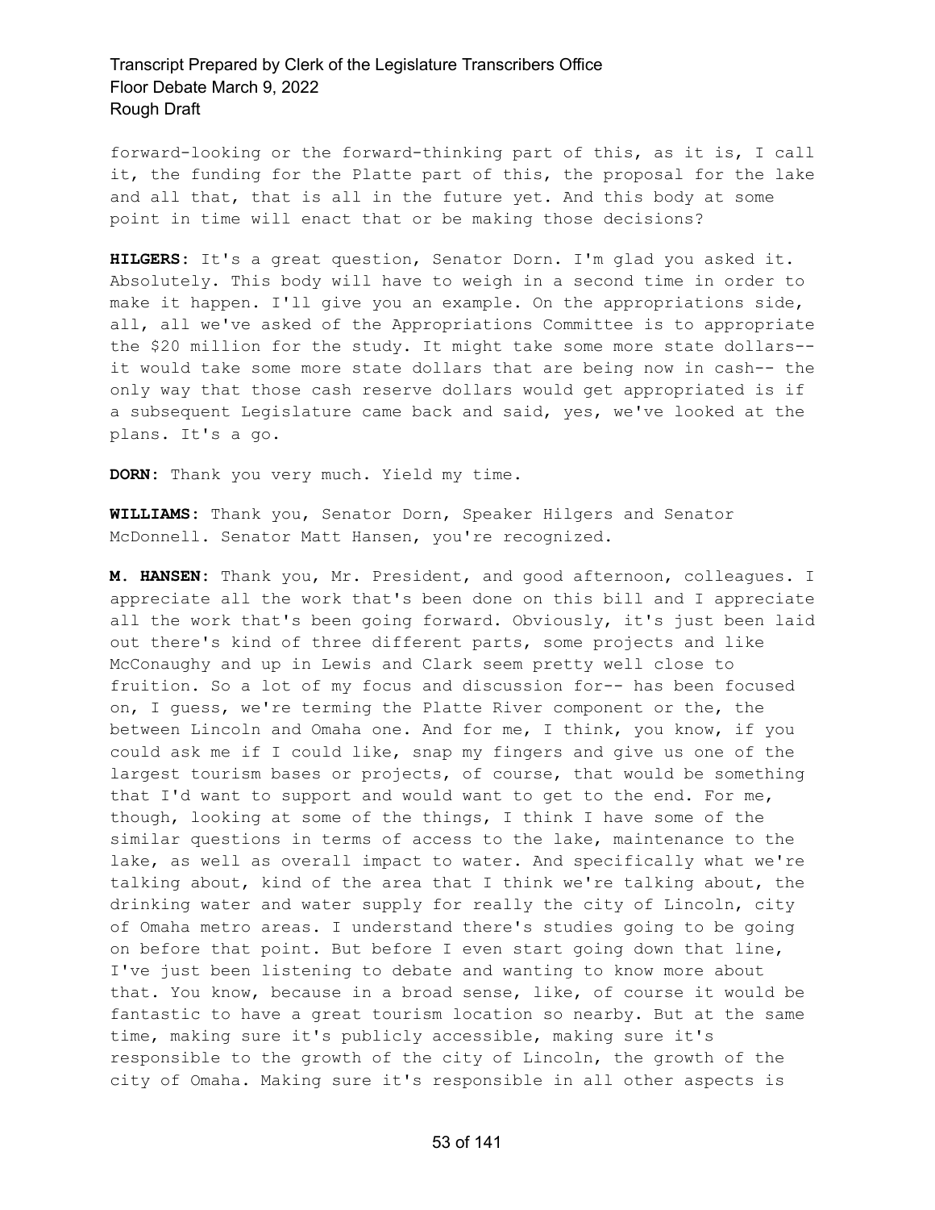forward-looking or the forward-thinking part of this, as it is, I call it, the funding for the Platte part of this, the proposal for the lake and all that, that is all in the future yet. And this body at some point in time will enact that or be making those decisions?

**HILGERS:** It's a great question, Senator Dorn. I'm glad you asked it. Absolutely. This body will have to weigh in a second time in order to make it happen. I'll give you an example. On the appropriations side, all, all we've asked of the Appropriations Committee is to appropriate the $20 million for the study. It might take some more state dollars-- it would take some more state dollars that are being now in cash-- the only way that those cash reserve dollars would get appropriated is if a subsequent Legislature came back and said, yes, we've looked at the plans. It's a go.

**DORN:** Thank you very much. Yield my time.

**WILLIAMS:** Thank you, Senator Dorn, Speaker Hilgers and Senator McDonnell. Senator Matt Hansen, you're recognized.

**M. HANSEN:** Thank you, Mr. President, and good afternoon, colleagues. I appreciate all the work that's been done on this bill and I appreciate all the work that's been going forward. Obviously, it's just been laid out there's kind of three different parts, some projects and like McConaughy and up in Lewis and Clark seem pretty well close to fruition. So a lot of my focus and discussion for-- has been focused on, I guess, we're terming the Platte River component or the, the between Lincoln and Omaha one. And for me, I think, you know, if you could ask me if I could like, snap my fingers and give us one of the largest tourism bases or projects, of course, that would be something that I'd want to support and would want to get to the end. For me, though, looking at some of the things, I think I have some of the similar questions in terms of access to the lake, maintenance to the lake, as well as overall impact to water. And specifically what we're talking about, kind of the area that I think we're talking about, the drinking water and water supply for really the city of Lincoln, city of Omaha metro areas. I understand there's studies going to be going on before that point. But before I even start going down that line, I've just been listening to debate and wanting to know more about that. You know, because in a broad sense, like, of course it would be fantastic to have a great tourism location so nearby. But at the same time, making sure it's publicly accessible, making sure it's responsible to the growth of the city of Lincoln, the growth of the city of Omaha. Making sure it's responsible in all other aspects is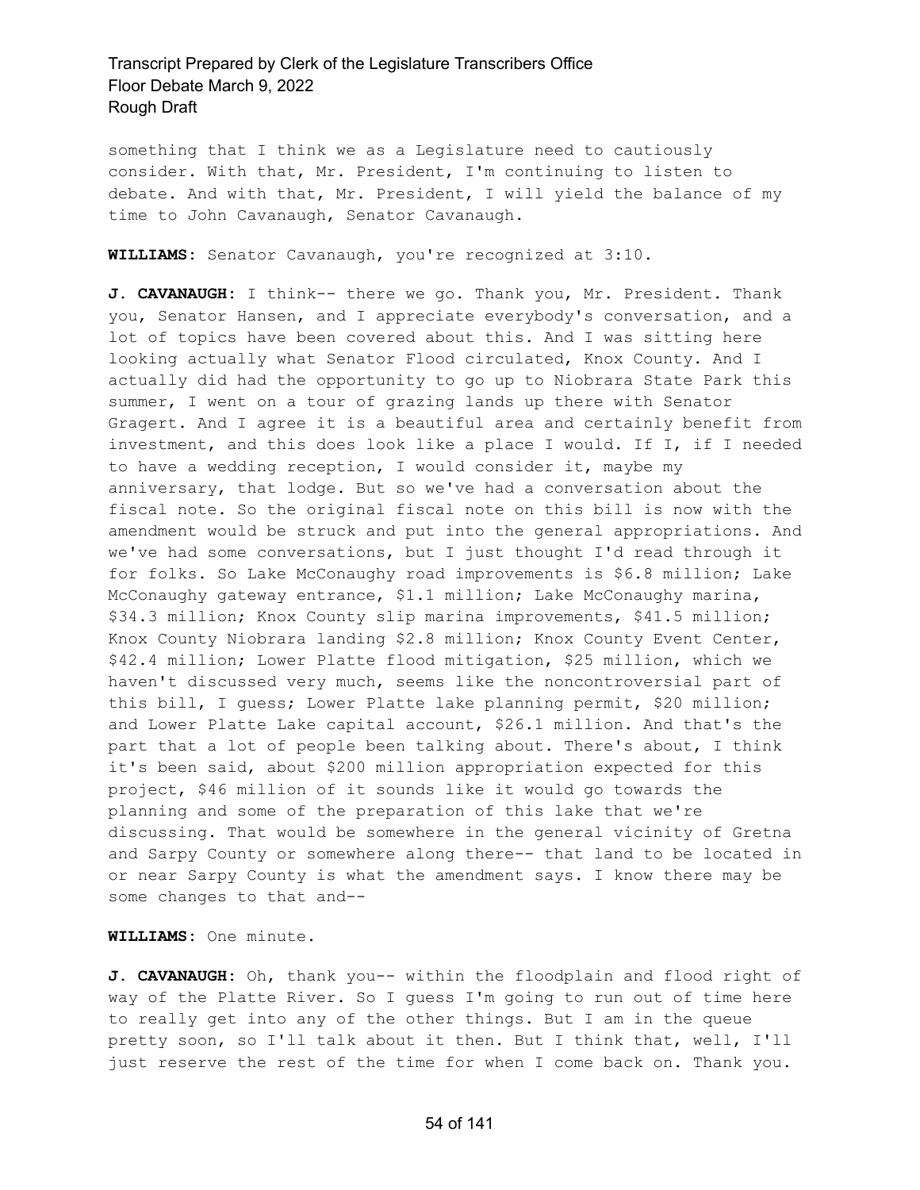something that I think we as a Legislature need to cautiously consider. With that, Mr. President, I'm continuing to listen to debate. And with that, Mr. President, I will yield the balance of my time to John Cavanaugh, Senator Cavanaugh.

**WILLIAMS:** Senator Cavanaugh, you're recognized at 3:10.

**J. CAVANAUGH:** I think-- there we go. Thank you, Mr. President. Thank you, Senator Hansen, and I appreciate everybody's conversation, and a lot of topics have been covered about this. And I was sitting here looking actually what Senator Flood circulated, Knox County. And I actually did had the opportunity to go up to Niobrara State Park this summer, I went on a tour of grazing lands up there with Senator Gragert. And I agree it is a beautiful area and certainly benefit from investment, and this does look like a place I would. If I, if I needed to have a wedding reception, I would consider it, maybe my anniversary, that lodge. But so we've had a conversation about the fiscal note. So the original fiscal note on this bill is now with the amendment would be struck and put into the general appropriations. And we've had some conversations, but I just thought I'd read through it for folks. So Lake McConaughy road improvements is $6.8 million; Lake McConaughy gateway entrance, $1.1 million; Lake McConaughy marina, $34.3 million; Knox County slip marina improvements, $41.5 million; Knox County Niobrara landing $2.8 million; Knox County Event Center, $42.4 million; Lower Platte flood mitigation, $25 million, which we haven't discussed very much, seems like the noncontroversial part of this bill, I guess; Lower Platte lake planning permit, $20 million; and Lower Platte Lake capital account, $26.1 million. And that's the part that a lot of people been talking about. There's about, I think it's been said, about $200 million appropriation expected for this project, $46 million of it sounds like it would go towards the planning and some of the preparation of this lake that we're discussing. That would be somewhere in the general vicinity of Gretna and Sarpy County or somewhere along there-- that land to be located in or near Sarpy County is what the amendment says. I know there may be some changes to that and--

**WILLIAMS:** One minute.

**J. CAVANAUGH:** Oh, thank you-- within the floodplain and flood right of way of the Platte River. So I guess I'm going to run out of time here to really get into any of the other things. But I am in the queue pretty soon, so I'll talk about it then. But I think that, well, I'll just reserve the rest of the time for when I come back on. Thank you.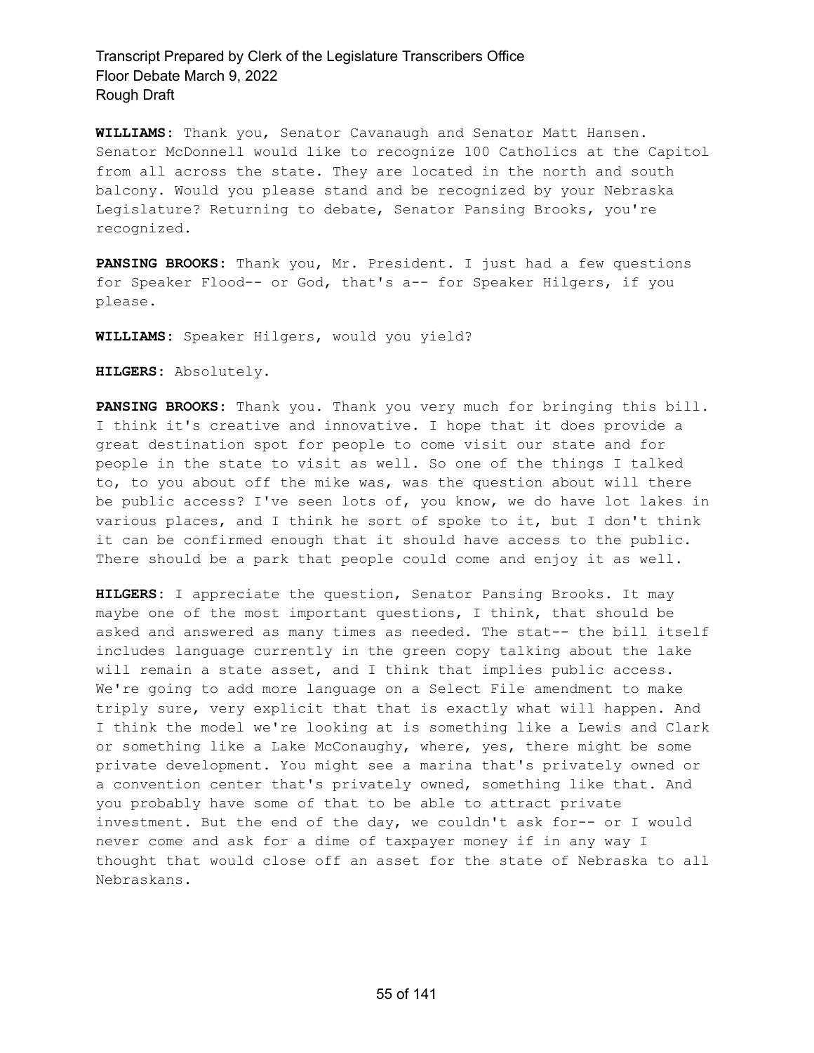**WILLIAMS:** Thank you, Senator Cavanaugh and Senator Matt Hansen. Senator McDonnell would like to recognize 100 Catholics at the Capitol from all across the state. They are located in the north and south balcony. Would you please stand and be recognized by your Nebraska Legislature? Returning to debate, Senator Pansing Brooks, you're recognized.

**PANSING BROOKS:** Thank you, Mr. President. I just had a few questions for Speaker Flood-- or God, that's a-- for Speaker Hilgers, if you please.

**WILLIAMS:** Speaker Hilgers, would you yield?

**HILGERS:** Absolutely.

**PANSING BROOKS:** Thank you. Thank you very much for bringing this bill. I think it's creative and innovative. I hope that it does provide a great destination spot for people to come visit our state and for people in the state to visit as well. So one of the things I talked to, to you about off the mike was, was the question about will there be public access? I've seen lots of, you know, we do have lot lakes in various places, and I think he sort of spoke to it, but I don't think it can be confirmed enough that it should have access to the public. There should be a park that people could come and enjoy it as well.

**HILGERS:** I appreciate the question, Senator Pansing Brooks. It may maybe one of the most important questions, I think, that should be asked and answered as many times as needed. The stat-- the bill itself includes language currently in the green copy talking about the lake will remain a state asset, and I think that implies public access. We're going to add more language on a Select File amendment to make triply sure, very explicit that that is exactly what will happen. And I think the model we're looking at is something like a Lewis and Clark or something like a Lake McConaughy, where, yes, there might be some private development. You might see a marina that's privately owned or a convention center that's privately owned, something like that. And you probably have some of that to be able to attract private investment. But the end of the day, we couldn't ask for-- or I would never come and ask for a dime of taxpayer money if in any way I thought that would close off an asset for the state of Nebraska to all Nebraskans.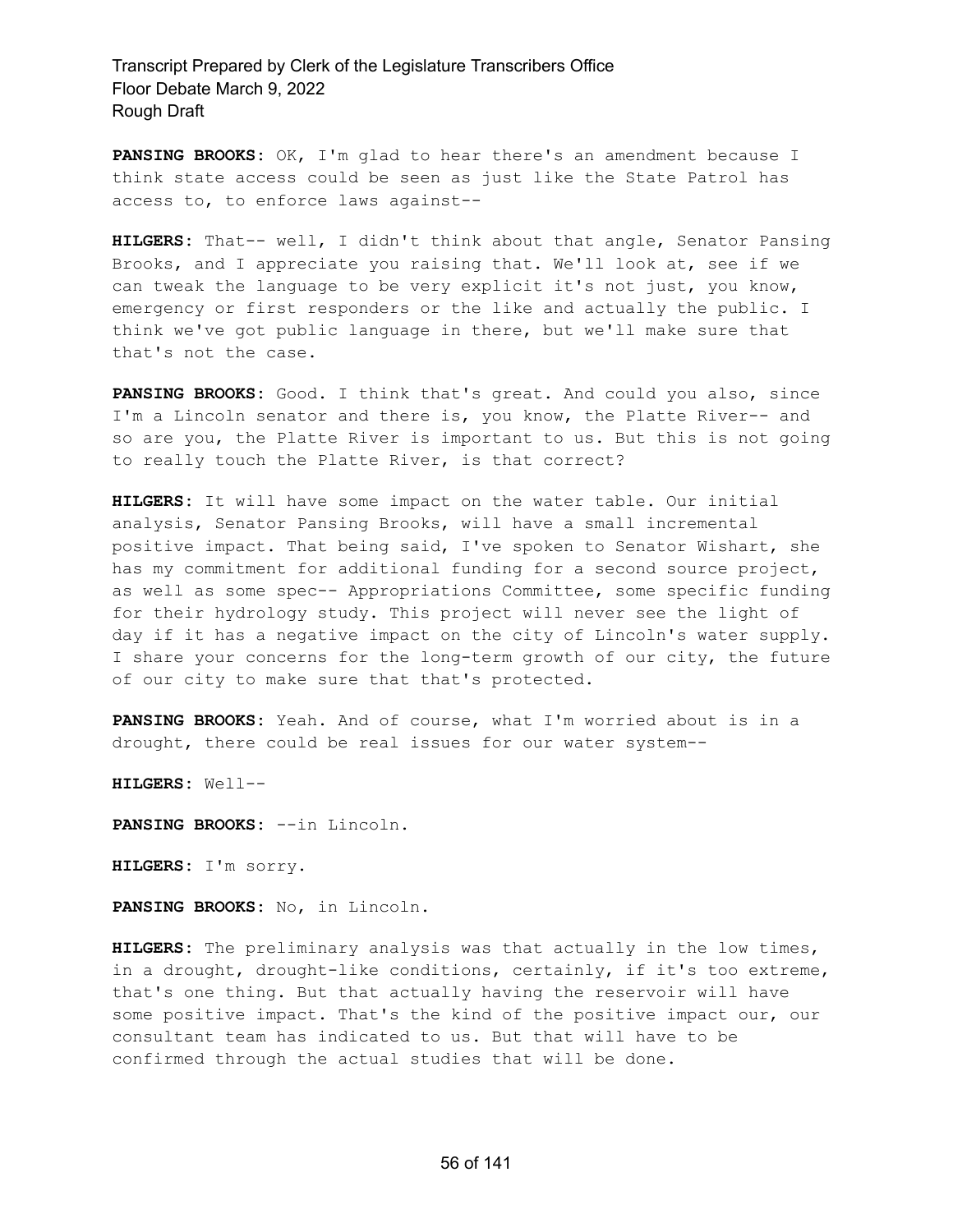**PANSING BROOKS:** OK, I'm glad to hear there's an amendment because I think state access could be seen as just like the State Patrol has access to, to enforce laws against--

**HILGERS:** That-- well, I didn't think about that angle, Senator Pansing Brooks, and I appreciate you raising that. We'll look at, see if we can tweak the language to be very explicit it's not just, you know, emergency or first responders or the like and actually the public. I think we've got public language in there, but we'll make sure that that's not the case.

**PANSING BROOKS:** Good. I think that's great. And could you also, since I'm a Lincoln senator and there is, you know, the Platte River-- and so are you, the Platte River is important to us. But this is not going to really touch the Platte River, is that correct?

**HILGERS:** It will have some impact on the water table. Our initial analysis, Senator Pansing Brooks, will have a small incremental positive impact. That being said, I've spoken to Senator Wishart, she has my commitment for additional funding for a second source project, as well as some spec-- Appropriations Committee, some specific funding for their hydrology study. This project will never see the light of day if it has a negative impact on the city of Lincoln's water supply. I share your concerns for the long-term growth of our city, the future of our city to make sure that that's protected.

**PANSING BROOKS:** Yeah. And of course, what I'm worried about is in a drought, there could be real issues for our water system--

**HILGERS:** Well--

**PANSING BROOKS:** --in Lincoln.

**HILGERS:** I'm sorry.

**PANSING BROOKS:** No, in Lincoln.

**HILGERS:** The preliminary analysis was that actually in the low times, in a drought, drought-like conditions, certainly, if it's too extreme, that's one thing. But that actually having the reservoir will have some positive impact. That's the kind of the positive impact our, our consultant team has indicated to us. But that will have to be confirmed through the actual studies that will be done.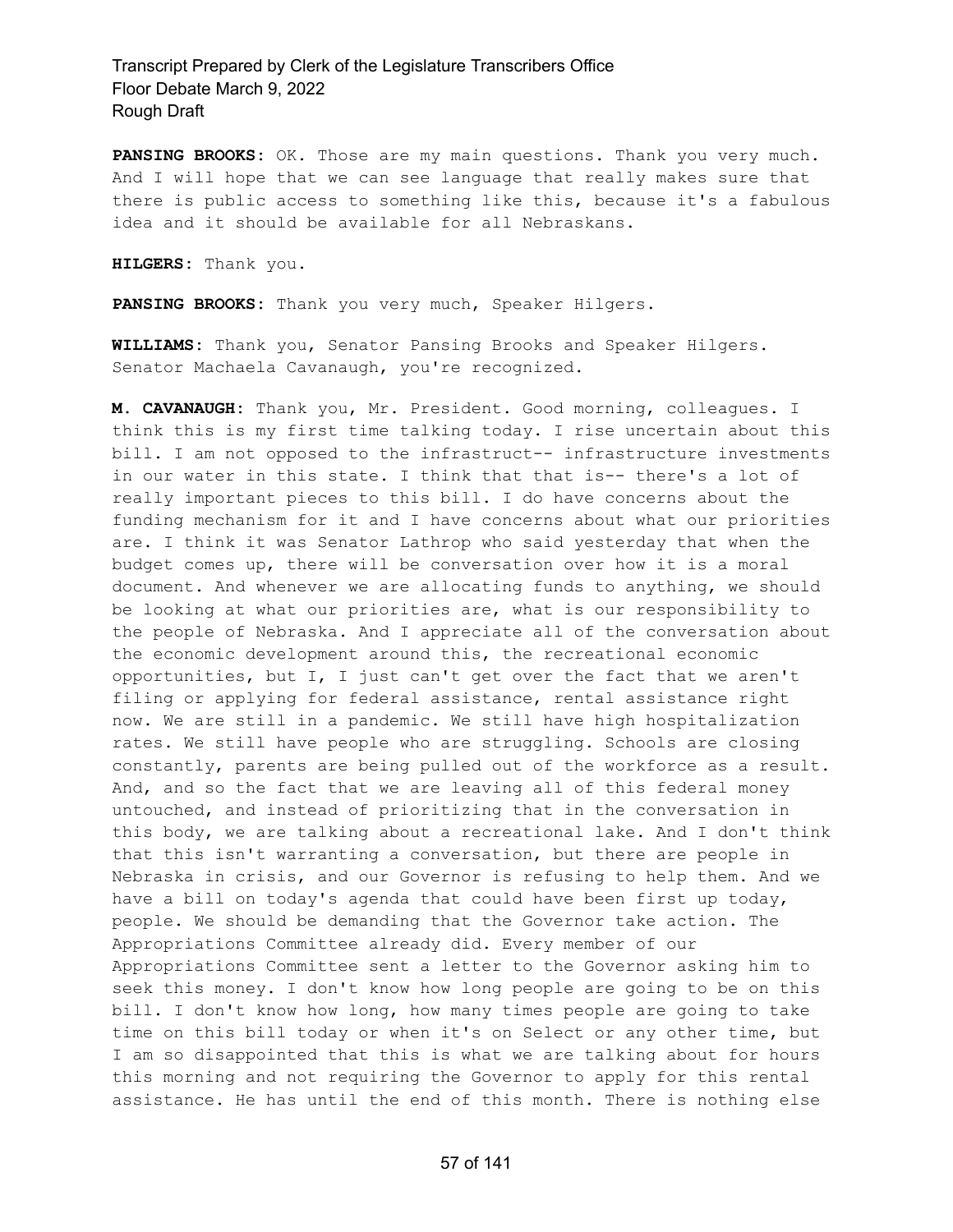**PANSING BROOKS:** OK. Those are my main questions. Thank you very much. And I will hope that we can see language that really makes sure that there is public access to something like this, because it's a fabulous idea and it should be available for all Nebraskans.

**HILGERS:** Thank you.

**PANSING BROOKS:** Thank you very much, Speaker Hilgers.

**WILLIAMS:** Thank you, Senator Pansing Brooks and Speaker Hilgers. Senator Machaela Cavanaugh, you're recognized.

**M. CAVANAUGH:** Thank you, Mr. President. Good morning, colleagues. I think this is my first time talking today. I rise uncertain about this bill. I am not opposed to the infrastruct-- infrastructure investments in our water in this state. I think that that is-- there's a lot of really important pieces to this bill. I do have concerns about the funding mechanism for it and I have concerns about what our priorities are. I think it was Senator Lathrop who said yesterday that when the budget comes up, there will be conversation over how it is a moral document. And whenever we are allocating funds to anything, we should be looking at what our priorities are, what is our responsibility to the people of Nebraska. And I appreciate all of the conversation about the economic development around this, the recreational economic opportunities, but I, I just can't get over the fact that we aren't filing or applying for federal assistance, rental assistance right now. We are still in a pandemic. We still have high hospitalization rates. We still have people who are struggling. Schools are closing constantly, parents are being pulled out of the workforce as a result. And, and so the fact that we are leaving all of this federal money untouched, and instead of prioritizing that in the conversation in this body, we are talking about a recreational lake. And I don't think that this isn't warranting a conversation, but there are people in Nebraska in crisis, and our Governor is refusing to help them. And we have a bill on today's agenda that could have been first up today, people. We should be demanding that the Governor take action. The Appropriations Committee already did. Every member of our Appropriations Committee sent a letter to the Governor asking him to seek this money. I don't know how long people are going to be on this bill. I don't know how long, how many times people are going to take time on this bill today or when it's on Select or any other time, but I am so disappointed that this is what we are talking about for hours this morning and not requiring the Governor to apply for this rental assistance. He has until the end of this month. There is nothing else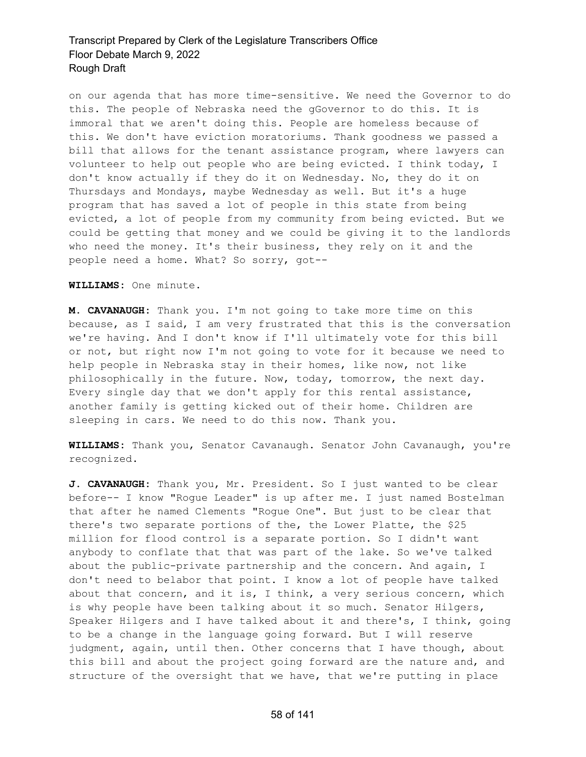on our agenda that has more time-sensitive. We need the Governor to do this. The people of Nebraska need the gGovernor to do this. It is immoral that we aren't doing this. People are homeless because of this. We don't have eviction moratoriums. Thank goodness we passed a bill that allows for the tenant assistance program, where lawyers can volunteer to help out people who are being evicted. I think today, I don't know actually if they do it on Wednesday. No, they do it on Thursdays and Mondays, maybe Wednesday as well. But it's a huge program that has saved a lot of people in this state from being evicted, a lot of people from my community from being evicted. But we could be getting that money and we could be giving it to the landlords who need the money. It's their business, they rely on it and the people need a home. What? So sorry, got--

**WILLIAMS:** One minute.

**M. CAVANAUGH:** Thank you. I'm not going to take more time on this because, as I said, I am very frustrated that this is the conversation we're having. And I don't know if I'll ultimately vote for this bill or not, but right now I'm not going to vote for it because we need to help people in Nebraska stay in their homes, like now, not like philosophically in the future. Now, today, tomorrow, the next day. Every single day that we don't apply for this rental assistance, another family is getting kicked out of their home. Children are sleeping in cars. We need to do this now. Thank you.

**WILLIAMS:** Thank you, Senator Cavanaugh. Senator John Cavanaugh, you're recognized.

**J. CAVANAUGH:** Thank you, Mr. President. So I just wanted to be clear before-- I know "Rogue Leader" is up after me. I just named Bostelman that after he named Clements "Rogue One". But just to be clear that there's two separate portions of the, the Lower Platte, the $25 million for flood control is a separate portion. So I didn't want anybody to conflate that that was part of the lake. So we've talked about the public-private partnership and the concern. And again, I don't need to belabor that point. I know a lot of people have talked about that concern, and it is, I think, a very serious concern, which is why people have been talking about it so much. Senator Hilgers, Speaker Hilgers and I have talked about it and there's, I think, going to be a change in the language going forward. But I will reserve judgment, again, until then. Other concerns that I have though, about this bill and about the project going forward are the nature and, and structure of the oversight that we have, that we're putting in place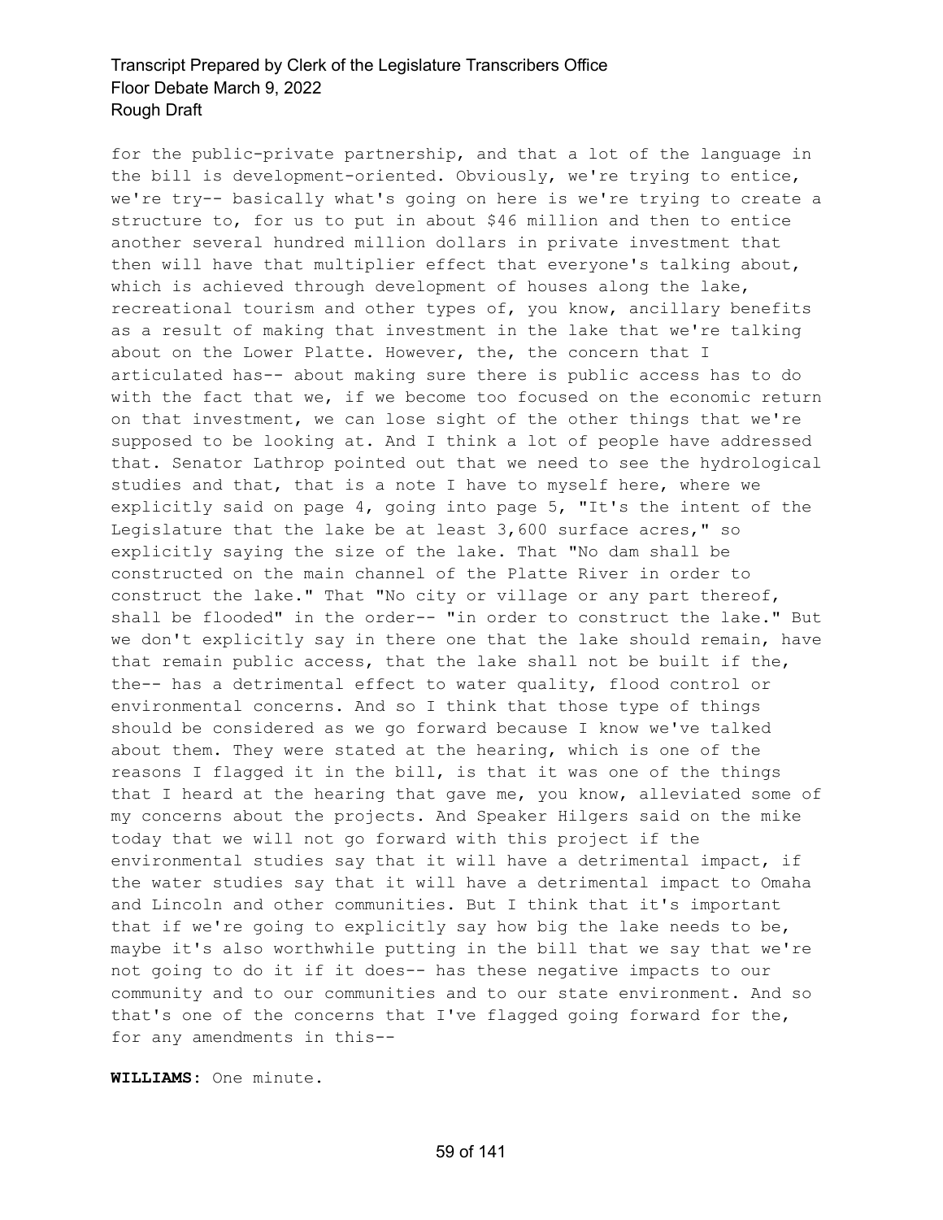for the public-private partnership, and that a lot of the language in the bill is development-oriented. Obviously, we're trying to entice, we're try-- basically what's going on here is we're trying to create a structure to, for us to put in about $46 million and then to entice another several hundred million dollars in private investment that then will have that multiplier effect that everyone's talking about, which is achieved through development of houses along the lake, recreational tourism and other types of, you know, ancillary benefits as a result of making that investment in the lake that we're talking about on the Lower Platte. However, the, the concern that I articulated has-- about making sure there is public access has to do with the fact that we, if we become too focused on the economic return on that investment, we can lose sight of the other things that we're supposed to be looking at. And I think a lot of people have addressed that. Senator Lathrop pointed out that we need to see the hydrological studies and that, that is a note I have to myself here, where we explicitly said on page 4, going into page 5, "It's the intent of the Legislature that the lake be at least 3,600 surface acres," so explicitly saying the size of the lake. That "No dam shall be constructed on the main channel of the Platte River in order to construct the lake." That "No city or village or any part thereof, shall be flooded" in the order-- "in order to construct the lake." But we don't explicitly say in there one that the lake should remain, have that remain public access, that the lake shall not be built if the, the-- has a detrimental effect to water quality, flood control or environmental concerns. And so I think that those type of things should be considered as we go forward because I know we've talked about them. They were stated at the hearing, which is one of the reasons I flagged it in the bill, is that it was one of the things that I heard at the hearing that gave me, you know, alleviated some of my concerns about the projects. And Speaker Hilgers said on the mike today that we will not go forward with this project if the environmental studies say that it will have a detrimental impact, if the water studies say that it will have a detrimental impact to Omaha and Lincoln and other communities. But I think that it's important that if we're going to explicitly say how big the lake needs to be, maybe it's also worthwhile putting in the bill that we say that we're not going to do it if it does-- has these negative impacts to our community and to our communities and to our state environment. And so that's one of the concerns that I've flagged going forward for the, for any amendments in this--

**WILLIAMS:** One minute.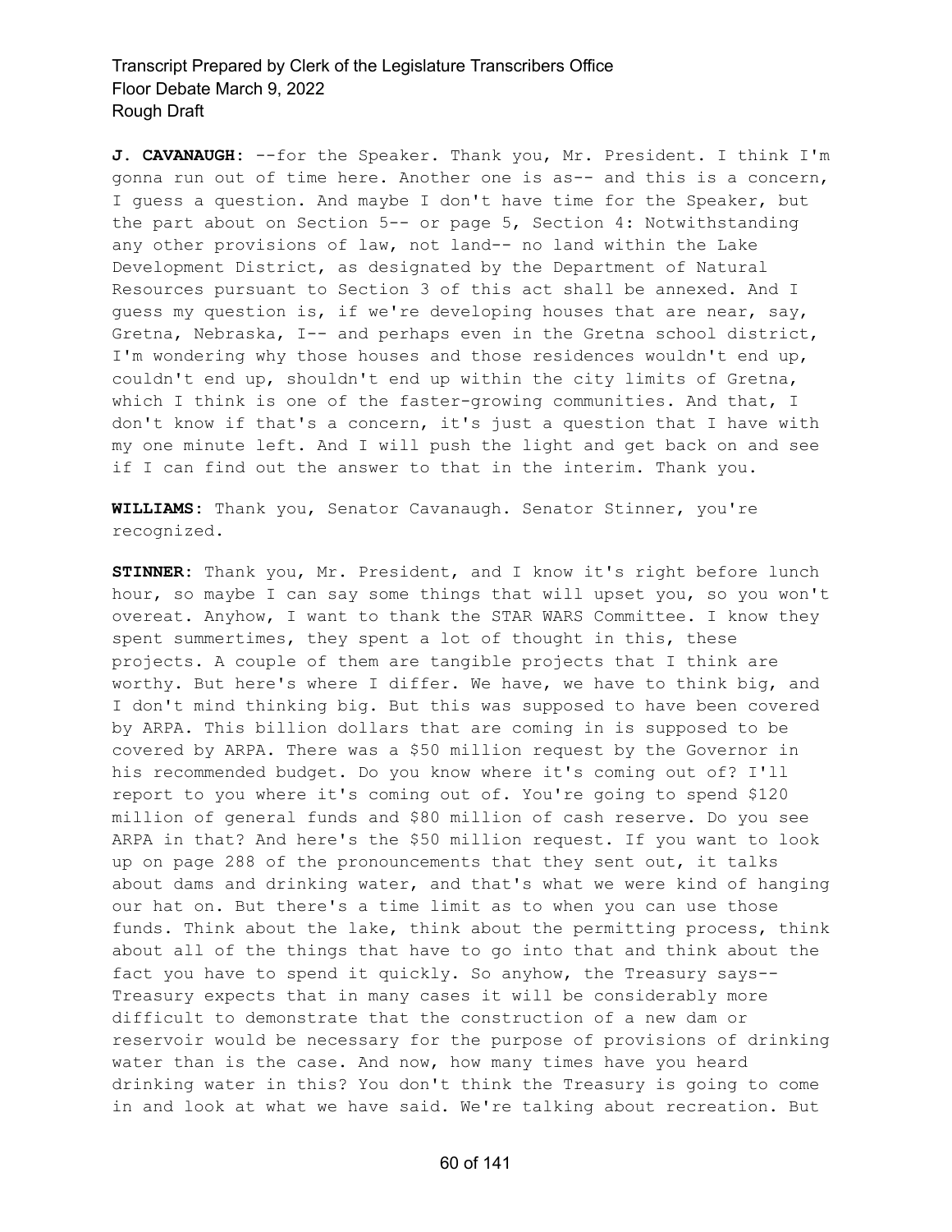**J. CAVANAUGH:** --for the Speaker. Thank you, Mr. President. I think I'm gonna run out of time here. Another one is as-- and this is a concern, I guess a question. And maybe I don't have time for the Speaker, but the part about on Section 5-- or page 5, Section 4: Notwithstanding any other provisions of law, not land-- no land within the Lake Development District, as designated by the Department of Natural Resources pursuant to Section 3 of this act shall be annexed. And I guess my question is, if we're developing houses that are near, say, Gretna, Nebraska, I-- and perhaps even in the Gretna school district, I'm wondering why those houses and those residences wouldn't end up, couldn't end up, shouldn't end up within the city limits of Gretna, which I think is one of the faster-growing communities. And that, I don't know if that's a concern, it's just a question that I have with my one minute left. And I will push the light and get back on and see if I can find out the answer to that in the interim. Thank you.

**WILLIAMS:** Thank you, Senator Cavanaugh. Senator Stinner, you're recognized.

**STINNER:** Thank you, Mr. President, and I know it's right before lunch hour, so maybe I can say some things that will upset you, so you won't overeat. Anyhow, I want to thank the STAR WARS Committee. I know they spent summertimes, they spent a lot of thought in this, these projects. A couple of them are tangible projects that I think are worthy. But here's where I differ. We have, we have to think big, and I don't mind thinking big. But this was supposed to have been covered by ARPA. This billion dollars that are coming in is supposed to be covered by ARPA. There was a $50 million request by the Governor in his recommended budget. Do you know where it's coming out of? I'll report to you where it's coming out of. You're going to spend $120 million of general funds and $80 million of cash reserve. Do you see ARPA in that? And here's the $50 million request. If you want to look up on page 288 of the pronouncements that they sent out, it talks about dams and drinking water, and that's what we were kind of hanging our hat on. But there's a time limit as to when you can use those funds. Think about the lake, think about the permitting process, think about all of the things that have to go into that and think about the fact you have to spend it quickly. So anyhow, the Treasury says-- Treasury expects that in many cases it will be considerably more difficult to demonstrate that the construction of a new dam or reservoir would be necessary for the purpose of provisions of drinking water than is the case. And now, how many times have you heard drinking water in this? You don't think the Treasury is going to come in and look at what we have said. We're talking about recreation. But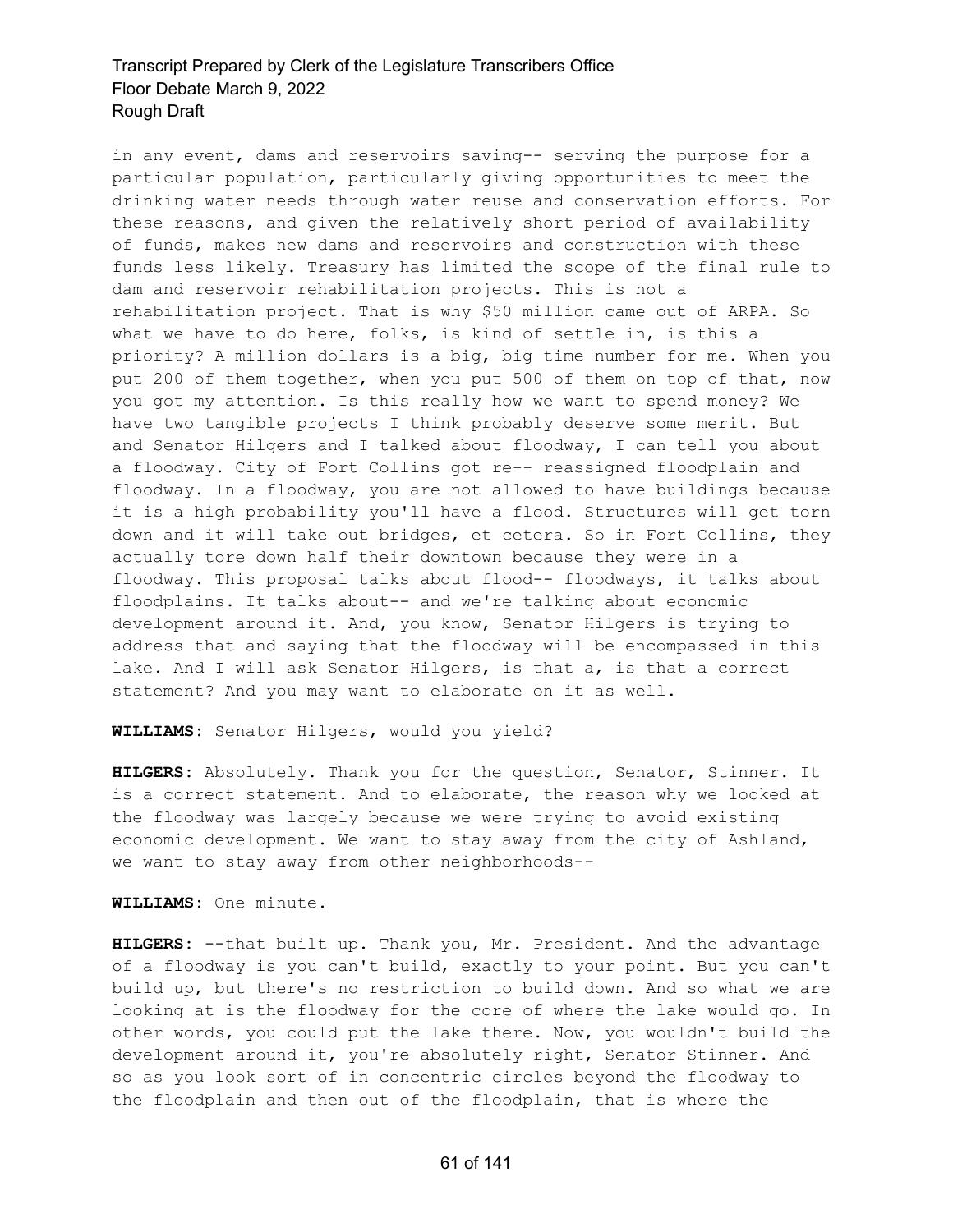in any event, dams and reservoirs saving-- serving the purpose for a particular population, particularly giving opportunities to meet the drinking water needs through water reuse and conservation efforts. For these reasons, and given the relatively short period of availability of funds, makes new dams and reservoirs and construction with these funds less likely. Treasury has limited the scope of the final rule to dam and reservoir rehabilitation projects. This is not a rehabilitation project. That is why $50 million came out of ARPA. So what we have to do here, folks, is kind of settle in, is this a priority? A million dollars is a big, big time number for me. When you put 200 of them together, when you put 500 of them on top of that, now you got my attention. Is this really how we want to spend money? We have two tangible projects I think probably deserve some merit. But and Senator Hilgers and I talked about floodway, I can tell you about a floodway. City of Fort Collins got re-- reassigned floodplain and floodway. In a floodway, you are not allowed to have buildings because it is a high probability you'll have a flood. Structures will get torn down and it will take out bridges, et cetera. So in Fort Collins, they actually tore down half their downtown because they were in a floodway. This proposal talks about flood-- floodways, it talks about floodplains. It talks about-- and we're talking about economic development around it. And, you know, Senator Hilgers is trying to address that and saying that the floodway will be encompassed in this lake. And I will ask Senator Hilgers, is that a, is that a correct statement? And you may want to elaborate on it as well.

**WILLIAMS:** Senator Hilgers, would you yield?

**HILGERS:** Absolutely. Thank you for the question, Senator, Stinner. It is a correct statement. And to elaborate, the reason why we looked at the floodway was largely because we were trying to avoid existing economic development. We want to stay away from the city of Ashland, we want to stay away from other neighborhoods--

**WILLIAMS:** One minute.

**HILGERS:** --that built up. Thank you, Mr. President. And the advantage of a floodway is you can't build, exactly to your point. But you can't build up, but there's no restriction to build down. And so what we are looking at is the floodway for the core of where the lake would go. In other words, you could put the lake there. Now, you wouldn't build the development around it, you're absolutely right, Senator Stinner. And so as you look sort of in concentric circles beyond the floodway to the floodplain and then out of the floodplain, that is where the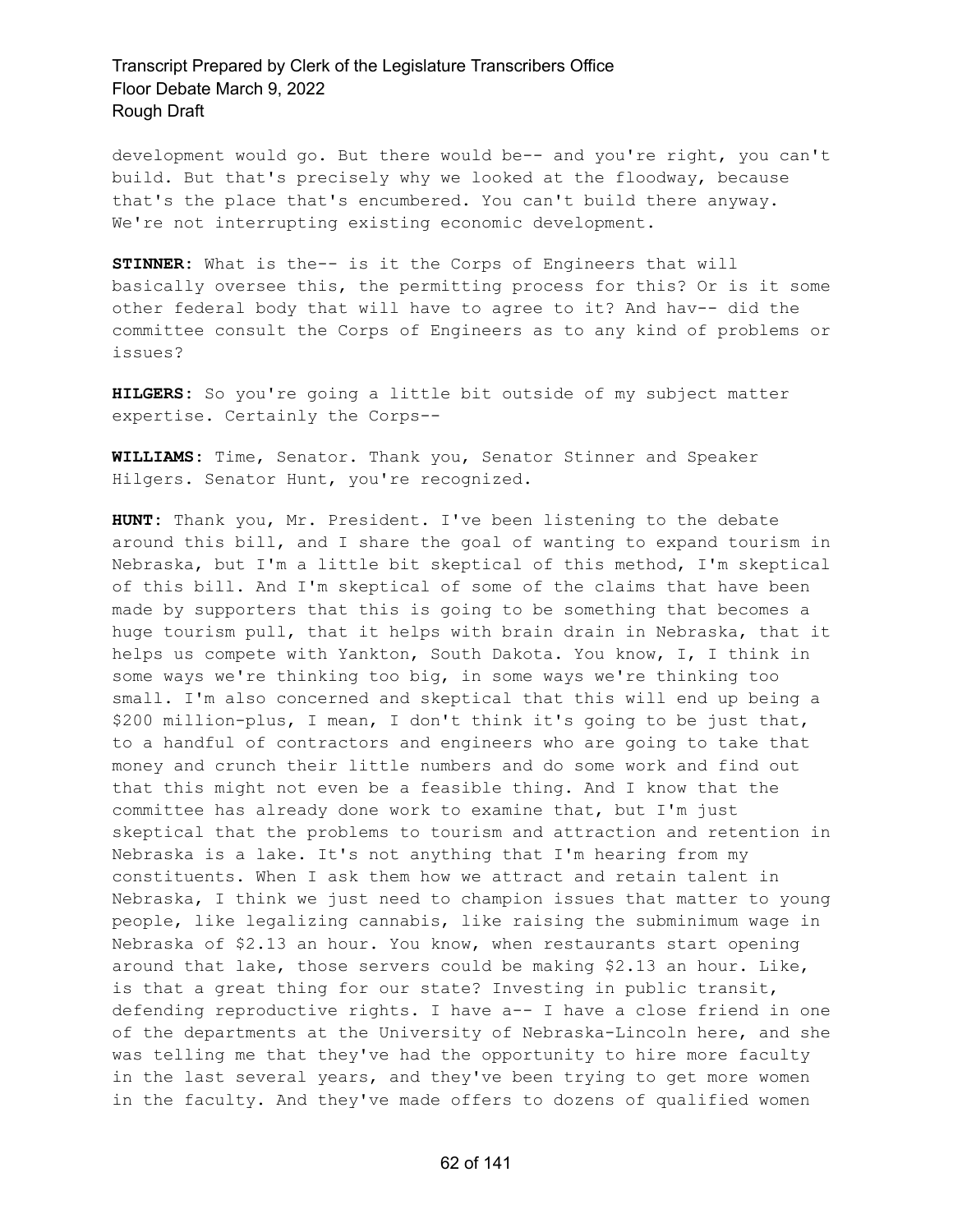development would go. But there would be-- and you're right, you can't build. But that's precisely why we looked at the floodway, because that's the place that's encumbered. You can't build there anyway. We're not interrupting existing economic development.

**STINNER:** What is the-- is it the Corps of Engineers that will basically oversee this, the permitting process for this? Or is it some other federal body that will have to agree to it? And hav-- did the committee consult the Corps of Engineers as to any kind of problems or issues?

**HILGERS:** So you're going a little bit outside of my subject matter expertise. Certainly the Corps--

**WILLIAMS:** Time, Senator. Thank you, Senator Stinner and Speaker Hilgers. Senator Hunt, you're recognized.

**HUNT:** Thank you, Mr. President. I've been listening to the debate around this bill, and I share the goal of wanting to expand tourism in Nebraska, but I'm a little bit skeptical of this method, I'm skeptical of this bill. And I'm skeptical of some of the claims that have been made by supporters that this is going to be something that becomes a huge tourism pull, that it helps with brain drain in Nebraska, that it helps us compete with Yankton, South Dakota. You know, I, I think in some ways we're thinking too big, in some ways we're thinking too small. I'm also concerned and skeptical that this will end up being a $200 million-plus, I mean, I don't think it's going to be just that, to a handful of contractors and engineers who are going to take that money and crunch their little numbers and do some work and find out that this might not even be a feasible thing. And I know that the committee has already done work to examine that, but I'm just skeptical that the problems to tourism and attraction and retention in Nebraska is a lake. It's not anything that I'm hearing from my constituents. When I ask them how we attract and retain talent in Nebraska, I think we just need to champion issues that matter to young people, like legalizing cannabis, like raising the subminimum wage in Nebraska of $2.13 an hour. You know, when restaurants start opening around that lake, those servers could be making $2.13 an hour. Like, is that a great thing for our state? Investing in public transit, defending reproductive rights. I have a-- I have a close friend in one of the departments at the University of Nebraska-Lincoln here, and she was telling me that they've had the opportunity to hire more faculty in the last several years, and they've been trying to get more women in the faculty. And they've made offers to dozens of qualified women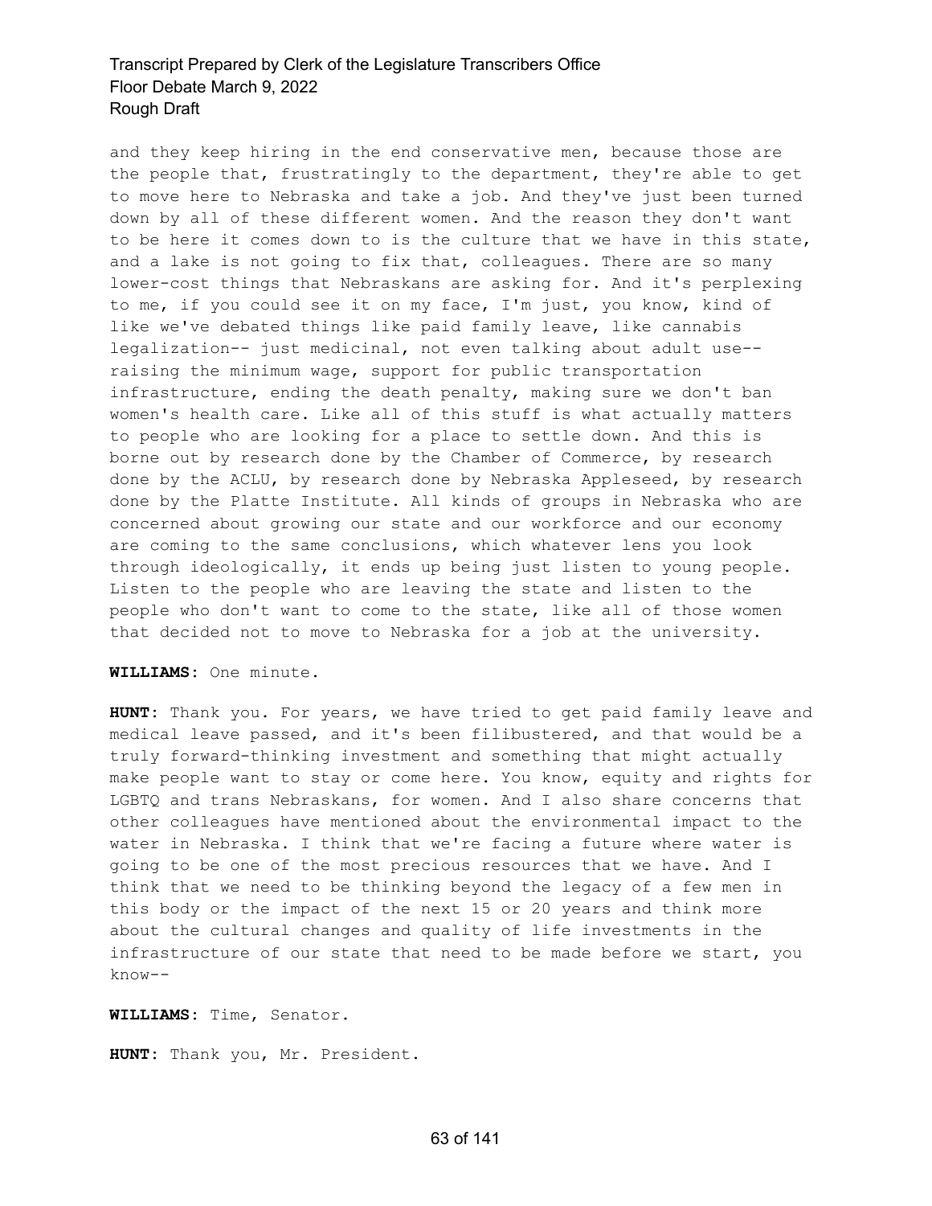and they keep hiring in the end conservative men, because those are the people that, frustratingly to the department, they're able to get to move here to Nebraska and take a job. And they've just been turned down by all of these different women. And the reason they don't want to be here it comes down to is the culture that we have in this state, and a lake is not going to fix that, colleagues. There are so many lower-cost things that Nebraskans are asking for. And it's perplexing to me, if you could see it on my face, I'm just, you know, kind of like we've debated things like paid family leave, like cannabis legalization-- just medicinal, not even talking about adult use-- raising the minimum wage, support for public transportation infrastructure, ending the death penalty, making sure we don't ban women's health care. Like all of this stuff is what actually matters to people who are looking for a place to settle down. And this is borne out by research done by the Chamber of Commerce, by research done by the ACLU, by research done by Nebraska Appleseed, by research done by the Platte Institute. All kinds of groups in Nebraska who are concerned about growing our state and our workforce and our economy are coming to the same conclusions, which whatever lens you look through ideologically, it ends up being just listen to young people. Listen to the people who are leaving the state and listen to the people who don't want to come to the state, like all of those women that decided not to move to Nebraska for a job at the university.

**WILLIAMS:** One minute.

**HUNT:** Thank you. For years, we have tried to get paid family leave and medical leave passed, and it's been filibustered, and that would be a truly forward-thinking investment and something that might actually make people want to stay or come here. You know, equity and rights for LGBTQ and trans Nebraskans, for women. And I also share concerns that other colleagues have mentioned about the environmental impact to the water in Nebraska. I think that we're facing a future where water is going to be one of the most precious resources that we have. And I think that we need to be thinking beyond the legacy of a few men in this body or the impact of the next 15 or 20 years and think more about the cultural changes and quality of life investments in the infrastructure of our state that need to be made before we start, you know--

**WILLIAMS:** Time, Senator.

**HUNT:** Thank you, Mr. President.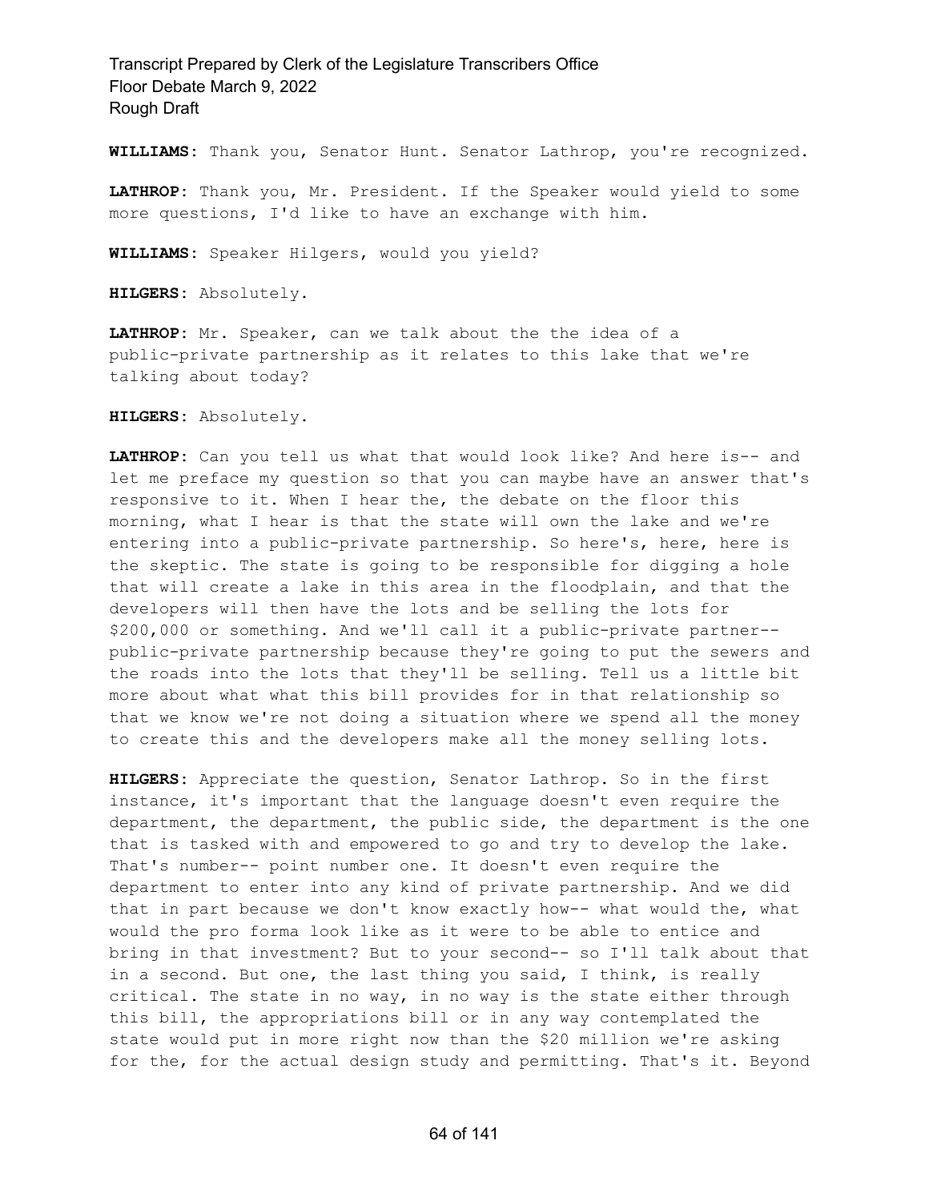**WILLIAMS:** Thank you, Senator Hunt. Senator Lathrop, you're recognized.

**LATHROP:** Thank you, Mr. President. If the Speaker would yield to some more questions, I'd like to have an exchange with him.

**WILLIAMS:** Speaker Hilgers, would you yield?

**HILGERS:** Absolutely.

**LATHROP:** Mr. Speaker, can we talk about the the idea of a public-private partnership as it relates to this lake that we're talking about today?

**HILGERS:** Absolutely.

**LATHROP:** Can you tell us what that would look like? And here is-- and let me preface my question so that you can maybe have an answer that's responsive to it. When I hear the, the debate on the floor this morning, what I hear is that the state will own the lake and we're entering into a public-private partnership. So here's, here, here is the skeptic. The state is going to be responsible for digging a hole that will create a lake in this area in the floodplain, and that the developers will then have the lots and be selling the lots for $200,000 or something. And we'll call it a public-private partner-- public-private partnership because they're going to put the sewers and the roads into the lots that they'll be selling. Tell us a little bit more about what what this bill provides for in that relationship so that we know we're not doing a situation where we spend all the money to create this and the developers make all the money selling lots.

**HILGERS:** Appreciate the question, Senator Lathrop. So in the first instance, it's important that the language doesn't even require the department, the department, the public side, the department is the one that is tasked with and empowered to go and try to develop the lake. That's number-- point number one. It doesn't even require the department to enter into any kind of private partnership. And we did that in part because we don't know exactly how-- what would the, what would the pro forma look like as it were to be able to entice and bring in that investment? But to your second-- so I'll talk about that in a second. But one, the last thing you said, I think, is really critical. The state in no way, in no way is the state either through this bill, the appropriations bill or in any way contemplated the state would put in more right now than the $20 million we're asking for the, for the actual design study and permitting. That's it. Beyond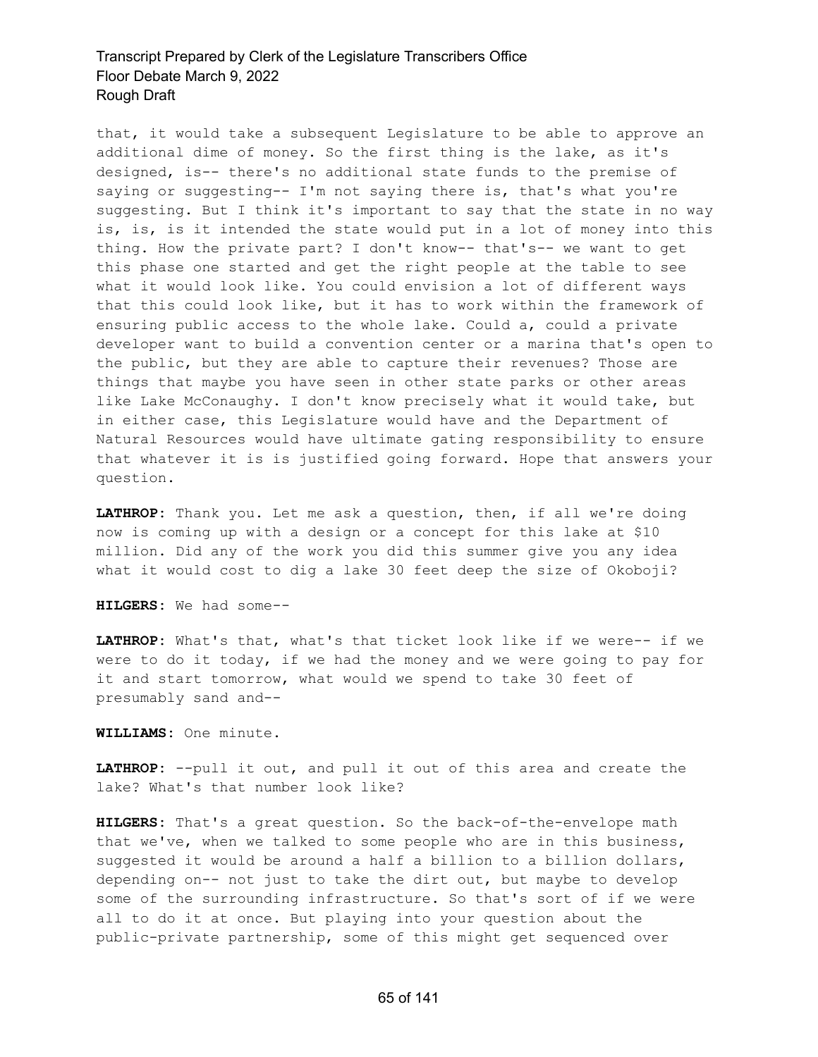that, it would take a subsequent Legislature to be able to approve an additional dime of money. So the first thing is the lake, as it's designed, is-- there's no additional state funds to the premise of saying or suggesting-- I'm not saying there is, that's what you're suggesting. But I think it's important to say that the state in no way is, is, is it intended the state would put in a lot of money into this thing. How the private part? I don't know-- that's-- we want to get this phase one started and get the right people at the table to see what it would look like. You could envision a lot of different ways that this could look like, but it has to work within the framework of ensuring public access to the whole lake. Could a, could a private developer want to build a convention center or a marina that's open to the public, but they are able to capture their revenues? Those are things that maybe you have seen in other state parks or other areas like Lake McConaughy. I don't know precisely what it would take, but in either case, this Legislature would have and the Department of Natural Resources would have ultimate gating responsibility to ensure that whatever it is is justified going forward. Hope that answers your question.

**LATHROP:** Thank you. Let me ask a question, then, if all we're doing now is coming up with a design or a concept for this lake at $10 million. Did any of the work you did this summer give you any idea what it would cost to dig a lake 30 feet deep the size of Okoboji?

**HILGERS:** We had some--

**LATHROP:** What's that, what's that ticket look like if we were-- if we were to do it today, if we had the money and we were going to pay for it and start tomorrow, what would we spend to take 30 feet of presumably sand and--

**WILLIAMS:** One minute.

**LATHROP:** --pull it out, and pull it out of this area and create the lake? What's that number look like?

**HILGERS:** That's a great question. So the back-of-the-envelope math that we've, when we talked to some people who are in this business, suggested it would be around a half a billion to a billion dollars, depending on-- not just to take the dirt out, but maybe to develop some of the surrounding infrastructure. So that's sort of if we were all to do it at once. But playing into your question about the public-private partnership, some of this might get sequenced over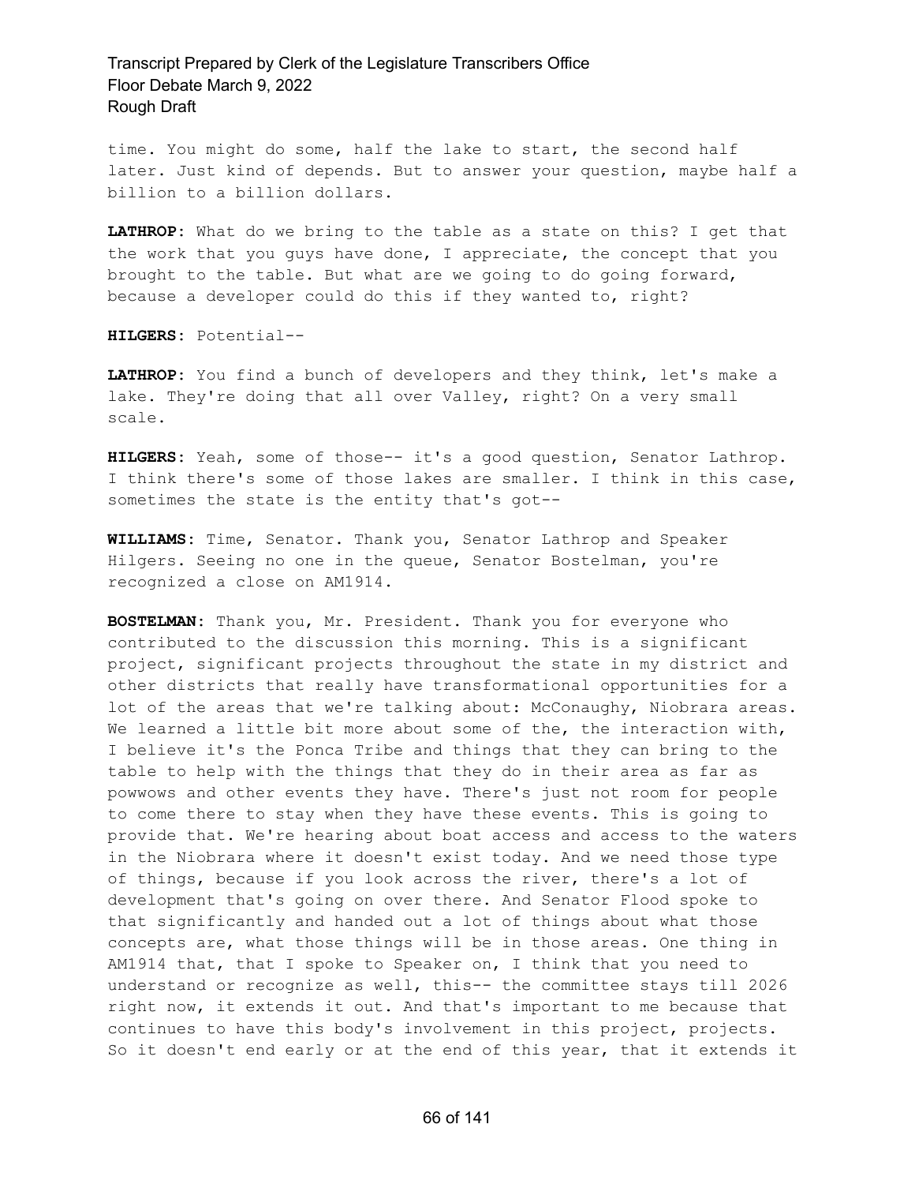time. You might do some, half the lake to start, the second half later. Just kind of depends. But to answer your question, maybe half a billion to a billion dollars.

**LATHROP:** What do we bring to the table as a state on this? I get that the work that you guys have done, I appreciate, the concept that you brought to the table. But what are we going to do going forward, because a developer could do this if they wanted to, right?

**HILGERS:** Potential--

**LATHROP:** You find a bunch of developers and they think, let's make a lake. They're doing that all over Valley, right? On a very small scale.

**HILGERS:** Yeah, some of those-- it's a good question, Senator Lathrop. I think there's some of those lakes are smaller. I think in this case, sometimes the state is the entity that's got--

**WILLIAMS:** Time, Senator. Thank you, Senator Lathrop and Speaker Hilgers. Seeing no one in the queue, Senator Bostelman, you're recognized a close on AM1914.

**BOSTELMAN:** Thank you, Mr. President. Thank you for everyone who contributed to the discussion this morning. This is a significant project, significant projects throughout the state in my district and other districts that really have transformational opportunities for a lot of the areas that we're talking about: McConaughy, Niobrara areas. We learned a little bit more about some of the, the interaction with, I believe it's the Ponca Tribe and things that they can bring to the table to help with the things that they do in their area as far as powwows and other events they have. There's just not room for people to come there to stay when they have these events. This is going to provide that. We're hearing about boat access and access to the waters in the Niobrara where it doesn't exist today. And we need those type of things, because if you look across the river, there's a lot of development that's going on over there. And Senator Flood spoke to that significantly and handed out a lot of things about what those concepts are, what those things will be in those areas. One thing in AM1914 that, that I spoke to Speaker on, I think that you need to understand or recognize as well, this-- the committee stays till 2026 right now, it extends it out. And that's important to me because that continues to have this body's involvement in this project, projects. So it doesn't end early or at the end of this year, that it extends it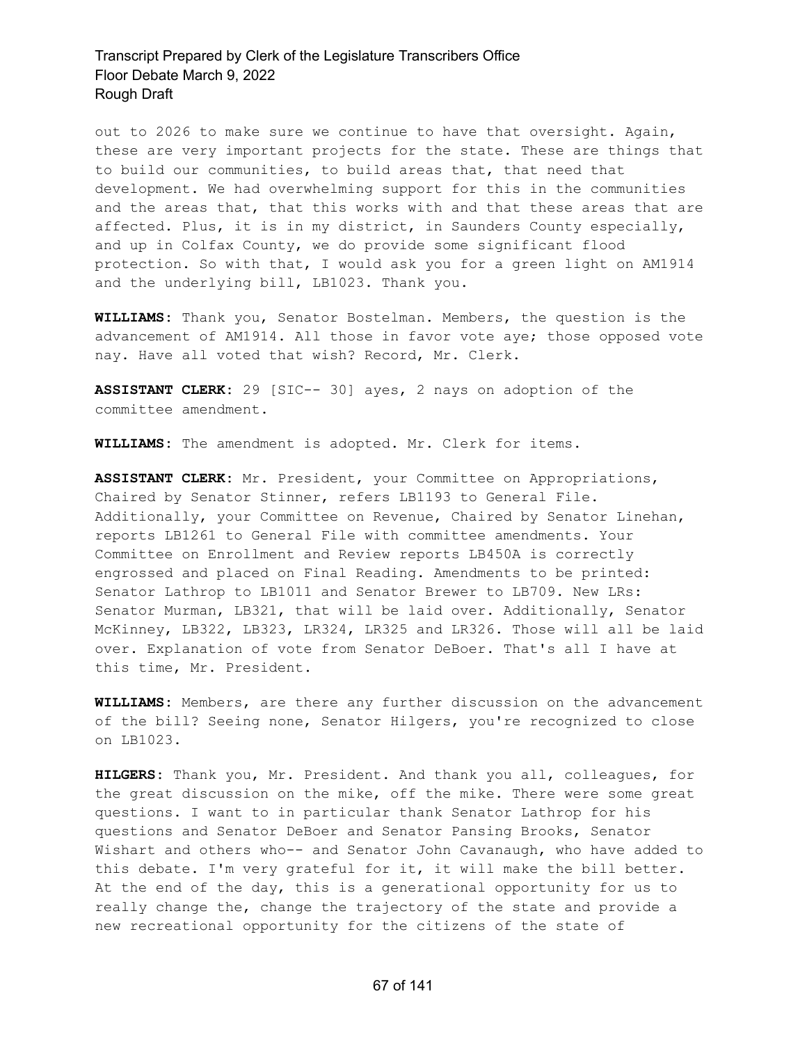out to 2026 to make sure we continue to have that oversight. Again, these are very important projects for the state. These are things that to build our communities, to build areas that, that need that development. We had overwhelming support for this in the communities and the areas that, that this works with and that these areas that are affected. Plus, it is in my district, in Saunders County especially, and up in Colfax County, we do provide some significant flood protection. So with that, I would ask you for a green light on AM1914 and the underlying bill, LB1023. Thank you.

**WILLIAMS:** Thank you, Senator Bostelman. Members, the question is the advancement of AM1914. All those in favor vote aye; those opposed vote nay. Have all voted that wish? Record, Mr. Clerk.

**ASSISTANT CLERK:** 29 [SIC-- 30] ayes, 2 nays on adoption of the committee amendment.

**WILLIAMS:** The amendment is adopted. Mr. Clerk for items.

**ASSISTANT CLERK:** Mr. President, your Committee on Appropriations, Chaired by Senator Stinner, refers LB1193 to General File. Additionally, your Committee on Revenue, Chaired by Senator Linehan, reports LB1261 to General File with committee amendments. Your Committee on Enrollment and Review reports LB450A is correctly engrossed and placed on Final Reading. Amendments to be printed: Senator Lathrop to LB1011 and Senator Brewer to LB709. New LRs: Senator Murman, LB321, that will be laid over. Additionally, Senator McKinney, LB322, LB323, LR324, LR325 and LR326. Those will all be laid over. Explanation of vote from Senator DeBoer. That's all I have at this time, Mr. President.

**WILLIAMS:** Members, are there any further discussion on the advancement of the bill? Seeing none, Senator Hilgers, you're recognized to close on LB1023.

**HILGERS:** Thank you, Mr. President. And thank you all, colleagues, for the great discussion on the mike, off the mike. There were some great questions. I want to in particular thank Senator Lathrop for his questions and Senator DeBoer and Senator Pansing Brooks, Senator Wishart and others who-- and Senator John Cavanaugh, who have added to this debate. I'm very grateful for it, it will make the bill better. At the end of the day, this is a generational opportunity for us to really change the, change the trajectory of the state and provide a new recreational opportunity for the citizens of the state of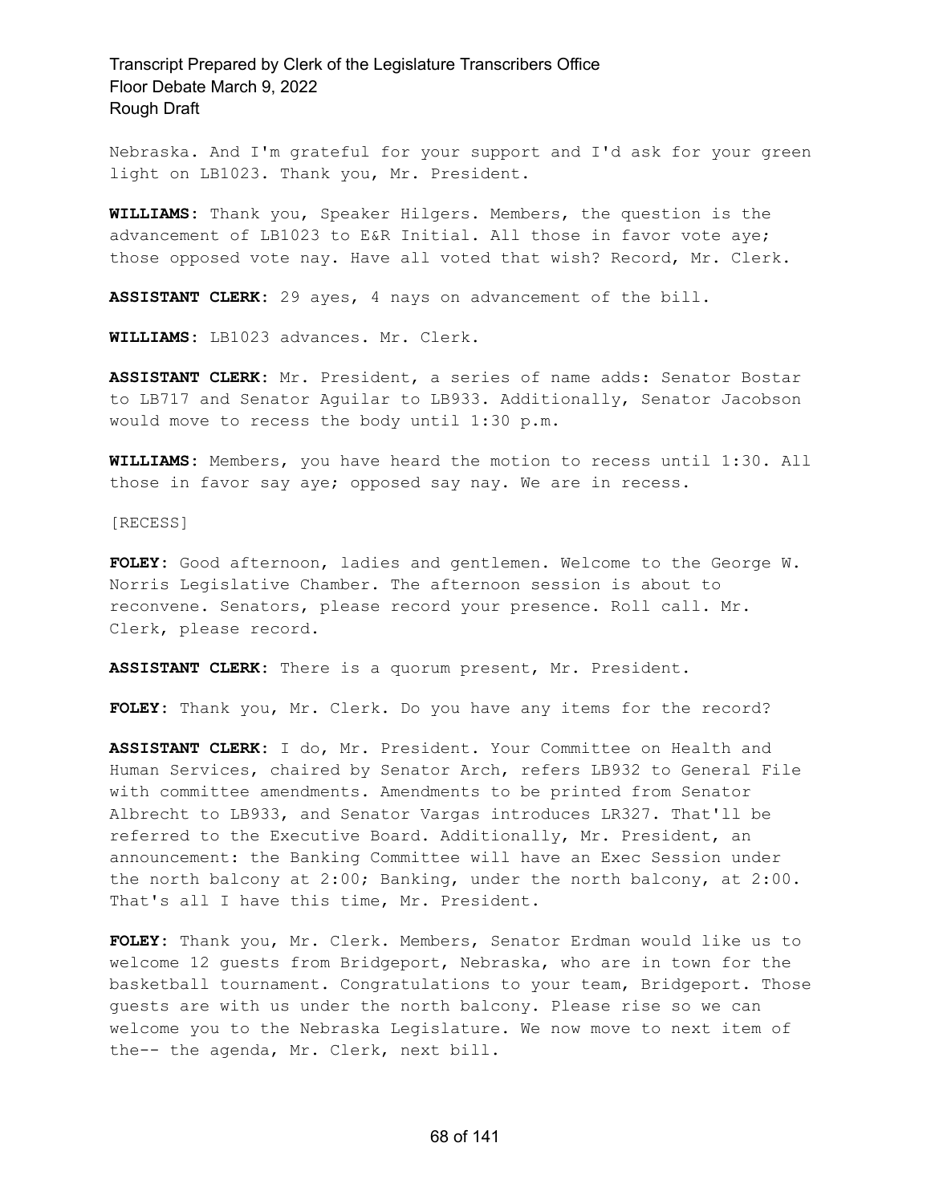Nebraska. And I'm grateful for your support and I'd ask for your green light on LB1023. Thank you, Mr. President.

**WILLIAMS:** Thank you, Speaker Hilgers. Members, the question is the advancement of LB1023 to E&R Initial. All those in favor vote aye; those opposed vote nay. Have all voted that wish? Record, Mr. Clerk.

**ASSISTANT CLERK:** 29 ayes, 4 nays on advancement of the bill.

**WILLIAMS:** LB1023 advances. Mr. Clerk.

**ASSISTANT CLERK:** Mr. President, a series of name adds: Senator Bostar to LB717 and Senator Aguilar to LB933. Additionally, Senator Jacobson would move to recess the body until 1:30 p.m.

**WILLIAMS:** Members, you have heard the motion to recess until 1:30. All those in favor say aye; opposed say nay. We are in recess.

[RECESS]

**FOLEY:** Good afternoon, ladies and gentlemen. Welcome to the George W. Norris Legislative Chamber. The afternoon session is about to reconvene. Senators, please record your presence. Roll call. Mr. Clerk, please record.

**ASSISTANT CLERK:** There is a quorum present, Mr. President.

**FOLEY:** Thank you, Mr. Clerk. Do you have any items for the record?

**ASSISTANT CLERK:** I do, Mr. President. Your Committee on Health and Human Services, chaired by Senator Arch, refers LB932 to General File with committee amendments. Amendments to be printed from Senator Albrecht to LB933, and Senator Vargas introduces LR327. That'll be referred to the Executive Board. Additionally, Mr. President, an announcement: the Banking Committee will have an Exec Session under the north balcony at 2:00; Banking, under the north balcony, at 2:00. That's all I have this time, Mr. President.

**FOLEY:** Thank you, Mr. Clerk. Members, Senator Erdman would like us to welcome 12 guests from Bridgeport, Nebraska, who are in town for the basketball tournament. Congratulations to your team, Bridgeport. Those guests are with us under the north balcony. Please rise so we can welcome you to the Nebraska Legislature. We now move to next item of the-- the agenda, Mr. Clerk, next bill.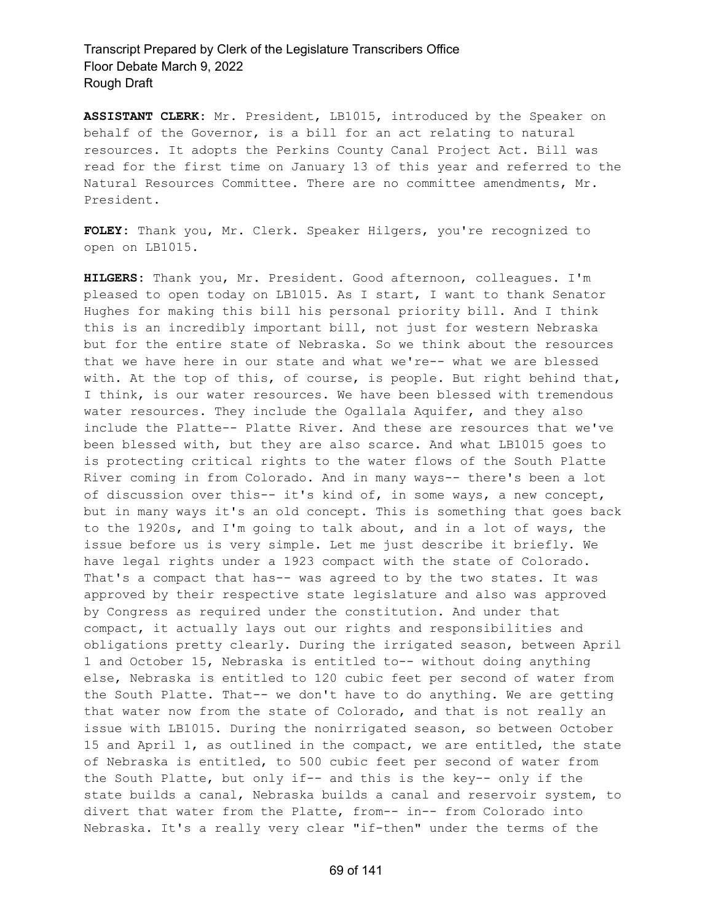**ASSISTANT CLERK:** Mr. President, LB1015, introduced by the Speaker on behalf of the Governor, is a bill for an act relating to natural resources. It adopts the Perkins County Canal Project Act. Bill was read for the first time on January 13 of this year and referred to the Natural Resources Committee. There are no committee amendments, Mr. President.

**FOLEY:** Thank you, Mr. Clerk. Speaker Hilgers, you're recognized to open on LB1015.

**HILGERS:** Thank you, Mr. President. Good afternoon, colleagues. I'm pleased to open today on LB1015. As I start, I want to thank Senator Hughes for making this bill his personal priority bill. And I think this is an incredibly important bill, not just for western Nebraska but for the entire state of Nebraska. So we think about the resources that we have here in our state and what we're-- what we are blessed with. At the top of this, of course, is people. But right behind that, I think, is our water resources. We have been blessed with tremendous water resources. They include the Ogallala Aquifer, and they also include the Platte-- Platte River. And these are resources that we've been blessed with, but they are also scarce. And what LB1015 goes to is protecting critical rights to the water flows of the South Platte River coming in from Colorado. And in many ways-- there's been a lot of discussion over this-- it's kind of, in some ways, a new concept, but in many ways it's an old concept. This is something that goes back to the 1920s, and I'm going to talk about, and in a lot of ways, the issue before us is very simple. Let me just describe it briefly. We have legal rights under a 1923 compact with the state of Colorado. That's a compact that has-- was agreed to by the two states. It was approved by their respective state legislature and also was approved by Congress as required under the constitution. And under that compact, it actually lays out our rights and responsibilities and obligations pretty clearly. During the irrigated season, between April 1 and October 15, Nebraska is entitled to-- without doing anything else, Nebraska is entitled to 120 cubic feet per second of water from the South Platte. That-- we don't have to do anything. We are getting that water now from the state of Colorado, and that is not really an issue with LB1015. During the nonirrigated season, so between October 15 and April 1, as outlined in the compact, we are entitled, the state of Nebraska is entitled, to 500 cubic feet per second of water from the South Platte, but only if-- and this is the key-- only if the state builds a canal, Nebraska builds a canal and reservoir system, to divert that water from the Platte, from-- in-- from Colorado into Nebraska. It's a really very clear "if-then" under the terms of the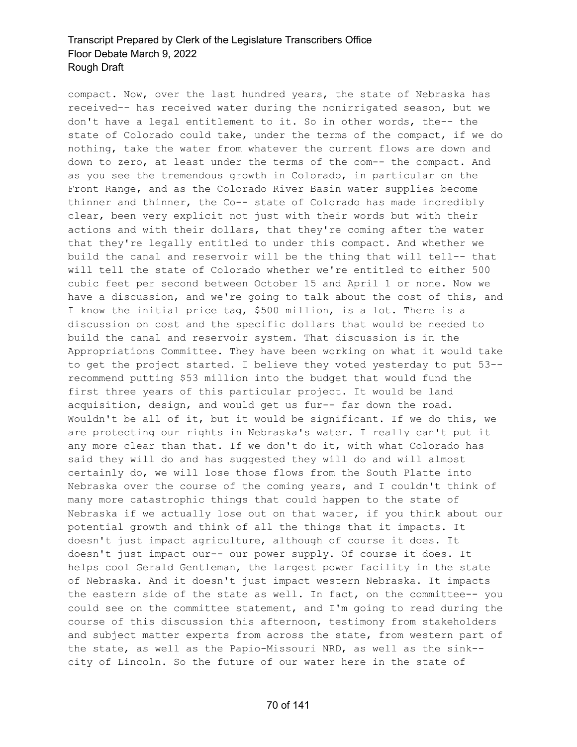compact. Now, over the last hundred years, the state of Nebraska has received-- has received water during the nonirrigated season, but we don't have a legal entitlement to it. So in other words, the-- the state of Colorado could take, under the terms of the compact, if we do nothing, take the water from whatever the current flows are down and down to zero, at least under the terms of the com-- the compact. And as you see the tremendous growth in Colorado, in particular on the Front Range, and as the Colorado River Basin water supplies become thinner and thinner, the Co-- state of Colorado has made incredibly clear, been very explicit not just with their words but with their actions and with their dollars, that they're coming after the water that they're legally entitled to under this compact. And whether we build the canal and reservoir will be the thing that will tell-- that will tell the state of Colorado whether we're entitled to either 500 cubic feet per second between October 15 and April 1 or none. Now we have a discussion, and we're going to talk about the cost of this, and I know the initial price tag, $500 million, is a lot. There is a discussion on cost and the specific dollars that would be needed to build the canal and reservoir system. That discussion is in the Appropriations Committee. They have been working on what it would take to get the project started. I believe they voted yesterday to put 53-- recommend putting $53 million into the budget that would fund the first three years of this particular project. It would be land acquisition, design, and would get us fur-- far down the road. Wouldn't be all of it, but it would be significant. If we do this, we are protecting our rights in Nebraska's water. I really can't put it any more clear than that. If we don't do it, with what Colorado has said they will do and has suggested they will do and will almost certainly do, we will lose those flows from the South Platte into Nebraska over the course of the coming years, and I couldn't think of many more catastrophic things that could happen to the state of Nebraska if we actually lose out on that water, if you think about our potential growth and think of all the things that it impacts. It doesn't just impact agriculture, although of course it does. It doesn't just impact our-- our power supply. Of course it does. It helps cool Gerald Gentleman, the largest power facility in the state of Nebraska. And it doesn't just impact western Nebraska. It impacts the eastern side of the state as well. In fact, on the committee-- you could see on the committee statement, and I'm going to read during the course of this discussion this afternoon, testimony from stakeholders and subject matter experts from across the state, from western part of the state, as well as the Papio-Missouri NRD, as well as the sink-- city of Lincoln. So the future of our water here in the state of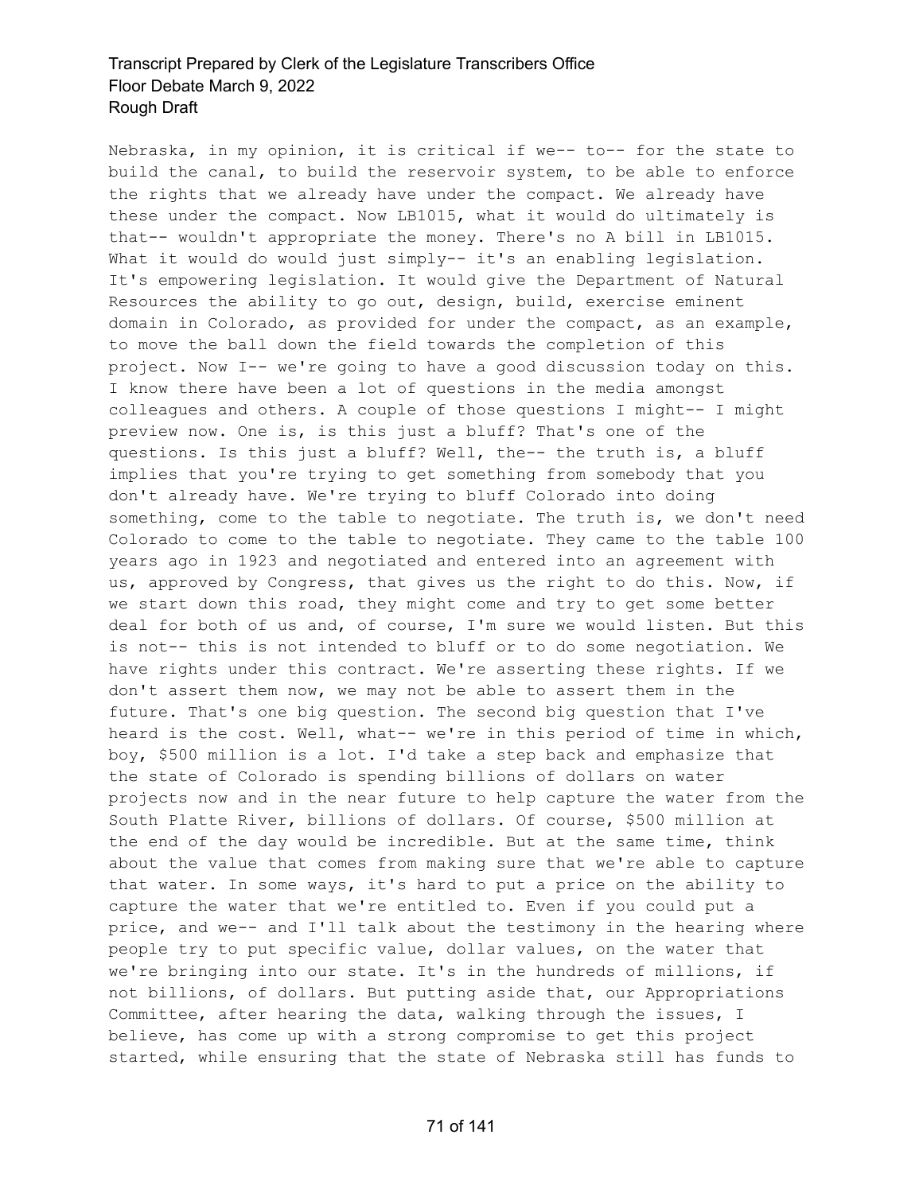Nebraska, in my opinion, it is critical if we-- to-- for the state to build the canal, to build the reservoir system, to be able to enforce the rights that we already have under the compact. We already have these under the compact. Now LB1015, what it would do ultimately is that-- wouldn't appropriate the money. There's no A bill in LB1015. What it would do would just simply-- it's an enabling legislation. It's empowering legislation. It would give the Department of Natural Resources the ability to go out, design, build, exercise eminent domain in Colorado, as provided for under the compact, as an example, to move the ball down the field towards the completion of this project. Now I-- we're going to have a good discussion today on this. I know there have been a lot of questions in the media amongst colleagues and others. A couple of those questions I might-- I might preview now. One is, is this just a bluff? That's one of the questions. Is this just a bluff? Well, the-- the truth is, a bluff implies that you're trying to get something from somebody that you don't already have. We're trying to bluff Colorado into doing something, come to the table to negotiate. The truth is, we don't need Colorado to come to the table to negotiate. They came to the table 100 years ago in 1923 and negotiated and entered into an agreement with us, approved by Congress, that gives us the right to do this. Now, if we start down this road, they might come and try to get some better deal for both of us and, of course, I'm sure we would listen. But this is not-- this is not intended to bluff or to do some negotiation. We have rights under this contract. We're asserting these rights. If we don't assert them now, we may not be able to assert them in the future. That's one big question. The second big question that I've heard is the cost. Well, what-- we're in this period of time in which, boy, $500 million is a lot. I'd take a step back and emphasize that the state of Colorado is spending billions of dollars on water projects now and in the near future to help capture the water from the South Platte River, billions of dollars. Of course, $500 million at the end of the day would be incredible. But at the same time, think about the value that comes from making sure that we're able to capture that water. In some ways, it's hard to put a price on the ability to capture the water that we're entitled to. Even if you could put a price, and we-- and I'll talk about the testimony in the hearing where people try to put specific value, dollar values, on the water that we're bringing into our state. It's in the hundreds of millions, if not billions, of dollars. But putting aside that, our Appropriations Committee, after hearing the data, walking through the issues, I believe, has come up with a strong compromise to get this project started, while ensuring that the state of Nebraska still has funds to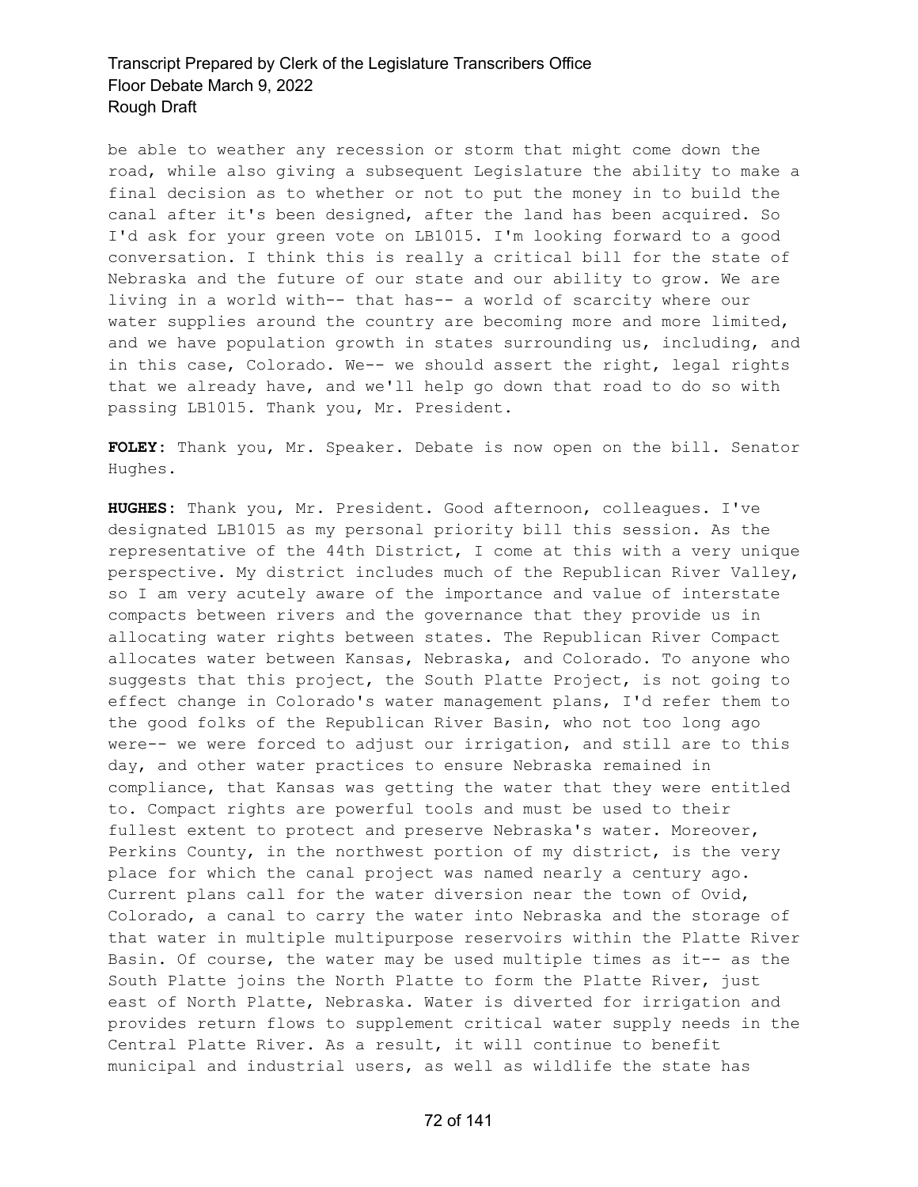be able to weather any recession or storm that might come down the road, while also giving a subsequent Legislature the ability to make a final decision as to whether or not to put the money in to build the canal after it's been designed, after the land has been acquired. So I'd ask for your green vote on LB1015. I'm looking forward to a good conversation. I think this is really a critical bill for the state of Nebraska and the future of our state and our ability to grow. We are living in a world with-- that has-- a world of scarcity where our water supplies around the country are becoming more and more limited, and we have population growth in states surrounding us, including, and in this case, Colorado. We-- we should assert the right, legal rights that we already have, and we'll help go down that road to do so with passing LB1015. Thank you, Mr. President.

**FOLEY**: Thank you, Mr. Speaker. Debate is now open on the bill. Senator Hughes.

**HUGHES**: Thank you, Mr. President. Good afternoon, colleagues. I've designated LB1015 as my personal priority bill this session. As the representative of the 44th District, I come at this with a very unique perspective. My district includes much of the Republican River Valley, so I am very acutely aware of the importance and value of interstate compacts between rivers and the governance that they provide us in allocating water rights between states. The Republican River Compact allocates water between Kansas, Nebraska, and Colorado. To anyone who suggests that this project, the South Platte Project, is not going to effect change in Colorado's water management plans, I'd refer them to the good folks of the Republican River Basin, who not too long ago were-- we were forced to adjust our irrigation, and still are to this day, and other water practices to ensure Nebraska remained in compliance, that Kansas was getting the water that they were entitled to. Compact rights are powerful tools and must be used to their fullest extent to protect and preserve Nebraska's water. Moreover, Perkins County, in the northwest portion of my district, is the very place for which the canal project was named nearly a century ago. Current plans call for the water diversion near the town of Ovid, Colorado, a canal to carry the water into Nebraska and the storage of that water in multiple multipurpose reservoirs within the Platte River Basin. Of course, the water may be used multiple times as it-- as the South Platte joins the North Platte to form the Platte River, just east of North Platte, Nebraska. Water is diverted for irrigation and provides return flows to supplement critical water supply needs in the Central Platte River. As a result, it will continue to benefit municipal and industrial users, as well as wildlife the state has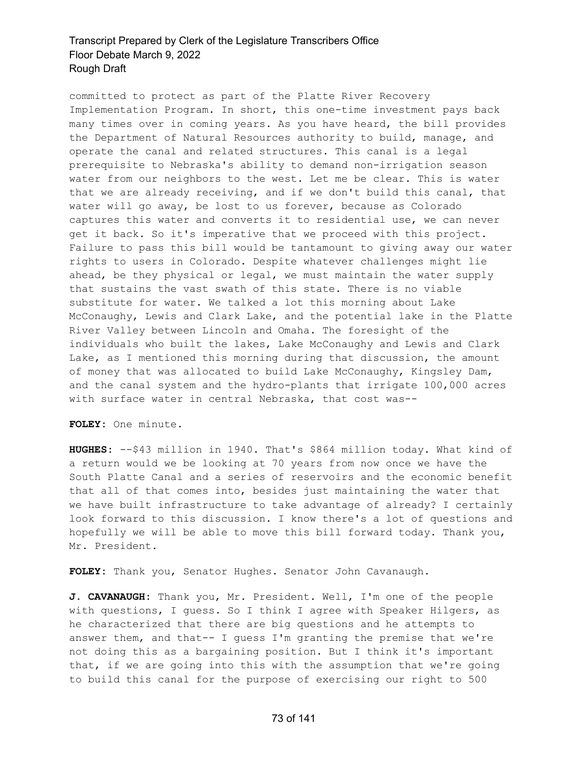committed to protect as part of the Platte River Recovery Implementation Program. In short, this one-time investment pays back many times over in coming years. As you have heard, the bill provides the Department of Natural Resources authority to build, manage, and operate the canal and related structures. This canal is a legal prerequisite to Nebraska's ability to demand non-irrigation season water from our neighbors to the west. Let me be clear. This is water that we are already receiving, and if we don't build this canal, that water will go away, be lost to us forever, because as Colorado captures this water and converts it to residential use, we can never get it back. So it's imperative that we proceed with this project. Failure to pass this bill would be tantamount to giving away our water rights to users in Colorado. Despite whatever challenges might lie ahead, be they physical or legal, we must maintain the water supply that sustains the vast swath of this state. There is no viable substitute for water. We talked a lot this morning about Lake McConaughy, Lewis and Clark Lake, and the potential lake in the Platte River Valley between Lincoln and Omaha. The foresight of the individuals who built the lakes, Lake McConaughy and Lewis and Clark Lake, as I mentioned this morning during that discussion, the amount of money that was allocated to build Lake McConaughy, Kingsley Dam, and the canal system and the hydro-plants that irrigate 100,000 acres with surface water in central Nebraska, that cost was--

**FOLEY:** One minute.

**HUGHES:** --$43 million in 1940. That's $864 million today. What kind of a return would we be looking at 70 years from now once we have the South Platte Canal and a series of reservoirs and the economic benefit that all of that comes into, besides just maintaining the water that we have built infrastructure to take advantage of already? I certainly look forward to this discussion. I know there's a lot of questions and hopefully we will be able to move this bill forward today. Thank you, Mr. President.

**FOLEY:** Thank you, Senator Hughes. Senator John Cavanaugh.

**J. CAVANAUGH:** Thank you, Mr. President. Well, I'm one of the people with questions, I guess. So I think I agree with Speaker Hilgers, as he characterized that there are big questions and he attempts to answer them, and that-- I guess I'm granting the premise that we're not doing this as a bargaining position. But I think it's important that, if we are going into this with the assumption that we're going to build this canal for the purpose of exercising our right to 500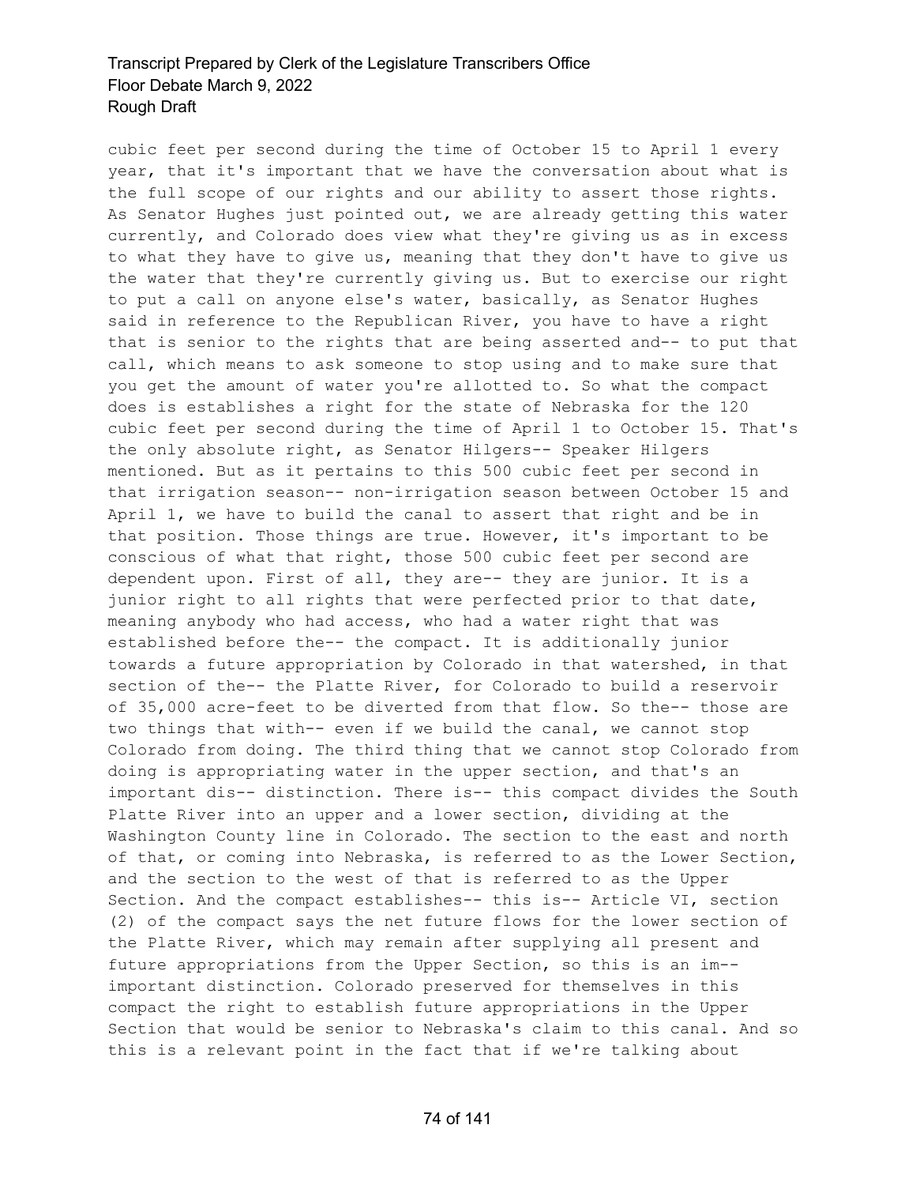cubic feet per second during the time of October 15 to April 1 every year, that it's important that we have the conversation about what is the full scope of our rights and our ability to assert those rights. As Senator Hughes just pointed out, we are already getting this water currently, and Colorado does view what they're giving us as in excess to what they have to give us, meaning that they don't have to give us the water that they're currently giving us. But to exercise our right to put a call on anyone else's water, basically, as Senator Hughes said in reference to the Republican River, you have to have a right that is senior to the rights that are being asserted and-- to put that call, which means to ask someone to stop using and to make sure that you get the amount of water you're allotted to. So what the compact does is establishes a right for the state of Nebraska for the 120 cubic feet per second during the time of April 1 to October 15. That's the only absolute right, as Senator Hilgers-- Speaker Hilgers mentioned. But as it pertains to this 500 cubic feet per second in that irrigation season-- non-irrigation season between October 15 and April 1, we have to build the canal to assert that right and be in that position. Those things are true. However, it's important to be conscious of what that right, those 500 cubic feet per second are dependent upon. First of all, they are-- they are junior. It is a junior right to all rights that were perfected prior to that date, meaning anybody who had access, who had a water right that was established before the-- the compact. It is additionally junior towards a future appropriation by Colorado in that watershed, in that section of the-- the Platte River, for Colorado to build a reservoir of 35,000 acre-feet to be diverted from that flow. So the-- those are two things that with-- even if we build the canal, we cannot stop Colorado from doing. The third thing that we cannot stop Colorado from doing is appropriating water in the upper section, and that's an important dis-- distinction. There is-- this compact divides the South Platte River into an upper and a lower section, dividing at the Washington County line in Colorado. The section to the east and north of that, or coming into Nebraska, is referred to as the Lower Section, and the section to the west of that is referred to as the Upper Section. And the compact establishes-- this is-- Article VI, section (2) of the compact says the net future flows for the lower section of the Platte River, which may remain after supplying all present and future appropriations from the Upper Section, so this is an im-- important distinction. Colorado preserved for themselves in this compact the right to establish future appropriations in the Upper Section that would be senior to Nebraska's claim to this canal. And so this is a relevant point in the fact that if we're talking about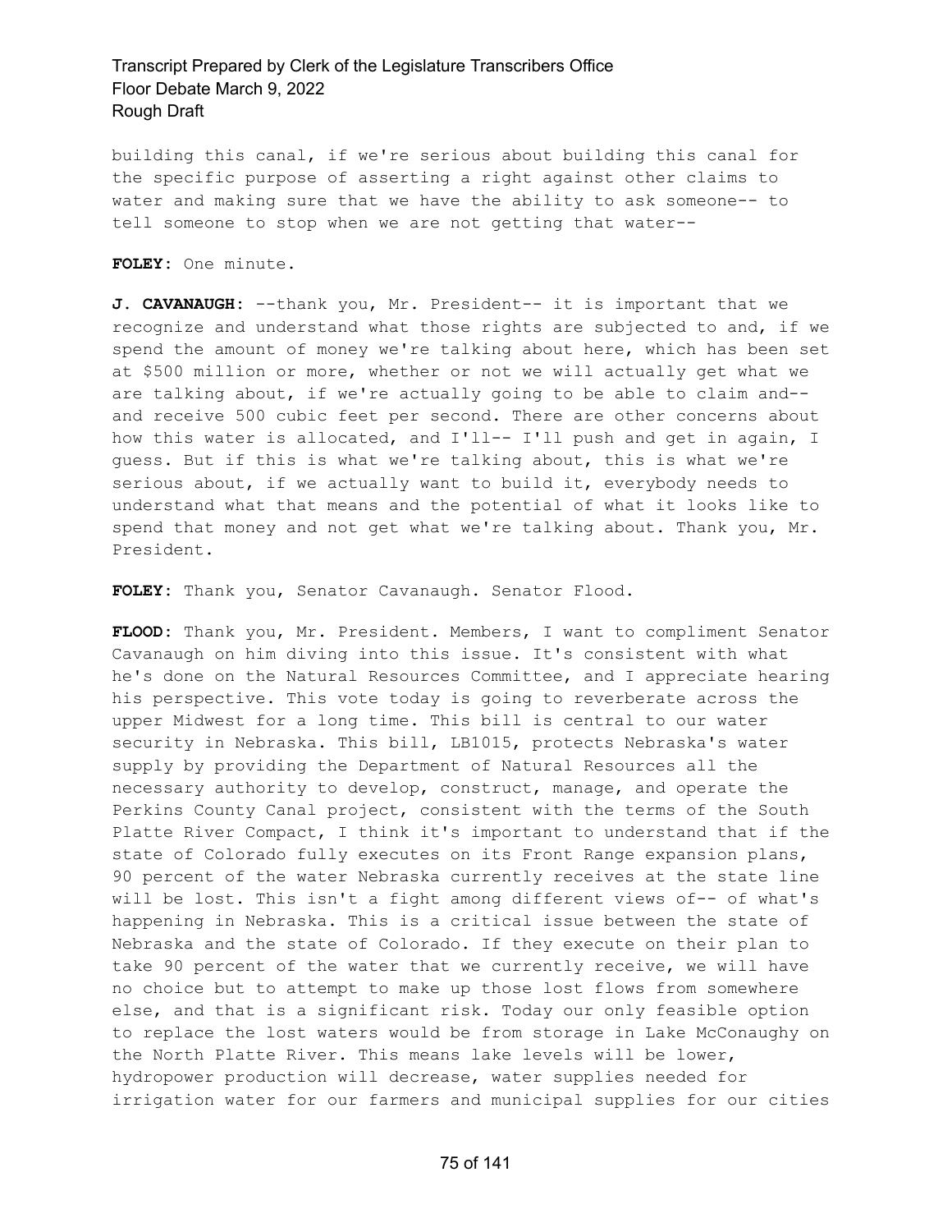building this canal, if we're serious about building this canal for the specific purpose of asserting a right against other claims to water and making sure that we have the ability to ask someone-- to tell someone to stop when we are not getting that water--

**FOLEY:** One minute.

**J. CAVANAUGH:** --thank you, Mr. President-- it is important that we recognize and understand what those rights are subjected to and, if we spend the amount of money we're talking about here, which has been set at $500 million or more, whether or not we will actually get what we are talking about, if we're actually going to be able to claim and-- and receive 500 cubic feet per second. There are other concerns about how this water is allocated, and I'll-- I'll push and get in again, I guess. But if this is what we're talking about, this is what we're serious about, if we actually want to build it, everybody needs to understand what that means and the potential of what it looks like to spend that money and not get what we're talking about. Thank you, Mr. President.

**FOLEY:** Thank you, Senator Cavanaugh. Senator Flood.

**FLOOD:** Thank you, Mr. President. Members, I want to compliment Senator Cavanaugh on him diving into this issue. It's consistent with what he's done on the Natural Resources Committee, and I appreciate hearing his perspective. This vote today is going to reverberate across the upper Midwest for a long time. This bill is central to our water security in Nebraska. This bill, LB1015, protects Nebraska's water supply by providing the Department of Natural Resources all the necessary authority to develop, construct, manage, and operate the Perkins County Canal project, consistent with the terms of the South Platte River Compact, I think it's important to understand that if the state of Colorado fully executes on its Front Range expansion plans, 90 percent of the water Nebraska currently receives at the state line will be lost. This isn't a fight among different views of-- of what's happening in Nebraska. This is a critical issue between the state of Nebraska and the state of Colorado. If they execute on their plan to take 90 percent of the water that we currently receive, we will have no choice but to attempt to make up those lost flows from somewhere else, and that is a significant risk. Today our only feasible option to replace the lost waters would be from storage in Lake McConaughy on the North Platte River. This means lake levels will be lower, hydropower production will decrease, water supplies needed for irrigation water for our farmers and municipal supplies for our cities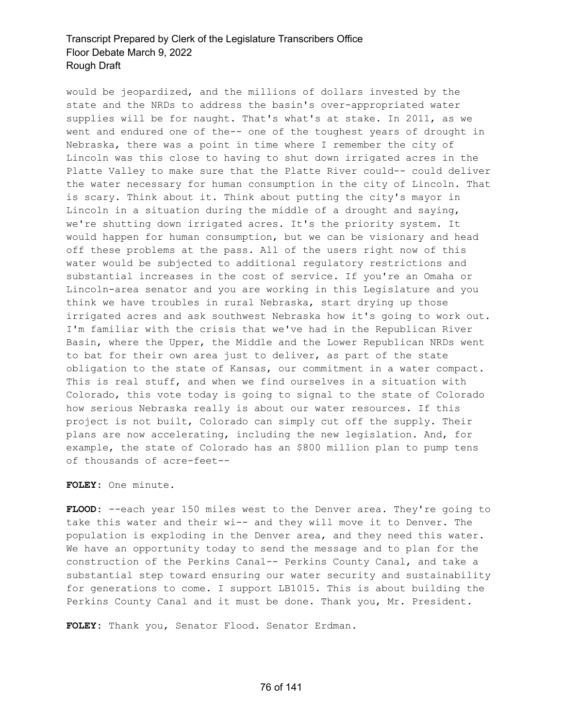would be jeopardized, and the millions of dollars invested by the state and the NRDs to address the basin's over-appropriated water supplies will be for naught. That's what's at stake. In 2011, as we went and endured one of the-- one of the toughest years of drought in Nebraska, there was a point in time where I remember the city of Lincoln was this close to having to shut down irrigated acres in the Platte Valley to make sure that the Platte River could-- could deliver the water necessary for human consumption in the city of Lincoln. That is scary. Think about it. Think about putting the city's mayor in Lincoln in a situation during the middle of a drought and saying, we're shutting down irrigated acres. It's the priority system. It would happen for human consumption, but we can be visionary and head off these problems at the pass. All of the users right now of this water would be subjected to additional regulatory restrictions and substantial increases in the cost of service. If you're an Omaha or Lincoln-area senator and you are working in this Legislature and you think we have troubles in rural Nebraska, start drying up those irrigated acres and ask southwest Nebraska how it's going to work out. I'm familiar with the crisis that we've had in the Republican River Basin, where the Upper, the Middle and the Lower Republican NRDs went to bat for their own area just to deliver, as part of the state obligation to the state of Kansas, our commitment in a water compact. This is real stuff, and when we find ourselves in a situation with Colorado, this vote today is going to signal to the state of Colorado how serious Nebraska really is about our water resources. If this project is not built, Colorado can simply cut off the supply. Their plans are now accelerating, including the new legislation. And, for example, the state of Colorado has an $800 million plan to pump tens of thousands of acre-feet--

**FOLEY:** One minute.

**FLOOD:** --each year 150 miles west to the Denver area. They're going to take this water and their wi-- and they will move it to Denver. The population is exploding in the Denver area, and they need this water. We have an opportunity today to send the message and to plan for the construction of the Perkins Canal-- Perkins County Canal, and take a substantial step toward ensuring our water security and sustainability for generations to come. I support LB1015. This is about building the Perkins County Canal and it must be done. Thank you, Mr. President.

**FOLEY:** Thank you, Senator Flood. Senator Erdman.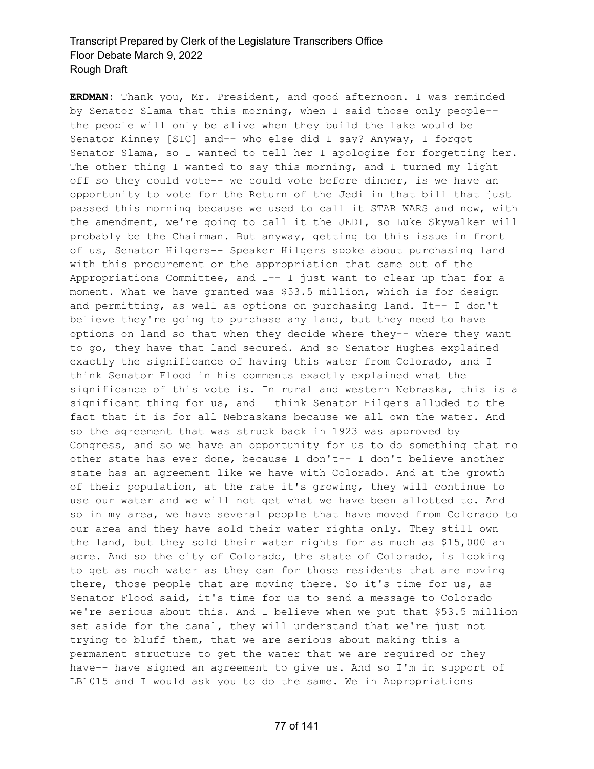**ERDMAN:** Thank you, Mr. President, and good afternoon. I was reminded by Senator Slama that this morning, when I said those only people-- the people will only be alive when they build the lake would be Senator Kinney [SIC] and-- who else did I say? Anyway, I forgot Senator Slama, so I wanted to tell her I apologize for forgetting her. The other thing I wanted to say this morning, and I turned my light off so they could vote-- we could vote before dinner, is we have an opportunity to vote for the Return of the Jedi in that bill that just passed this morning because we used to call it STAR WARS and now, with the amendment, we're going to call it the JEDI, so Luke Skywalker will probably be the Chairman. But anyway, getting to this issue in front of us, Senator Hilgers-- Speaker Hilgers spoke about purchasing land with this procurement or the appropriation that came out of the Appropriations Committee, and I-- I just want to clear up that for a moment. What we have granted was $53.5 million, which is for design and permitting, as well as options on purchasing land. It-- I don't believe they're going to purchase any land, but they need to have options on land so that when they decide where they-- where they want to go, they have that land secured. And so Senator Hughes explained exactly the significance of having this water from Colorado, and I think Senator Flood in his comments exactly explained what the significance of this vote is. In rural and western Nebraska, this is a significant thing for us, and I think Senator Hilgers alluded to the fact that it is for all Nebraskans because we all own the water. And so the agreement that was struck back in 1923 was approved by Congress, and so we have an opportunity for us to do something that no other state has ever done, because I don't-- I don't believe another state has an agreement like we have with Colorado. And at the growth of their population, at the rate it's growing, they will continue to use our water and we will not get what we have been allotted to. And so in my area, we have several people that have moved from Colorado to our area and they have sold their water rights only. They still own the land, but they sold their water rights for as much as $15,000 an acre. And so the city of Colorado, the state of Colorado, is looking to get as much water as they can for those residents that are moving there, those people that are moving there. So it's time for us, as Senator Flood said, it's time for us to send a message to Colorado we're serious about this. And I believe when we put that $53.5 million set aside for the canal, they will understand that we're just not trying to bluff them, that we are serious about making this a permanent structure to get the water that we are required or they have-- have signed an agreement to give us. And so I'm in support of LB1015 and I would ask you to do the same. We in Appropriations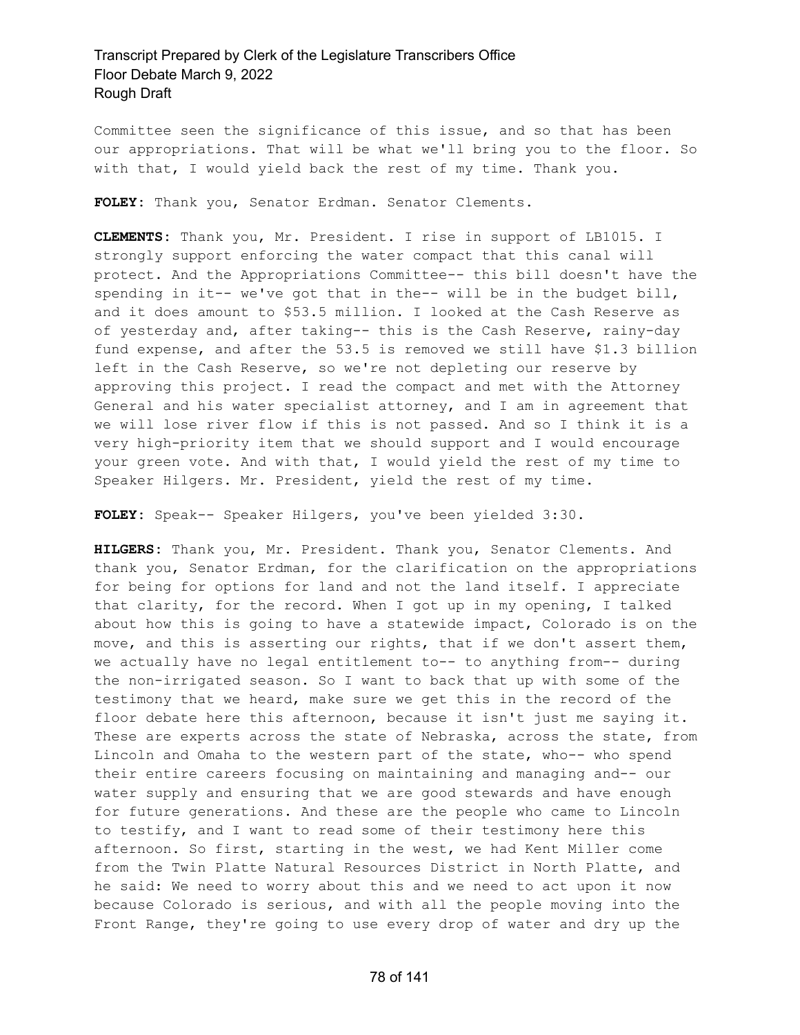Committee seen the significance of this issue, and so that has been our appropriations. That will be what we'll bring you to the floor. So with that, I would yield back the rest of my time. Thank you.

**FOLEY:** Thank you, Senator Erdman. Senator Clements.

**CLEMENTS:** Thank you, Mr. President. I rise in support of LB1015. I strongly support enforcing the water compact that this canal will protect. And the Appropriations Committee-- this bill doesn't have the spending in it-- we've got that in the-- will be in the budget bill, and it does amount to $53.5 million. I looked at the Cash Reserve as of yesterday and, after taking-- this is the Cash Reserve, rainy-day fund expense, and after the 53.5 is removed we still have $1.3 billion left in the Cash Reserve, so we're not depleting our reserve by approving this project. I read the compact and met with the Attorney General and his water specialist attorney, and I am in agreement that we will lose river flow if this is not passed. And so I think it is a very high-priority item that we should support and I would encourage your green vote. And with that, I would yield the rest of my time to Speaker Hilgers. Mr. President, yield the rest of my time.

**FOLEY:** Speak-- Speaker Hilgers, you've been yielded 3:30.

**HILGERS:** Thank you, Mr. President. Thank you, Senator Clements. And thank you, Senator Erdman, for the clarification on the appropriations for being for options for land and not the land itself. I appreciate that clarity, for the record. When I got up in my opening, I talked about how this is going to have a statewide impact, Colorado is on the move, and this is asserting our rights, that if we don't assert them, we actually have no legal entitlement to-- to anything from-- during the non-irrigated season. So I want to back that up with some of the testimony that we heard, make sure we get this in the record of the floor debate here this afternoon, because it isn't just me saying it. These are experts across the state of Nebraska, across the state, from Lincoln and Omaha to the western part of the state, who-- who spend their entire careers focusing on maintaining and managing and-- our water supply and ensuring that we are good stewards and have enough for future generations. And these are the people who came to Lincoln to testify, and I want to read some of their testimony here this afternoon. So first, starting in the west, we had Kent Miller come from the Twin Platte Natural Resources District in North Platte, and he said: We need to worry about this and we need to act upon it now because Colorado is serious, and with all the people moving into the Front Range, they're going to use every drop of water and dry up the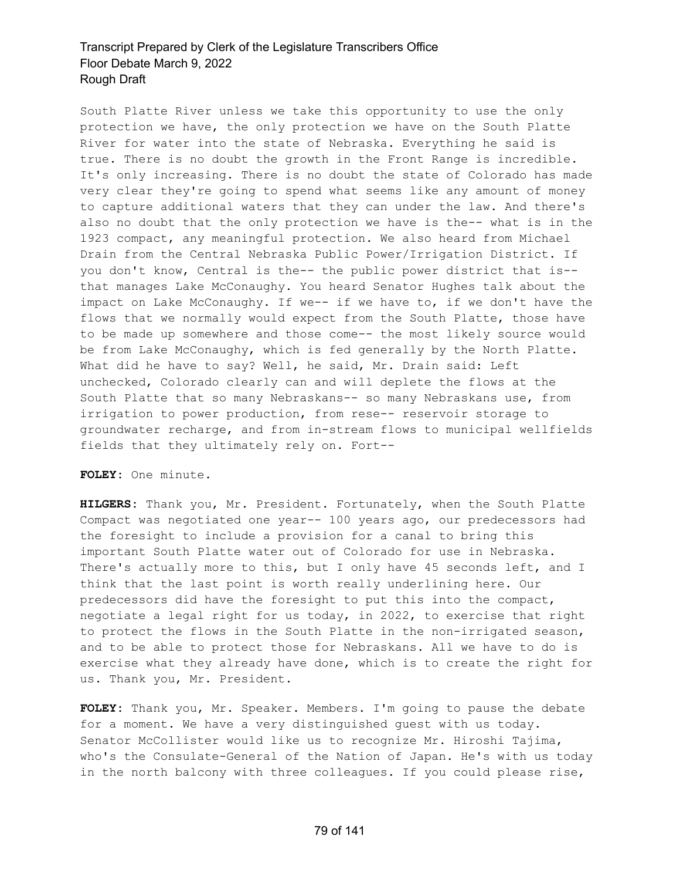South Platte River unless we take this opportunity to use the only protection we have, the only protection we have on the South Platte River for water into the state of Nebraska. Everything he said is true. There is no doubt the growth in the Front Range is incredible. It's only increasing. There is no doubt the state of Colorado has made very clear they're going to spend what seems like any amount of money to capture additional waters that they can under the law. And there's also no doubt that the only protection we have is the-- what is in the 1923 compact, any meaningful protection. We also heard from Michael Drain from the Central Nebraska Public Power/Irrigation District. If you don't know, Central is the-- the public power district that is-- that manages Lake McConaughy. You heard Senator Hughes talk about the impact on Lake McConaughy. If we-- if we have to, if we don't have the flows that we normally would expect from the South Platte, those have to be made up somewhere and those come-- the most likely source would be from Lake McConaughy, which is fed generally by the North Platte. What did he have to say? Well, he said, Mr. Drain said: Left unchecked, Colorado clearly can and will deplete the flows at the South Platte that so many Nebraskans-- so many Nebraskans use, from irrigation to power production, from rese-- reservoir storage to groundwater recharge, and from in-stream flows to municipal wellfields fields that they ultimately rely on. Fort--

**FOLEY:** One minute.

**HILGERS:** Thank you, Mr. President. Fortunately, when the South Platte Compact was negotiated one year-- 100 years ago, our predecessors had the foresight to include a provision for a canal to bring this important South Platte water out of Colorado for use in Nebraska. There's actually more to this, but I only have 45 seconds left, and I think that the last point is worth really underlining here. Our predecessors did have the foresight to put this into the compact, negotiate a legal right for us today, in 2022, to exercise that right to protect the flows in the South Platte in the non-irrigated season, and to be able to protect those for Nebraskans. All we have to do is exercise what they already have done, which is to create the right for us. Thank you, Mr. President.

**FOLEY:** Thank you, Mr. Speaker. Members. I'm going to pause the debate for a moment. We have a very distinguished guest with us today. Senator McCollister would like us to recognize Mr. Hiroshi Tajima, who's the Consulate-General of the Nation of Japan. He's with us today in the north balcony with three colleagues. If you could please rise,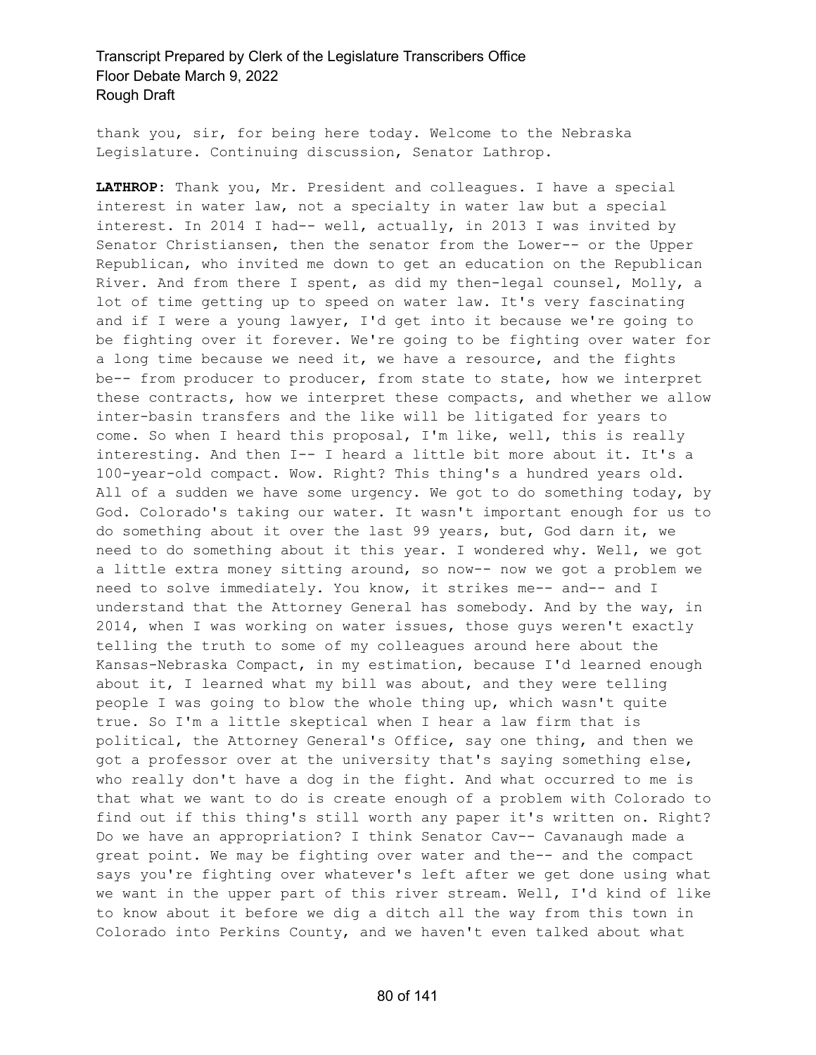thank you, sir, for being here today. Welcome to the Nebraska Legislature. Continuing discussion, Senator Lathrop.

**LATHROP:** Thank you, Mr. President and colleagues. I have a special interest in water law, not a specialty in water law but a special interest. In 2014 I had-- well, actually, in 2013 I was invited by Senator Christiansen, then the senator from the Lower-- or the Upper Republican, who invited me down to get an education on the Republican River. And from there I spent, as did my then-legal counsel, Molly, a lot of time getting up to speed on water law. It's very fascinating and if I were a young lawyer, I'd get into it because we're going to be fighting over it forever. We're going to be fighting over water for a long time because we need it, we have a resource, and the fights be-- from producer to producer, from state to state, how we interpret these contracts, how we interpret these compacts, and whether we allow inter-basin transfers and the like will be litigated for years to come. So when I heard this proposal, I'm like, well, this is really interesting. And then I-- I heard a little bit more about it. It's a 100-year-old compact. Wow. Right? This thing's a hundred years old. All of a sudden we have some urgency. We got to do something today, by God. Colorado's taking our water. It wasn't important enough for us to do something about it over the last 99 years, but, God darn it, we need to do something about it this year. I wondered why. Well, we got a little extra money sitting around, so now-- now we got a problem we need to solve immediately. You know, it strikes me-- and-- and I understand that the Attorney General has somebody. And by the way, in 2014, when I was working on water issues, those guys weren't exactly telling the truth to some of my colleagues around here about the Kansas-Nebraska Compact, in my estimation, because I'd learned enough about it, I learned what my bill was about, and they were telling people I was going to blow the whole thing up, which wasn't quite true. So I'm a little skeptical when I hear a law firm that is political, the Attorney General's Office, say one thing, and then we got a professor over at the university that's saying something else, who really don't have a dog in the fight. And what occurred to me is that what we want to do is create enough of a problem with Colorado to find out if this thing's still worth any paper it's written on. Right? Do we have an appropriation? I think Senator Cav-- Cavanaugh made a great point. We may be fighting over water and the-- and the compact says you're fighting over whatever's left after we get done using what we want in the upper part of this river stream. Well, I'd kind of like to know about it before we dig a ditch all the way from this town in Colorado into Perkins County, and we haven't even talked about what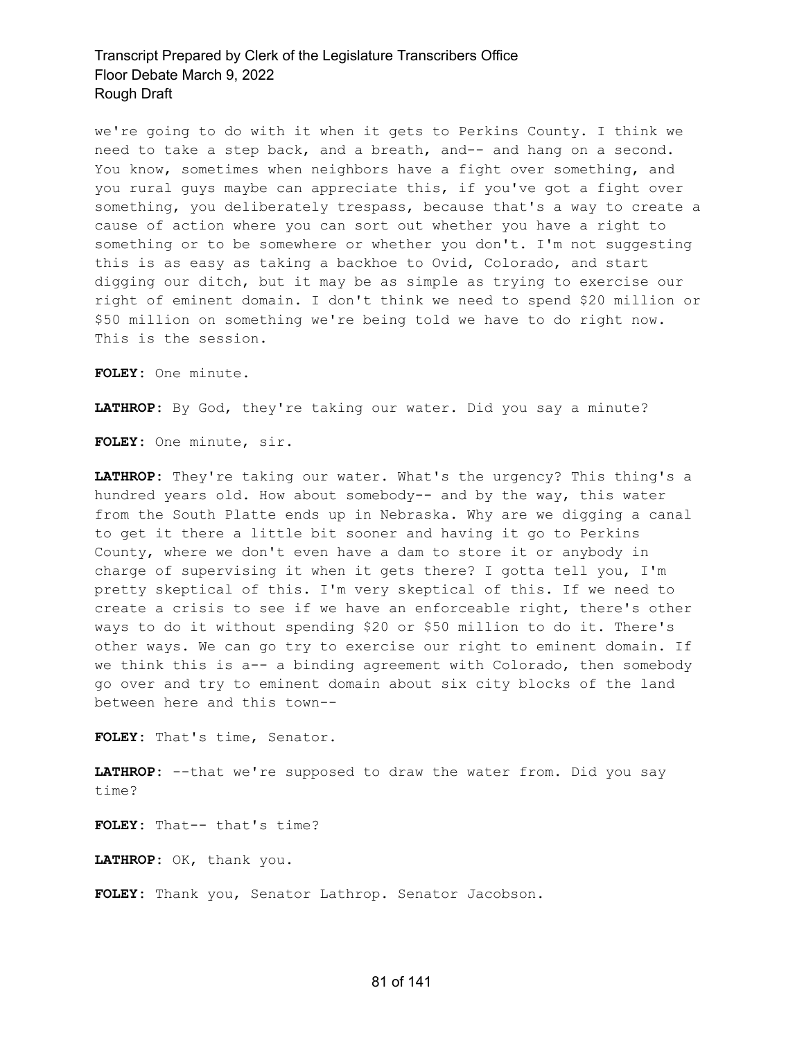we're going to do with it when it gets to Perkins County. I think we need to take a step back, and a breath, and-- and hang on a second. You know, sometimes when neighbors have a fight over something, and you rural guys maybe can appreciate this, if you've got a fight over something, you deliberately trespass, because that's a way to create a cause of action where you can sort out whether you have a right to something or to be somewhere or whether you don't. I'm not suggesting this is as easy as taking a backhoe to Ovid, Colorado, and start digging our ditch, but it may be as simple as trying to exercise our right of eminent domain. I don't think we need to spend $20 million or $50 million on something we're being told we have to do right now. This is the session.

**FOLEY:** One minute.

**LATHROP:** By God, they're taking our water. Did you say a minute?

**FOLEY:** One minute, sir.

**LATHROP:** They're taking our water. What's the urgency? This thing's a hundred years old. How about somebody-- and by the way, this water from the South Platte ends up in Nebraska. Why are we digging a canal to get it there a little bit sooner and having it go to Perkins County, where we don't even have a dam to store it or anybody in charge of supervising it when it gets there? I gotta tell you, I'm pretty skeptical of this. I'm very skeptical of this. If we need to create a crisis to see if we have an enforceable right, there's other ways to do it without spending $20 or $50 million to do it. There's other ways. We can go try to exercise our right to eminent domain. If we think this is a-- a binding agreement with Colorado, then somebody go over and try to eminent domain about six city blocks of the land between here and this town--

**FOLEY:** That's time, Senator.

**LATHROP:** --that we're supposed to draw the water from. Did you say time?

**FOLEY:** That-- that's time?

**LATHROP:** OK, thank you.

**FOLEY:** Thank you, Senator Lathrop. Senator Jacobson.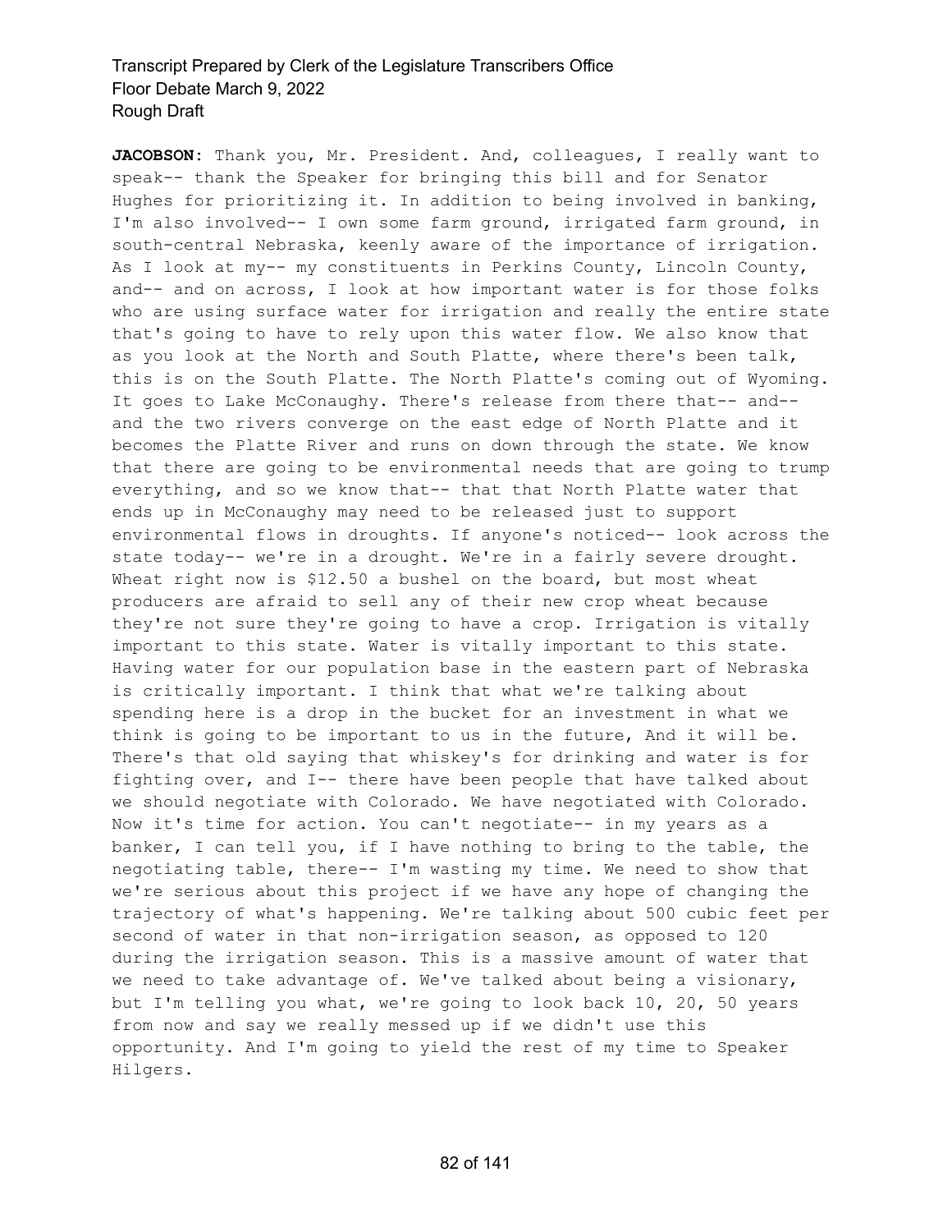**JACOBSON:** Thank you, Mr. President. And, colleagues, I really want to speak-- thank the Speaker for bringing this bill and for Senator Hughes for prioritizing it. In addition to being involved in banking, I'm also involved-- I own some farm ground, irrigated farm ground, in south-central Nebraska, keenly aware of the importance of irrigation. As I look at my-- my constituents in Perkins County, Lincoln County, and-- and on across, I look at how important water is for those folks who are using surface water for irrigation and really the entire state that's going to have to rely upon this water flow. We also know that as you look at the North and South Platte, where there's been talk, this is on the South Platte. The North Platte's coming out of Wyoming. It goes to Lake McConaughy. There's release from there that-- and-- and the two rivers converge on the east edge of North Platte and it becomes the Platte River and runs on down through the state. We know that there are going to be environmental needs that are going to trump everything, and so we know that-- that that North Platte water that ends up in McConaughy may need to be released just to support environmental flows in droughts. If anyone's noticed-- look across the state today-- we're in a drought. We're in a fairly severe drought. Wheat right now is $12.50 a bushel on the board, but most wheat producers are afraid to sell any of their new crop wheat because they're not sure they're going to have a crop. Irrigation is vitally important to this state. Water is vitally important to this state. Having water for our population base in the eastern part of Nebraska is critically important. I think that what we're talking about spending here is a drop in the bucket for an investment in what we think is going to be important to us in the future, And it will be. There's that old saying that whiskey's for drinking and water is for fighting over, and I-- there have been people that have talked about we should negotiate with Colorado. We have negotiated with Colorado. Now it's time for action. You can't negotiate-- in my years as a banker, I can tell you, if I have nothing to bring to the table, the negotiating table, there-- I'm wasting my time. We need to show that we're serious about this project if we have any hope of changing the trajectory of what's happening. We're talking about 500 cubic feet per second of water in that non-irrigation season, as opposed to 120 during the irrigation season. This is a massive amount of water that we need to take advantage of. We've talked about being a visionary, but I'm telling you what, we're going to look back 10, 20, 50 years from now and say we really messed up if we didn't use this opportunity. And I'm going to yield the rest of my time to Speaker Hilgers.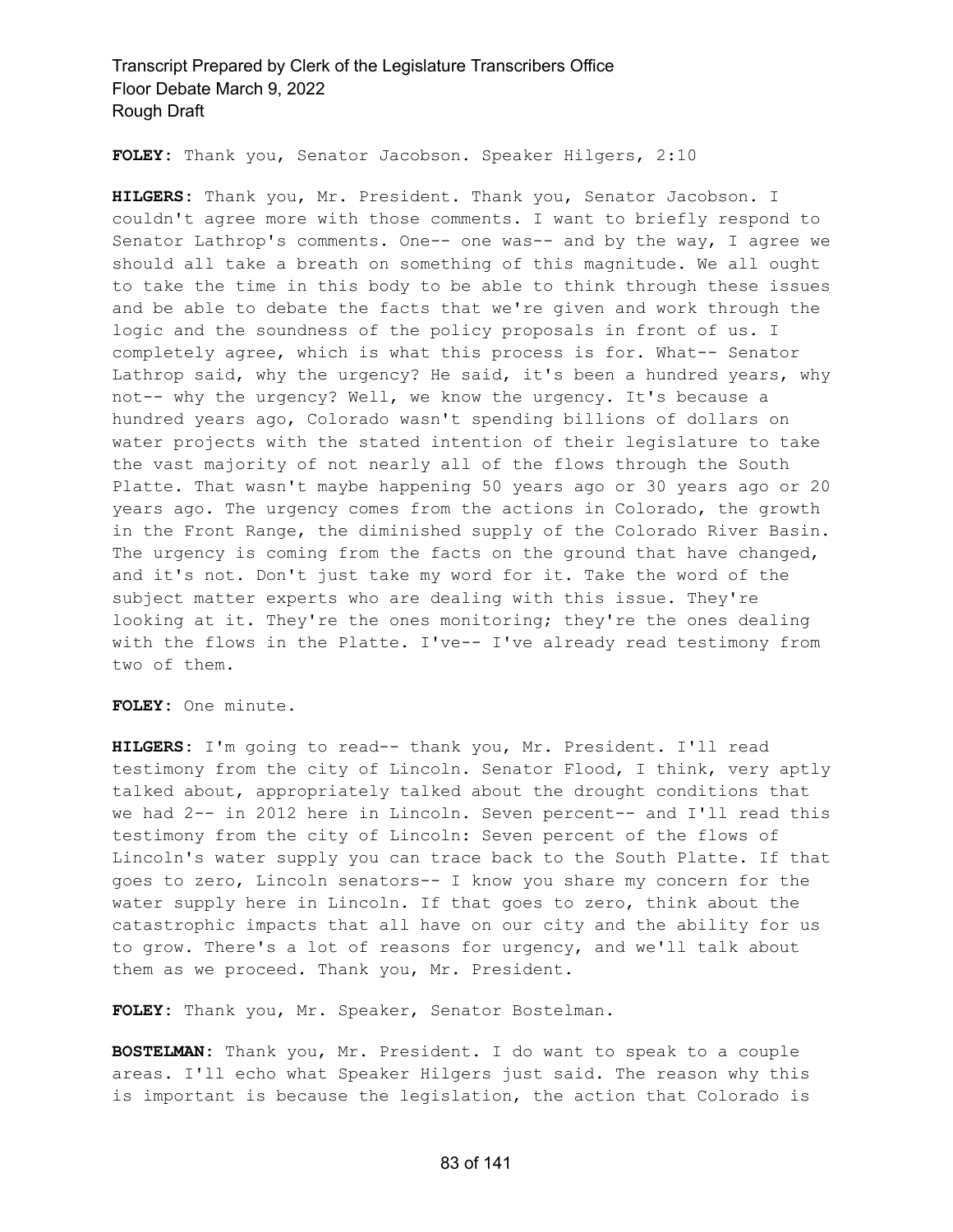**FOLEY:** Thank you, Senator Jacobson. Speaker Hilgers, 2:10

**HILGERS:** Thank you, Mr. President. Thank you, Senator Jacobson. I couldn't agree more with those comments. I want to briefly respond to Senator Lathrop's comments. One-- one was-- and by the way, I agree we should all take a breath on something of this magnitude. We all ought to take the time in this body to be able to think through these issues and be able to debate the facts that we're given and work through the logic and the soundness of the policy proposals in front of us. I completely agree, which is what this process is for. What-- Senator Lathrop said, why the urgency? He said, it's been a hundred years, why not-- why the urgency? Well, we know the urgency. It's because a hundred years ago, Colorado wasn't spending billions of dollars on water projects with the stated intention of their legislature to take the vast majority of not nearly all of the flows through the South Platte. That wasn't maybe happening 50 years ago or 30 years ago or 20 years ago. The urgency comes from the actions in Colorado, the growth in the Front Range, the diminished supply of the Colorado River Basin. The urgency is coming from the facts on the ground that have changed, and it's not. Don't just take my word for it. Take the word of the subject matter experts who are dealing with this issue. They're looking at it. They're the ones monitoring; they're the ones dealing with the flows in the Platte. I've-- I've already read testimony from two of them.

**FOLEY:** One minute.

**HILGERS:** I'm going to read-- thank you, Mr. President. I'll read testimony from the city of Lincoln. Senator Flood, I think, very aptly talked about, appropriately talked about the drought conditions that we had 2-- in 2012 here in Lincoln. Seven percent-- and I'll read this testimony from the city of Lincoln: Seven percent of the flows of Lincoln's water supply you can trace back to the South Platte. If that goes to zero, Lincoln senators-- I know you share my concern for the water supply here in Lincoln. If that goes to zero, think about the catastrophic impacts that all have on our city and the ability for us to grow. There's a lot of reasons for urgency, and we'll talk about them as we proceed. Thank you, Mr. President.

**FOLEY:** Thank you, Mr. Speaker, Senator Bostelman.

**BOSTELMAN:** Thank you, Mr. President. I do want to speak to a couple areas. I'll echo what Speaker Hilgers just said. The reason why this is important is because the legislation, the action that Colorado is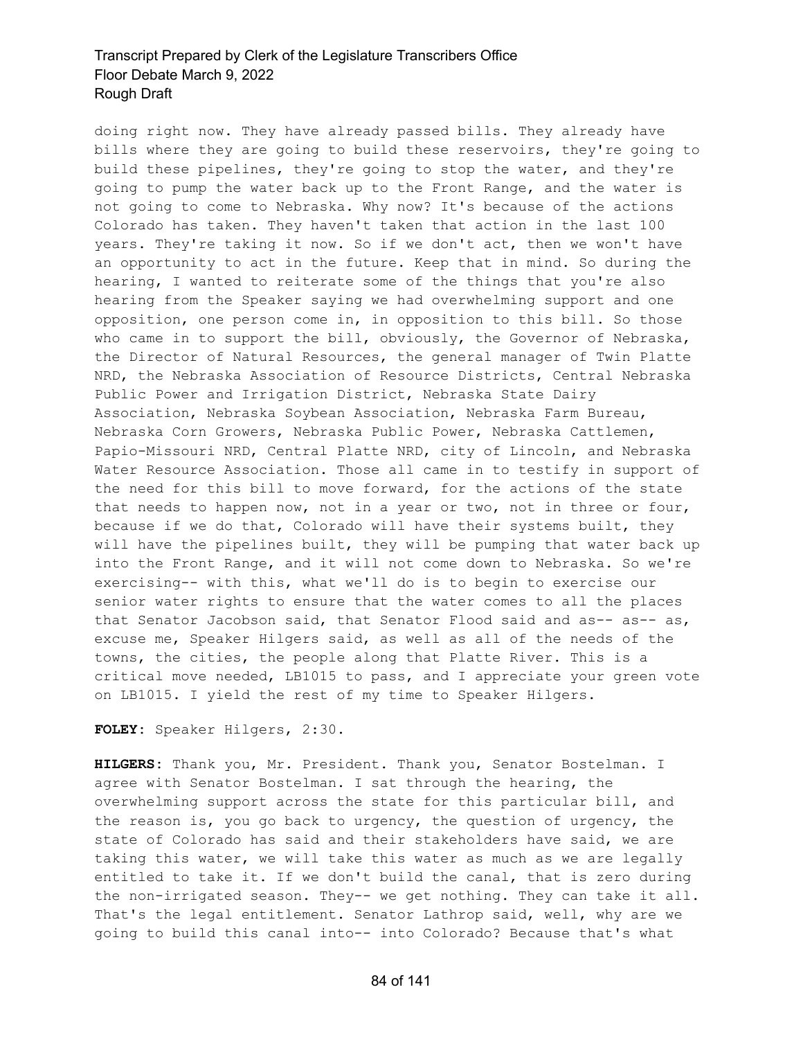doing right now. They have already passed bills. They already have bills where they are going to build these reservoirs, they're going to build these pipelines, they're going to stop the water, and they're going to pump the water back up to the Front Range, and the water is not going to come to Nebraska. Why now? It's because of the actions Colorado has taken. They haven't taken that action in the last 100 years. They're taking it now. So if we don't act, then we won't have an opportunity to act in the future. Keep that in mind. So during the hearing, I wanted to reiterate some of the things that you're also hearing from the Speaker saying we had overwhelming support and one opposition, one person come in, in opposition to this bill. So those who came in to support the bill, obviously, the Governor of Nebraska, the Director of Natural Resources, the general manager of Twin Platte NRD, the Nebraska Association of Resource Districts, Central Nebraska Public Power and Irrigation District, Nebraska State Dairy Association, Nebraska Soybean Association, Nebraska Farm Bureau, Nebraska Corn Growers, Nebraska Public Power, Nebraska Cattlemen, Papio-Missouri NRD, Central Platte NRD, city of Lincoln, and Nebraska Water Resource Association. Those all came in to testify in support of the need for this bill to move forward, for the actions of the state that needs to happen now, not in a year or two, not in three or four, because if we do that, Colorado will have their systems built, they will have the pipelines built, they will be pumping that water back up into the Front Range, and it will not come down to Nebraska. So we're exercising-- with this, what we'll do is to begin to exercise our senior water rights to ensure that the water comes to all the places that Senator Jacobson said, that Senator Flood said and as-- as-- as, excuse me, Speaker Hilgers said, as well as all of the needs of the towns, the cities, the people along that Platte River. This is a critical move needed, LB1015 to pass, and I appreciate your green vote on LB1015. I yield the rest of my time to Speaker Hilgers.

**FOLEY:** Speaker Hilgers, 2:30.

**HILGERS:** Thank you, Mr. President. Thank you, Senator Bostelman. I agree with Senator Bostelman. I sat through the hearing, the overwhelming support across the state for this particular bill, and the reason is, you go back to urgency, the question of urgency, the state of Colorado has said and their stakeholders have said, we are taking this water, we will take this water as much as we are legally entitled to take it. If we don't build the canal, that is zero during the non-irrigated season. They-- we get nothing. They can take it all. That's the legal entitlement. Senator Lathrop said, well, why are we going to build this canal into-- into Colorado? Because that's what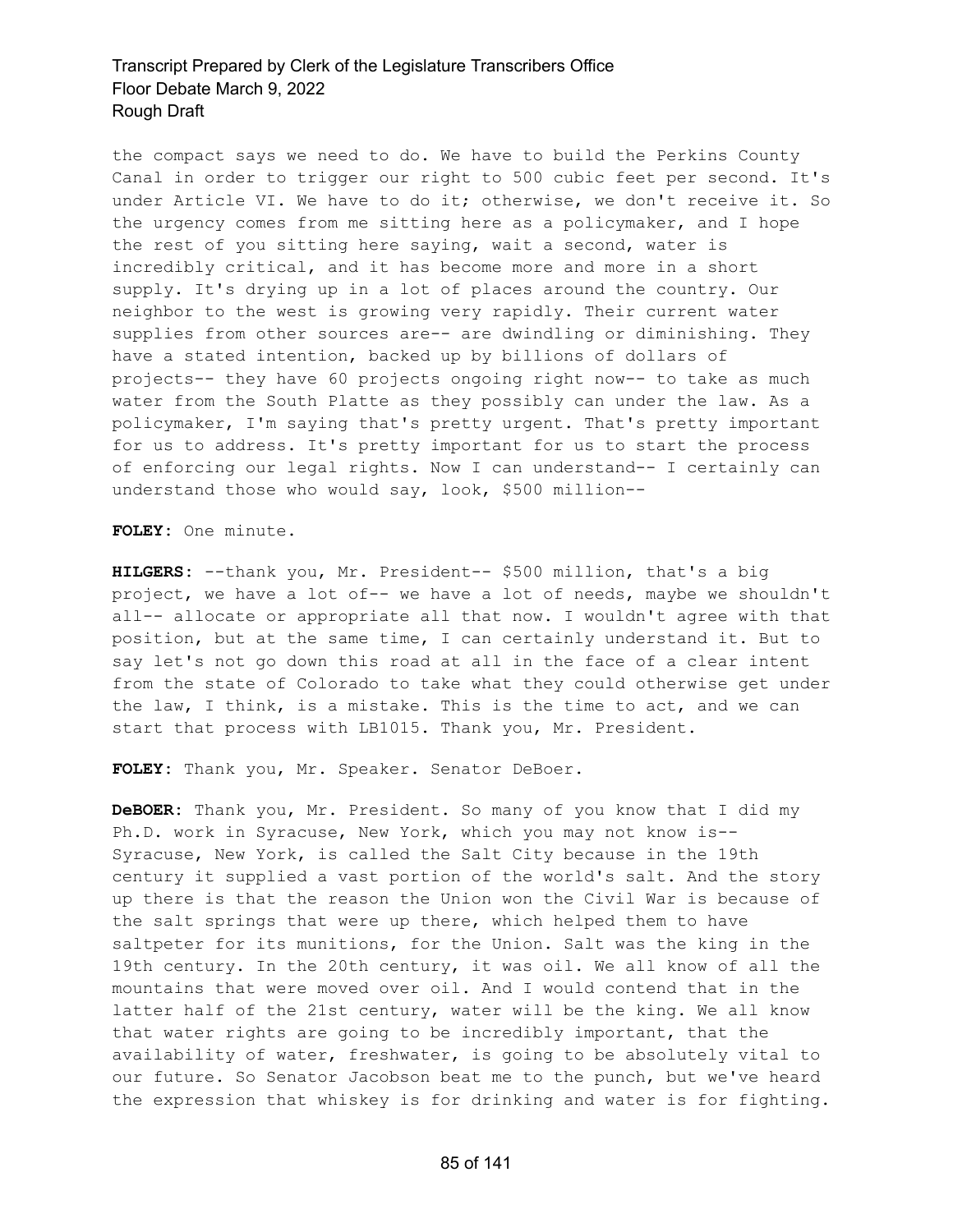the compact says we need to do. We have to build the Perkins County Canal in order to trigger our right to 500 cubic feet per second. It's under Article VI. We have to do it; otherwise, we don't receive it. So the urgency comes from me sitting here as a policymaker, and I hope the rest of you sitting here saying, wait a second, water is incredibly critical, and it has become more and more in a short supply. It's drying up in a lot of places around the country. Our neighbor to the west is growing very rapidly. Their current water supplies from other sources are-- are dwindling or diminishing. They have a stated intention, backed up by billions of dollars of projects-- they have 60 projects ongoing right now-- to take as much water from the South Platte as they possibly can under the law. As a policymaker, I'm saying that's pretty urgent. That's pretty important for us to address. It's pretty important for us to start the process of enforcing our legal rights. Now I can understand-- I certainly can understand those who would say, look, $500 million--

**FOLEY:** One minute.

**HILGERS:** --thank you, Mr. President-- $500 million, that's a big project, we have a lot of-- we have a lot of needs, maybe we shouldn't all-- allocate or appropriate all that now. I wouldn't agree with that position, but at the same time, I can certainly understand it. But to say let's not go down this road at all in the face of a clear intent from the state of Colorado to take what they could otherwise get under the law, I think, is a mistake. This is the time to act, and we can start that process with LB1015. Thank you, Mr. President.

**FOLEY:** Thank you, Mr. Speaker. Senator DeBoer.

**DeBOER:** Thank you, Mr. President. So many of you know that I did my Ph.D. work in Syracuse, New York, which you may not know is-- Syracuse, New York, is called the Salt City because in the 19th century it supplied a vast portion of the world's salt. And the story up there is that the reason the Union won the Civil War is because of the salt springs that were up there, which helped them to have saltpeter for its munitions, for the Union. Salt was the king in the 19th century. In the 20th century, it was oil. We all know of all the mountains that were moved over oil. And I would contend that in the latter half of the 21st century, water will be the king. We all know that water rights are going to be incredibly important, that the availability of water, freshwater, is going to be absolutely vital to our future. So Senator Jacobson beat me to the punch, but we've heard the expression that whiskey is for drinking and water is for fighting.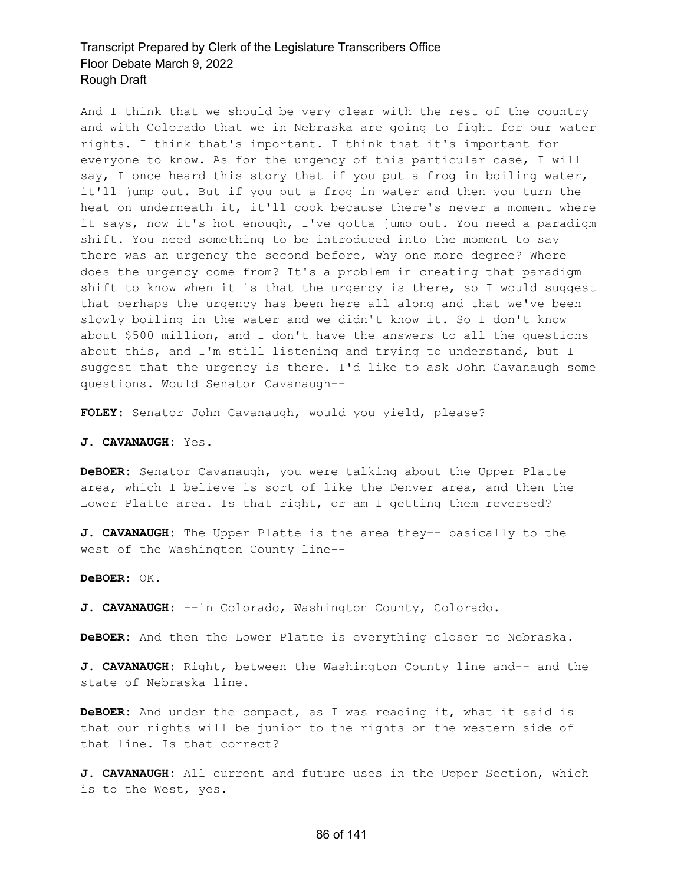And I think that we should be very clear with the rest of the country and with Colorado that we in Nebraska are going to fight for our water rights. I think that's important. I think that it's important for everyone to know. As for the urgency of this particular case, I will say, I once heard this story that if you put a frog in boiling water, it'll jump out. But if you put a frog in water and then you turn the heat on underneath it, it'll cook because there's never a moment where it says, now it's hot enough, I've gotta jump out. You need a paradigm shift. You need something to be introduced into the moment to say there was an urgency the second before, why one more degree? Where does the urgency come from? It's a problem in creating that paradigm shift to know when it is that the urgency is there, so I would suggest that perhaps the urgency has been here all along and that we've been slowly boiling in the water and we didn't know it. So I don't know about $500 million, and I don't have the answers to all the questions about this, and I'm still listening and trying to understand, but I suggest that the urgency is there. I'd like to ask John Cavanaugh some questions. Would Senator Cavanaugh--

**FOLEY:** Senator John Cavanaugh, would you yield, please?

**J. CAVANAUGH:** Yes.

**DeBOER:** Senator Cavanaugh, you were talking about the Upper Platte area, which I believe is sort of like the Denver area, and then the Lower Platte area. Is that right, or am I getting them reversed?

**J. CAVANAUGH:** The Upper Platte is the area they-- basically to the west of the Washington County line--

**DeBOER:** OK.

**J. CAVANAUGH:** --in Colorado, Washington County, Colorado.

**DeBOER:** And then the Lower Platte is everything closer to Nebraska.

**J. CAVANAUGH:** Right, between the Washington County line and-- and the state of Nebraska line.

**DeBOER:** And under the compact, as I was reading it, what it said is that our rights will be junior to the rights on the western side of that line. Is that correct?

**J. CAVANAUGH:** All current and future uses in the Upper Section, which is to the West, yes.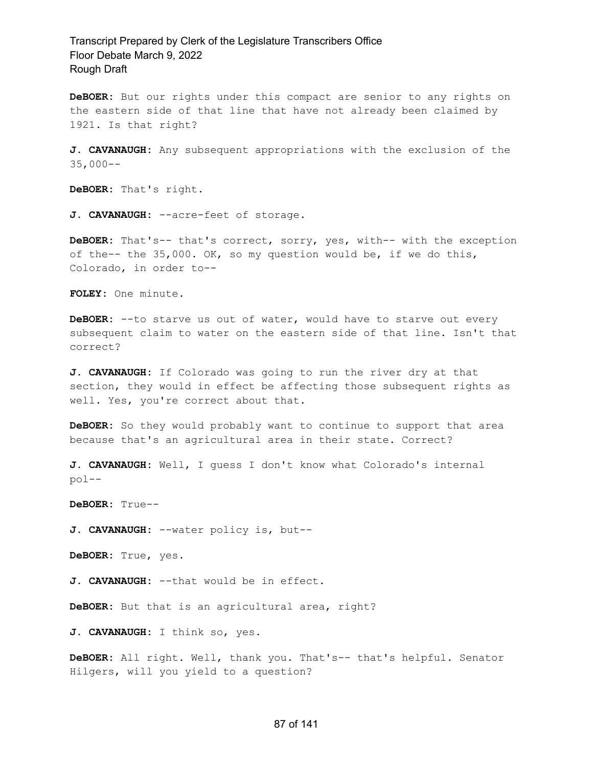**DeBOER:** But our rights under this compact are senior to any rights on the eastern side of that line that have not already been claimed by 1921. Is that right?

**J. CAVANAUGH:** Any subsequent appropriations with the exclusion of the 35,000--

**DeBOER:** That's right.

**J. CAVANAUGH:** --acre-feet of storage.

**DeBOER:** That's-- that's correct, sorry, yes, with-- with the exception of the-- the 35,000. OK, so my question would be, if we do this, Colorado, in order to--

**FOLEY:** One minute.

**DeBOER:** --to starve us out of water, would have to starve out every subsequent claim to water on the eastern side of that line. Isn't that correct?

**J. CAVANAUGH:** If Colorado was going to run the river dry at that section, they would in effect be affecting those subsequent rights as well. Yes, you're correct about that.

**DeBOER:** So they would probably want to continue to support that area because that's an agricultural area in their state. Correct?

**J. CAVANAUGH:** Well, I guess I don't know what Colorado's internal pol--

**DeBOER:** True--

**J. CAVANAUGH:** --water policy is, but--

**DeBOER:** True, yes.

**J. CAVANAUGH:** --that would be in effect.

**DeBOER:** But that is an agricultural area, right?

**J. CAVANAUGH:** I think so, yes.

**DeBOER:** All right. Well, thank you. That's-- that's helpful. Senator Hilgers, will you yield to a question?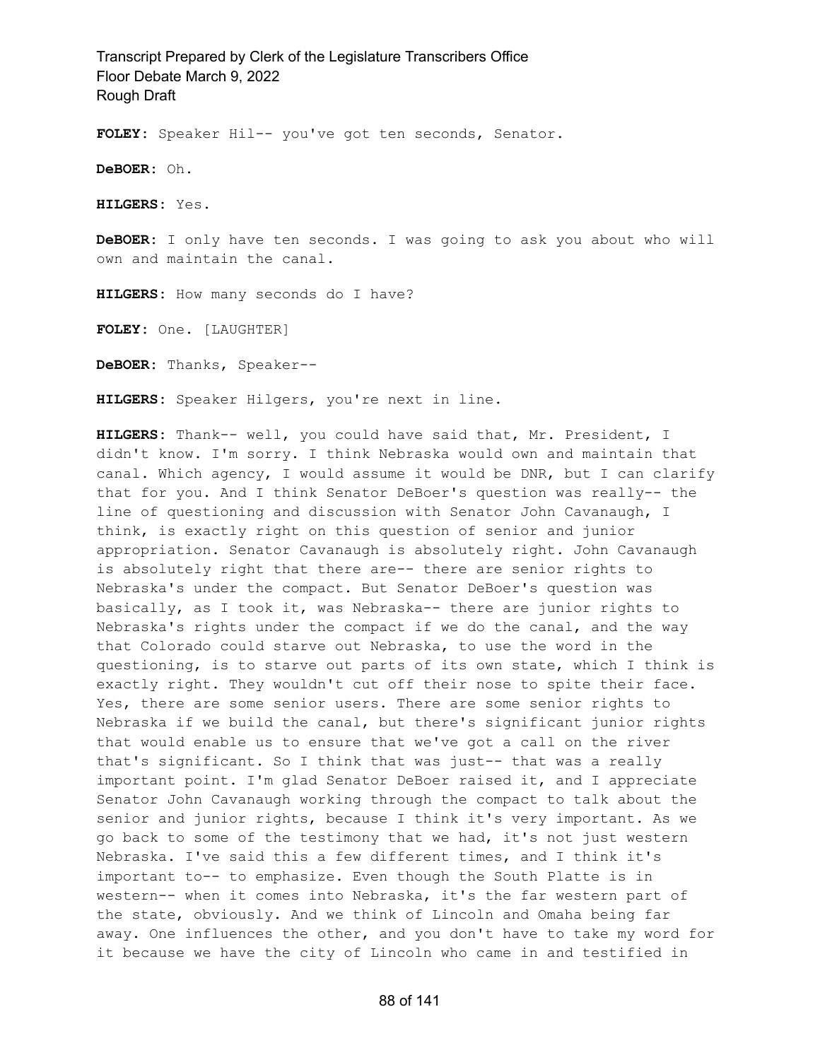**FOLEY:** Speaker Hil-- you've got ten seconds, Senator.

**DeBOER:** Oh.

**HILGERS:** Yes.

**DeBOER:** I only have ten seconds. I was going to ask you about who will own and maintain the canal.

**HILGERS:** How many seconds do I have?

**FOLEY:** One. [LAUGHTER]

**DeBOER:** Thanks, Speaker--

**HILGERS:** Speaker Hilgers, you're next in line.

**HILGERS:** Thank-- well, you could have said that, Mr. President, I didn't know. I'm sorry. I think Nebraska would own and maintain that canal. Which agency, I would assume it would be DNR, but I can clarify that for you. And I think Senator DeBoer's question was really-- the line of questioning and discussion with Senator John Cavanaugh, I think, is exactly right on this question of senior and junior appropriation. Senator Cavanaugh is absolutely right. John Cavanaugh is absolutely right that there are-- there are senior rights to Nebraska's under the compact. But Senator DeBoer's question was basically, as I took it, was Nebraska-- there are junior rights to Nebraska's rights under the compact if we do the canal, and the way that Colorado could starve out Nebraska, to use the word in the questioning, is to starve out parts of its own state, which I think is exactly right. They wouldn't cut off their nose to spite their face. Yes, there are some senior users. There are some senior rights to Nebraska if we build the canal, but there's significant junior rights that would enable us to ensure that we've got a call on the river that's significant. So I think that was just-- that was a really important point. I'm glad Senator DeBoer raised it, and I appreciate Senator John Cavanaugh working through the compact to talk about the senior and junior rights, because I think it's very important. As we go back to some of the testimony that we had, it's not just western Nebraska. I've said this a few different times, and I think it's important to-- to emphasize. Even though the South Platte is in western-- when it comes into Nebraska, it's the far western part of the state, obviously. And we think of Lincoln and Omaha being far away. One influences the other, and you don't have to take my word for it because we have the city of Lincoln who came in and testified in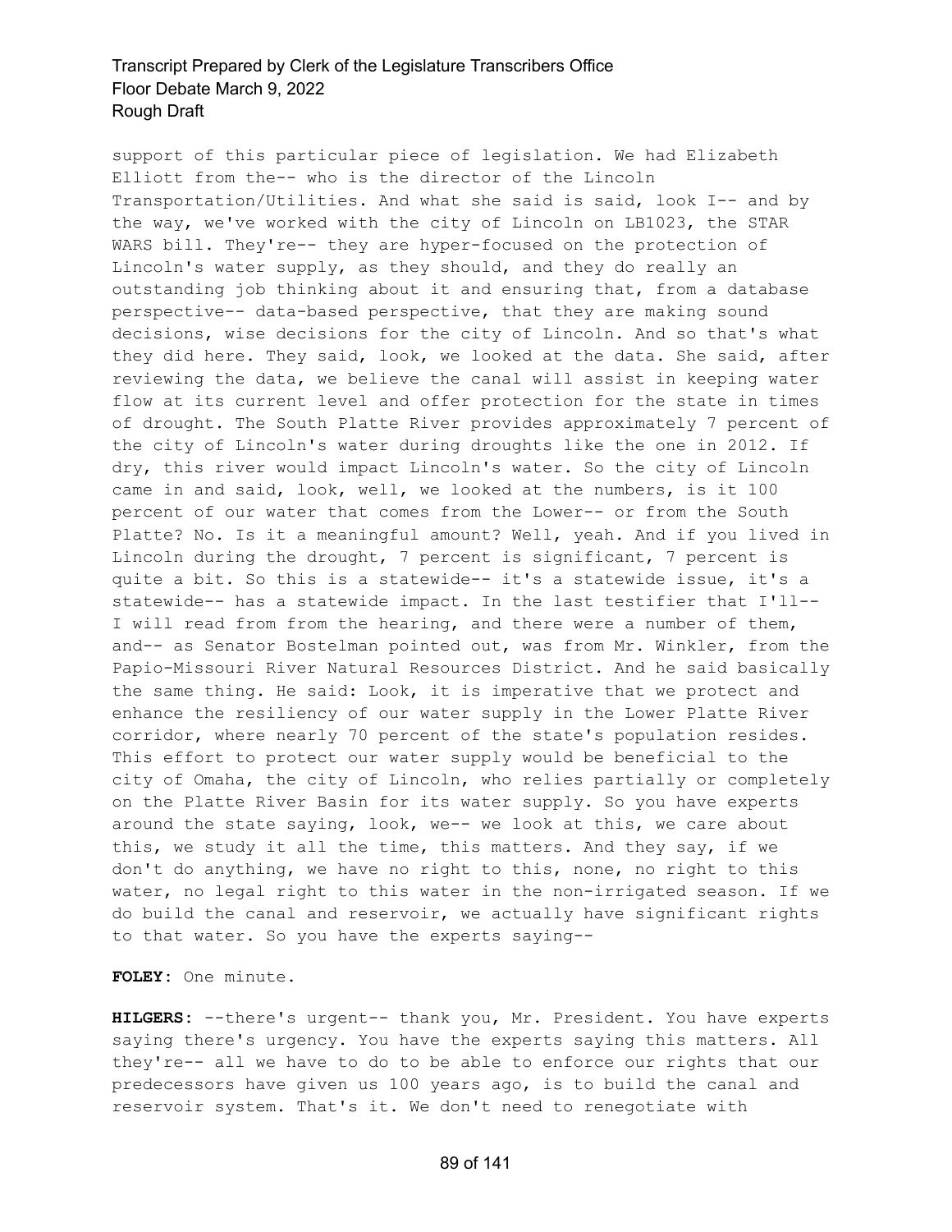support of this particular piece of legislation. We had Elizabeth Elliott from the-- who is the director of the Lincoln Transportation/Utilities. And what she said is said, look I-- and by the way, we've worked with the city of Lincoln on LB1023, the STAR WARS bill. They're-- they are hyper-focused on the protection of Lincoln's water supply, as they should, and they do really an outstanding job thinking about it and ensuring that, from a database perspective-- data-based perspective, that they are making sound decisions, wise decisions for the city of Lincoln. And so that's what they did here. They said, look, we looked at the data. She said, after reviewing the data, we believe the canal will assist in keeping water flow at its current level and offer protection for the state in times of drought. The South Platte River provides approximately 7 percent of the city of Lincoln's water during droughts like the one in 2012. If dry, this river would impact Lincoln's water. So the city of Lincoln came in and said, look, well, we looked at the numbers, is it 100 percent of our water that comes from the Lower-- or from the South Platte? No. Is it a meaningful amount? Well, yeah. And if you lived in Lincoln during the drought, 7 percent is significant, 7 percent is quite a bit. So this is a statewide-- it's a statewide issue, it's a statewide-- has a statewide impact. In the last testifier that I'll-- I will read from from the hearing, and there were a number of them, and-- as Senator Bostelman pointed out, was from Mr. Winkler, from the Papio-Missouri River Natural Resources District. And he said basically the same thing. He said: Look, it is imperative that we protect and enhance the resiliency of our water supply in the Lower Platte River corridor, where nearly 70 percent of the state's population resides. This effort to protect our water supply would be beneficial to the city of Omaha, the city of Lincoln, who relies partially or completely on the Platte River Basin for its water supply. So you have experts around the state saying, look, we-- we look at this, we care about this, we study it all the time, this matters. And they say, if we don't do anything, we have no right to this, none, no right to this water, no legal right to this water in the non-irrigated season. If we do build the canal and reservoir, we actually have significant rights to that water. So you have the experts saying--

**FOLEY:** One minute.

**HILGERS:** --there's urgent-- thank you, Mr. President. You have experts saying there's urgency. You have the experts saying this matters. All they're-- all we have to do to be able to enforce our rights that our predecessors have given us 100 years ago, is to build the canal and reservoir system. That's it. We don't need to renegotiate with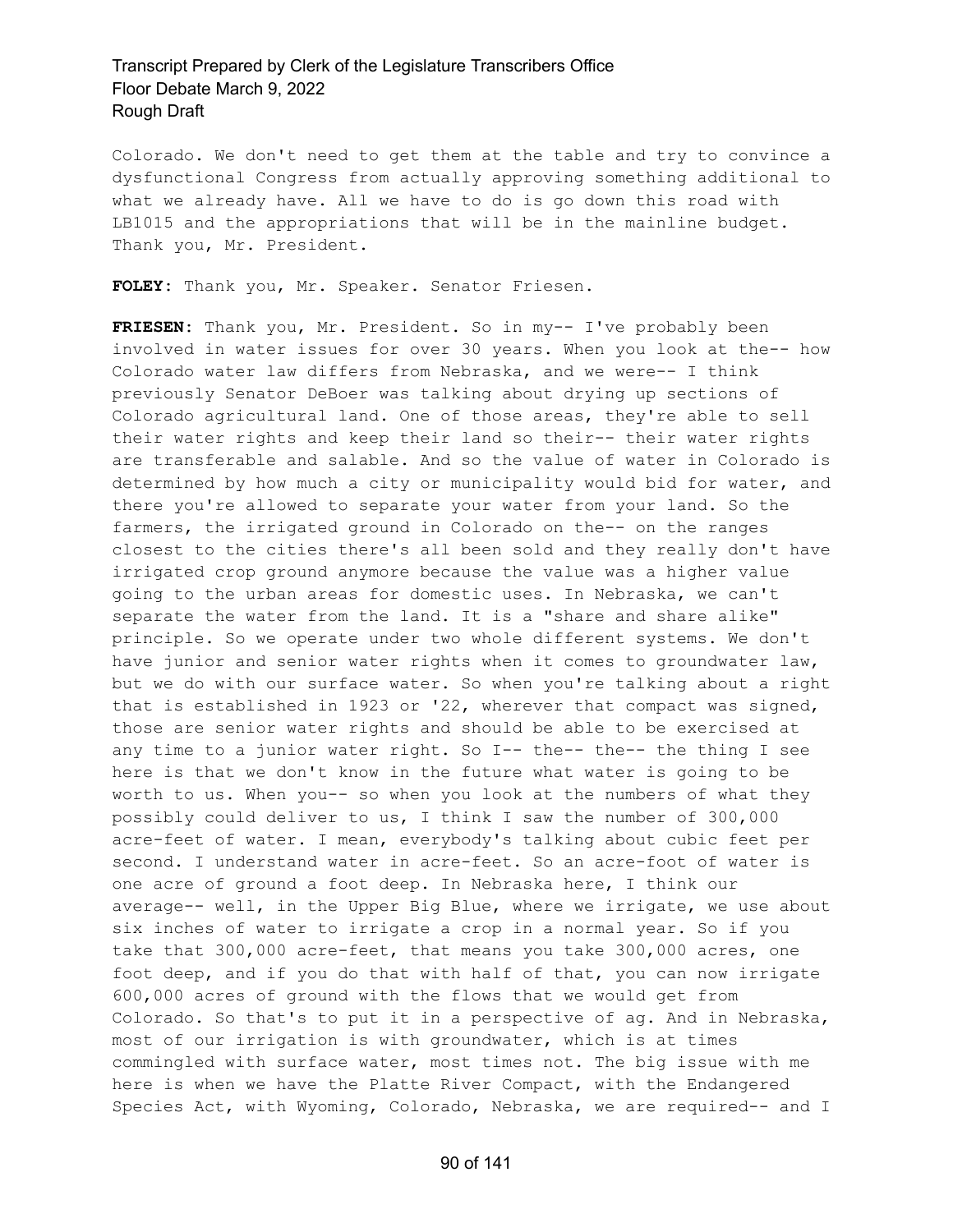Colorado. We don't need to get them at the table and try to convince a dysfunctional Congress from actually approving something additional to what we already have. All we have to do is go down this road with LB1015 and the appropriations that will be in the mainline budget. Thank you, Mr. President.

**FOLEY:** Thank you, Mr. Speaker. Senator Friesen.

**FRIESEN:** Thank you, Mr. President. So in my-- I've probably been involved in water issues for over 30 years. When you look at the-- how Colorado water law differs from Nebraska, and we were-- I think previously Senator DeBoer was talking about drying up sections of Colorado agricultural land. One of those areas, they're able to sell their water rights and keep their land so their-- their water rights are transferable and salable. And so the value of water in Colorado is determined by how much a city or municipality would bid for water, and there you're allowed to separate your water from your land. So the farmers, the irrigated ground in Colorado on the-- on the ranges closest to the cities there's all been sold and they really don't have irrigated crop ground anymore because the value was a higher value going to the urban areas for domestic uses. In Nebraska, we can't separate the water from the land. It is a "share and share alike" principle. So we operate under two whole different systems. We don't have junior and senior water rights when it comes to groundwater law, but we do with our surface water. So when you're talking about a right that is established in 1923 or '22, wherever that compact was signed, those are senior water rights and should be able to be exercised at any time to a junior water right. So I-- the-- the-- the thing I see here is that we don't know in the future what water is going to be worth to us. When you-- so when you look at the numbers of what they possibly could deliver to us, I think I saw the number of 300,000 acre-feet of water. I mean, everybody's talking about cubic feet per second. I understand water in acre-feet. So an acre-foot of water is one acre of ground a foot deep. In Nebraska here, I think our average-- well, in the Upper Big Blue, where we irrigate, we use about six inches of water to irrigate a crop in a normal year. So if you take that 300,000 acre-feet, that means you take 300,000 acres, one foot deep, and if you do that with half of that, you can now irrigate 600,000 acres of ground with the flows that we would get from Colorado. So that's to put it in a perspective of ag. And in Nebraska, most of our irrigation is with groundwater, which is at times commingled with surface water, most times not. The big issue with me here is when we have the Platte River Compact, with the Endangered Species Act, with Wyoming, Colorado, Nebraska, we are required-- and I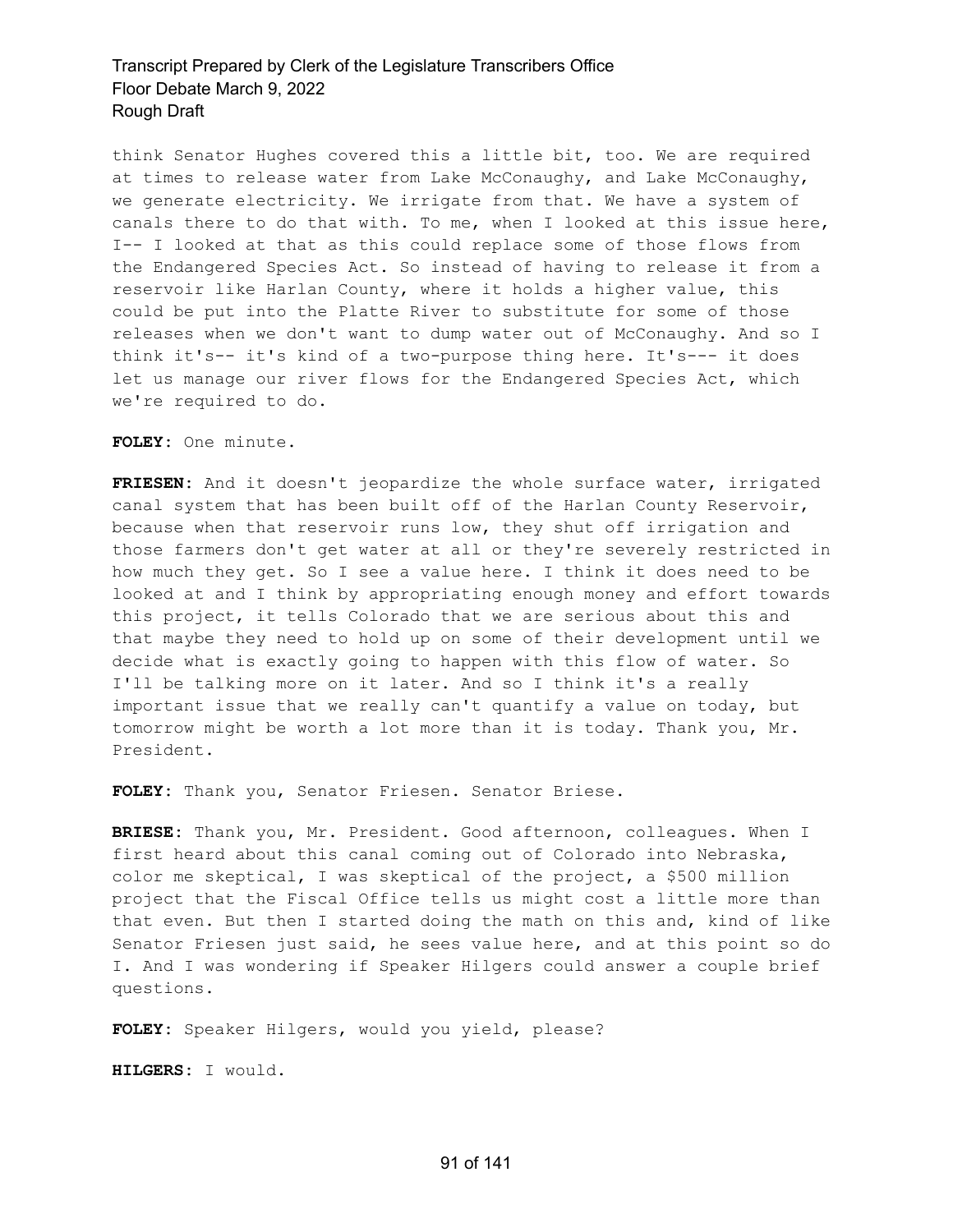think Senator Hughes covered this a little bit, too. We are required at times to release water from Lake McConaughy, and Lake McConaughy, we generate electricity. We irrigate from that. We have a system of canals there to do that with. To me, when I looked at this issue here, I-- I looked at that as this could replace some of those flows from the Endangered Species Act. So instead of having to release it from a reservoir like Harlan County, where it holds a higher value, this could be put into the Platte River to substitute for some of those releases when we don't want to dump water out of McConaughy. And so I think it's-- it's kind of a two-purpose thing here. It's--- it does let us manage our river flows for the Endangered Species Act, which we're required to do.

**FOLEY:** One minute.

**FRIESEN:** And it doesn't jeopardize the whole surface water, irrigated canal system that has been built off of the Harlan County Reservoir, because when that reservoir runs low, they shut off irrigation and those farmers don't get water at all or they're severely restricted in how much they get. So I see a value here. I think it does need to be looked at and I think by appropriating enough money and effort towards this project, it tells Colorado that we are serious about this and that maybe they need to hold up on some of their development until we decide what is exactly going to happen with this flow of water. So I'll be talking more on it later. And so I think it's a really important issue that we really can't quantify a value on today, but tomorrow might be worth a lot more than it is today. Thank you, Mr. President.

**FOLEY:** Thank you, Senator Friesen. Senator Briese.

**BRIESE:** Thank you, Mr. President. Good afternoon, colleagues. When I first heard about this canal coming out of Colorado into Nebraska, color me skeptical, I was skeptical of the project, a $500 million project that the Fiscal Office tells us might cost a little more than that even. But then I started doing the math on this and, kind of like Senator Friesen just said, he sees value here, and at this point so do I. And I was wondering if Speaker Hilgers could answer a couple brief questions.

**FOLEY:** Speaker Hilgers, would you yield, please?

**HILGERS:** I would.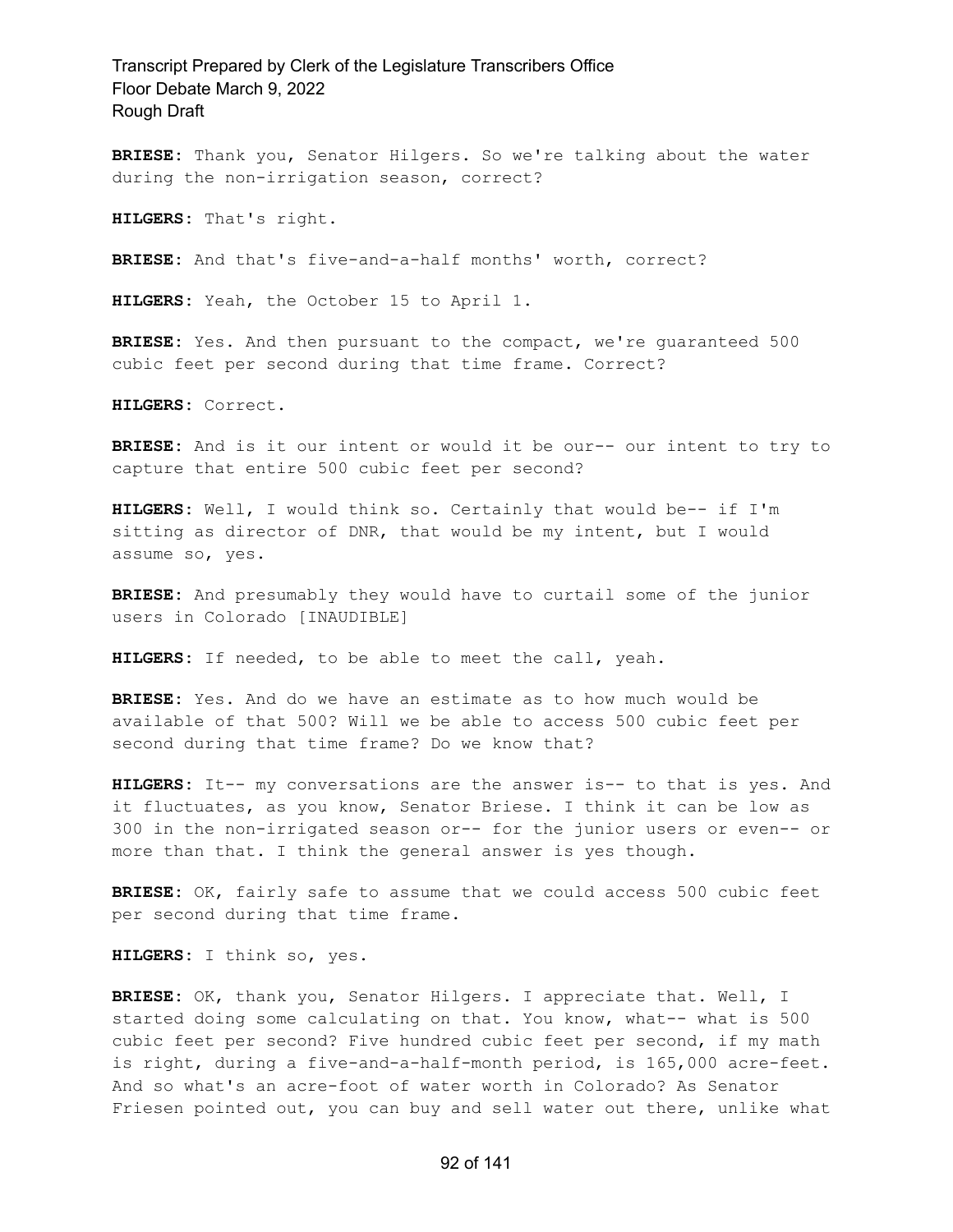**BRIESE:** Thank you, Senator Hilgers. So we're talking about the water during the non-irrigation season, correct?

**HILGERS:** That's right.

**BRIESE:** And that's five-and-a-half months' worth, correct?

**HILGERS:** Yeah, the October 15 to April 1.

**BRIESE:** Yes. And then pursuant to the compact, we're guaranteed 500 cubic feet per second during that time frame. Correct?

**HILGERS:** Correct.

**BRIESE:** And is it our intent or would it be our-- our intent to try to capture that entire 500 cubic feet per second?

**HILGERS:** Well, I would think so. Certainly that would be-- if I'm sitting as director of DNR, that would be my intent, but I would assume so, yes.

**BRIESE:** And presumably they would have to curtail some of the junior users in Colorado [INAUDIBLE]

**HILGERS:** If needed, to be able to meet the call, yeah.

**BRIESE:** Yes. And do we have an estimate as to how much would be available of that 500? Will we be able to access 500 cubic feet per second during that time frame? Do we know that?

**HILGERS:** It-- my conversations are the answer is-- to that is yes. And it fluctuates, as you know, Senator Briese. I think it can be low as 300 in the non-irrigated season or-- for the junior users or even-- or more than that. I think the general answer is yes though.

**BRIESE:** OK, fairly safe to assume that we could access 500 cubic feet per second during that time frame.

**HILGERS:** I think so, yes.

**BRIESE:** OK, thank you, Senator Hilgers. I appreciate that. Well, I started doing some calculating on that. You know, what-- what is 500 cubic feet per second? Five hundred cubic feet per second, if my math is right, during a five-and-a-half-month period, is 165,000 acre-feet. And so what's an acre-foot of water worth in Colorado? As Senator Friesen pointed out, you can buy and sell water out there, unlike what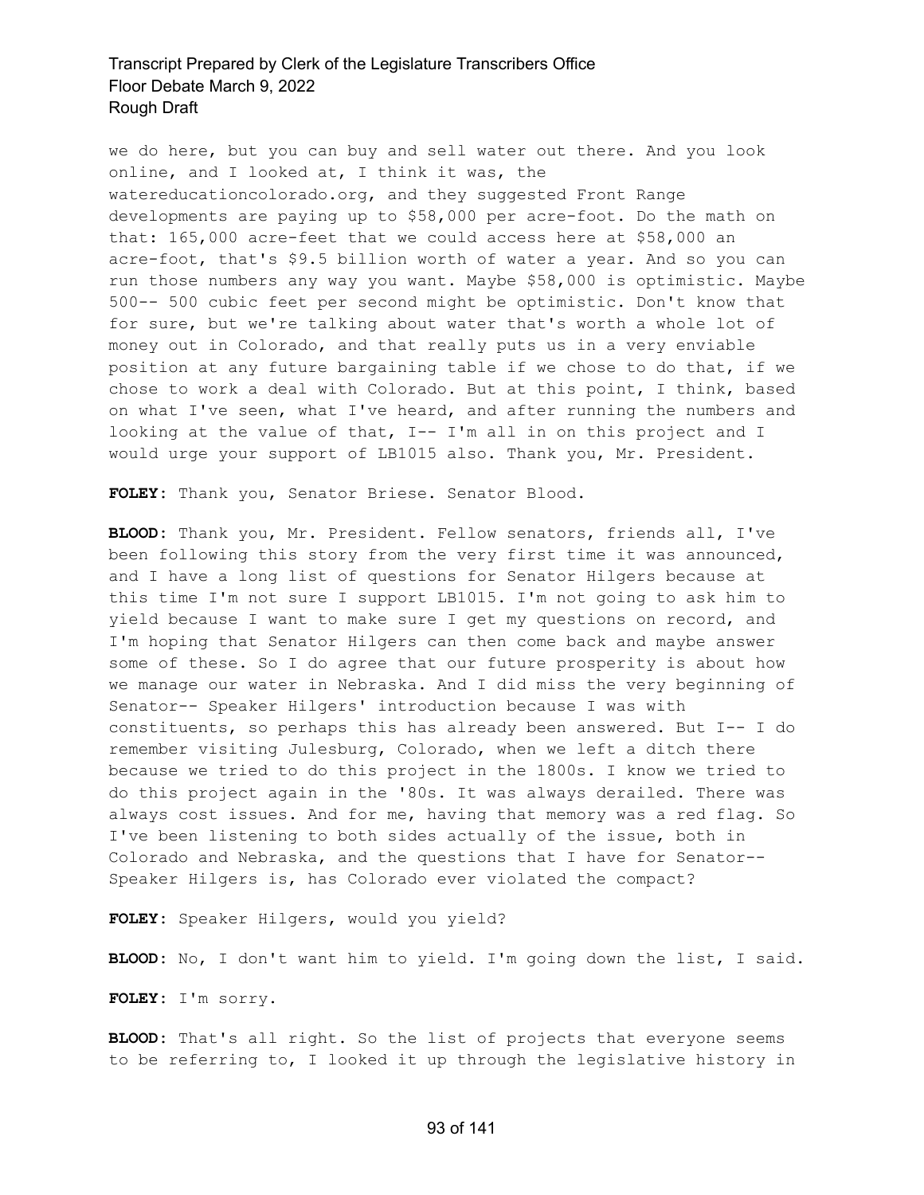we do here, but you can buy and sell water out there. And you look online, and I looked at, I think it was, the watereducationcolorado.org, and they suggested Front Range developments are paying up to $58,000 per acre-foot. Do the math on that: 165,000 acre-feet that we could access here at $58,000 an acre-foot, that's $9.5 billion worth of water a year. And so you can run those numbers any way you want. Maybe $58,000 is optimistic. Maybe 500-- 500 cubic feet per second might be optimistic. Don't know that for sure, but we're talking about water that's worth a whole lot of money out in Colorado, and that really puts us in a very enviable position at any future bargaining table if we chose to do that, if we chose to work a deal with Colorado. But at this point, I think, based on what I've seen, what I've heard, and after running the numbers and looking at the value of that, I-- I'm all in on this project and I would urge your support of LB1015 also. Thank you, Mr. President.

**FOLEY:** Thank you, Senator Briese. Senator Blood.

**BLOOD:** Thank you, Mr. President. Fellow senators, friends all, I've been following this story from the very first time it was announced, and I have a long list of questions for Senator Hilgers because at this time I'm not sure I support LB1015. I'm not going to ask him to yield because I want to make sure I get my questions on record, and I'm hoping that Senator Hilgers can then come back and maybe answer some of these. So I do agree that our future prosperity is about how we manage our water in Nebraska. And I did miss the very beginning of Senator-- Speaker Hilgers' introduction because I was with constituents, so perhaps this has already been answered. But I-- I do remember visiting Julesburg, Colorado, when we left a ditch there because we tried to do this project in the 1800s. I know we tried to do this project again in the '80s. It was always derailed. There was always cost issues. And for me, having that memory was a red flag. So I've been listening to both sides actually of the issue, both in Colorado and Nebraska, and the questions that I have for Senator-- Speaker Hilgers is, has Colorado ever violated the compact?

**FOLEY:** Speaker Hilgers, would you yield?

**BLOOD:** No, I don't want him to yield. I'm going down the list, I said.

**FOLEY:** I'm sorry.

**BLOOD:** That's all right. So the list of projects that everyone seems to be referring to, I looked it up through the legislative history in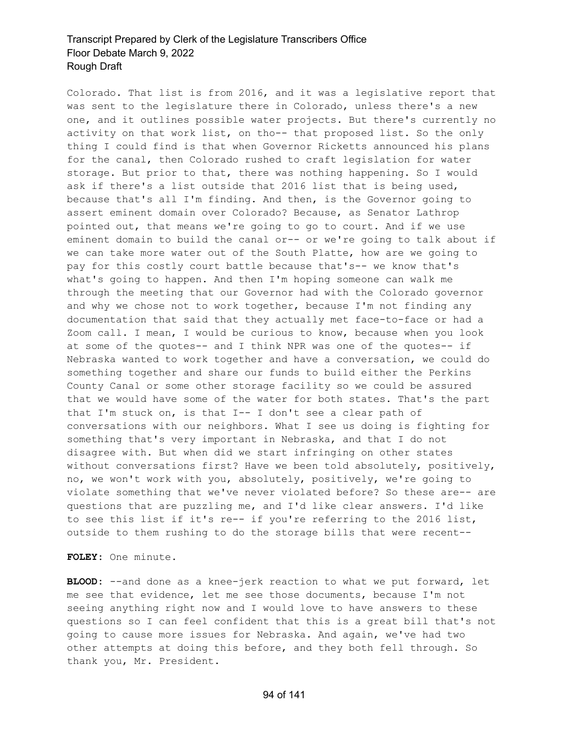Colorado. That list is from 2016, and it was a legislative report that was sent to the legislature there in Colorado, unless there's a new one, and it outlines possible water projects. But there's currently no activity on that work list, on tho-- that proposed list. So the only thing I could find is that when Governor Ricketts announced his plans for the canal, then Colorado rushed to craft legislation for water storage. But prior to that, there was nothing happening. So I would ask if there's a list outside that 2016 list that is being used, because that's all I'm finding. And then, is the Governor going to assert eminent domain over Colorado? Because, as Senator Lathrop pointed out, that means we're going to go to court. And if we use eminent domain to build the canal or-- or we're going to talk about if we can take more water out of the South Platte, how are we going to pay for this costly court battle because that's-- we know that's what's going to happen. And then I'm hoping someone can walk me through the meeting that our Governor had with the Colorado governor and why we chose not to work together, because I'm not finding any documentation that said that they actually met face-to-face or had a Zoom call. I mean, I would be curious to know, because when you look at some of the quotes-- and I think NPR was one of the quotes-- if Nebraska wanted to work together and have a conversation, we could do something together and share our funds to build either the Perkins County Canal or some other storage facility so we could be assured that we would have some of the water for both states. That's the part that I'm stuck on, is that I-- I don't see a clear path of conversations with our neighbors. What I see us doing is fighting for something that's very important in Nebraska, and that I do not disagree with. But when did we start infringing on other states without conversations first? Have we been told absolutely, positively, no, we won't work with you, absolutely, positively, we're going to violate something that we've never violated before? So these are-- are questions that are puzzling me, and I'd like clear answers. I'd like to see this list if it's re-- if you're referring to the 2016 list, outside to them rushing to do the storage bills that were recent--

**FOLEY:** One minute.

**BLOOD:** --and done as a knee-jerk reaction to what we put forward, let me see that evidence, let me see those documents, because I'm not seeing anything right now and I would love to have answers to these questions so I can feel confident that this is a great bill that's not going to cause more issues for Nebraska. And again, we've had two other attempts at doing this before, and they both fell through. So thank you, Mr. President.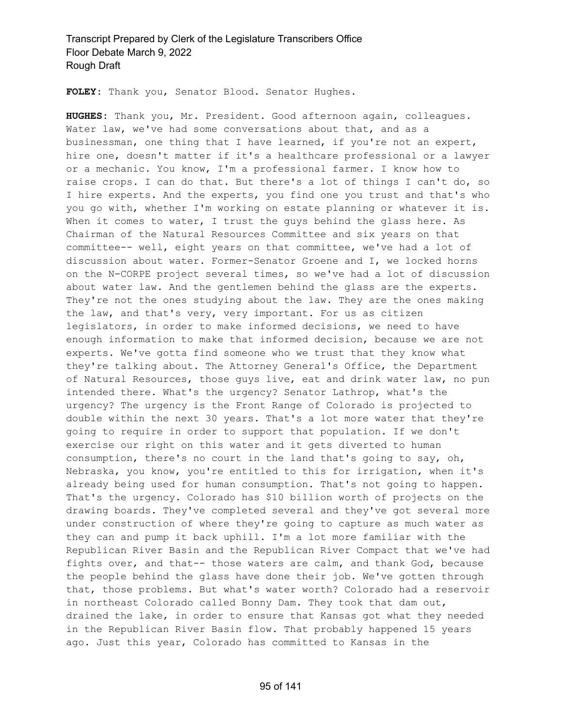**FOLEY:** Thank you, Senator Blood. Senator Hughes.

**HUGHES:** Thank you, Mr. President. Good afternoon again, colleagues. Water law, we've had some conversations about that, and as a businessman, one thing that I have learned, if you're not an expert, hire one, doesn't matter if it's a healthcare professional or a lawyer or a mechanic. You know, I'm a professional farmer. I know how to raise crops. I can do that. But there's a lot of things I can't do, so I hire experts. And the experts, you find one you trust and that's who you go with, whether I'm working on estate planning or whatever it is. When it comes to water, I trust the guys behind the glass here. As Chairman of the Natural Resources Committee and six years on that committee-- well, eight years on that committee, we've had a lot of discussion about water. Former-Senator Groene and I, we locked horns on the N-CORPE project several times, so we've had a lot of discussion about water law. And the gentlemen behind the glass are the experts. They're not the ones studying about the law. They are the ones making the law, and that's very, very important. For us as citizen legislators, in order to make informed decisions, we need to have enough information to make that informed decision, because we are not experts. We've gotta find someone who we trust that they know what they're talking about. The Attorney General's Office, the Department of Natural Resources, those guys live, eat and drink water law, no pun intended there. What's the urgency? Senator Lathrop, what's the urgency? The urgency is the Front Range of Colorado is projected to double within the next 30 years. That's a lot more water that they're going to require in order to support that population. If we don't exercise our right on this water and it gets diverted to human consumption, there's no court in the land that's going to say, oh, Nebraska, you know, you're entitled to this for irrigation, when it's already being used for human consumption. That's not going to happen. That's the urgency. Colorado has $10 billion worth of projects on the drawing boards. They've completed several and they've got several more under construction of where they're going to capture as much water as they can and pump it back uphill. I'm a lot more familiar with the Republican River Basin and the Republican River Compact that we've had fights over, and that-- those waters are calm, and thank God, because the people behind the glass have done their job. We've gotten through that, those problems. But what's water worth? Colorado had a reservoir in northeast Colorado called Bonny Dam. They took that dam out, drained the lake, in order to ensure that Kansas got what they needed in the Republican River Basin flow. That probably happened 15 years ago. Just this year, Colorado has committed to Kansas in the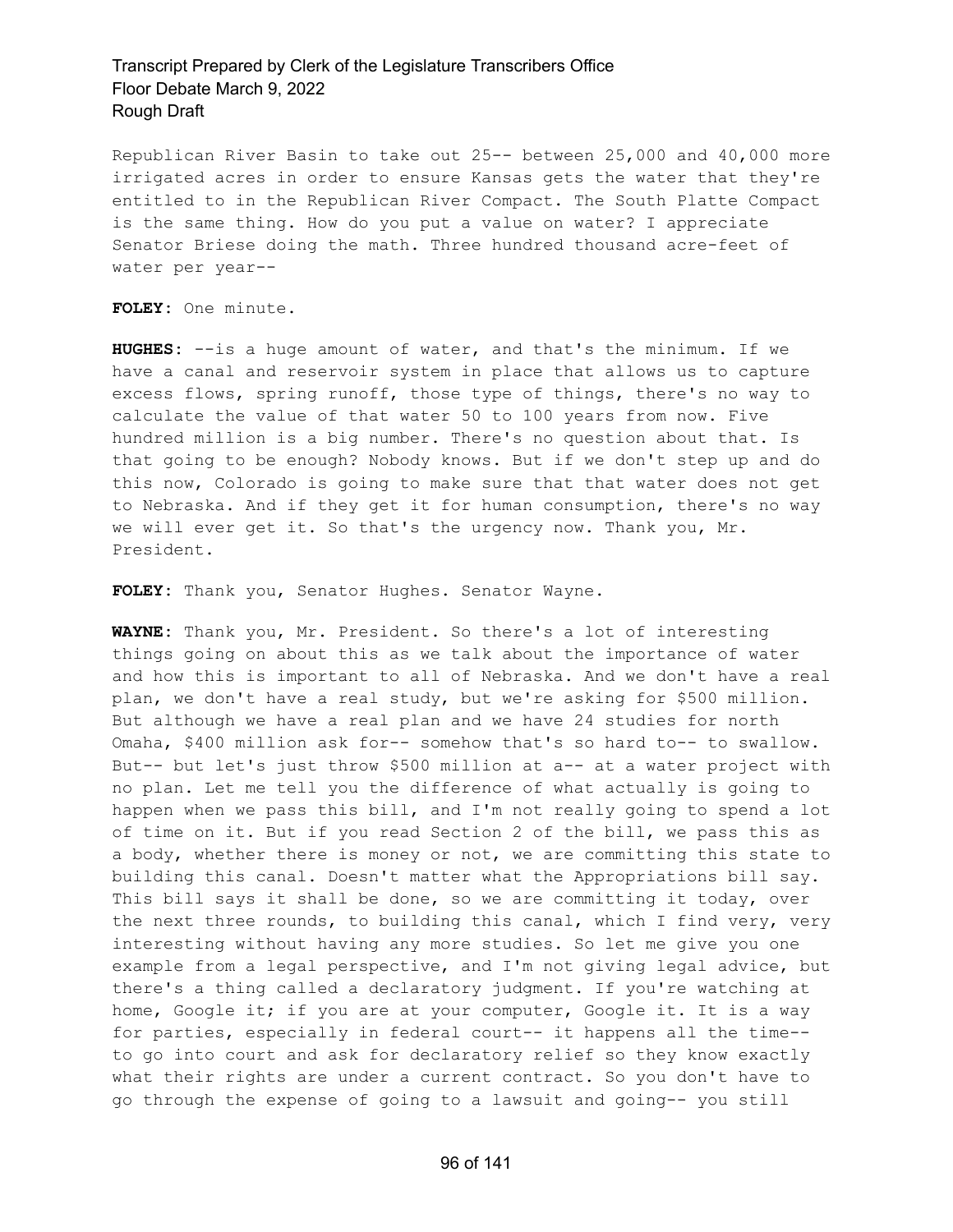Republican River Basin to take out 25-- between 25,000 and 40,000 more irrigated acres in order to ensure Kansas gets the water that they're entitled to in the Republican River Compact. The South Platte Compact is the same thing. How do you put a value on water? I appreciate Senator Briese doing the math. Three hundred thousand acre-feet of water per year--

**FOLEY:** One minute.

**HUGHES:** --is a huge amount of water, and that's the minimum. If we have a canal and reservoir system in place that allows us to capture excess flows, spring runoff, those type of things, there's no way to calculate the value of that water 50 to 100 years from now. Five hundred million is a big number. There's no question about that. Is that going to be enough? Nobody knows. But if we don't step up and do this now, Colorado is going to make sure that that water does not get to Nebraska. And if they get it for human consumption, there's no way we will ever get it. So that's the urgency now. Thank you, Mr. President.

**FOLEY:** Thank you, Senator Hughes. Senator Wayne.

**WAYNE:** Thank you, Mr. President. So there's a lot of interesting things going on about this as we talk about the importance of water and how this is important to all of Nebraska. And we don't have a real plan, we don't have a real study, but we're asking for $500 million. But although we have a real plan and we have 24 studies for north Omaha, $400 million ask for-- somehow that's so hard to-- to swallow. But-- but let's just throw $500 million at a-- at a water project with no plan. Let me tell you the difference of what actually is going to happen when we pass this bill, and I'm not really going to spend a lot of time on it. But if you read Section 2 of the bill, we pass this as a body, whether there is money or not, we are committing this state to building this canal. Doesn't matter what the Appropriations bill say. This bill says it shall be done, so we are committing it today, over the next three rounds, to building this canal, which I find very, very interesting without having any more studies. So let me give you one example from a legal perspective, and I'm not giving legal advice, but there's a thing called a declaratory judgment. If you're watching at home, Google it; if you are at your computer, Google it. It is a way for parties, especially in federal court-- it happens all the time-- to go into court and ask for declaratory relief so they know exactly what their rights are under a current contract. So you don't have to go through the expense of going to a lawsuit and going-- you still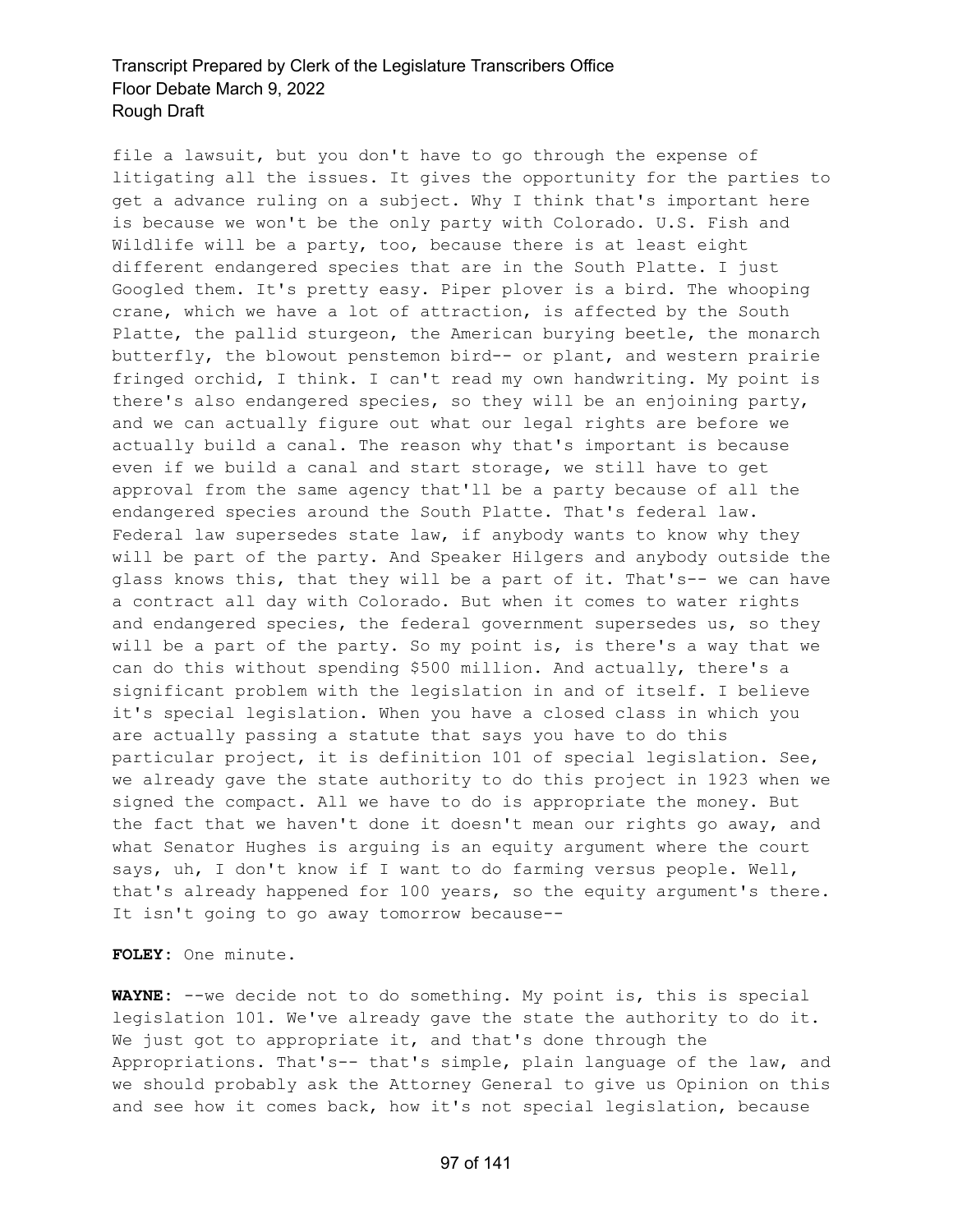file a lawsuit, but you don't have to go through the expense of litigating all the issues. It gives the opportunity for the parties to get a advance ruling on a subject. Why I think that's important here is because we won't be the only party with Colorado. U.S. Fish and Wildlife will be a party, too, because there is at least eight different endangered species that are in the South Platte. I just Googled them. It's pretty easy. Piper plover is a bird. The whooping crane, which we have a lot of attraction, is affected by the South Platte, the pallid sturgeon, the American burying beetle, the monarch butterfly, the blowout penstemon bird-- or plant, and western prairie fringed orchid, I think. I can't read my own handwriting. My point is there's also endangered species, so they will be an enjoining party, and we can actually figure out what our legal rights are before we actually build a canal. The reason why that's important is because even if we build a canal and start storage, we still have to get approval from the same agency that'll be a party because of all the endangered species around the South Platte. That's federal law. Federal law supersedes state law, if anybody wants to know why they will be part of the party. And Speaker Hilgers and anybody outside the glass knows this, that they will be a part of it. That's-- we can have a contract all day with Colorado. But when it comes to water rights and endangered species, the federal government supersedes us, so they will be a part of the party. So my point is, is there's a way that we can do this without spending $500 million. And actually, there's a significant problem with the legislation in and of itself. I believe it's special legislation. When you have a closed class in which you are actually passing a statute that says you have to do this particular project, it is definition 101 of special legislation. See, we already gave the state authority to do this project in 1923 when we signed the compact. All we have to do is appropriate the money. But the fact that we haven't done it doesn't mean our rights go away, and what Senator Hughes is arguing is an equity argument where the court says, uh, I don't know if I want to do farming versus people. Well, that's already happened for 100 years, so the equity argument's there. It isn't going to go away tomorrow because--

**FOLEY:** One minute.

**WAYNE:** --we decide not to do something. My point is, this is special legislation 101. We've already gave the state the authority to do it. We just got to appropriate it, and that's done through the Appropriations. That's-- that's simple, plain language of the law, and we should probably ask the Attorney General to give us Opinion on this and see how it comes back, how it's not special legislation, because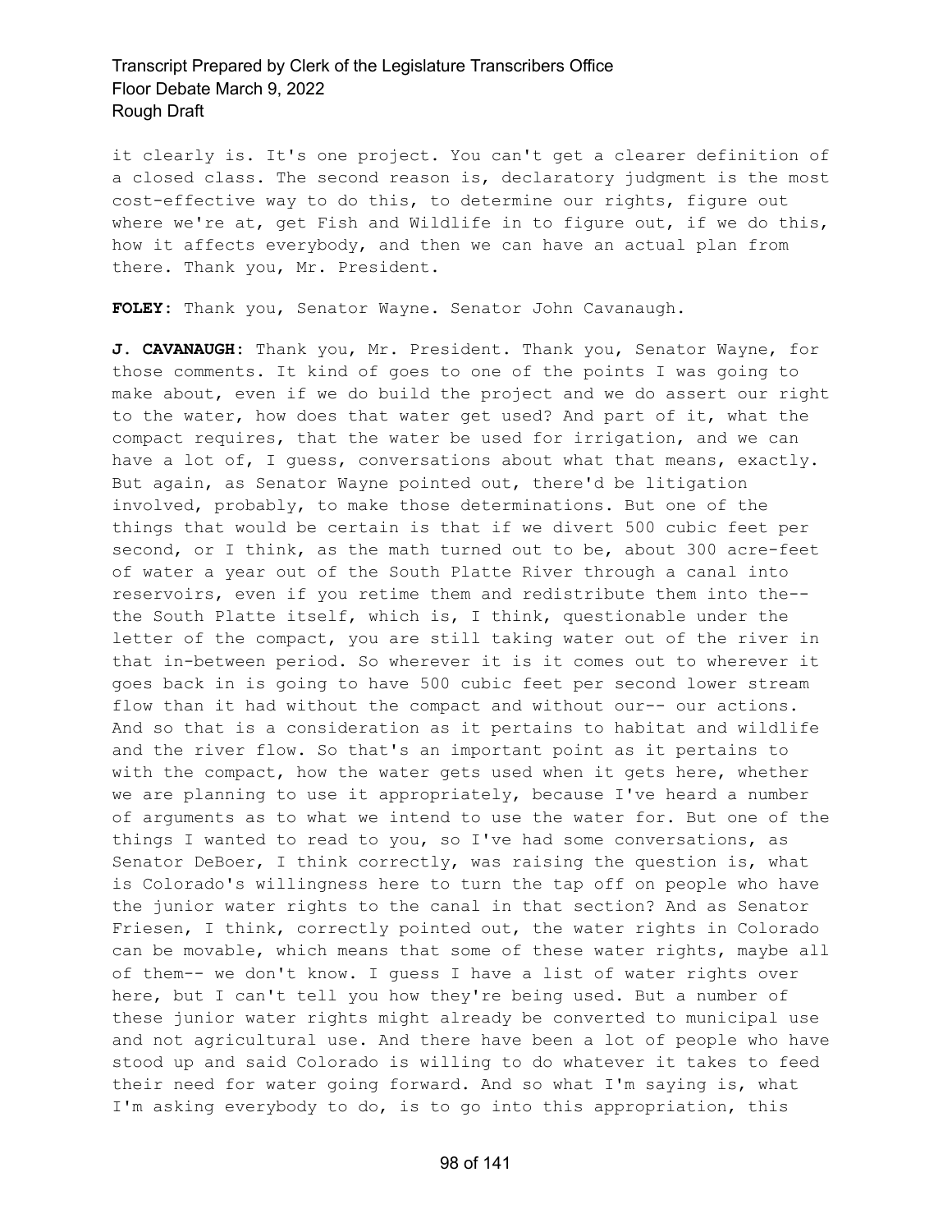it clearly is. It's one project. You can't get a clearer definition of a closed class. The second reason is, declaratory judgment is the most cost-effective way to do this, to determine our rights, figure out where we're at, get Fish and Wildlife in to figure out, if we do this, how it affects everybody, and then we can have an actual plan from there. Thank you, Mr. President.

**FOLEY:** Thank you, Senator Wayne. Senator John Cavanaugh.

**J. CAVANAUGH:** Thank you, Mr. President. Thank you, Senator Wayne, for those comments. It kind of goes to one of the points I was going to make about, even if we do build the project and we do assert our right to the water, how does that water get used? And part of it, what the compact requires, that the water be used for irrigation, and we can have a lot of, I guess, conversations about what that means, exactly. But again, as Senator Wayne pointed out, there'd be litigation involved, probably, to make those determinations. But one of the things that would be certain is that if we divert 500 cubic feet per second, or I think, as the math turned out to be, about 300 acre-feet of water a year out of the South Platte River through a canal into reservoirs, even if you retime them and redistribute them into the-- the South Platte itself, which is, I think, questionable under the letter of the compact, you are still taking water out of the river in that in-between period. So wherever it is it comes out to wherever it goes back in is going to have 500 cubic feet per second lower stream flow than it had without the compact and without our-- our actions. And so that is a consideration as it pertains to habitat and wildlife and the river flow. So that's an important point as it pertains to with the compact, how the water gets used when it gets here, whether we are planning to use it appropriately, because I've heard a number of arguments as to what we intend to use the water for. But one of the things I wanted to read to you, so I've had some conversations, as Senator DeBoer, I think correctly, was raising the question is, what is Colorado's willingness here to turn the tap off on people who have the junior water rights to the canal in that section? And as Senator Friesen, I think, correctly pointed out, the water rights in Colorado can be movable, which means that some of these water rights, maybe all of them-- we don't know. I guess I have a list of water rights over here, but I can't tell you how they're being used. But a number of these junior water rights might already be converted to municipal use and not agricultural use. And there have been a lot of people who have stood up and said Colorado is willing to do whatever it takes to feed their need for water going forward. And so what I'm saying is, what I'm asking everybody to do, is to go into this appropriation, this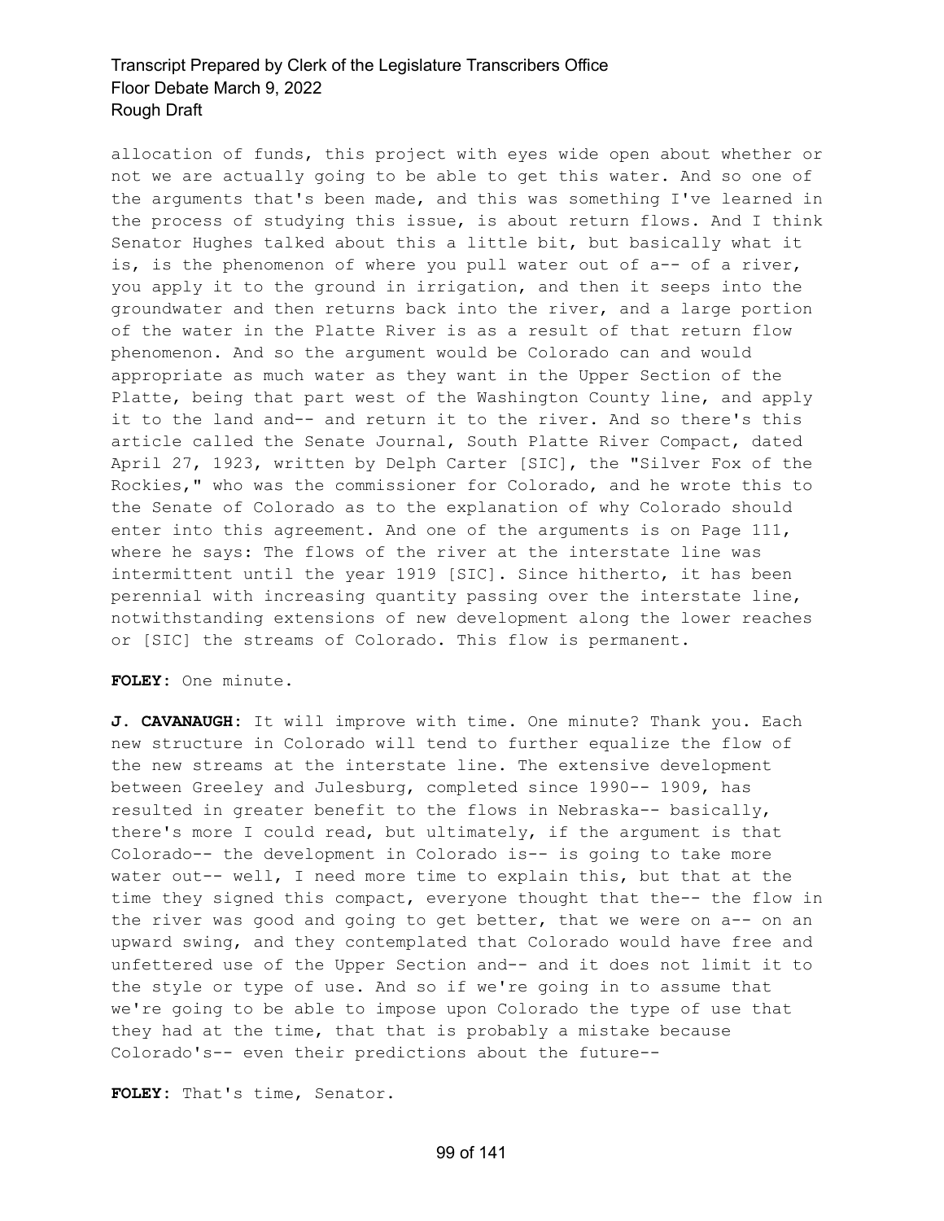allocation of funds, this project with eyes wide open about whether or not we are actually going to be able to get this water. And so one of the arguments that's been made, and this was something I've learned in the process of studying this issue, is about return flows. And I think Senator Hughes talked about this a little bit, but basically what it is, is the phenomenon of where you pull water out of a-- of a river, you apply it to the ground in irrigation, and then it seeps into the groundwater and then returns back into the river, and a large portion of the water in the Platte River is as a result of that return flow phenomenon. And so the argument would be Colorado can and would appropriate as much water as they want in the Upper Section of the Platte, being that part west of the Washington County line, and apply it to the land and-- and return it to the river. And so there's this article called the Senate Journal, South Platte River Compact, dated April 27, 1923, written by Delph Carter [SIC], the "Silver Fox of the Rockies," who was the commissioner for Colorado, and he wrote this to the Senate of Colorado as to the explanation of why Colorado should enter into this agreement. And one of the arguments is on Page 111, where he says: The flows of the river at the interstate line was intermittent until the year 1919 [SIC]. Since hitherto, it has been perennial with increasing quantity passing over the interstate line, notwithstanding extensions of new development along the lower reaches or [SIC] the streams of Colorado. This flow is permanent.

**FOLEY:** One minute.

**J. CAVANAUGH:** It will improve with time. One minute? Thank you. Each new structure in Colorado will tend to further equalize the flow of the new streams at the interstate line. The extensive development between Greeley and Julesburg, completed since 1990-- 1909, has resulted in greater benefit to the flows in Nebraska-- basically, there's more I could read, but ultimately, if the argument is that Colorado-- the development in Colorado is-- is going to take more water out-- well, I need more time to explain this, but that at the time they signed this compact, everyone thought that the-- the flow in the river was good and going to get better, that we were on a-- on an upward swing, and they contemplated that Colorado would have free and unfettered use of the Upper Section and-- and it does not limit it to the style or type of use. And so if we're going in to assume that we're going to be able to impose upon Colorado the type of use that they had at the time, that that is probably a mistake because Colorado's-- even their predictions about the future--

**FOLEY:** That's time, Senator.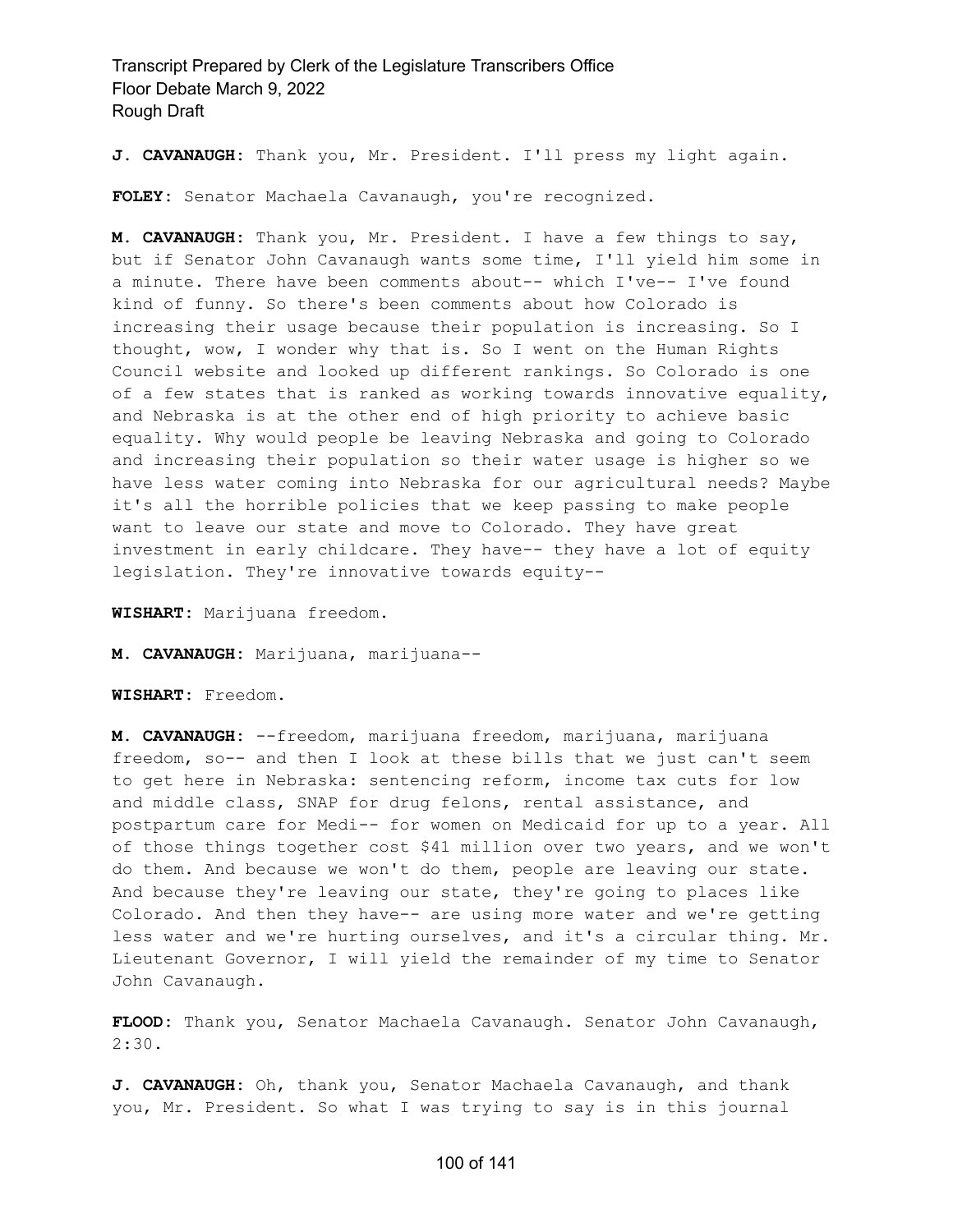**J. CAVANAUGH:** Thank you, Mr. President. I'll press my light again.

**FOLEY:** Senator Machaela Cavanaugh, you're recognized.

**M. CAVANAUGH:** Thank you, Mr. President. I have a few things to say, but if Senator John Cavanaugh wants some time, I'll yield him some in a minute. There have been comments about-- which I've-- I've found kind of funny. So there's been comments about how Colorado is increasing their usage because their population is increasing. So I thought, wow, I wonder why that is. So I went on the Human Rights Council website and looked up different rankings. So Colorado is one of a few states that is ranked as working towards innovative equality, and Nebraska is at the other end of high priority to achieve basic equality. Why would people be leaving Nebraska and going to Colorado and increasing their population so their water usage is higher so we have less water coming into Nebraska for our agricultural needs? Maybe it's all the horrible policies that we keep passing to make people want to leave our state and move to Colorado. They have great investment in early childcare. They have-- they have a lot of equity legislation. They're innovative towards equity--

**WISHART:** Marijuana freedom.

**M. CAVANAUGH:** Marijuana, marijuana--

**WISHART:** Freedom.

**M. CAVANAUGH:** --freedom, marijuana freedom, marijuana, marijuana freedom, so-- and then I look at these bills that we just can't seem to get here in Nebraska: sentencing reform, income tax cuts for low and middle class, SNAP for drug felons, rental assistance, and postpartum care for Medi-- for women on Medicaid for up to a year. All of those things together cost $41 million over two years, and we won't do them. And because we won't do them, people are leaving our state. And because they're leaving our state, they're going to places like Colorado. And then they have-- are using more water and we're getting less water and we're hurting ourselves, and it's a circular thing. Mr. Lieutenant Governor, I will yield the remainder of my time to Senator John Cavanaugh.

**FLOOD:** Thank you, Senator Machaela Cavanaugh. Senator John Cavanaugh, 2:30.

**J. CAVANAUGH:** Oh, thank you, Senator Machaela Cavanaugh, and thank you, Mr. President. So what I was trying to say is in this journal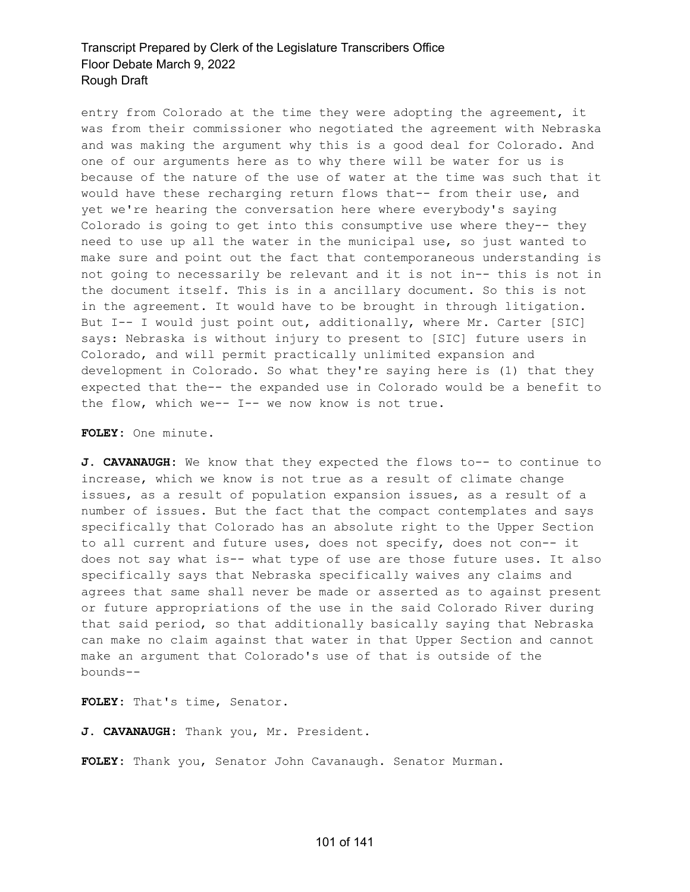entry from Colorado at the time they were adopting the agreement, it was from their commissioner who negotiated the agreement with Nebraska and was making the argument why this is a good deal for Colorado. And one of our arguments here as to why there will be water for us is because of the nature of the use of water at the time was such that it would have these recharging return flows that-- from their use, and yet we're hearing the conversation here where everybody's saying Colorado is going to get into this consumptive use where they-- they need to use up all the water in the municipal use, so just wanted to make sure and point out the fact that contemporaneous understanding is not going to necessarily be relevant and it is not in-- this is not in the document itself. This is in a ancillary document. So this is not in the agreement. It would have to be brought in through litigation. But I-- I would just point out, additionally, where Mr. Carter [SIC] says: Nebraska is without injury to present to [SIC] future users in Colorado, and will permit practically unlimited expansion and development in Colorado. So what they're saying here is (1) that they expected that the-- the expanded use in Colorado would be a benefit to the flow, which we-- I-- we now know is not true.

**FOLEY:** One minute.

**J. CAVANAUGH:** We know that they expected the flows to-- to continue to increase, which we know is not true as a result of climate change issues, as a result of population expansion issues, as a result of a number of issues. But the fact that the compact contemplates and says specifically that Colorado has an absolute right to the Upper Section to all current and future uses, does not specify, does not con-- it does not say what is-- what type of use are those future uses. It also specifically says that Nebraska specifically waives any claims and agrees that same shall never be made or asserted as to against present or future appropriations of the use in the said Colorado River during that said period, so that additionally basically saying that Nebraska can make no claim against that water in that Upper Section and cannot make an argument that Colorado's use of that is outside of the bounds--

**FOLEY:** That's time, Senator.

**J. CAVANAUGH:** Thank you, Mr. President.

**FOLEY:** Thank you, Senator John Cavanaugh. Senator Murman.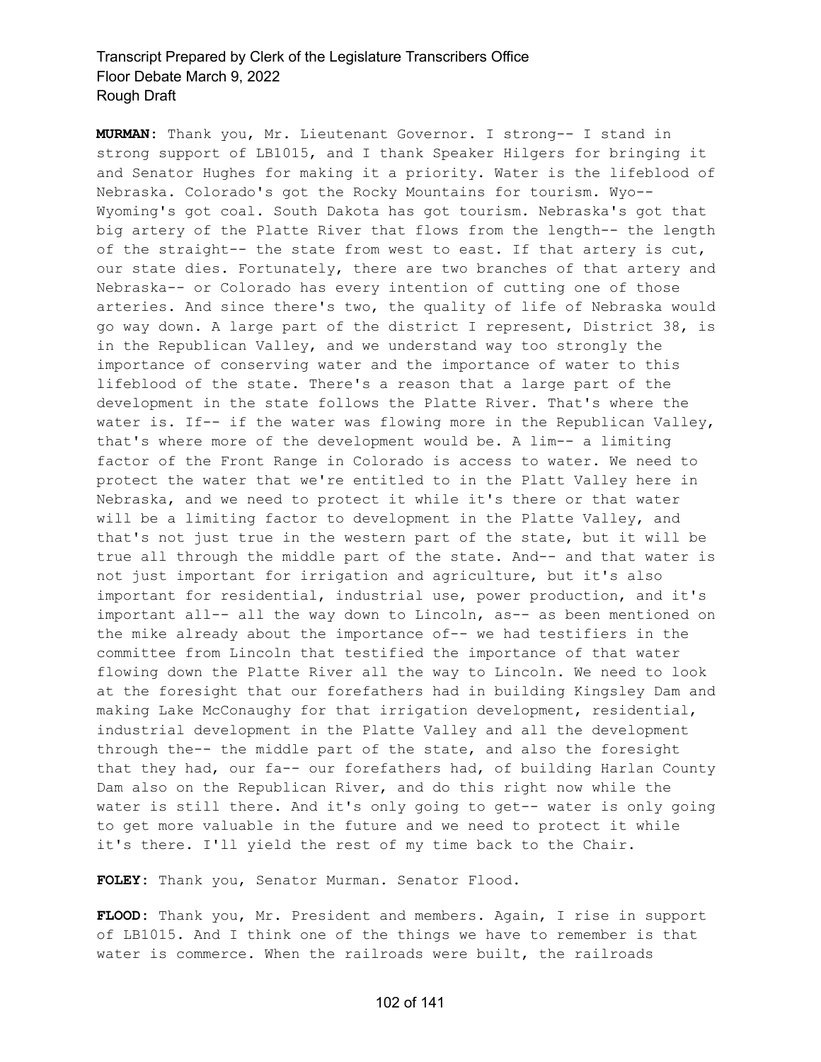**MURMAN:** Thank you, Mr. Lieutenant Governor. I strong-- I stand in strong support of LB1015, and I thank Speaker Hilgers for bringing it and Senator Hughes for making it a priority. Water is the lifeblood of Nebraska. Colorado's got the Rocky Mountains for tourism. Wyo-- Wyoming's got coal. South Dakota has got tourism. Nebraska's got that big artery of the Platte River that flows from the length-- the length of the straight-- the state from west to east. If that artery is cut, our state dies. Fortunately, there are two branches of that artery and Nebraska-- or Colorado has every intention of cutting one of those arteries. And since there's two, the quality of life of Nebraska would go way down. A large part of the district I represent, District 38, is in the Republican Valley, and we understand way too strongly the importance of conserving water and the importance of water to this lifeblood of the state. There's a reason that a large part of the development in the state follows the Platte River. That's where the water is. If-- if the water was flowing more in the Republican Valley, that's where more of the development would be. A lim-- a limiting factor of the Front Range in Colorado is access to water. We need to protect the water that we're entitled to in the Platt Valley here in Nebraska, and we need to protect it while it's there or that water will be a limiting factor to development in the Platte Valley, and that's not just true in the western part of the state, but it will be true all through the middle part of the state. And-- and that water is not just important for irrigation and agriculture, but it's also important for residential, industrial use, power production, and it's important all-- all the way down to Lincoln, as-- as been mentioned on the mike already about the importance of-- we had testifiers in the committee from Lincoln that testified the importance of that water flowing down the Platte River all the way to Lincoln. We need to look at the foresight that our forefathers had in building Kingsley Dam and making Lake McConaughy for that irrigation development, residential, industrial development in the Platte Valley and all the development through the-- the middle part of the state, and also the foresight that they had, our fa-- our forefathers had, of building Harlan County Dam also on the Republican River, and do this right now while the water is still there. And it's only going to get-- water is only going to get more valuable in the future and we need to protect it while it's there. I'll yield the rest of my time back to the Chair.

**FOLEY:** Thank you, Senator Murman. Senator Flood.

**FLOOD:** Thank you, Mr. President and members. Again, I rise in support of LB1015. And I think one of the things we have to remember is that water is commerce. When the railroads were built, the railroads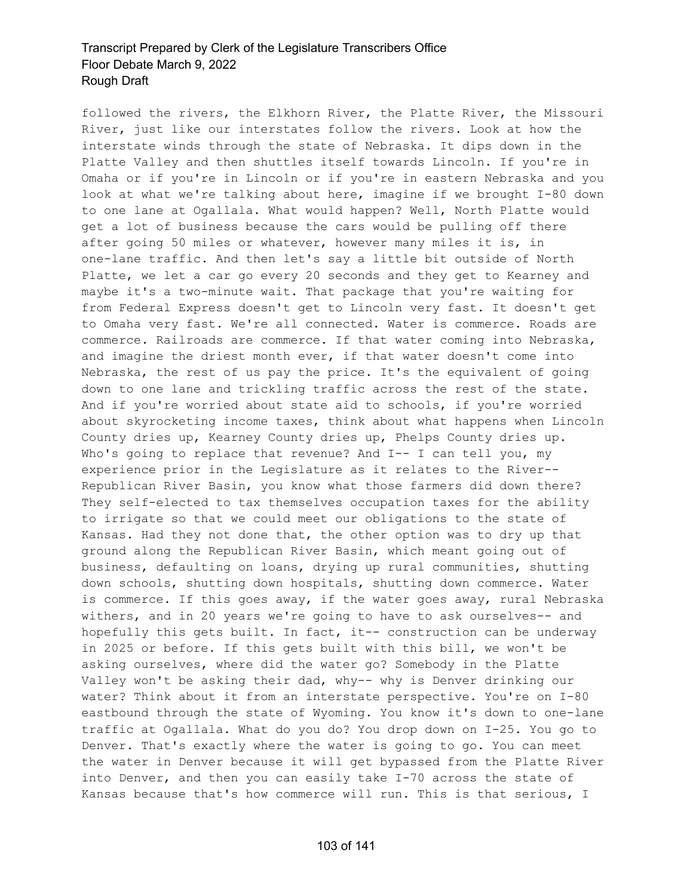followed the rivers, the Elkhorn River, the Platte River, the Missouri River, just like our interstates follow the rivers. Look at how the interstate winds through the state of Nebraska. It dips down in the Platte Valley and then shuttles itself towards Lincoln. If you're in Omaha or if you're in Lincoln or if you're in eastern Nebraska and you look at what we're talking about here, imagine if we brought I-80 down to one lane at Ogallala. What would happen? Well, North Platte would get a lot of business because the cars would be pulling off there after going 50 miles or whatever, however many miles it is, in one-lane traffic. And then let's say a little bit outside of North Platte, we let a car go every 20 seconds and they get to Kearney and maybe it's a two-minute wait. That package that you're waiting for from Federal Express doesn't get to Lincoln very fast. It doesn't get to Omaha very fast. We're all connected. Water is commerce. Roads are commerce. Railroads are commerce. If that water coming into Nebraska, and imagine the driest month ever, if that water doesn't come into Nebraska, the rest of us pay the price. It's the equivalent of going down to one lane and trickling traffic across the rest of the state. And if you're worried about state aid to schools, if you're worried about skyrocketing income taxes, think about what happens when Lincoln County dries up, Kearney County dries up, Phelps County dries up. Who's going to replace that revenue? And I-- I can tell you, my experience prior in the Legislature as it relates to the River-- Republican River Basin, you know what those farmers did down there? They self-elected to tax themselves occupation taxes for the ability to irrigate so that we could meet our obligations to the state of Kansas. Had they not done that, the other option was to dry up that ground along the Republican River Basin, which meant going out of business, defaulting on loans, drying up rural communities, shutting down schools, shutting down hospitals, shutting down commerce. Water is commerce. If this goes away, if the water goes away, rural Nebraska withers, and in 20 years we're going to have to ask ourselves-- and hopefully this gets built. In fact, it-- construction can be underway in 2025 or before. If this gets built with this bill, we won't be asking ourselves, where did the water go? Somebody in the Platte Valley won't be asking their dad, why-- why is Denver drinking our water? Think about it from an interstate perspective. You're on I-80 eastbound through the state of Wyoming. You know it's down to one-lane traffic at Ogallala. What do you do? You drop down on I-25. You go to Denver. That's exactly where the water is going to go. You can meet the water in Denver because it will get bypassed from the Platte River into Denver, and then you can easily take I-70 across the state of Kansas because that's how commerce will run. This is that serious, I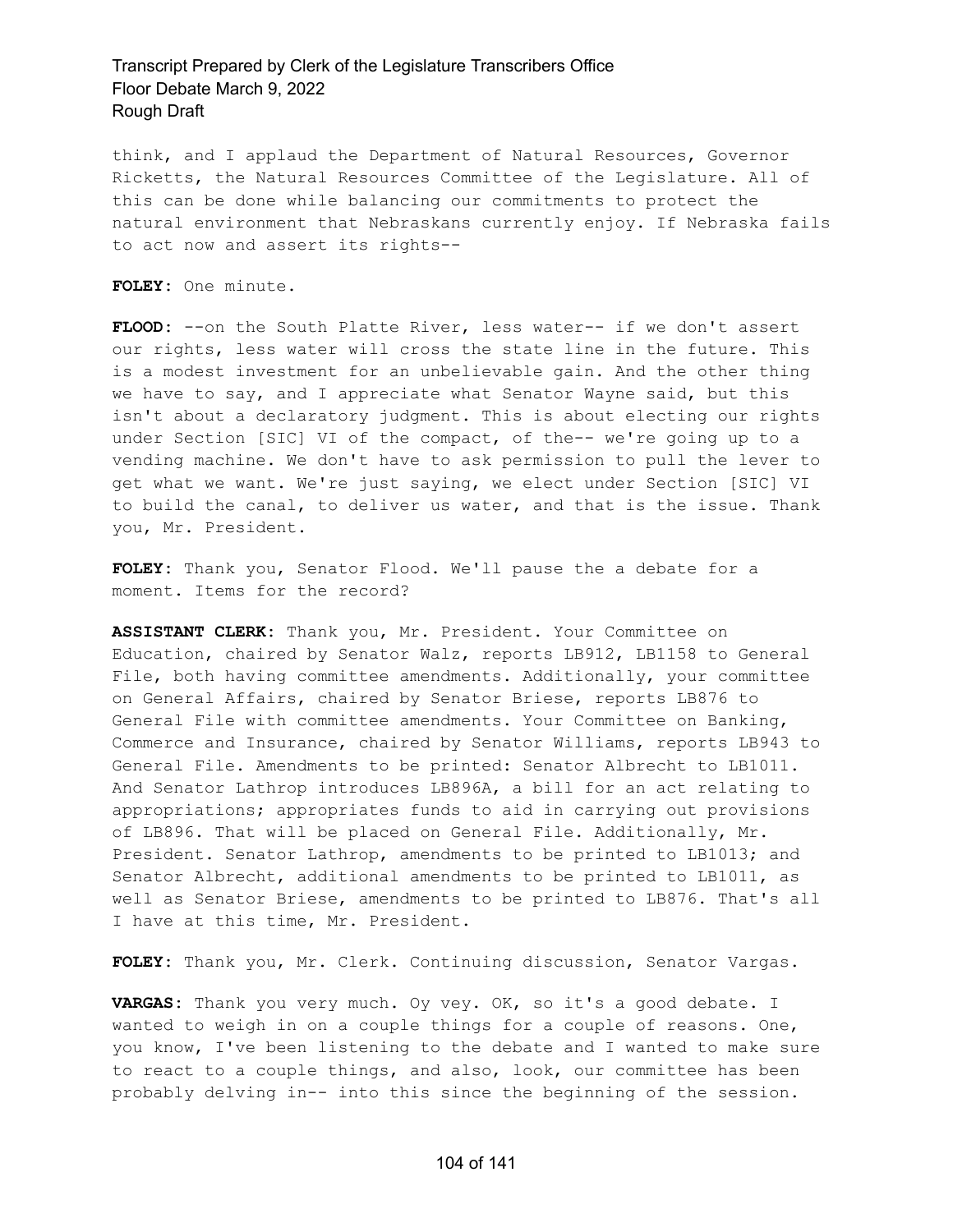think, and I applaud the Department of Natural Resources, Governor Ricketts, the Natural Resources Committee of the Legislature. All of this can be done while balancing our commitments to protect the natural environment that Nebraskans currently enjoy. If Nebraska fails to act now and assert its rights--

**FOLEY:** One minute.

**FLOOD:** --on the South Platte River, less water-- if we don't assert our rights, less water will cross the state line in the future. This is a modest investment for an unbelievable gain. And the other thing we have to say, and I appreciate what Senator Wayne said, but this isn't about a declaratory judgment. This is about electing our rights under Section [SIC] VI of the compact, of the-- we're going up to a vending machine. We don't have to ask permission to pull the lever to get what we want. We're just saying, we elect under Section [SIC] VI to build the canal, to deliver us water, and that is the issue. Thank you, Mr. President.

**FOLEY:** Thank you, Senator Flood. We'll pause the a debate for a moment. Items for the record?

**ASSISTANT CLERK:** Thank you, Mr. President. Your Committee on Education, chaired by Senator Walz, reports LB912, LB1158 to General File, both having committee amendments. Additionally, your committee on General Affairs, chaired by Senator Briese, reports LB876 to General File with committee amendments. Your Committee on Banking, Commerce and Insurance, chaired by Senator Williams, reports LB943 to General File. Amendments to be printed: Senator Albrecht to LB1011. And Senator Lathrop introduces LB896A, a bill for an act relating to appropriations; appropriates funds to aid in carrying out provisions of LB896. That will be placed on General File. Additionally, Mr. President. Senator Lathrop, amendments to be printed to LB1013; and Senator Albrecht, additional amendments to be printed to LB1011, as well as Senator Briese, amendments to be printed to LB876. That's all I have at this time, Mr. President.

**FOLEY:** Thank you, Mr. Clerk. Continuing discussion, Senator Vargas.

**VARGAS:** Thank you very much. Oy vey. OK, so it's a good debate. I wanted to weigh in on a couple things for a couple of reasons. One, you know, I've been listening to the debate and I wanted to make sure to react to a couple things, and also, look, our committee has been probably delving in-- into this since the beginning of the session.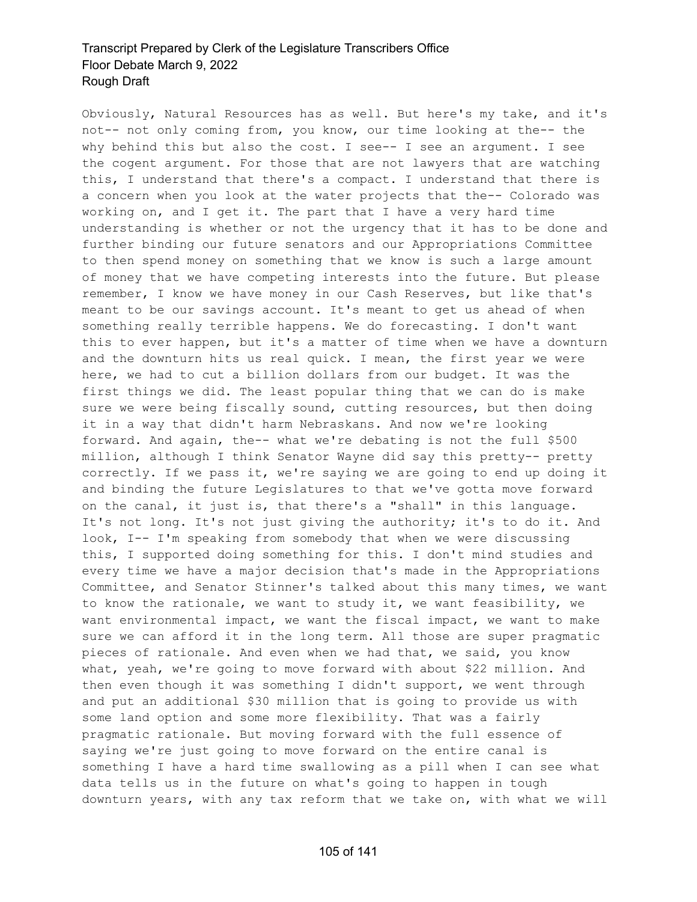Obviously, Natural Resources has as well. But here's my take, and it's not-- not only coming from, you know, our time looking at the-- the why behind this but also the cost. I see-- I see an argument. I see the cogent argument. For those that are not lawyers that are watching this, I understand that there's a compact. I understand that there is a concern when you look at the water projects that the-- Colorado was working on, and I get it. The part that I have a very hard time understanding is whether or not the urgency that it has to be done and further binding our future senators and our Appropriations Committee to then spend money on something that we know is such a large amount of money that we have competing interests into the future. But please remember, I know we have money in our Cash Reserves, but like that's meant to be our savings account. It's meant to get us ahead of when something really terrible happens. We do forecasting. I don't want this to ever happen, but it's a matter of time when we have a downturn and the downturn hits us real quick. I mean, the first year we were here, we had to cut a billion dollars from our budget. It was the first things we did. The least popular thing that we can do is make sure we were being fiscally sound, cutting resources, but then doing it in a way that didn't harm Nebraskans. And now we're looking forward. And again, the-- what we're debating is not the full $500 million, although I think Senator Wayne did say this pretty-- pretty correctly. If we pass it, we're saying we are going to end up doing it and binding the future Legislatures to that we've gotta move forward on the canal, it just is, that there's a "shall" in this language. It's not long. It's not just giving the authority; it's to do it. And look, I-- I'm speaking from somebody that when we were discussing this, I supported doing something for this. I don't mind studies and every time we have a major decision that's made in the Appropriations Committee, and Senator Stinner's talked about this many times, we want to know the rationale, we want to study it, we want feasibility, we want environmental impact, we want the fiscal impact, we want to make sure we can afford it in the long term. All those are super pragmatic pieces of rationale. And even when we had that, we said, you know what, yeah, we're going to move forward with about $22 million. And then even though it was something I didn't support, we went through and put an additional $30 million that is going to provide us with some land option and some more flexibility. That was a fairly pragmatic rationale. But moving forward with the full essence of saying we're just going to move forward on the entire canal is something I have a hard time swallowing as a pill when I can see what data tells us in the future on what's going to happen in tough downturn years, with any tax reform that we take on, with what we will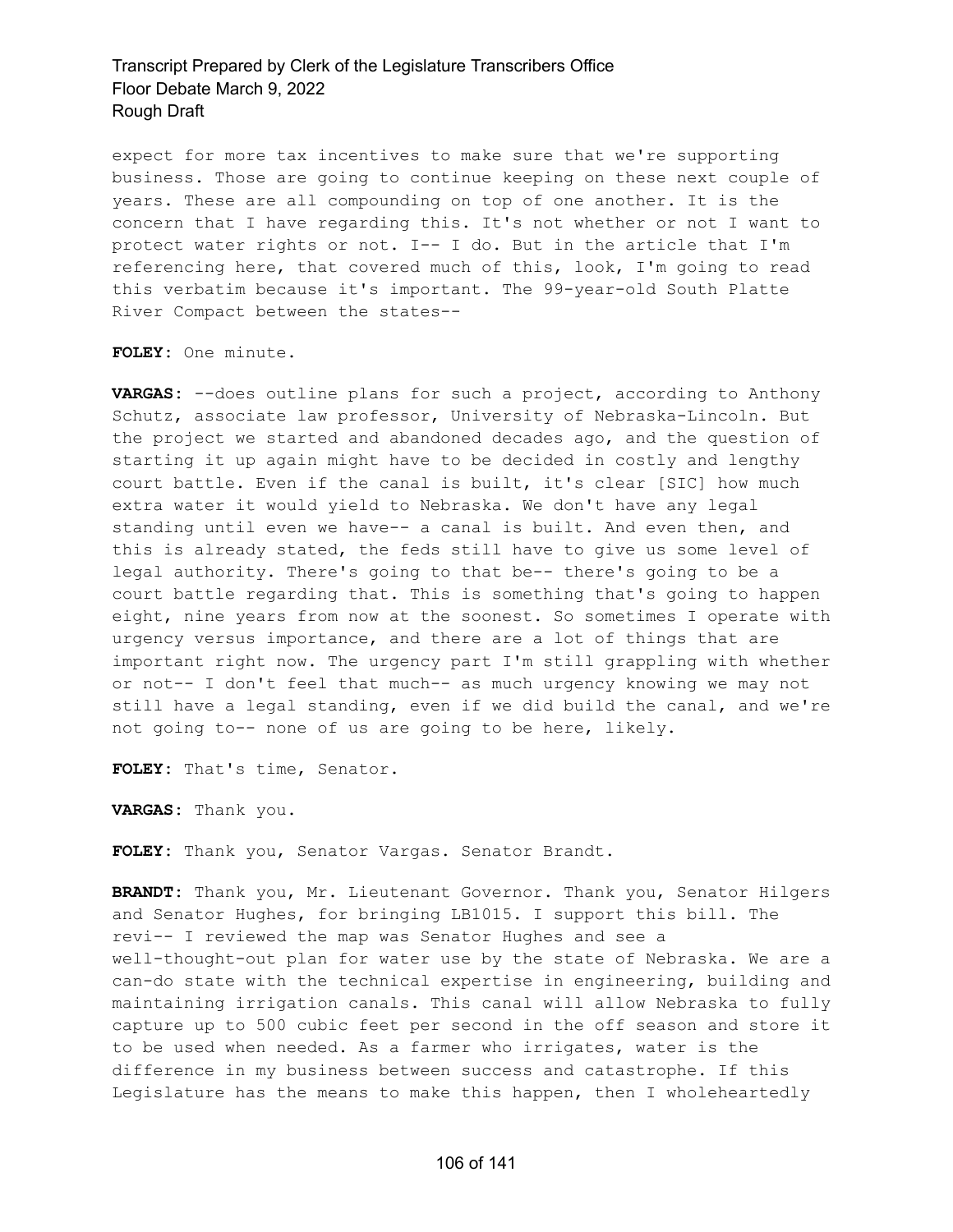expect for more tax incentives to make sure that we're supporting business. Those are going to continue keeping on these next couple of years. These are all compounding on top of one another. It is the concern that I have regarding this. It's not whether or not I want to protect water rights or not. I-- I do. But in the article that I'm referencing here, that covered much of this, look, I'm going to read this verbatim because it's important. The 99-year-old South Platte River Compact between the states--

**FOLEY:** One minute.

**VARGAS:** --does outline plans for such a project, according to Anthony Schutz, associate law professor, University of Nebraska-Lincoln. But the project we started and abandoned decades ago, and the question of starting it up again might have to be decided in costly and lengthy court battle. Even if the canal is built, it's clear [SIC] how much extra water it would yield to Nebraska. We don't have any legal standing until even we have-- a canal is built. And even then, and this is already stated, the feds still have to give us some level of legal authority. There's going to that be-- there's going to be a court battle regarding that. This is something that's going to happen eight, nine years from now at the soonest. So sometimes I operate with urgency versus importance, and there are a lot of things that are important right now. The urgency part I'm still grappling with whether or not-- I don't feel that much-- as much urgency knowing we may not still have a legal standing, even if we did build the canal, and we're not going to-- none of us are going to be here, likely.

**FOLEY:** That's time, Senator.

**VARGAS:** Thank you.

**FOLEY:** Thank you, Senator Vargas. Senator Brandt.

**BRANDT:** Thank you, Mr. Lieutenant Governor. Thank you, Senator Hilgers and Senator Hughes, for bringing LB1015. I support this bill. The revi-- I reviewed the map was Senator Hughes and see a well-thought-out plan for water use by the state of Nebraska. We are a can-do state with the technical expertise in engineering, building and maintaining irrigation canals. This canal will allow Nebraska to fully capture up to 500 cubic feet per second in the off season and store it to be used when needed. As a farmer who irrigates, water is the difference in my business between success and catastrophe. If this Legislature has the means to make this happen, then I wholeheartedly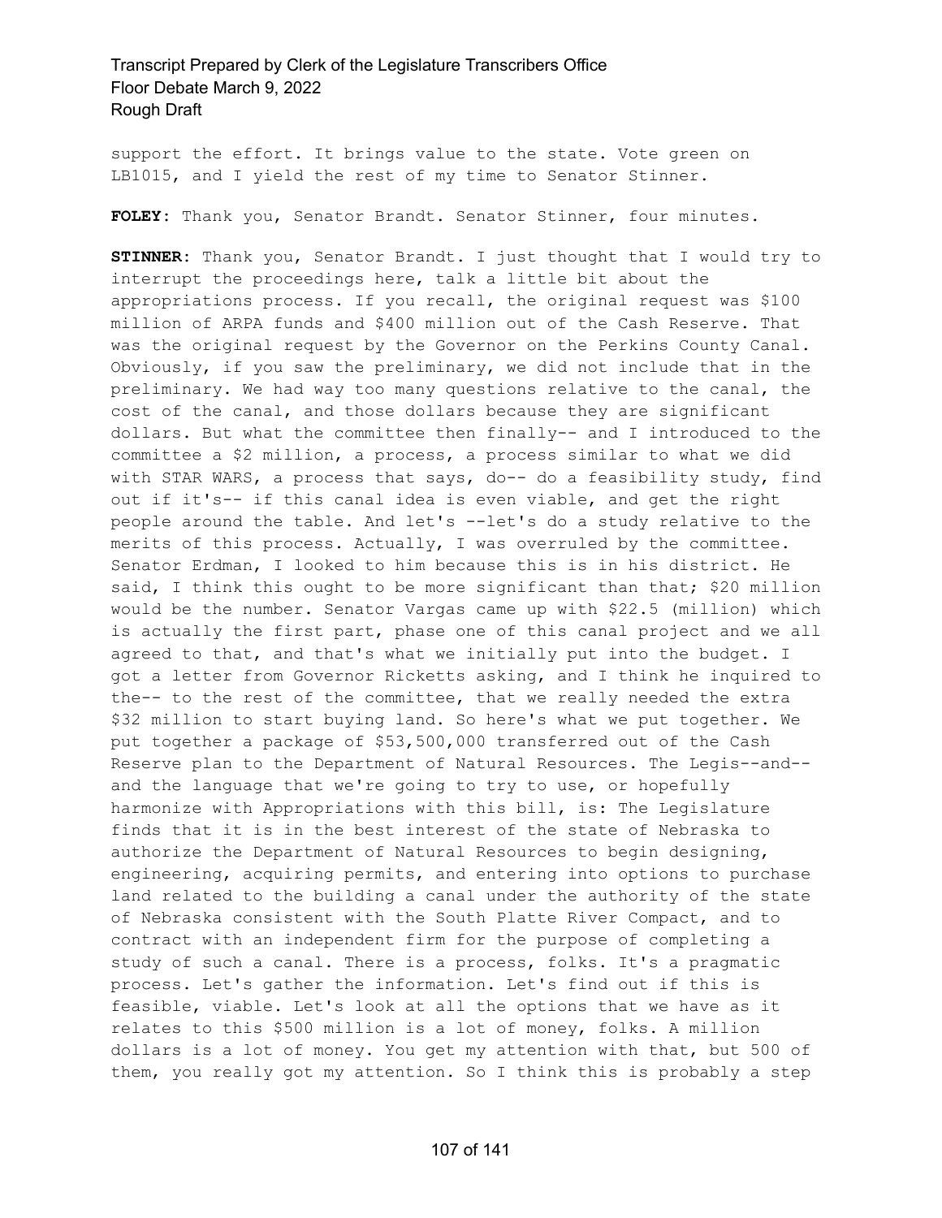support the effort. It brings value to the state. Vote green on LB1015, and I yield the rest of my time to Senator Stinner.

**FOLEY:** Thank you, Senator Brandt. Senator Stinner, four minutes.

**STINNER:** Thank you, Senator Brandt. I just thought that I would try to interrupt the proceedings here, talk a little bit about the appropriations process. If you recall, the original request was $100 million of ARPA funds and $400 million out of the Cash Reserve. That was the original request by the Governor on the Perkins County Canal. Obviously, if you saw the preliminary, we did not include that in the preliminary. We had way too many questions relative to the canal, the cost of the canal, and those dollars because they are significant dollars. But what the committee then finally-- and I introduced to the committee a $2 million, a process, a process similar to what we did with STAR WARS, a process that says, do-- do a feasibility study, find out if it's-- if this canal idea is even viable, and get the right people around the table. And let's --let's do a study relative to the merits of this process. Actually, I was overruled by the committee. Senator Erdman, I looked to him because this is in his district. He said, I think this ought to be more significant than that; $20 million would be the number. Senator Vargas came up with $22.5 (million) which is actually the first part, phase one of this canal project and we all agreed to that, and that's what we initially put into the budget. I got a letter from Governor Ricketts asking, and I think he inquired to the-- to the rest of the committee, that we really needed the extra $32 million to start buying land. So here's what we put together. We put together a package of $53,500,000 transferred out of the Cash Reserve plan to the Department of Natural Resources. The Legis--and-- and the language that we're going to try to use, or hopefully harmonize with Appropriations with this bill, is: The Legislature finds that it is in the best interest of the state of Nebraska to authorize the Department of Natural Resources to begin designing, engineering, acquiring permits, and entering into options to purchase land related to the building a canal under the authority of the state of Nebraska consistent with the South Platte River Compact, and to contract with an independent firm for the purpose of completing a study of such a canal. There is a process, folks. It's a pragmatic process. Let's gather the information. Let's find out if this is feasible, viable. Let's look at all the options that we have as it relates to this $500 million is a lot of money, folks. A million dollars is a lot of money. You get my attention with that, but 500 of them, you really got my attention. So I think this is probably a step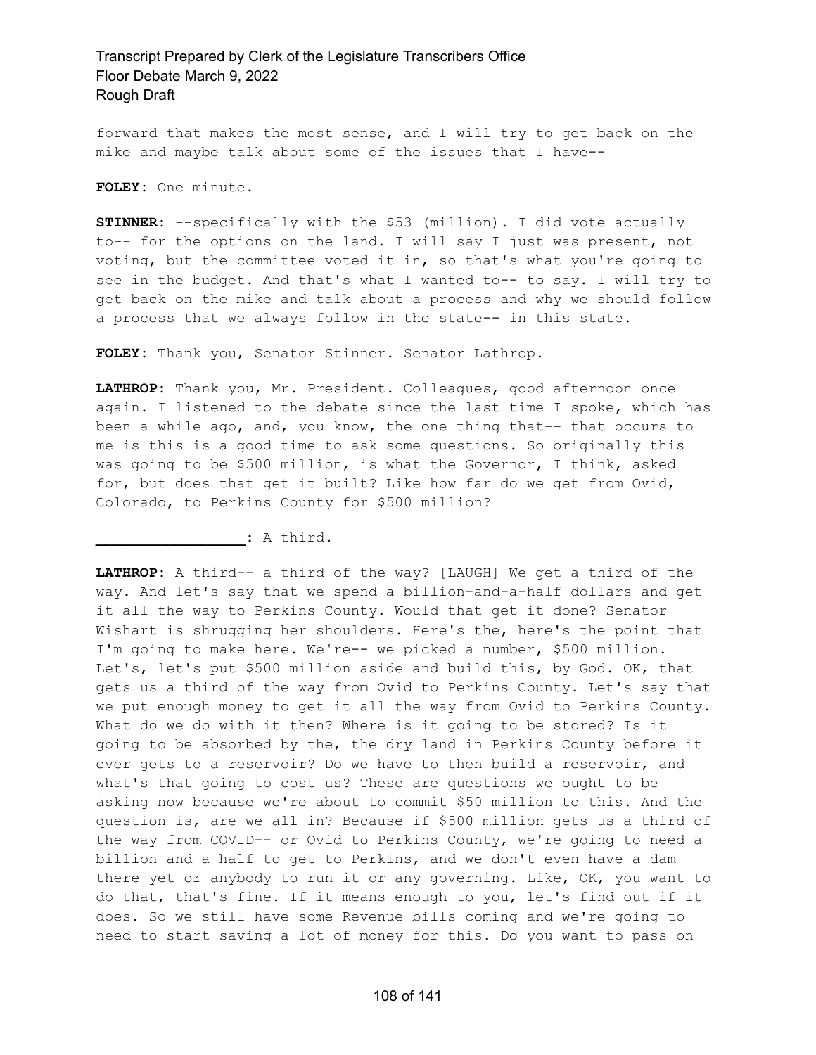forward that makes the most sense, and I will try to get back on the mike and maybe talk about some of the issues that I have--

**FOLEY**: One minute.

**STINNER**: --specifically with the $53 (million). I did vote actually to-- for the options on the land. I will say I just was present, not voting, but the committee voted it in, so that's what you're going to see in the budget. And that's what I wanted to-- to say. I will try to get back on the mike and talk about a process and why we should follow a process that we always follow in the state-- in this state.

**FOLEY**: Thank you, Senator Stinner. Senator Lathrop.

**LATHROP**: Thank you, Mr. President. Colleagues, good afternoon once again. I listened to the debate since the last time I spoke, which has been a while ago, and, you know, the one thing that-- that occurs to me is this is a good time to ask some questions. So originally this was going to be $500 million, is what the Governor, I think, asked for, but does that get it built? Like how far do we get from Ovid, Colorado, to Perkins County for $500 million?

**_________________**: A third.

**LATHROP**: A third-- a third of the way? [LAUGH] We get a third of the way. And let's say that we spend a billion-and-a-half dollars and get it all the way to Perkins County. Would that get it done? Senator Wishart is shrugging her shoulders. Here's the, here's the point that I'm going to make here. We're-- we picked a number, $500 million. Let's, let's put $500 million aside and build this, by God. OK, that gets us a third of the way from Ovid to Perkins County. Let's say that we put enough money to get it all the way from Ovid to Perkins County. What do we do with it then? Where is it going to be stored? Is it going to be absorbed by the, the dry land in Perkins County before it ever gets to a reservoir? Do we have to then build a reservoir, and what's that going to cost us? These are questions we ought to be asking now because we're about to commit $50 million to this. And the question is, are we all in? Because if $500 million gets us a third of the way from COVID-- or Ovid to Perkins County, we're going to need a billion and a half to get to Perkins, and we don't even have a dam there yet or anybody to run it or any governing. Like, OK, you want to do that, that's fine. If it means enough to you, let's find out if it does. So we still have some Revenue bills coming and we're going to need to start saving a lot of money for this. Do you want to pass on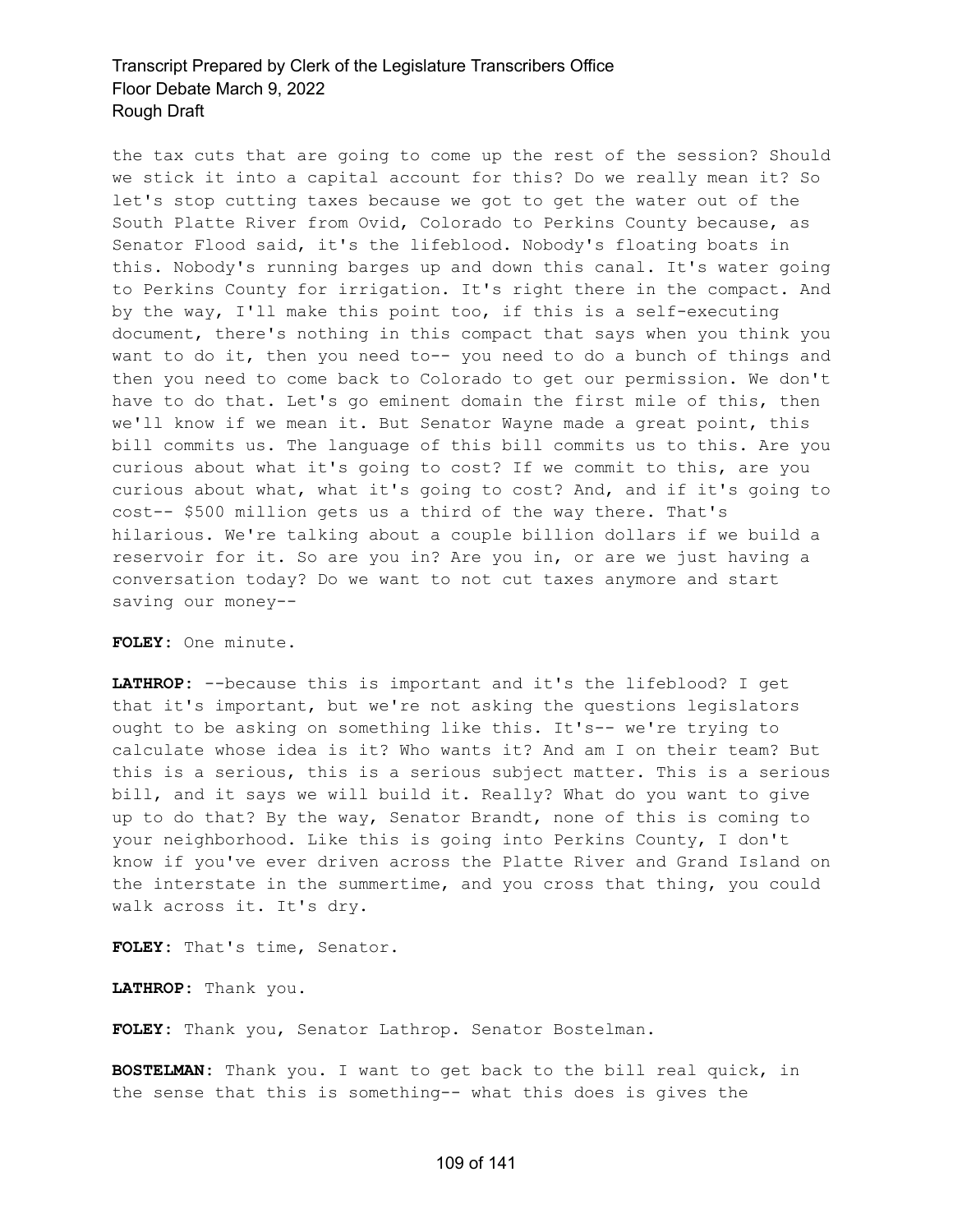the tax cuts that are going to come up the rest of the session? Should we stick it into a capital account for this? Do we really mean it? So let's stop cutting taxes because we got to get the water out of the South Platte River from Ovid, Colorado to Perkins County because, as Senator Flood said, it's the lifeblood. Nobody's floating boats in this. Nobody's running barges up and down this canal. It's water going to Perkins County for irrigation. It's right there in the compact. And by the way, I'll make this point too, if this is a self-executing document, there's nothing in this compact that says when you think you want to do it, then you need to-- you need to do a bunch of things and then you need to come back to Colorado to get our permission. We don't have to do that. Let's go eminent domain the first mile of this, then we'll know if we mean it. But Senator Wayne made a great point, this bill commits us. The language of this bill commits us to this. Are you curious about what it's going to cost? If we commit to this, are you curious about what, what it's going to cost? And, and if it's going to cost-- $500 million gets us a third of the way there. That's hilarious. We're talking about a couple billion dollars if we build a reservoir for it. So are you in? Are you in, or are we just having a conversation today? Do we want to not cut taxes anymore and start saving our money--

**FOLEY:** One minute.

**LATHROP:** --because this is important and it's the lifeblood? I get that it's important, but we're not asking the questions legislators ought to be asking on something like this. It's-- we're trying to calculate whose idea is it? Who wants it? And am I on their team? But this is a serious, this is a serious subject matter. This is a serious bill, and it says we will build it. Really? What do you want to give up to do that? By the way, Senator Brandt, none of this is coming to your neighborhood. Like this is going into Perkins County, I don't know if you've ever driven across the Platte River and Grand Island on the interstate in the summertime, and you cross that thing, you could walk across it. It's dry.

**FOLEY:** That's time, Senator.

**LATHROP:** Thank you.

**FOLEY:** Thank you, Senator Lathrop. Senator Bostelman.

**BOSTELMAN:** Thank you. I want to get back to the bill real quick, in the sense that this is something-- what this does is gives the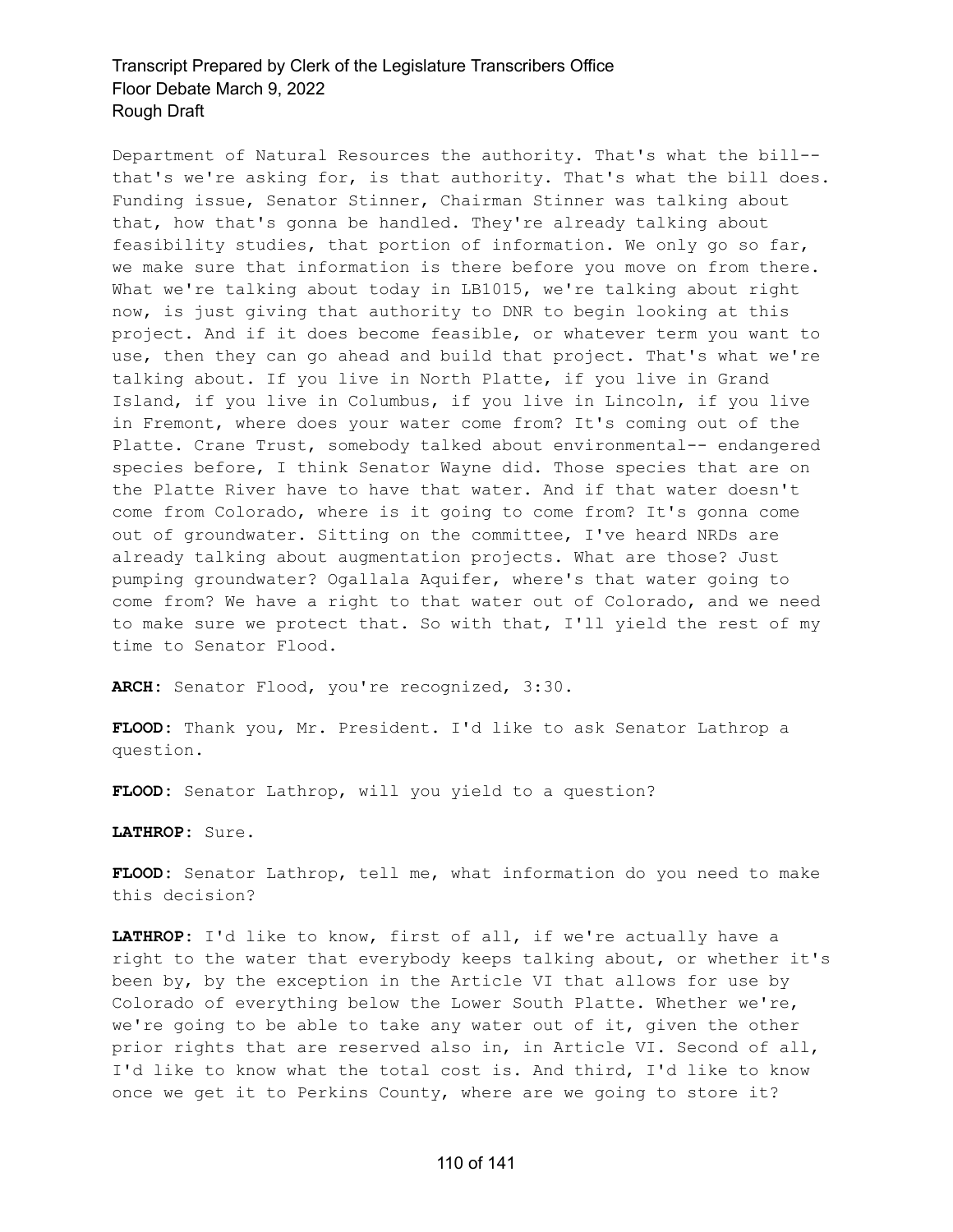Department of Natural Resources the authority. That's what the bill-- that's we're asking for, is that authority. That's what the bill does. Funding issue, Senator Stinner, Chairman Stinner was talking about that, how that's gonna be handled. They're already talking about feasibility studies, that portion of information. We only go so far, we make sure that information is there before you move on from there. What we're talking about today in LB1015, we're talking about right now, is just giving that authority to DNR to begin looking at this project. And if it does become feasible, or whatever term you want to use, then they can go ahead and build that project. That's what we're talking about. If you live in North Platte, if you live in Grand Island, if you live in Columbus, if you live in Lincoln, if you live in Fremont, where does your water come from? It's coming out of the Platte. Crane Trust, somebody talked about environmental-- endangered species before, I think Senator Wayne did. Those species that are on the Platte River have to have that water. And if that water doesn't come from Colorado, where is it going to come from? It's gonna come out of groundwater. Sitting on the committee, I've heard NRDs are already talking about augmentation projects. What are those? Just pumping groundwater? Ogallala Aquifer, where's that water going to come from? We have a right to that water out of Colorado, and we need to make sure we protect that. So with that, I'll yield the rest of my time to Senator Flood.

**ARCH:** Senator Flood, you're recognized, 3:30.

**FLOOD:** Thank you, Mr. President. I'd like to ask Senator Lathrop a question.

**FLOOD:** Senator Lathrop, will you yield to a question?

**LATHROP:** Sure.

**FLOOD:** Senator Lathrop, tell me, what information do you need to make this decision?

**LATHROP:** I'd like to know, first of all, if we're actually have a right to the water that everybody keeps talking about, or whether it's been by, by the exception in the Article VI that allows for use by Colorado of everything below the Lower South Platte. Whether we're, we're going to be able to take any water out of it, given the other prior rights that are reserved also in, in Article VI. Second of all, I'd like to know what the total cost is. And third, I'd like to know once we get it to Perkins County, where are we going to store it?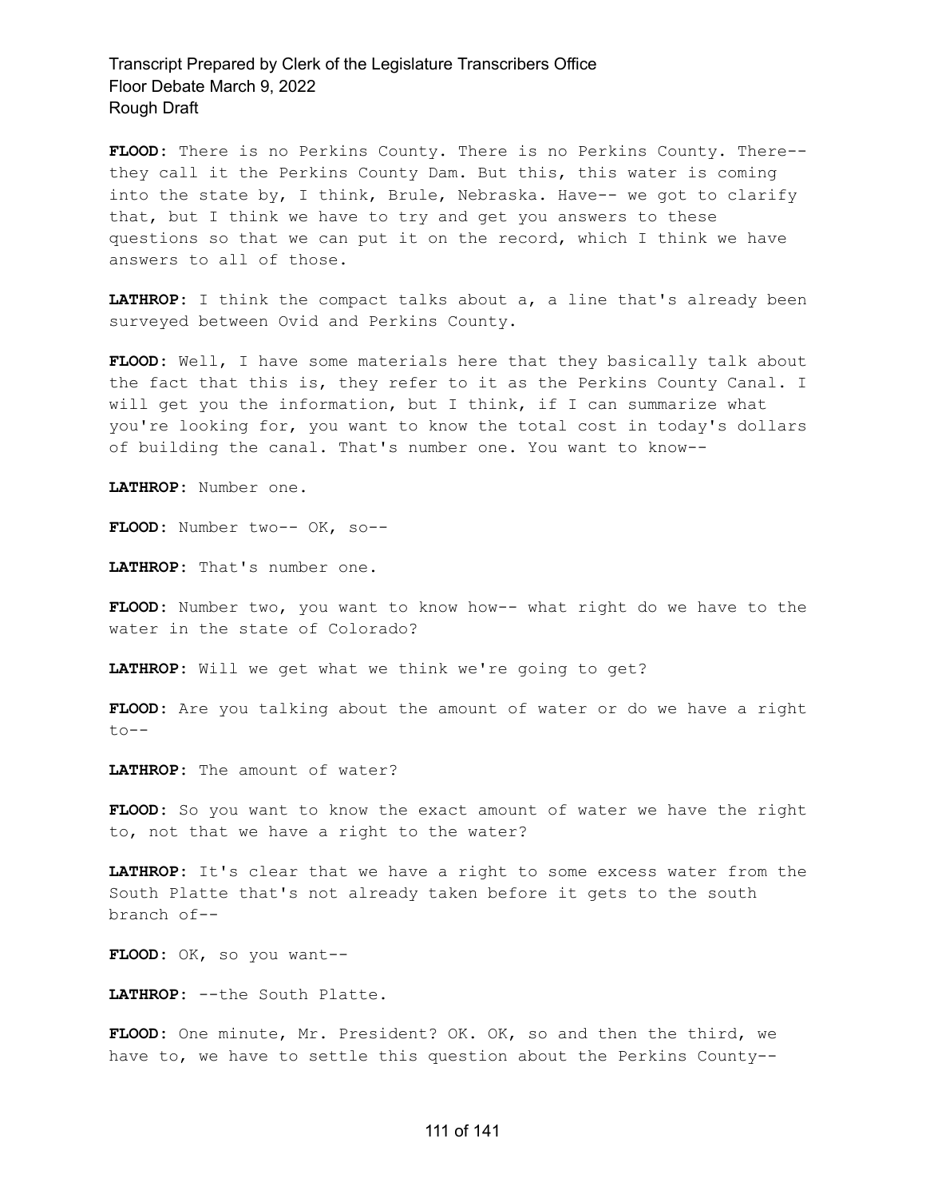**FLOOD:** There is no Perkins County. There is no Perkins County. There-- they call it the Perkins County Dam. But this, this water is coming into the state by, I think, Brule, Nebraska. Have-- we got to clarify that, but I think we have to try and get you answers to these questions so that we can put it on the record, which I think we have answers to all of those.

**LATHROP:** I think the compact talks about a, a line that's already been surveyed between Ovid and Perkins County.

**FLOOD:** Well, I have some materials here that they basically talk about the fact that this is, they refer to it as the Perkins County Canal. I will get you the information, but I think, if I can summarize what you're looking for, you want to know the total cost in today's dollars of building the canal. That's number one. You want to know--

**LATHROP:** Number one.

**FLOOD:** Number two-- OK, so--

**LATHROP:** That's number one.

**FLOOD:** Number two, you want to know how-- what right do we have to the water in the state of Colorado?

**LATHROP:** Will we get what we think we're going to get?

**FLOOD:** Are you talking about the amount of water or do we have a right to--

**LATHROP:** The amount of water?

**FLOOD:** So you want to know the exact amount of water we have the right to, not that we have a right to the water?

**LATHROP:** It's clear that we have a right to some excess water from the South Platte that's not already taken before it gets to the south branch of--

**FLOOD:** OK, so you want--

**LATHROP:** --the South Platte.

**FLOOD:** One minute, Mr. President? OK. OK, so and then the third, we have to, we have to settle this question about the Perkins County--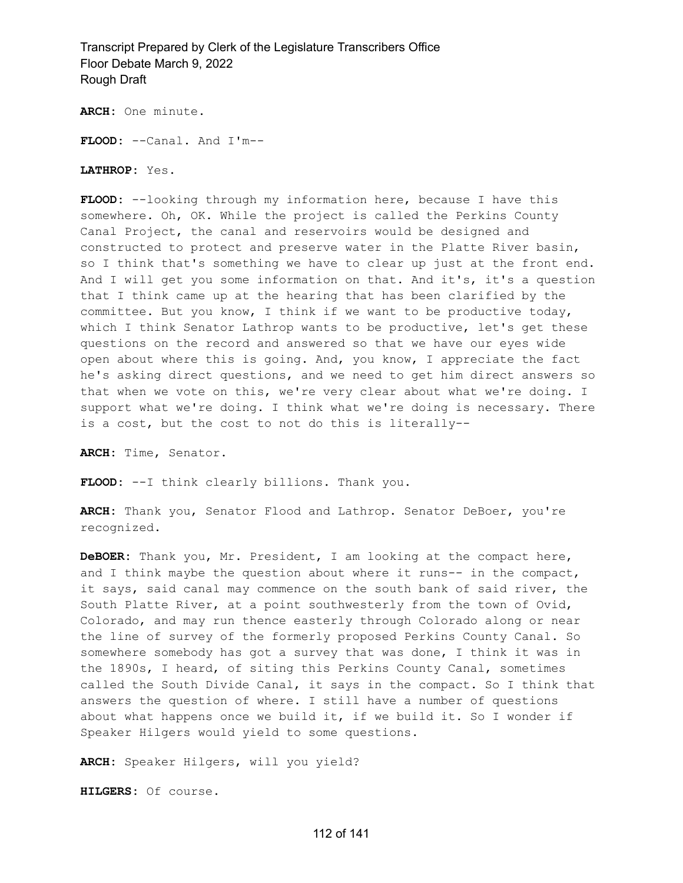**ARCH:** One minute.

**FLOOD:** --Canal. And I'm--

**LATHROP:** Yes.

**FLOOD:** --looking through my information here, because I have this somewhere. Oh, OK. While the project is called the Perkins County Canal Project, the canal and reservoirs would be designed and constructed to protect and preserve water in the Platte River basin, so I think that's something we have to clear up just at the front end. And I will get you some information on that. And it's, it's a question that I think came up at the hearing that has been clarified by the committee. But you know, I think if we want to be productive today, which I think Senator Lathrop wants to be productive, let's get these questions on the record and answered so that we have our eyes wide open about where this is going. And, you know, I appreciate the fact he's asking direct questions, and we need to get him direct answers so that when we vote on this, we're very clear about what we're doing. I support what we're doing. I think what we're doing is necessary. There is a cost, but the cost to not do this is literally--

**ARCH:** Time, Senator.

**FLOOD:** --I think clearly billions. Thank you.

**ARCH:** Thank you, Senator Flood and Lathrop. Senator DeBoer, you're recognized.

**DeBOER:** Thank you, Mr. President, I am looking at the compact here, and I think maybe the question about where it runs-- in the compact, it says, said canal may commence on the south bank of said river, the South Platte River, at a point southwesterly from the town of Ovid, Colorado, and may run thence easterly through Colorado along or near the line of survey of the formerly proposed Perkins County Canal. So somewhere somebody has got a survey that was done, I think it was in the 1890s, I heard, of siting this Perkins County Canal, sometimes called the South Divide Canal, it says in the compact. So I think that answers the question of where. I still have a number of questions about what happens once we build it, if we build it. So I wonder if Speaker Hilgers would yield to some questions.

**ARCH:** Speaker Hilgers, will you yield?

**HILGERS:** Of course.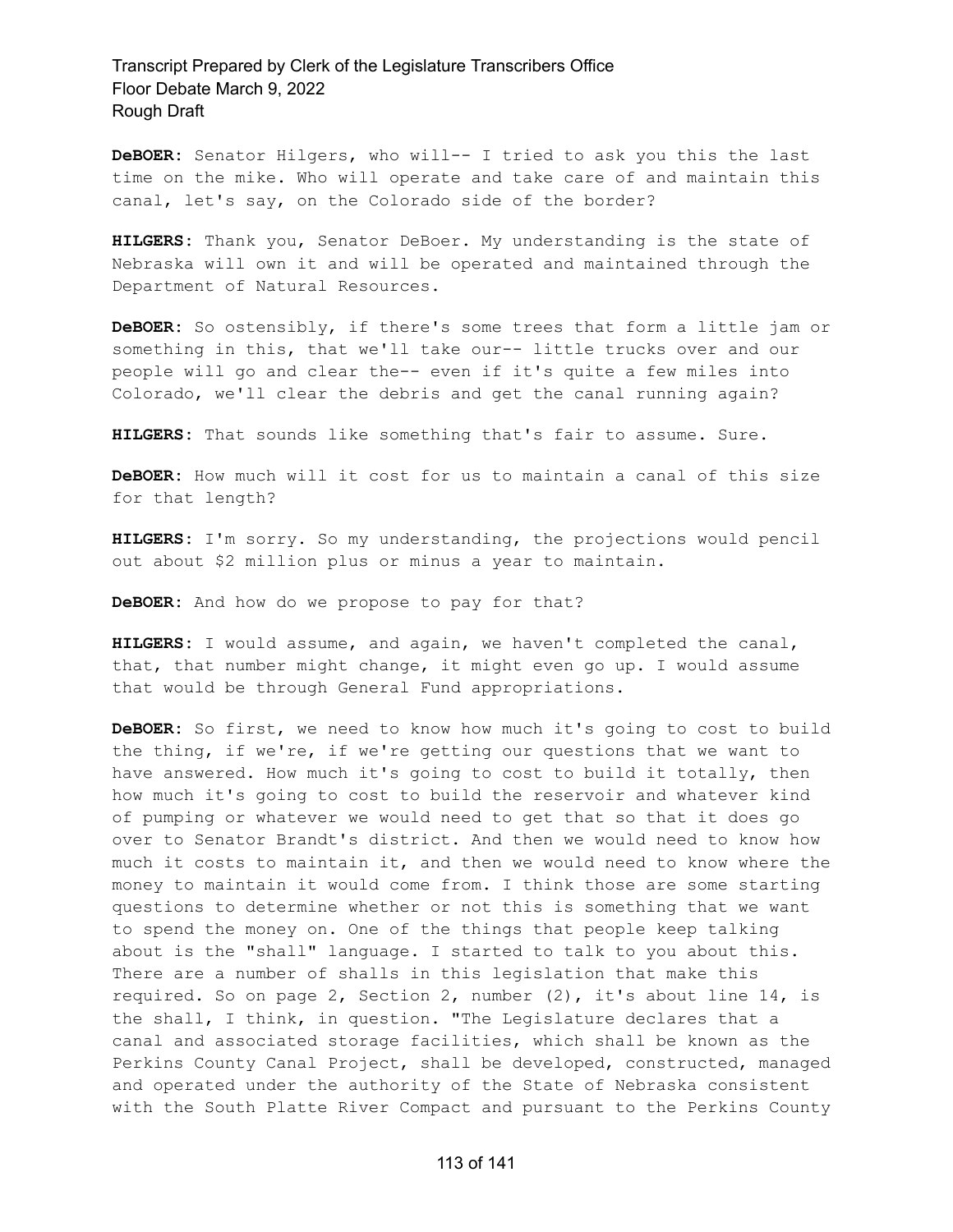**DeBOER:** Senator Hilgers, who will-- I tried to ask you this the last time on the mike. Who will operate and take care of and maintain this canal, let's say, on the Colorado side of the border?

**HILGERS:** Thank you, Senator DeBoer. My understanding is the state of Nebraska will own it and will be operated and maintained through the Department of Natural Resources.

**DeBOER:** So ostensibly, if there's some trees that form a little jam or something in this, that we'll take our-- little trucks over and our people will go and clear the-- even if it's quite a few miles into Colorado, we'll clear the debris and get the canal running again?

**HILGERS:** That sounds like something that's fair to assume. Sure.

**DeBOER:** How much will it cost for us to maintain a canal of this size for that length?

**HILGERS:** I'm sorry. So my understanding, the projections would pencil out about $2 million plus or minus a year to maintain.

**DeBOER:** And how do we propose to pay for that?

**HILGERS:** I would assume, and again, we haven't completed the canal, that, that number might change, it might even go up. I would assume that would be through General Fund appropriations.

**DeBOER:** So first, we need to know how much it's going to cost to build the thing, if we're, if we're getting our questions that we want to have answered. How much it's going to cost to build it totally, then how much it's going to cost to build the reservoir and whatever kind of pumping or whatever we would need to get that so that it does go over to Senator Brandt's district. And then we would need to know how much it costs to maintain it, and then we would need to know where the money to maintain it would come from. I think those are some starting questions to determine whether or not this is something that we want to spend the money on. One of the things that people keep talking about is the "shall" language. I started to talk to you about this. There are a number of shalls in this legislation that make this required. So on page 2, Section 2, number (2), it's about line 14, is the shall, I think, in question. "The Legislature declares that a canal and associated storage facilities, which shall be known as the Perkins County Canal Project, shall be developed, constructed, managed and operated under the authority of the State of Nebraska consistent with the South Platte River Compact and pursuant to the Perkins County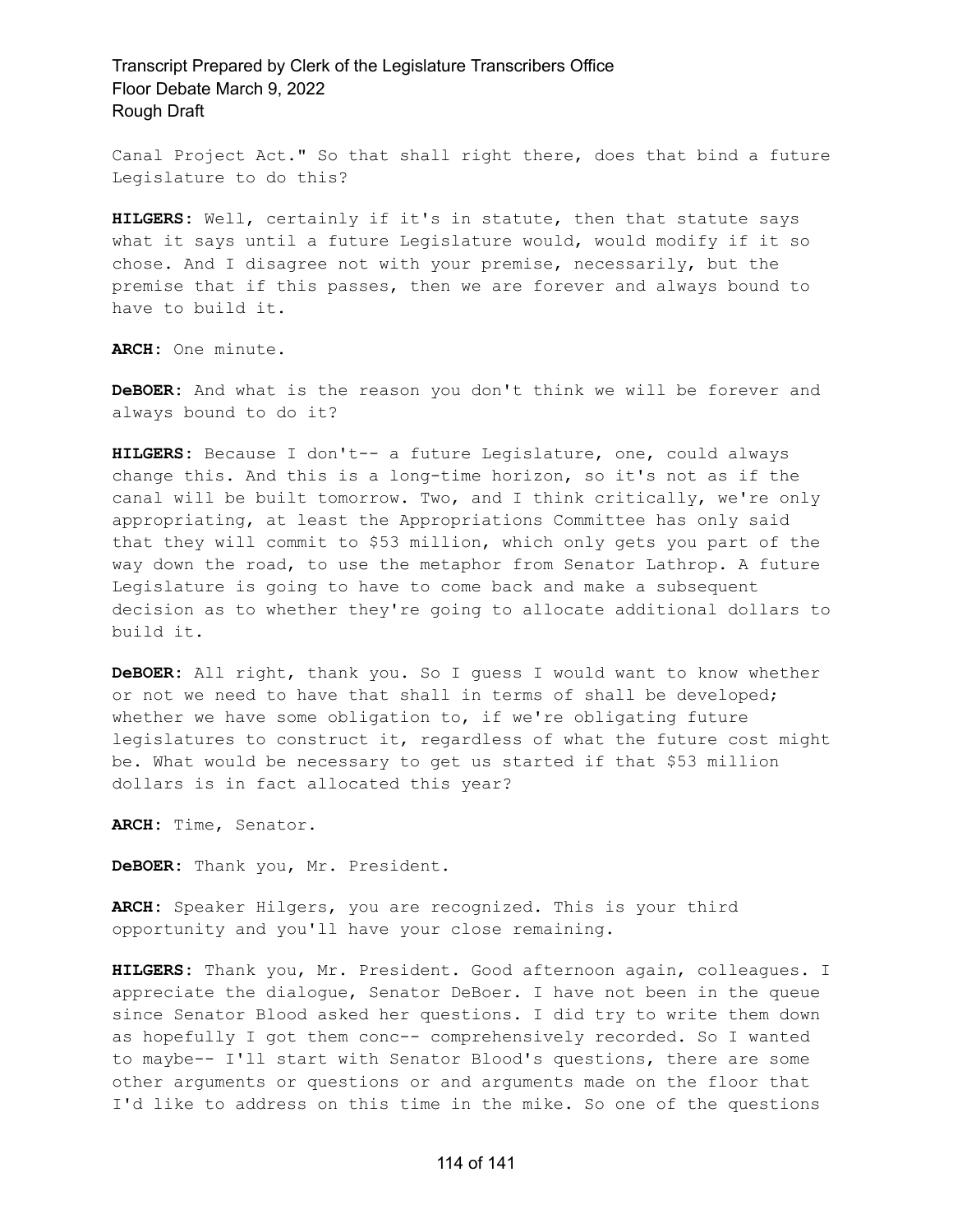Canal Project Act." So that shall right there, does that bind a future Legislature to do this?

**HILGERS:** Well, certainly if it's in statute, then that statute says what it says until a future Legislature would, would modify if it so chose. And I disagree not with your premise, necessarily, but the premise that if this passes, then we are forever and always bound to have to build it.

**ARCH:** One minute.

**DeBOER:** And what is the reason you don't think we will be forever and always bound to do it?

**HILGERS:** Because I don't-- a future Legislature, one, could always change this. And this is a long-time horizon, so it's not as if the canal will be built tomorrow. Two, and I think critically, we're only appropriating, at least the Appropriations Committee has only said that they will commit to $53 million, which only gets you part of the way down the road, to use the metaphor from Senator Lathrop. A future Legislature is going to have to come back and make a subsequent decision as to whether they're going to allocate additional dollars to build it.

**DeBOER:** All right, thank you. So I guess I would want to know whether or not we need to have that shall in terms of shall be developed; whether we have some obligation to, if we're obligating future legislatures to construct it, regardless of what the future cost might be. What would be necessary to get us started if that $53 million dollars is in fact allocated this year?

**ARCH:** Time, Senator.

**DeBOER:** Thank you, Mr. President.

**ARCH:** Speaker Hilgers, you are recognized. This is your third opportunity and you'll have your close remaining.

**HILGERS:** Thank you, Mr. President. Good afternoon again, colleagues. I appreciate the dialogue, Senator DeBoer. I have not been in the queue since Senator Blood asked her questions. I did try to write them down as hopefully I got them conc-- comprehensively recorded. So I wanted to maybe-- I'll start with Senator Blood's questions, there are some other arguments or questions or and arguments made on the floor that I'd like to address on this time in the mike. So one of the questions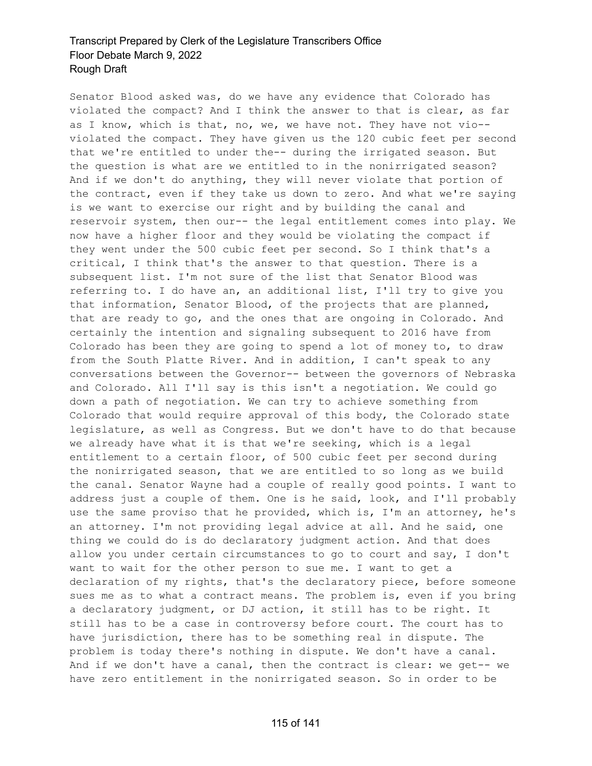Senator Blood asked was, do we have any evidence that Colorado has violated the compact? And I think the answer to that is clear, as far as I know, which is that, no, we, we have not. They have not vio-- violated the compact. They have given us the 120 cubic feet per second that we're entitled to under the-- during the irrigated season. But the question is what are we entitled to in the nonirrigated season? And if we don't do anything, they will never violate that portion of the contract, even if they take us down to zero. And what we're saying is we want to exercise our right and by building the canal and reservoir system, then our-- the legal entitlement comes into play. We now have a higher floor and they would be violating the compact if they went under the 500 cubic feet per second. So I think that's a critical, I think that's the answer to that question. There is a subsequent list. I'm not sure of the list that Senator Blood was referring to. I do have an, an additional list, I'll try to give you that information, Senator Blood, of the projects that are planned, that are ready to go, and the ones that are ongoing in Colorado. And certainly the intention and signaling subsequent to 2016 have from Colorado has been they are going to spend a lot of money to, to draw from the South Platte River. And in addition, I can't speak to any conversations between the Governor-- between the governors of Nebraska and Colorado. All I'll say is this isn't a negotiation. We could go down a path of negotiation. We can try to achieve something from Colorado that would require approval of this body, the Colorado state legislature, as well as Congress. But we don't have to do that because we already have what it is that we're seeking, which is a legal entitlement to a certain floor, of 500 cubic feet per second during the nonirrigated season, that we are entitled to so long as we build the canal. Senator Wayne had a couple of really good points. I want to address just a couple of them. One is he said, look, and I'll probably use the same proviso that he provided, which is, I'm an attorney, he's an attorney. I'm not providing legal advice at all. And he said, one thing we could do is do declaratory judgment action. And that does allow you under certain circumstances to go to court and say, I don't want to wait for the other person to sue me. I want to get a declaration of my rights, that's the declaratory piece, before someone sues me as to what a contract means. The problem is, even if you bring a declaratory judgment, or DJ action, it still has to be right. It still has to be a case in controversy before court. The court has to have jurisdiction, there has to be something real in dispute. The problem is today there's nothing in dispute. We don't have a canal. And if we don't have a canal, then the contract is clear: we get-- we have zero entitlement in the nonirrigated season. So in order to be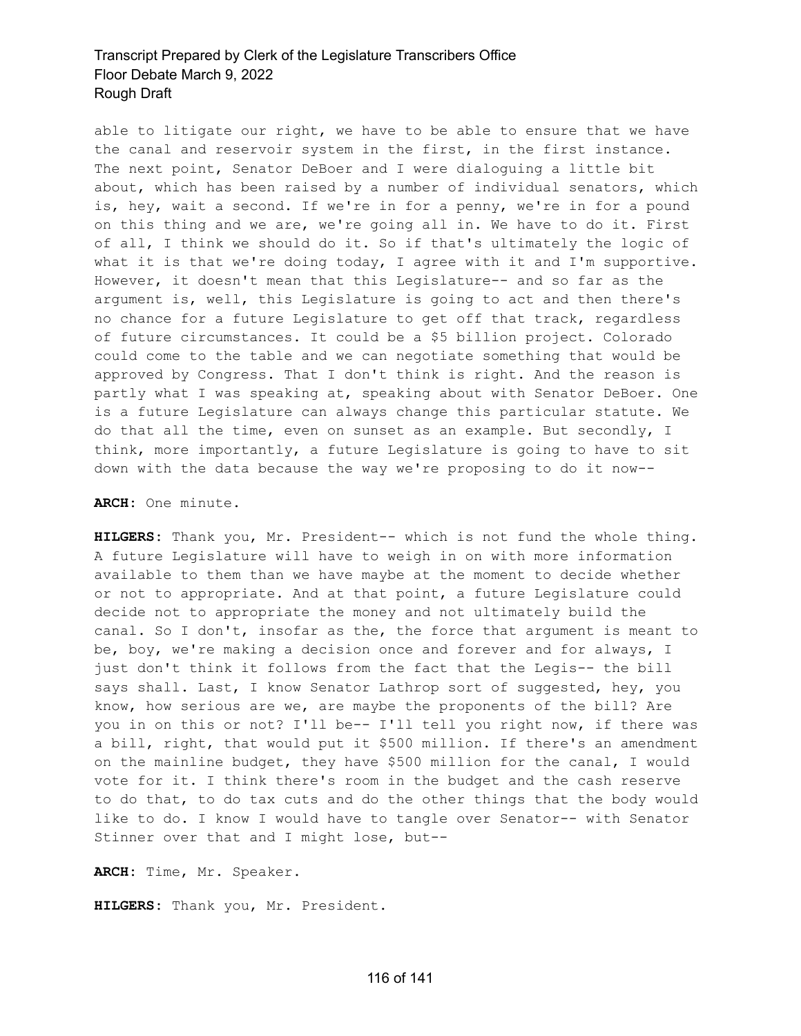able to litigate our right, we have to be able to ensure that we have the canal and reservoir system in the first, in the first instance. The next point, Senator DeBoer and I were dialoguing a little bit about, which has been raised by a number of individual senators, which is, hey, wait a second. If we're in for a penny, we're in for a pound on this thing and we are, we're going all in. We have to do it. First of all, I think we should do it. So if that's ultimately the logic of what it is that we're doing today, I agree with it and I'm supportive. However, it doesn't mean that this Legislature-- and so far as the argument is, well, this Legislature is going to act and then there's no chance for a future Legislature to get off that track, regardless of future circumstances. It could be a $5 billion project. Colorado could come to the table and we can negotiate something that would be approved by Congress. That I don't think is right. And the reason is partly what I was speaking at, speaking about with Senator DeBoer. One is a future Legislature can always change this particular statute. We do that all the time, even on sunset as an example. But secondly, I think, more importantly, a future Legislature is going to have to sit down with the data because the way we're proposing to do it now--

**ARCH:** One minute.

**HILGERS:** Thank you, Mr. President-- which is not fund the whole thing. A future Legislature will have to weigh in on with more information available to them than we have maybe at the moment to decide whether or not to appropriate. And at that point, a future Legislature could decide not to appropriate the money and not ultimately build the canal. So I don't, insofar as the, the force that argument is meant to be, boy, we're making a decision once and forever and for always, I just don't think it follows from the fact that the Legis-- the bill says shall. Last, I know Senator Lathrop sort of suggested, hey, you know, how serious are we, are maybe the proponents of the bill? Are you in on this or not? I'll be-- I'll tell you right now, if there was a bill, right, that would put it $500 million. If there's an amendment on the mainline budget, they have $500 million for the canal, I would vote for it. I think there's room in the budget and the cash reserve to do that, to do tax cuts and do the other things that the body would like to do. I know I would have to tangle over Senator-- with Senator Stinner over that and I might lose, but--

**ARCH:** Time, Mr. Speaker.

**HILGERS:** Thank you, Mr. President.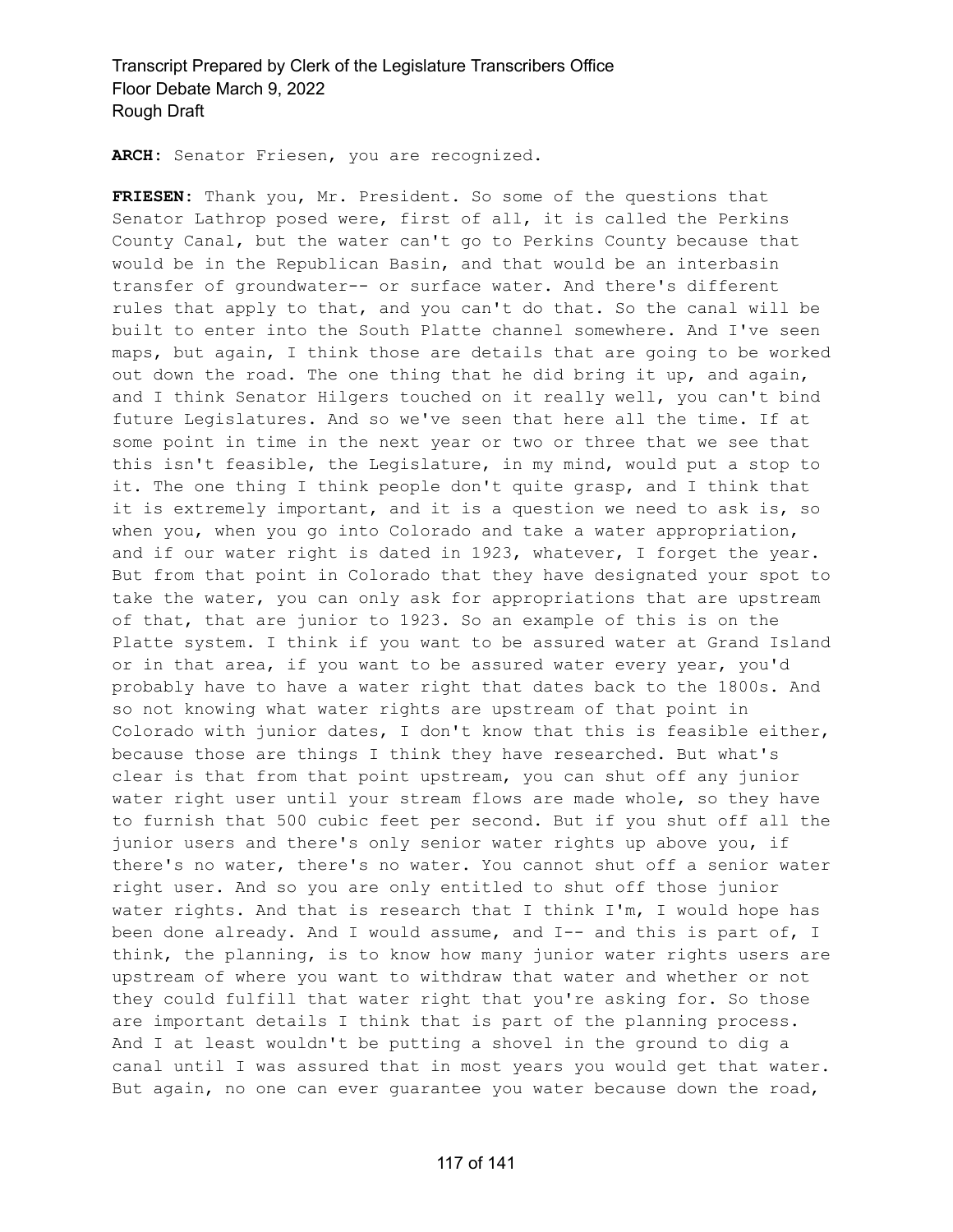**ARCH:** Senator Friesen, you are recognized.

**FRIESEN:** Thank you, Mr. President. So some of the questions that Senator Lathrop posed were, first of all, it is called the Perkins County Canal, but the water can't go to Perkins County because that would be in the Republican Basin, and that would be an interbasin transfer of groundwater-- or surface water. And there's different rules that apply to that, and you can't do that. So the canal will be built to enter into the South Platte channel somewhere. And I've seen maps, but again, I think those are details that are going to be worked out down the road. The one thing that he did bring it up, and again, and I think Senator Hilgers touched on it really well, you can't bind future Legislatures. And so we've seen that here all the time. If at some point in time in the next year or two or three that we see that this isn't feasible, the Legislature, in my mind, would put a stop to it. The one thing I think people don't quite grasp, and I think that it is extremely important, and it is a question we need to ask is, so when you, when you go into Colorado and take a water appropriation, and if our water right is dated in 1923, whatever, I forget the year. But from that point in Colorado that they have designated your spot to take the water, you can only ask for appropriations that are upstream of that, that are junior to 1923. So an example of this is on the Platte system. I think if you want to be assured water at Grand Island or in that area, if you want to be assured water every year, you'd probably have to have a water right that dates back to the 1800s. And so not knowing what water rights are upstream of that point in Colorado with junior dates, I don't know that this is feasible either, because those are things I think they have researched. But what's clear is that from that point upstream, you can shut off any junior water right user until your stream flows are made whole, so they have to furnish that 500 cubic feet per second. But if you shut off all the junior users and there's only senior water rights up above you, if there's no water, there's no water. You cannot shut off a senior water right user. And so you are only entitled to shut off those junior water rights. And that is research that I think I'm, I would hope has been done already. And I would assume, and I-- and this is part of, I think, the planning, is to know how many junior water rights users are upstream of where you want to withdraw that water and whether or not they could fulfill that water right that you're asking for. So those are important details I think that is part of the planning process. And I at least wouldn't be putting a shovel in the ground to dig a canal until I was assured that in most years you would get that water. But again, no one can ever guarantee you water because down the road,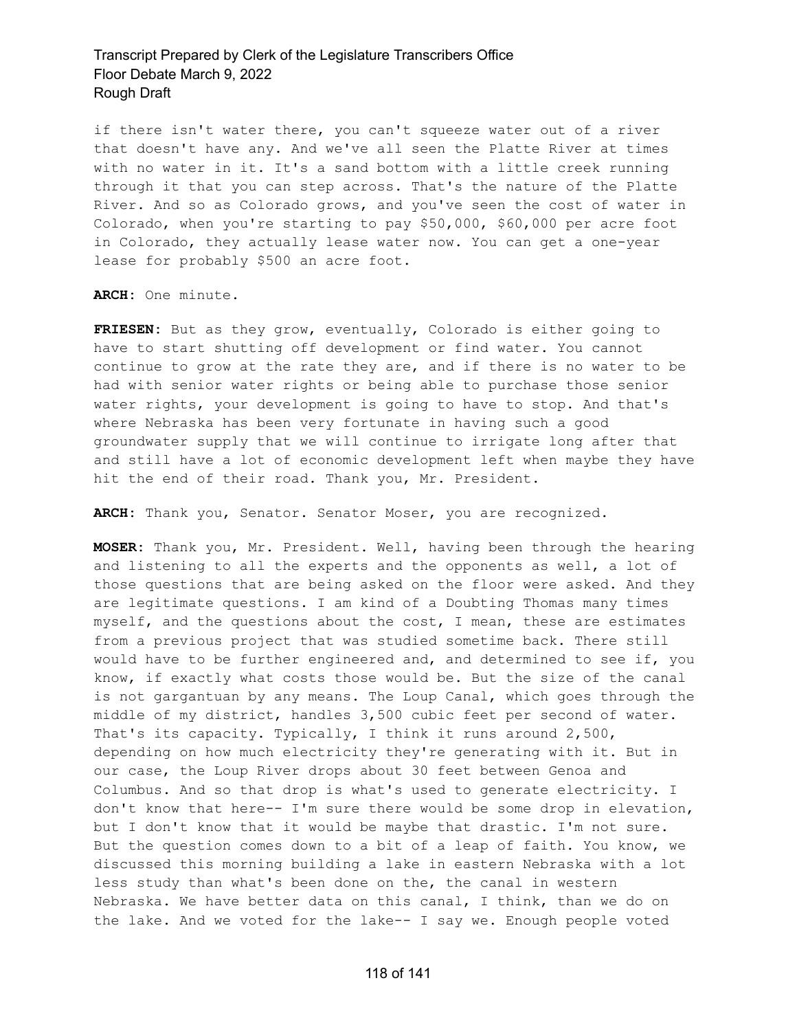if there isn't water there, you can't squeeze water out of a river that doesn't have any. And we've all seen the Platte River at times with no water in it. It's a sand bottom with a little creek running through it that you can step across. That's the nature of the Platte River. And so as Colorado grows, and you've seen the cost of water in Colorado, when you're starting to pay $50,000, $60,000 per acre foot in Colorado, they actually lease water now. You can get a one-year lease for probably $500 an acre foot.

**ARCH:** One minute.

**FRIESEN:** But as they grow, eventually, Colorado is either going to have to start shutting off development or find water. You cannot continue to grow at the rate they are, and if there is no water to be had with senior water rights or being able to purchase those senior water rights, your development is going to have to stop. And that's where Nebraska has been very fortunate in having such a good groundwater supply that we will continue to irrigate long after that and still have a lot of economic development left when maybe they have hit the end of their road. Thank you, Mr. President.

**ARCH:** Thank you, Senator. Senator Moser, you are recognized.

**MOSER:** Thank you, Mr. President. Well, having been through the hearing and listening to all the experts and the opponents as well, a lot of those questions that are being asked on the floor were asked. And they are legitimate questions. I am kind of a Doubting Thomas many times myself, and the questions about the cost, I mean, these are estimates from a previous project that was studied sometime back. There still would have to be further engineered and, and determined to see if, you know, if exactly what costs those would be. But the size of the canal is not gargantuan by any means. The Loup Canal, which goes through the middle of my district, handles 3,500 cubic feet per second of water. That's its capacity. Typically, I think it runs around 2,500, depending on how much electricity they're generating with it. But in our case, the Loup River drops about 30 feet between Genoa and Columbus. And so that drop is what's used to generate electricity. I don't know that here-- I'm sure there would be some drop in elevation, but I don't know that it would be maybe that drastic. I'm not sure. But the question comes down to a bit of a leap of faith. You know, we discussed this morning building a lake in eastern Nebraska with a lot less study than what's been done on the, the canal in western Nebraska. We have better data on this canal, I think, than we do on the lake. And we voted for the lake-- I say we. Enough people voted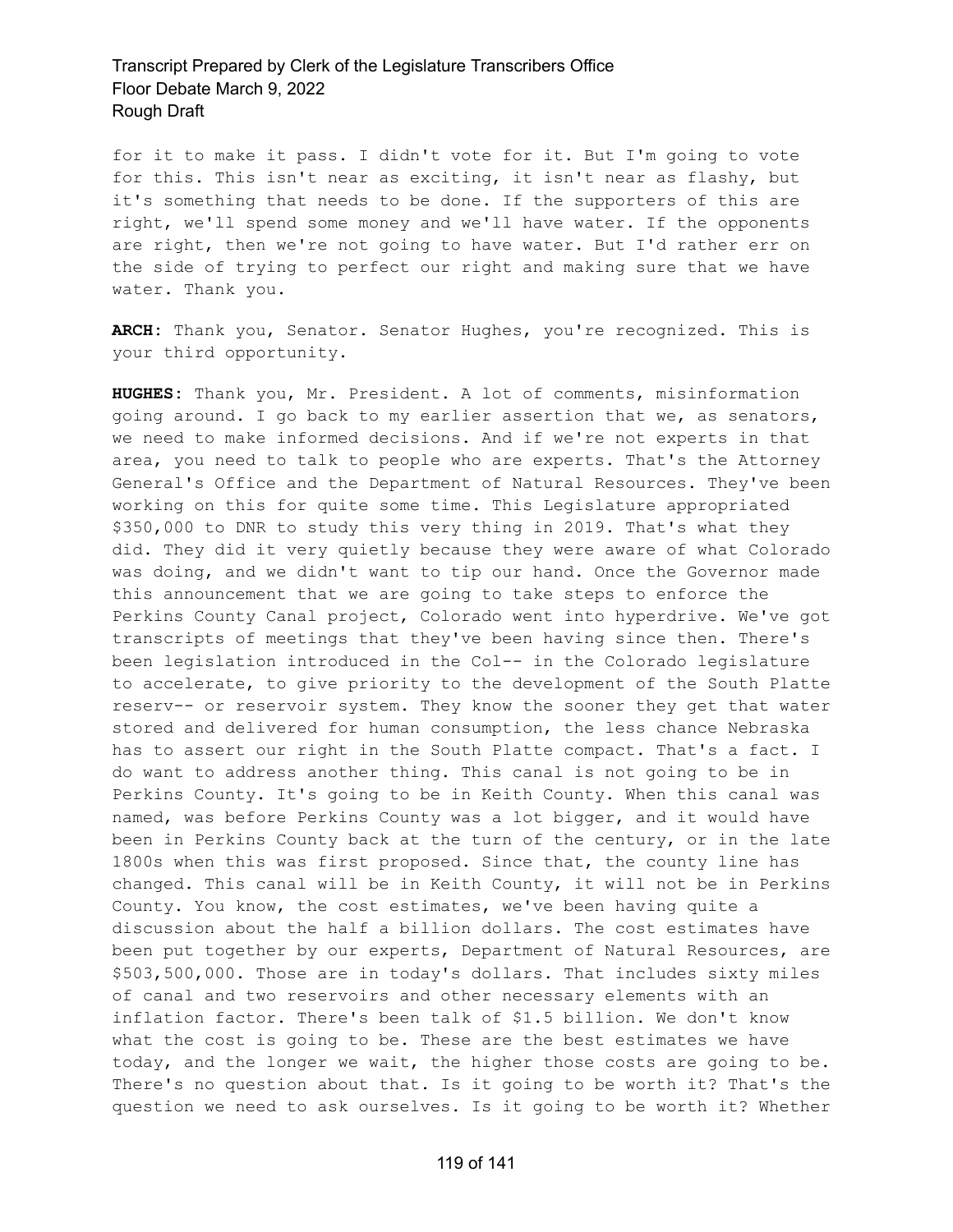for it to make it pass. I didn't vote for it. But I'm going to vote for this. This isn't near as exciting, it isn't near as flashy, but it's something that needs to be done. If the supporters of this are right, we'll spend some money and we'll have water. If the opponents are right, then we're not going to have water. But I'd rather err on the side of trying to perfect our right and making sure that we have water. Thank you.

**ARCH:** Thank you, Senator. Senator Hughes, you're recognized. This is your third opportunity.

**HUGHES:** Thank you, Mr. President. A lot of comments, misinformation going around. I go back to my earlier assertion that we, as senators, we need to make informed decisions. And if we're not experts in that area, you need to talk to people who are experts. That's the Attorney General's Office and the Department of Natural Resources. They've been working on this for quite some time. This Legislature appropriated $350,000 to DNR to study this very thing in 2019. That's what they did. They did it very quietly because they were aware of what Colorado was doing, and we didn't want to tip our hand. Once the Governor made this announcement that we are going to take steps to enforce the Perkins County Canal project, Colorado went into hyperdrive. We've got transcripts of meetings that they've been having since then. There's been legislation introduced in the Col-- in the Colorado legislature to accelerate, to give priority to the development of the South Platte reserv-- or reservoir system. They know the sooner they get that water stored and delivered for human consumption, the less chance Nebraska has to assert our right in the South Platte compact. That's a fact. I do want to address another thing. This canal is not going to be in Perkins County. It's going to be in Keith County. When this canal was named, was before Perkins County was a lot bigger, and it would have been in Perkins County back at the turn of the century, or in the late 1800s when this was first proposed. Since that, the county line has changed. This canal will be in Keith County, it will not be in Perkins County. You know, the cost estimates, we've been having quite a discussion about the half a billion dollars. The cost estimates have been put together by our experts, Department of Natural Resources, are $503,500,000. Those are in today's dollars. That includes sixty miles of canal and two reservoirs and other necessary elements with an inflation factor. There's been talk of $1.5 billion. We don't know what the cost is going to be. These are the best estimates we have today, and the longer we wait, the higher those costs are going to be. There's no question about that. Is it going to be worth it? That's the question we need to ask ourselves. Is it going to be worth it? Whether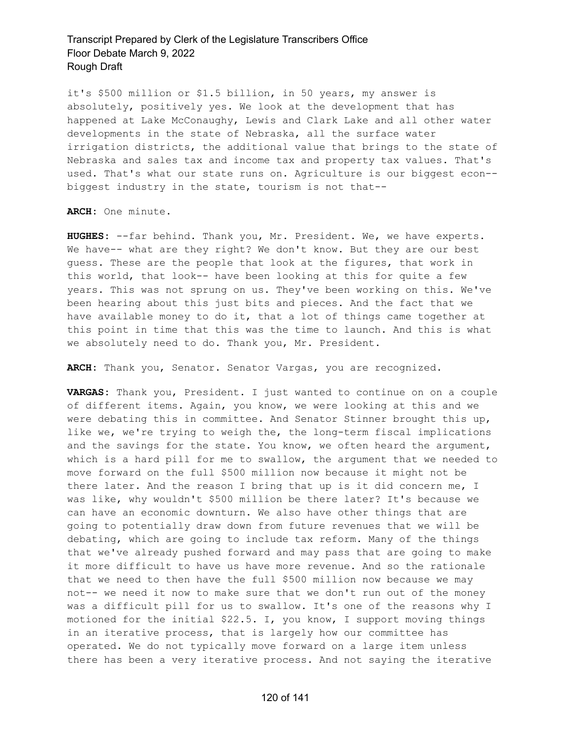it's $500 million or $1.5 billion, in 50 years, my answer is absolutely, positively yes. We look at the development that has happened at Lake McConaughy, Lewis and Clark Lake and all other water developments in the state of Nebraska, all the surface water irrigation districts, the additional value that brings to the state of Nebraska and sales tax and income tax and property tax values. That's used. That's what our state runs on. Agriculture is our biggest econ-- biggest industry in the state, tourism is not that--

**ARCH:** One minute.

**HUGHES:** --far behind. Thank you, Mr. President. We, we have experts. We have-- what are they right? We don't know. But they are our best guess. These are the people that look at the figures, that work in this world, that look-- have been looking at this for quite a few years. This was not sprung on us. They've been working on this. We've been hearing about this just bits and pieces. And the fact that we have available money to do it, that a lot of things came together at this point in time that this was the time to launch. And this is what we absolutely need to do. Thank you, Mr. President.

**ARCH:** Thank you, Senator. Senator Vargas, you are recognized.

**VARGAS:** Thank you, President. I just wanted to continue on on a couple of different items. Again, you know, we were looking at this and we were debating this in committee. And Senator Stinner brought this up, like we, we're trying to weigh the, the long-term fiscal implications and the savings for the state. You know, we often heard the argument, which is a hard pill for me to swallow, the argument that we needed to move forward on the full $500 million now because it might not be there later. And the reason I bring that up is it did concern me, I was like, why wouldn't $500 million be there later? It's because we can have an economic downturn. We also have other things that are going to potentially draw down from future revenues that we will be debating, which are going to include tax reform. Many of the things that we've already pushed forward and may pass that are going to make it more difficult to have us have more revenue. And so the rationale that we need to then have the full $500 million now because we may not-- we need it now to make sure that we don't run out of the money was a difficult pill for us to swallow. It's one of the reasons why I motioned for the initial $22.5. I, you know, I support moving things in an iterative process, that is largely how our committee has operated. We do not typically move forward on a large item unless there has been a very iterative process. And not saying the iterative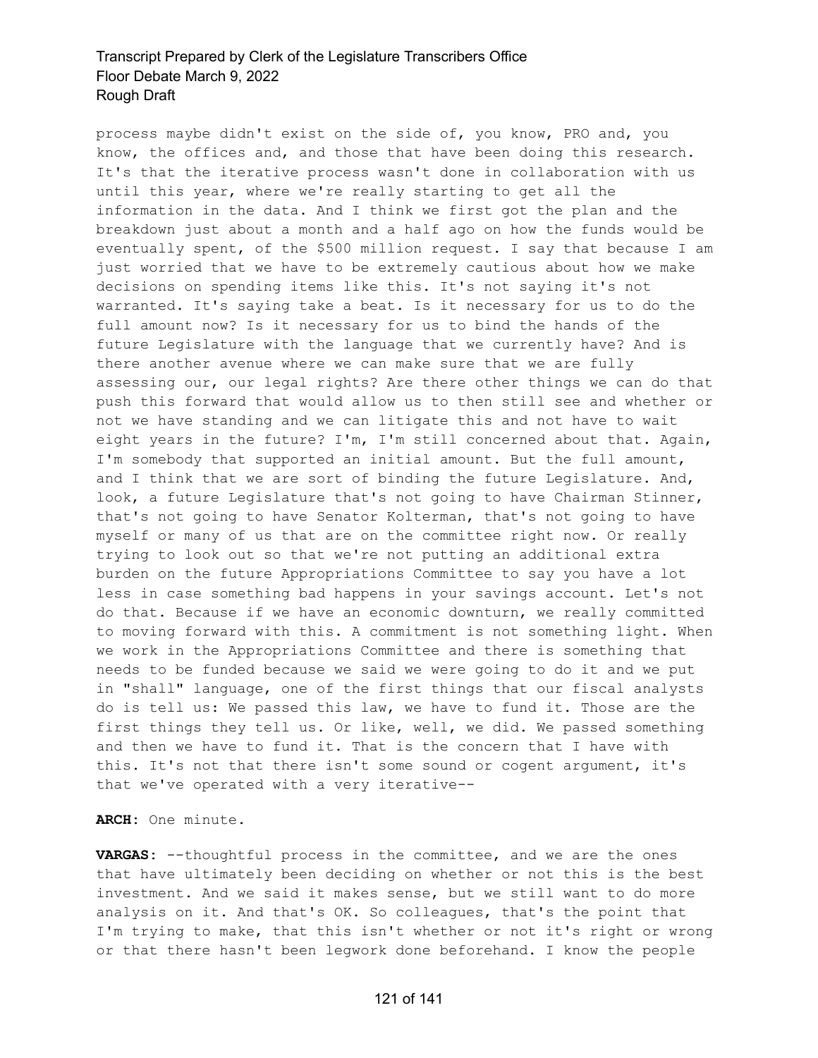process maybe didn't exist on the side of, you know, PRO and, you know, the offices and, and those that have been doing this research. It's that the iterative process wasn't done in collaboration with us until this year, where we're really starting to get all the information in the data. And I think we first got the plan and the breakdown just about a month and a half ago on how the funds would be eventually spent, of the $500 million request. I say that because I am just worried that we have to be extremely cautious about how we make decisions on spending items like this. It's not saying it's not warranted. It's saying take a beat. Is it necessary for us to do the full amount now? Is it necessary for us to bind the hands of the future Legislature with the language that we currently have? And is there another avenue where we can make sure that we are fully assessing our, our legal rights? Are there other things we can do that push this forward that would allow us to then still see and whether or not we have standing and we can litigate this and not have to wait eight years in the future? I'm, I'm still concerned about that. Again, I'm somebody that supported an initial amount. But the full amount, and I think that we are sort of binding the future Legislature. And, look, a future Legislature that's not going to have Chairman Stinner, that's not going to have Senator Kolterman, that's not going to have myself or many of us that are on the committee right now. Or really trying to look out so that we're not putting an additional extra burden on the future Appropriations Committee to say you have a lot less in case something bad happens in your savings account. Let's not do that. Because if we have an economic downturn, we really committed to moving forward with this. A commitment is not something light. When we work in the Appropriations Committee and there is something that needs to be funded because we said we were going to do it and we put in "shall" language, one of the first things that our fiscal analysts do is tell us: We passed this law, we have to fund it. Those are the first things they tell us. Or like, well, we did. We passed something and then we have to fund it. That is the concern that I have with this. It's not that there isn't some sound or cogent argument, it's that we've operated with a very iterative--

**ARCH:** One minute.

**VARGAS:** --thoughtful process in the committee, and we are the ones that have ultimately been deciding on whether or not this is the best investment. And we said it makes sense, but we still want to do more analysis on it. And that's OK. So colleagues, that's the point that I'm trying to make, that this isn't whether or not it's right or wrong or that there hasn't been legwork done beforehand. I know the people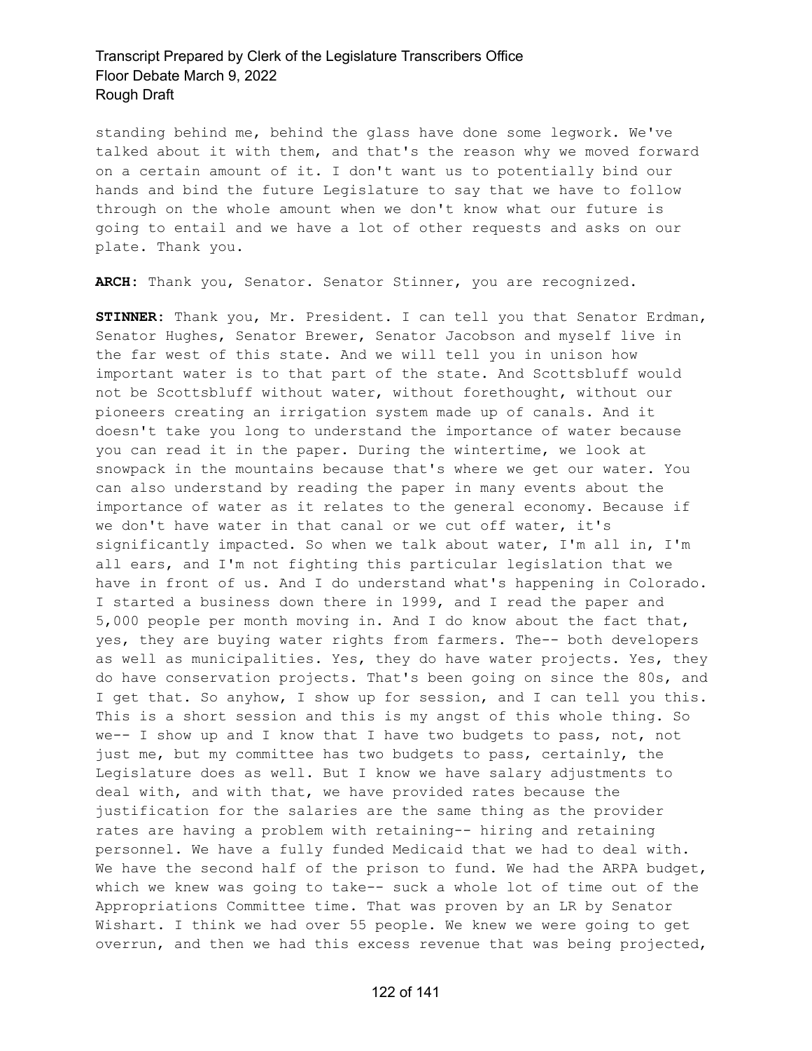standing behind me, behind the glass have done some legwork. We've talked about it with them, and that's the reason why we moved forward on a certain amount of it. I don't want us to potentially bind our hands and bind the future Legislature to say that we have to follow through on the whole amount when we don't know what our future is going to entail and we have a lot of other requests and asks on our plate. Thank you.

**ARCH**: Thank you, Senator. Senator Stinner, you are recognized.

**STINNER**: Thank you, Mr. President. I can tell you that Senator Erdman, Senator Hughes, Senator Brewer, Senator Jacobson and myself live in the far west of this state. And we will tell you in unison how important water is to that part of the state. And Scottsbluff would not be Scottsbluff without water, without forethought, without our pioneers creating an irrigation system made up of canals. And it doesn't take you long to understand the importance of water because you can read it in the paper. During the wintertime, we look at snowpack in the mountains because that's where we get our water. You can also understand by reading the paper in many events about the importance of water as it relates to the general economy. Because if we don't have water in that canal or we cut off water, it's significantly impacted. So when we talk about water, I'm all in, I'm all ears, and I'm not fighting this particular legislation that we have in front of us. And I do understand what's happening in Colorado. I started a business down there in 1999, and I read the paper and 5,000 people per month moving in. And I do know about the fact that, yes, they are buying water rights from farmers. The-- both developers as well as municipalities. Yes, they do have water projects. Yes, they do have conservation projects. That's been going on since the 80s, and I get that. So anyhow, I show up for session, and I can tell you this. This is a short session and this is my angst of this whole thing. So we-- I show up and I know that I have two budgets to pass, not, not just me, but my committee has two budgets to pass, certainly, the Legislature does as well. But I know we have salary adjustments to deal with, and with that, we have provided rates because the justification for the salaries are the same thing as the provider rates are having a problem with retaining-- hiring and retaining personnel. We have a fully funded Medicaid that we had to deal with. We have the second half of the prison to fund. We had the ARPA budget, which we knew was going to take-- suck a whole lot of time out of the Appropriations Committee time. That was proven by an LR by Senator Wishart. I think we had over 55 people. We knew we were going to get overrun, and then we had this excess revenue that was being projected,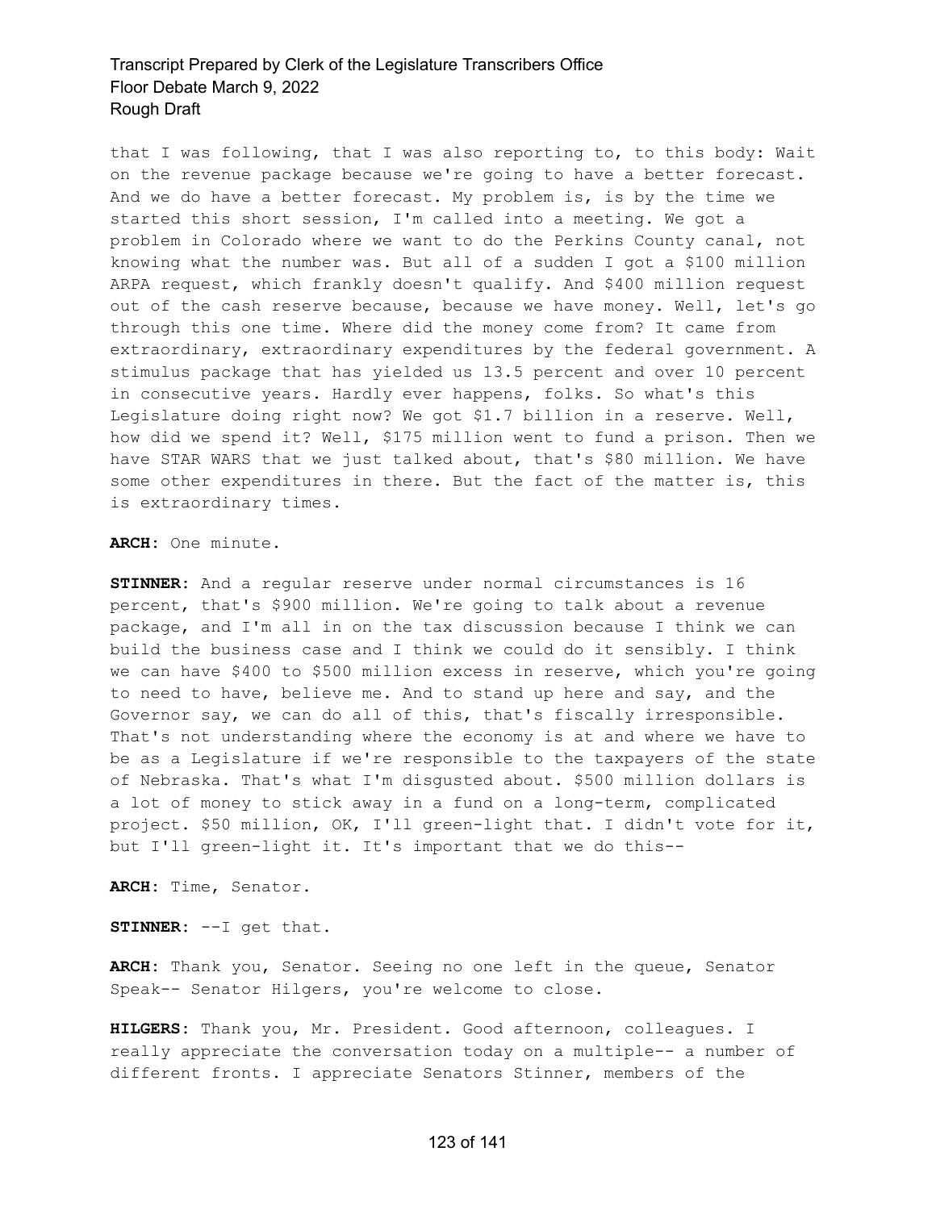that I was following, that I was also reporting to, to this body: Wait on the revenue package because we're going to have a better forecast. And we do have a better forecast. My problem is, is by the time we started this short session, I'm called into a meeting. We got a problem in Colorado where we want to do the Perkins County canal, not knowing what the number was. But all of a sudden I got a $100 million ARPA request, which frankly doesn't qualify. And $400 million request out of the cash reserve because, because we have money. Well, let's go through this one time. Where did the money come from? It came from extraordinary, extraordinary expenditures by the federal government. A stimulus package that has yielded us 13.5 percent and over 10 percent in consecutive years. Hardly ever happens, folks. So what's this Legislature doing right now? We got $1.7 billion in a reserve. Well, how did we spend it? Well, $175 million went to fund a prison. Then we have STAR WARS that we just talked about, that's $80 million. We have some other expenditures in there. But the fact of the matter is, this is extraordinary times.

**ARCH:** One minute.

**STINNER:** And a regular reserve under normal circumstances is 16 percent, that's $900 million. We're going to talk about a revenue package, and I'm all in on the tax discussion because I think we can build the business case and I think we could do it sensibly. I think we can have $400 to $500 million excess in reserve, which you're going to need to have, believe me. And to stand up here and say, and the Governor say, we can do all of this, that's fiscally irresponsible. That's not understanding where the economy is at and where we have to be as a Legislature if we're responsible to the taxpayers of the state of Nebraska. That's what I'm disgusted about. $500 million dollars is a lot of money to stick away in a fund on a long-term, complicated project. $50 million, OK, I'll green-light that. I didn't vote for it, but I'll green-light it. It's important that we do this--

**ARCH:** Time, Senator.

**STINNER:** --I get that.

**ARCH:** Thank you, Senator. Seeing no one left in the queue, Senator Speak-- Senator Hilgers, you're welcome to close.

**HILGERS:** Thank you, Mr. President. Good afternoon, colleagues. I really appreciate the conversation today on a multiple-- a number of different fronts. I appreciate Senators Stinner, members of the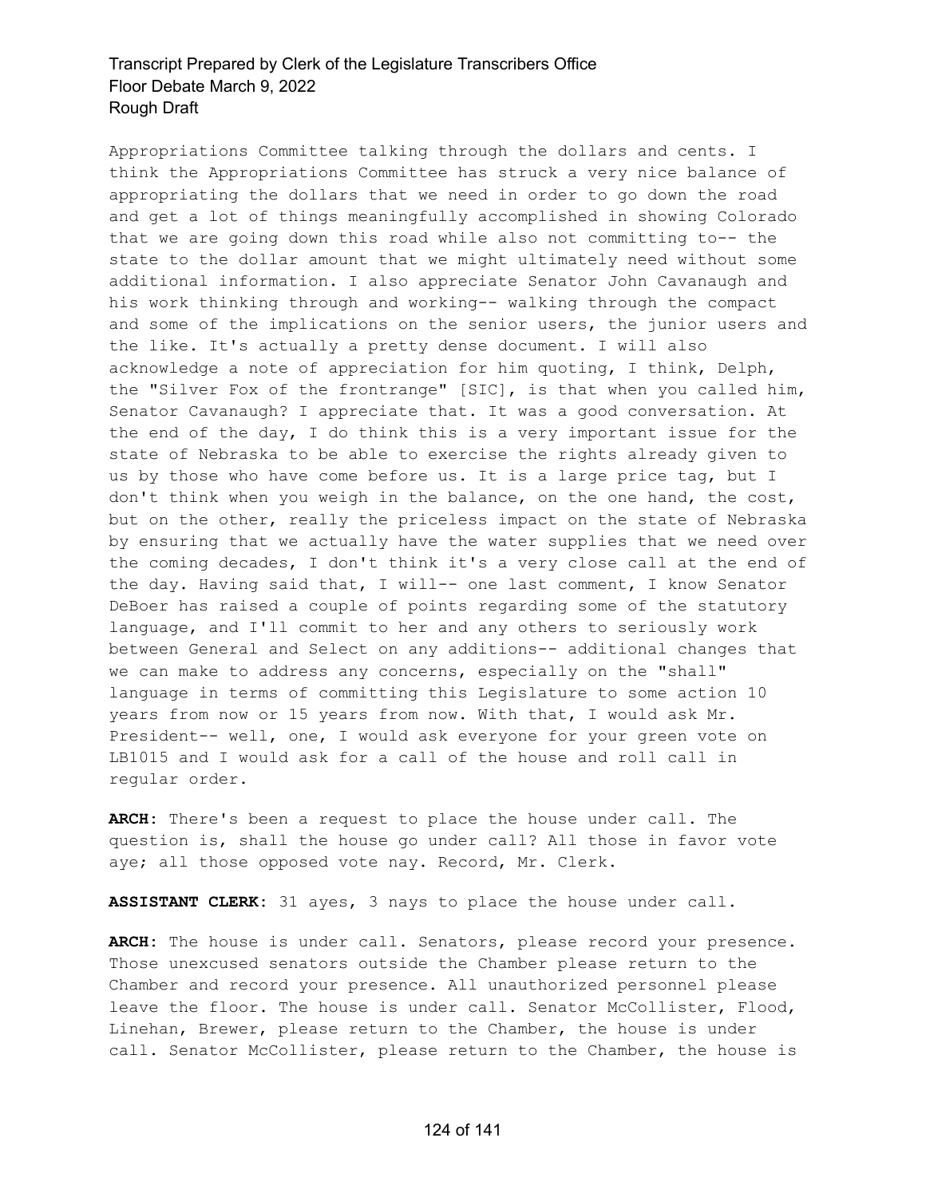Appropriations Committee talking through the dollars and cents. I think the Appropriations Committee has struck a very nice balance of appropriating the dollars that we need in order to go down the road and get a lot of things meaningfully accomplished in showing Colorado that we are going down this road while also not committing to-- the state to the dollar amount that we might ultimately need without some additional information. I also appreciate Senator John Cavanaugh and his work thinking through and working-- walking through the compact and some of the implications on the senior users, the junior users and the like. It's actually a pretty dense document. I will also acknowledge a note of appreciation for him quoting, I think, Delph, the "Silver Fox of the frontrange" [SIC], is that when you called him, Senator Cavanaugh? I appreciate that. It was a good conversation. At the end of the day, I do think this is a very important issue for the state of Nebraska to be able to exercise the rights already given to us by those who have come before us. It is a large price tag, but I don't think when you weigh in the balance, on the one hand, the cost, but on the other, really the priceless impact on the state of Nebraska by ensuring that we actually have the water supplies that we need over the coming decades, I don't think it's a very close call at the end of the day. Having said that, I will-- one last comment, I know Senator DeBoer has raised a couple of points regarding some of the statutory language, and I'll commit to her and any others to seriously work between General and Select on any additions-- additional changes that we can make to address any concerns, especially on the "shall" language in terms of committing this Legislature to some action 10 years from now or 15 years from now. With that, I would ask Mr. President-- well, one, I would ask everyone for your green vote on LB1015 and I would ask for a call of the house and roll call in regular order.

**ARCH:** There's been a request to place the house under call. The question is, shall the house go under call? All those in favor vote aye; all those opposed vote nay. Record, Mr. Clerk.

**ASSISTANT CLERK:** 31 ayes, 3 nays to place the house under call.

**ARCH:** The house is under call. Senators, please record your presence. Those unexcused senators outside the Chamber please return to the Chamber and record your presence. All unauthorized personnel please leave the floor. The house is under call. Senator McCollister, Flood, Linehan, Brewer, please return to the Chamber, the house is under call. Senator McCollister, please return to the Chamber, the house is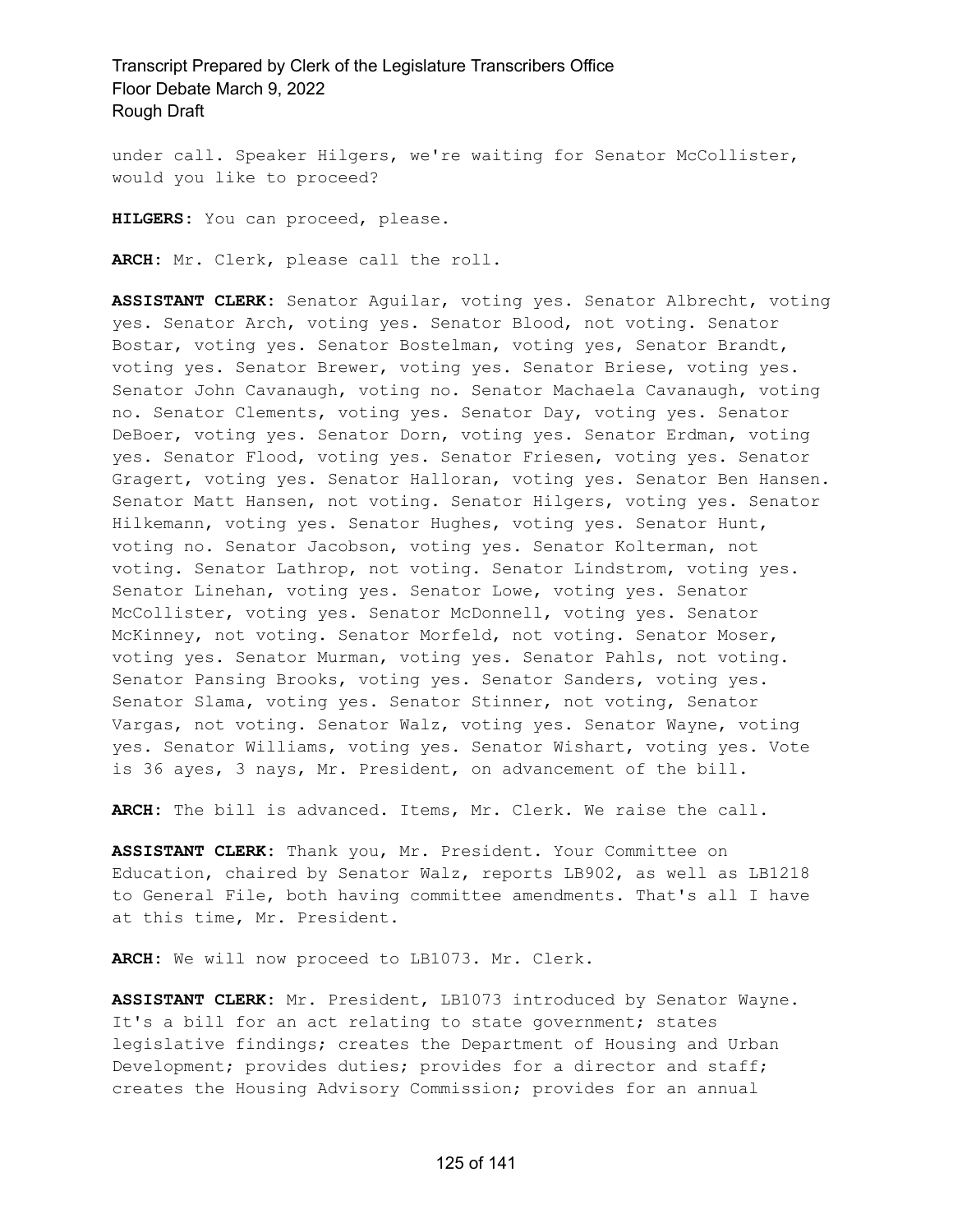under call. Speaker Hilgers, we're waiting for Senator McCollister, would you like to proceed?

**HILGERS:** You can proceed, please.

**ARCH:** Mr. Clerk, please call the roll.

**ASSISTANT CLERK:** Senator Aguilar, voting yes. Senator Albrecht, voting yes. Senator Arch, voting yes. Senator Blood, not voting. Senator Bostar, voting yes. Senator Bostelman, voting yes, Senator Brandt, voting yes. Senator Brewer, voting yes. Senator Briese, voting yes. Senator John Cavanaugh, voting no. Senator Machaela Cavanaugh, voting no. Senator Clements, voting yes. Senator Day, voting yes. Senator DeBoer, voting yes. Senator Dorn, voting yes. Senator Erdman, voting yes. Senator Flood, voting yes. Senator Friesen, voting yes. Senator Gragert, voting yes. Senator Halloran, voting yes. Senator Ben Hansen. Senator Matt Hansen, not voting. Senator Hilgers, voting yes. Senator Hilkemann, voting yes. Senator Hughes, voting yes. Senator Hunt, voting no. Senator Jacobson, voting yes. Senator Kolterman, not voting. Senator Lathrop, not voting. Senator Lindstrom, voting yes. Senator Linehan, voting yes. Senator Lowe, voting yes. Senator McCollister, voting yes. Senator McDonnell, voting yes. Senator McKinney, not voting. Senator Morfeld, not voting. Senator Moser, voting yes. Senator Murman, voting yes. Senator Pahls, not voting. Senator Pansing Brooks, voting yes. Senator Sanders, voting yes. Senator Slama, voting yes. Senator Stinner, not voting, Senator Vargas, not voting. Senator Walz, voting yes. Senator Wayne, voting yes. Senator Williams, voting yes. Senator Wishart, voting yes. Vote is 36 ayes, 3 nays, Mr. President, on advancement of the bill.

**ARCH:** The bill is advanced. Items, Mr. Clerk. We raise the call.

**ASSISTANT CLERK:** Thank you, Mr. President. Your Committee on Education, chaired by Senator Walz, reports LB902, as well as LB1218 to General File, both having committee amendments. That's all I have at this time, Mr. President.

**ARCH:** We will now proceed to LB1073. Mr. Clerk.

**ASSISTANT CLERK:** Mr. President, LB1073 introduced by Senator Wayne. It's a bill for an act relating to state government; states legislative findings; creates the Department of Housing and Urban Development; provides duties; provides for a director and staff; creates the Housing Advisory Commission; provides for an annual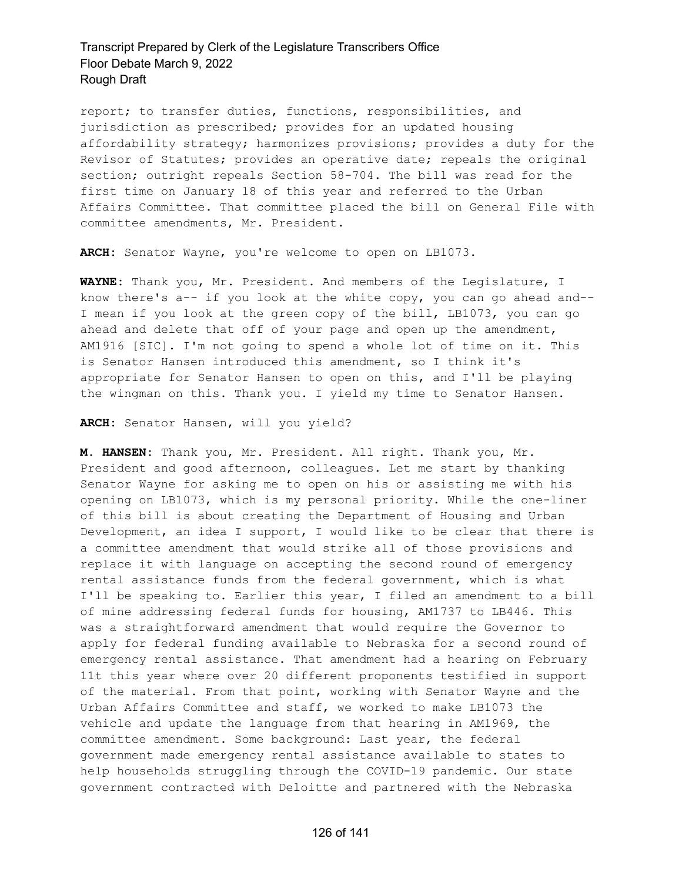report; to transfer duties, functions, responsibilities, and jurisdiction as prescribed; provides for an updated housing affordability strategy; harmonizes provisions; provides a duty for the Revisor of Statutes; provides an operative date; repeals the original section; outright repeals Section 58-704. The bill was read for the first time on January 18 of this year and referred to the Urban Affairs Committee. That committee placed the bill on General File with committee amendments, Mr. President.

**ARCH:** Senator Wayne, you're welcome to open on LB1073.

**WAYNE:** Thank you, Mr. President. And members of the Legislature, I know there's a-- if you look at the white copy, you can go ahead and-- I mean if you look at the green copy of the bill, LB1073, you can go ahead and delete that off of your page and open up the amendment, AM1916 [SIC]. I'm not going to spend a whole lot of time on it. This is Senator Hansen introduced this amendment, so I think it's appropriate for Senator Hansen to open on this, and I'll be playing the wingman on this. Thank you. I yield my time to Senator Hansen.

**ARCH:** Senator Hansen, will you yield?

**M. HANSEN:** Thank you, Mr. President. All right. Thank you, Mr. President and good afternoon, colleagues. Let me start by thanking Senator Wayne for asking me to open on his or assisting me with his opening on LB1073, which is my personal priority. While the one-liner of this bill is about creating the Department of Housing and Urban Development, an idea I support, I would like to be clear that there is a committee amendment that would strike all of those provisions and replace it with language on accepting the second round of emergency rental assistance funds from the federal government, which is what I'll be speaking to. Earlier this year, I filed an amendment to a bill of mine addressing federal funds for housing, AM1737 to LB446. This was a straightforward amendment that would require the Governor to apply for federal funding available to Nebraska for a second round of emergency rental assistance. That amendment had a hearing on February 11t this year where over 20 different proponents testified in support of the material. From that point, working with Senator Wayne and the Urban Affairs Committee and staff, we worked to make LB1073 the vehicle and update the language from that hearing in AM1969, the committee amendment. Some background: Last year, the federal government made emergency rental assistance available to states to help households struggling through the COVID-19 pandemic. Our state government contracted with Deloitte and partnered with the Nebraska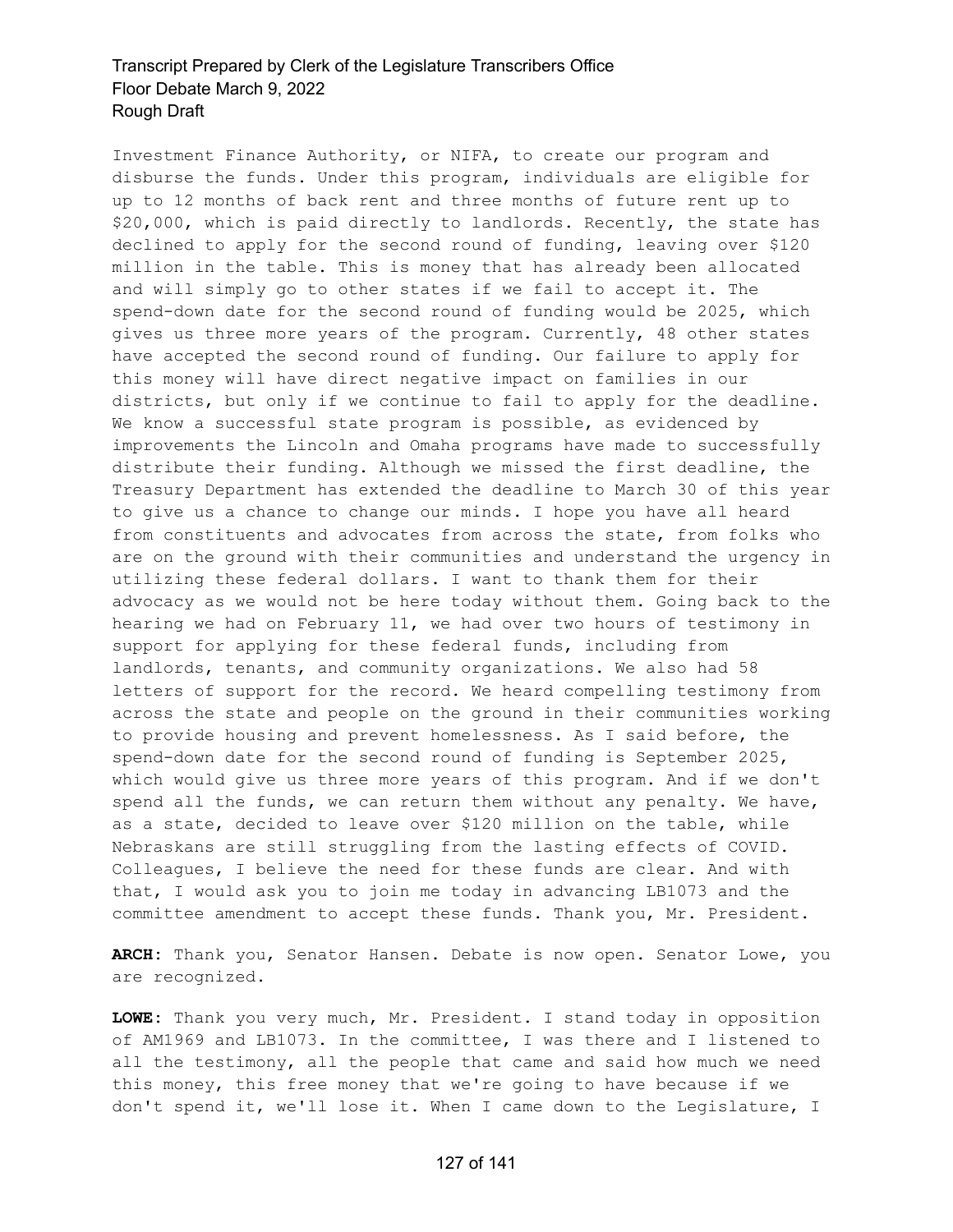Investment Finance Authority, or NIFA, to create our program and disburse the funds. Under this program, individuals are eligible for up to 12 months of back rent and three months of future rent up to $20,000, which is paid directly to landlords. Recently, the state has declined to apply for the second round of funding, leaving over $120 million in the table. This is money that has already been allocated and will simply go to other states if we fail to accept it. The spend-down date for the second round of funding would be 2025, which gives us three more years of the program. Currently, 48 other states have accepted the second round of funding. Our failure to apply for this money will have direct negative impact on families in our districts, but only if we continue to fail to apply for the deadline. We know a successful state program is possible, as evidenced by improvements the Lincoln and Omaha programs have made to successfully distribute their funding. Although we missed the first deadline, the Treasury Department has extended the deadline to March 30 of this year to give us a chance to change our minds. I hope you have all heard from constituents and advocates from across the state, from folks who are on the ground with their communities and understand the urgency in utilizing these federal dollars. I want to thank them for their advocacy as we would not be here today without them. Going back to the hearing we had on February 11, we had over two hours of testimony in support for applying for these federal funds, including from landlords, tenants, and community organizations. We also had 58 letters of support for the record. We heard compelling testimony from across the state and people on the ground in their communities working to provide housing and prevent homelessness. As I said before, the spend-down date for the second round of funding is September 2025, which would give us three more years of this program. And if we don't spend all the funds, we can return them without any penalty. We have, as a state, decided to leave over $120 million on the table, while Nebraskans are still struggling from the lasting effects of COVID. Colleagues, I believe the need for these funds are clear. And with that, I would ask you to join me today in advancing LB1073 and the committee amendment to accept these funds. Thank you, Mr. President.

**ARCH:** Thank you, Senator Hansen. Debate is now open. Senator Lowe, you are recognized.

**LOWE:** Thank you very much, Mr. President. I stand today in opposition of AM1969 and LB1073. In the committee, I was there and I listened to all the testimony, all the people that came and said how much we need this money, this free money that we're going to have because if we don't spend it, we'll lose it. When I came down to the Legislature, I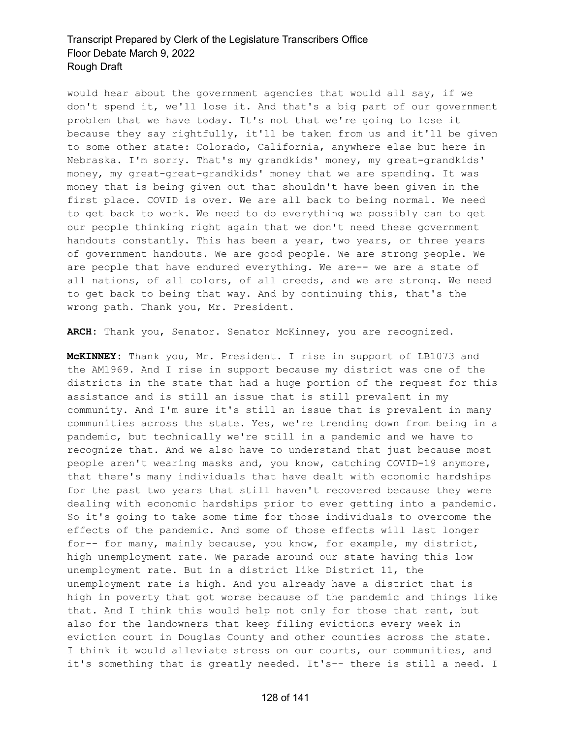would hear about the government agencies that would all say, if we don't spend it, we'll lose it. And that's a big part of our government problem that we have today. It's not that we're going to lose it because they say rightfully, it'll be taken from us and it'll be given to some other state: Colorado, California, anywhere else but here in Nebraska. I'm sorry. That's my grandkids' money, my great-grandkids' money, my great-great-grandkids' money that we are spending. It was money that is being given out that shouldn't have been given in the first place. COVID is over. We are all back to being normal. We need to get back to work. We need to do everything we possibly can to get our people thinking right again that we don't need these government handouts constantly. This has been a year, two years, or three years of government handouts. We are good people. We are strong people. We are people that have endured everything. We are-- we are a state of all nations, of all colors, of all creeds, and we are strong. We need to get back to being that way. And by continuing this, that's the wrong path. Thank you, Mr. President.

**ARCH:** Thank you, Senator. Senator McKinney, you are recognized.

**McKINNEY:** Thank you, Mr. President. I rise in support of LB1073 and the AM1969. And I rise in support because my district was one of the districts in the state that had a huge portion of the request for this assistance and is still an issue that is still prevalent in my community. And I'm sure it's still an issue that is prevalent in many communities across the state. Yes, we're trending down from being in a pandemic, but technically we're still in a pandemic and we have to recognize that. And we also have to understand that just because most people aren't wearing masks and, you know, catching COVID-19 anymore, that there's many individuals that have dealt with economic hardships for the past two years that still haven't recovered because they were dealing with economic hardships prior to ever getting into a pandemic. So it's going to take some time for those individuals to overcome the effects of the pandemic. And some of those effects will last longer for-- for many, mainly because, you know, for example, my district, high unemployment rate. We parade around our state having this low unemployment rate. But in a district like District 11, the unemployment rate is high. And you already have a district that is high in poverty that got worse because of the pandemic and things like that. And I think this would help not only for those that rent, but also for the landowners that keep filing evictions every week in eviction court in Douglas County and other counties across the state. I think it would alleviate stress on our courts, our communities, and it's something that is greatly needed. It's-- there is still a need. I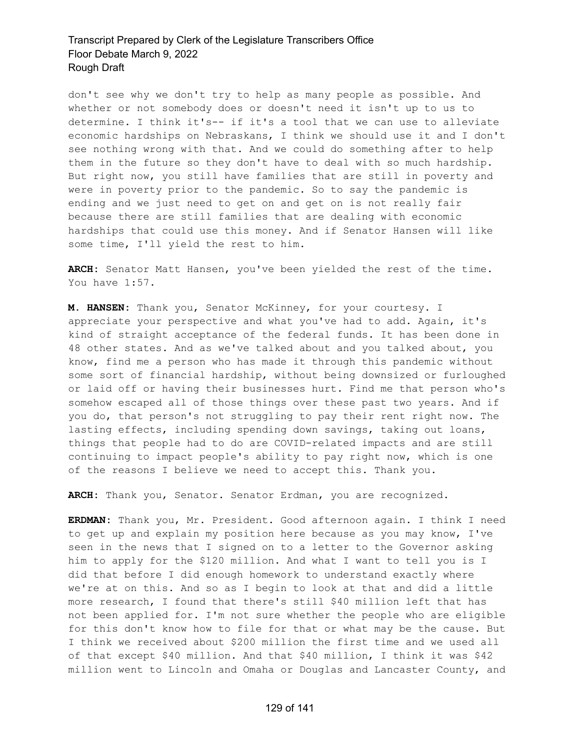don't see why we don't try to help as many people as possible. And whether or not somebody does or doesn't need it isn't up to us to determine. I think it's-- if it's a tool that we can use to alleviate economic hardships on Nebraskans, I think we should use it and I don't see nothing wrong with that. And we could do something after to help them in the future so they don't have to deal with so much hardship. But right now, you still have families that are still in poverty and were in poverty prior to the pandemic. So to say the pandemic is ending and we just need to get on and get on is not really fair because there are still families that are dealing with economic hardships that could use this money. And if Senator Hansen will like some time, I'll yield the rest to him.

**ARCH:** Senator Matt Hansen, you've been yielded the rest of the time. You have 1:57.

**M. HANSEN:** Thank you, Senator McKinney, for your courtesy. I appreciate your perspective and what you've had to add. Again, it's kind of straight acceptance of the federal funds. It has been done in 48 other states. And as we've talked about and you talked about, you know, find me a person who has made it through this pandemic without some sort of financial hardship, without being downsized or furloughed or laid off or having their businesses hurt. Find me that person who's somehow escaped all of those things over these past two years. And if you do, that person's not struggling to pay their rent right now. The lasting effects, including spending down savings, taking out loans, things that people had to do are COVID-related impacts and are still continuing to impact people's ability to pay right now, which is one of the reasons I believe we need to accept this. Thank you.

**ARCH:** Thank you, Senator. Senator Erdman, you are recognized.

**ERDMAN:** Thank you, Mr. President. Good afternoon again. I think I need to get up and explain my position here because as you may know, I've seen in the news that I signed on to a letter to the Governor asking him to apply for the $120 million. And what I want to tell you is I did that before I did enough homework to understand exactly where we're at on this. And so as I begin to look at that and did a little more research, I found that there's still $40 million left that has not been applied for. I'm not sure whether the people who are eligible for this don't know how to file for that or what may be the cause. But I think we received about $200 million the first time and we used all of that except $40 million. And that $40 million, I think it was $42 million went to Lincoln and Omaha or Douglas and Lancaster County, and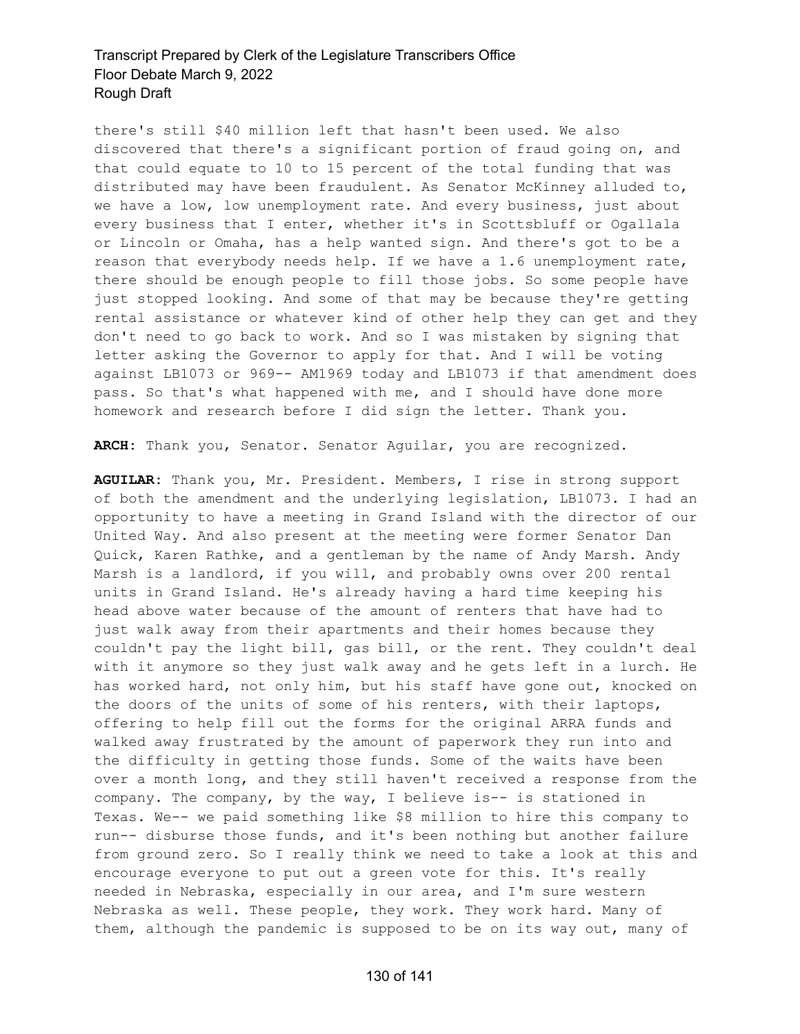there's still $40 million left that hasn't been used. We also discovered that there's a significant portion of fraud going on, and that could equate to 10 to 15 percent of the total funding that was distributed may have been fraudulent. As Senator McKinney alluded to, we have a low, low unemployment rate. And every business, just about every business that I enter, whether it's in Scottsbluff or Ogallala or Lincoln or Omaha, has a help wanted sign. And there's got to be a reason that everybody needs help. If we have a 1.6 unemployment rate, there should be enough people to fill those jobs. So some people have just stopped looking. And some of that may be because they're getting rental assistance or whatever kind of other help they can get and they don't need to go back to work. And so I was mistaken by signing that letter asking the Governor to apply for that. And I will be voting against LB1073 or 969-- AM1969 today and LB1073 if that amendment does pass. So that's what happened with me, and I should have done more homework and research before I did sign the letter. Thank you.

**ARCH:** Thank you, Senator. Senator Aguilar, you are recognized.

**AGUILAR:** Thank you, Mr. President. Members, I rise in strong support of both the amendment and the underlying legislation, LB1073. I had an opportunity to have a meeting in Grand Island with the director of our United Way. And also present at the meeting were former Senator Dan Quick, Karen Rathke, and a gentleman by the name of Andy Marsh. Andy Marsh is a landlord, if you will, and probably owns over 200 rental units in Grand Island. He's already having a hard time keeping his head above water because of the amount of renters that have had to just walk away from their apartments and their homes because they couldn't pay the light bill, gas bill, or the rent. They couldn't deal with it anymore so they just walk away and he gets left in a lurch. He has worked hard, not only him, but his staff have gone out, knocked on the doors of the units of some of his renters, with their laptops, offering to help fill out the forms for the original ARRA funds and walked away frustrated by the amount of paperwork they run into and the difficulty in getting those funds. Some of the waits have been over a month long, and they still haven't received a response from the company. The company, by the way, I believe is-- is stationed in Texas. We-- we paid something like $8 million to hire this company to run-- disburse those funds, and it's been nothing but another failure from ground zero. So I really think we need to take a look at this and encourage everyone to put out a green vote for this. It's really needed in Nebraska, especially in our area, and I'm sure western Nebraska as well. These people, they work. They work hard. Many of them, although the pandemic is supposed to be on its way out, many of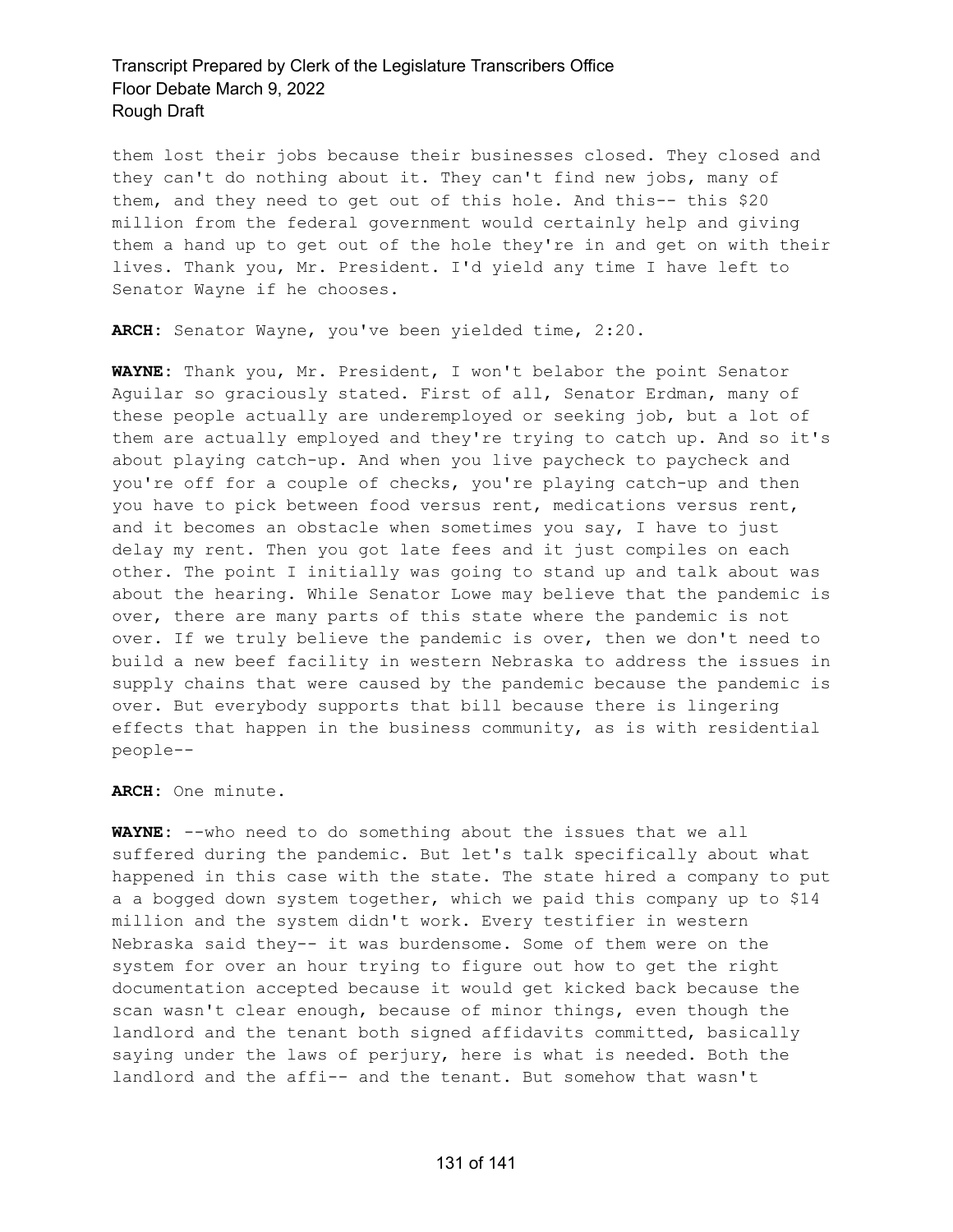them lost their jobs because their businesses closed. They closed and they can't do nothing about it. They can't find new jobs, many of them, and they need to get out of this hole. And this-- this $20 million from the federal government would certainly help and giving them a hand up to get out of the hole they're in and get on with their lives. Thank you, Mr. President. I'd yield any time I have left to Senator Wayne if he chooses.

**ARCH**: Senator Wayne, you've been yielded time, 2:20.

**WAYNE**: Thank you, Mr. President, I won't belabor the point Senator Aguilar so graciously stated. First of all, Senator Erdman, many of these people actually are underemployed or seeking job, but a lot of them are actually employed and they're trying to catch up. And so it's about playing catch-up. And when you live paycheck to paycheck and you're off for a couple of checks, you're playing catch-up and then you have to pick between food versus rent, medications versus rent, and it becomes an obstacle when sometimes you say, I have to just delay my rent. Then you got late fees and it just compiles on each other. The point I initially was going to stand up and talk about was about the hearing. While Senator Lowe may believe that the pandemic is over, there are many parts of this state where the pandemic is not over. If we truly believe the pandemic is over, then we don't need to build a new beef facility in western Nebraska to address the issues in supply chains that were caused by the pandemic because the pandemic is over. But everybody supports that bill because there is lingering effects that happen in the business community, as is with residential people--

**ARCH**: One minute.

**WAYNE**: --who need to do something about the issues that we all suffered during the pandemic. But let's talk specifically about what happened in this case with the state. The state hired a company to put a a bogged down system together, which we paid this company up to $14 million and the system didn't work. Every testifier in western Nebraska said they-- it was burdensome. Some of them were on the system for over an hour trying to figure out how to get the right documentation accepted because it would get kicked back because the scan wasn't clear enough, because of minor things, even though the landlord and the tenant both signed affidavits committed, basically saying under the laws of perjury, here is what is needed. Both the landlord and the affi-- and the tenant. But somehow that wasn't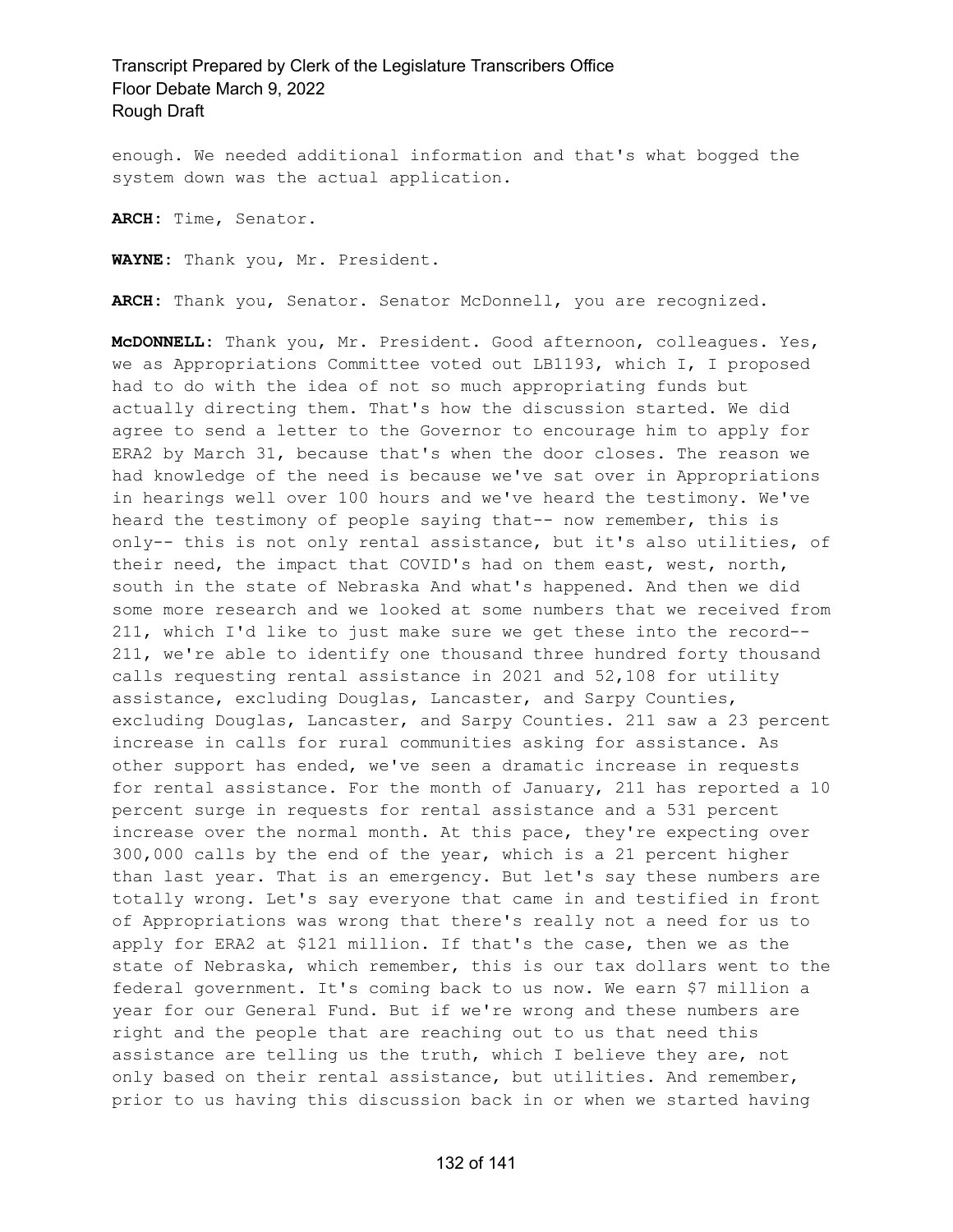enough. We needed additional information and that's what bogged the system down was the actual application.

**ARCH:** Time, Senator.

**WAYNE:** Thank you, Mr. President.

**ARCH:** Thank you, Senator. Senator McDonnell, you are recognized.

**McDONNELL:** Thank you, Mr. President. Good afternoon, colleagues. Yes, we as Appropriations Committee voted out LB1193, which I, I proposed had to do with the idea of not so much appropriating funds but actually directing them. That's how the discussion started. We did agree to send a letter to the Governor to encourage him to apply for ERA2 by March 31, because that's when the door closes. The reason we had knowledge of the need is because we've sat over in Appropriations in hearings well over 100 hours and we've heard the testimony. We've heard the testimony of people saying that-- now remember, this is only-- this is not only rental assistance, but it's also utilities, of their need, the impact that COVID's had on them east, west, north, south in the state of Nebraska And what's happened. And then we did some more research and we looked at some numbers that we received from 211, which I'd like to just make sure we get these into the record-- 211, we're able to identify one thousand three hundred forty thousand calls requesting rental assistance in 2021 and 52,108 for utility assistance, excluding Douglas, Lancaster, and Sarpy Counties, excluding Douglas, Lancaster, and Sarpy Counties. 211 saw a 23 percent increase in calls for rural communities asking for assistance. As other support has ended, we've seen a dramatic increase in requests for rental assistance. For the month of January, 211 has reported a 10 percent surge in requests for rental assistance and a 531 percent increase over the normal month. At this pace, they're expecting over 300,000 calls by the end of the year, which is a 21 percent higher than last year. That is an emergency. But let's say these numbers are totally wrong. Let's say everyone that came in and testified in front of Appropriations was wrong that there's really not a need for us to apply for ERA2 at $121 million. If that's the case, then we as the state of Nebraska, which remember, this is our tax dollars went to the federal government. It's coming back to us now. We earn $7 million a year for our General Fund. But if we're wrong and these numbers are right and the people that are reaching out to us that need this assistance are telling us the truth, which I believe they are, not only based on their rental assistance, but utilities. And remember, prior to us having this discussion back in or when we started having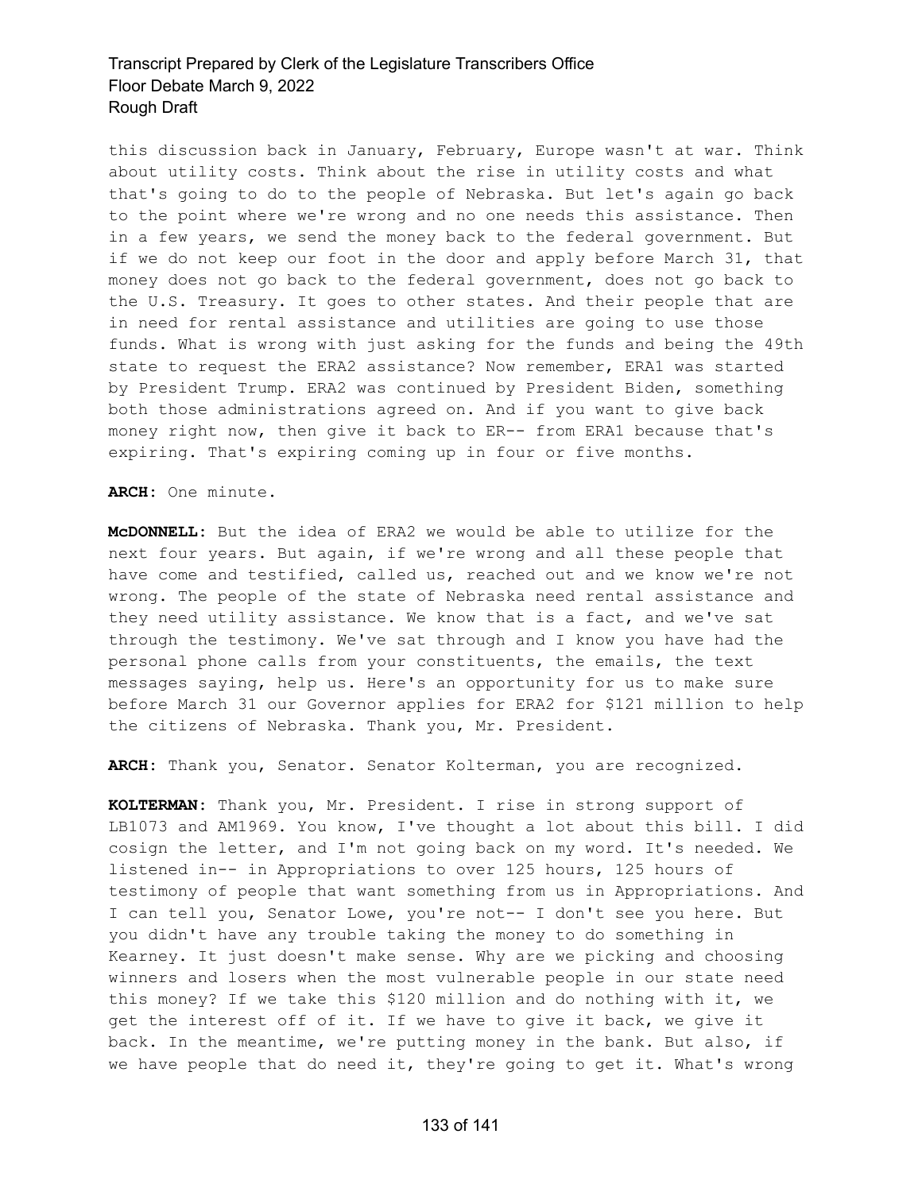this discussion back in January, February, Europe wasn't at war. Think about utility costs. Think about the rise in utility costs and what that's going to do to the people of Nebraska. But let's again go back to the point where we're wrong and no one needs this assistance. Then in a few years, we send the money back to the federal government. But if we do not keep our foot in the door and apply before March 31, that money does not go back to the federal government, does not go back to the U.S. Treasury. It goes to other states. And their people that are in need for rental assistance and utilities are going to use those funds. What is wrong with just asking for the funds and being the 49th state to request the ERA2 assistance? Now remember, ERA1 was started by President Trump. ERA2 was continued by President Biden, something both those administrations agreed on. And if you want to give back money right now, then give it back to ER-- from ERA1 because that's expiring. That's expiring coming up in four or five months.

**ARCH:** One minute.

**McDONNELL:** But the idea of ERA2 we would be able to utilize for the next four years. But again, if we're wrong and all these people that have come and testified, called us, reached out and we know we're not wrong. The people of the state of Nebraska need rental assistance and they need utility assistance. We know that is a fact, and we've sat through the testimony. We've sat through and I know you have had the personal phone calls from your constituents, the emails, the text messages saying, help us. Here's an opportunity for us to make sure before March 31 our Governor applies for ERA2 for $121 million to help the citizens of Nebraska. Thank you, Mr. President.

**ARCH:** Thank you, Senator. Senator Kolterman, you are recognized.

**KOLTERMAN:** Thank you, Mr. President. I rise in strong support of LB1073 and AM1969. You know, I've thought a lot about this bill. I did cosign the letter, and I'm not going back on my word. It's needed. We listened in-- in Appropriations to over 125 hours, 125 hours of testimony of people that want something from us in Appropriations. And I can tell you, Senator Lowe, you're not-- I don't see you here. But you didn't have any trouble taking the money to do something in Kearney. It just doesn't make sense. Why are we picking and choosing winners and losers when the most vulnerable people in our state need this money? If we take this $120 million and do nothing with it, we get the interest off of it. If we have to give it back, we give it back. In the meantime, we're putting money in the bank. But also, if we have people that do need it, they're going to get it. What's wrong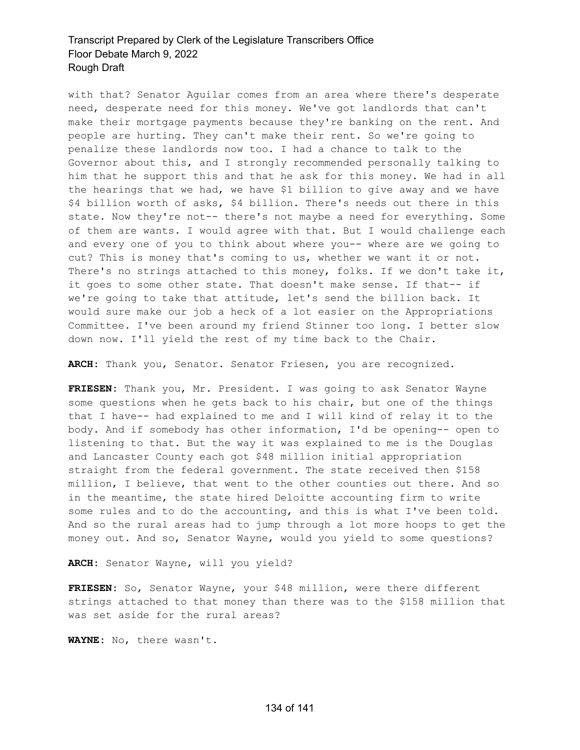with that? Senator Aguilar comes from an area where there's desperate need, desperate need for this money. We've got landlords that can't make their mortgage payments because they're banking on the rent. And people are hurting. They can't make their rent. So we're going to penalize these landlords now too. I had a chance to talk to the Governor about this, and I strongly recommended personally talking to him that he support this and that he ask for this money. We had in all the hearings that we had, we have $1 billion to give away and we have $4 billion worth of asks, $4 billion. There's needs out there in this state. Now they're not-- there's not maybe a need for everything. Some of them are wants. I would agree with that. But I would challenge each and every one of you to think about where you-- where are we going to cut? This is money that's coming to us, whether we want it or not. There's no strings attached to this money, folks. If we don't take it, it goes to some other state. That doesn't make sense. If that-- if we're going to take that attitude, let's send the billion back. It would sure make our job a heck of a lot easier on the Appropriations Committee. I've been around my friend Stinner too long. I better slow down now. I'll yield the rest of my time back to the Chair.

**ARCH:** Thank you, Senator. Senator Friesen, you are recognized.

**FRIESEN:** Thank you, Mr. President. I was going to ask Senator Wayne some questions when he gets back to his chair, but one of the things that I have-- had explained to me and I will kind of relay it to the body. And if somebody has other information, I'd be opening-- open to listening to that. But the way it was explained to me is the Douglas and Lancaster County each got $48 million initial appropriation straight from the federal government. The state received then $158 million, I believe, that went to the other counties out there. And so in the meantime, the state hired Deloitte accounting firm to write some rules and to do the accounting, and this is what I've been told. And so the rural areas had to jump through a lot more hoops to get the money out. And so, Senator Wayne, would you yield to some questions?

**ARCH:** Senator Wayne, will you yield?

**FRIESEN:** So, Senator Wayne, your $48 million, were there different strings attached to that money than there was to the $158 million that was set aside for the rural areas?

**WAYNE:** No, there wasn't.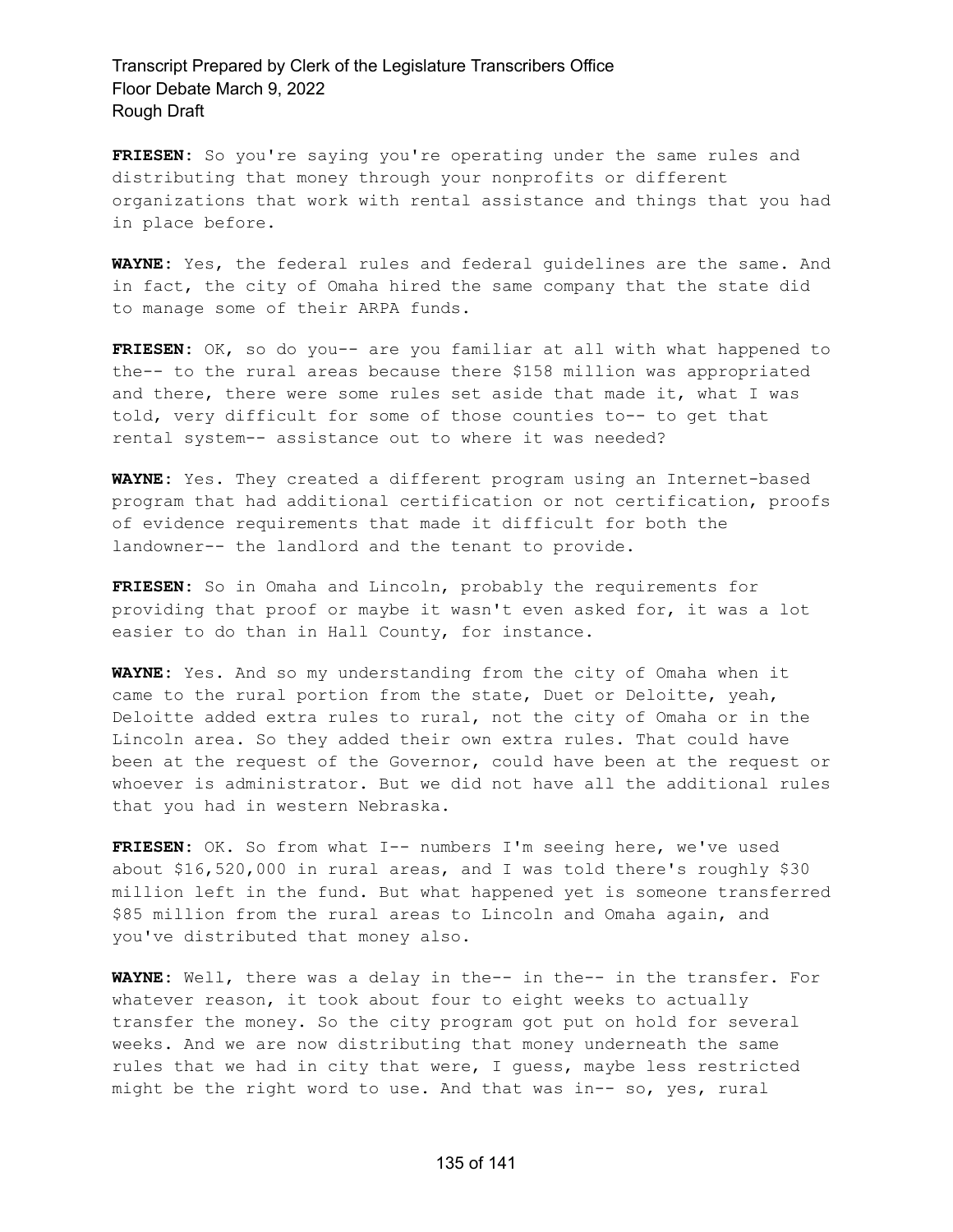**FRIESEN:** So you're saying you're operating under the same rules and distributing that money through your nonprofits or different organizations that work with rental assistance and things that you had in place before.

**WAYNE:** Yes, the federal rules and federal guidelines are the same. And in fact, the city of Omaha hired the same company that the state did to manage some of their ARPA funds.

**FRIESEN:** OK, so do you-- are you familiar at all with what happened to the-- to the rural areas because there $158 million was appropriated and there, there were some rules set aside that made it, what I was told, very difficult for some of those counties to-- to get that rental system-- assistance out to where it was needed?

**WAYNE:** Yes. They created a different program using an Internet-based program that had additional certification or not certification, proofs of evidence requirements that made it difficult for both the landowner-- the landlord and the tenant to provide.

**FRIESEN:** So in Omaha and Lincoln, probably the requirements for providing that proof or maybe it wasn't even asked for, it was a lot easier to do than in Hall County, for instance.

**WAYNE:** Yes. And so my understanding from the city of Omaha when it came to the rural portion from the state, Duet or Deloitte, yeah, Deloitte added extra rules to rural, not the city of Omaha or in the Lincoln area. So they added their own extra rules. That could have been at the request of the Governor, could have been at the request or whoever is administrator. But we did not have all the additional rules that you had in western Nebraska.

**FRIESEN:** OK. So from what I-- numbers I'm seeing here, we've used about $16,520,000 in rural areas, and I was told there's roughly $30 million left in the fund. But what happened yet is someone transferred $85 million from the rural areas to Lincoln and Omaha again, and you've distributed that money also.

**WAYNE:** Well, there was a delay in the-- in the-- in the transfer. For whatever reason, it took about four to eight weeks to actually transfer the money. So the city program got put on hold for several weeks. And we are now distributing that money underneath the same rules that we had in city that were, I guess, maybe less restricted might be the right word to use. And that was in-- so, yes, rural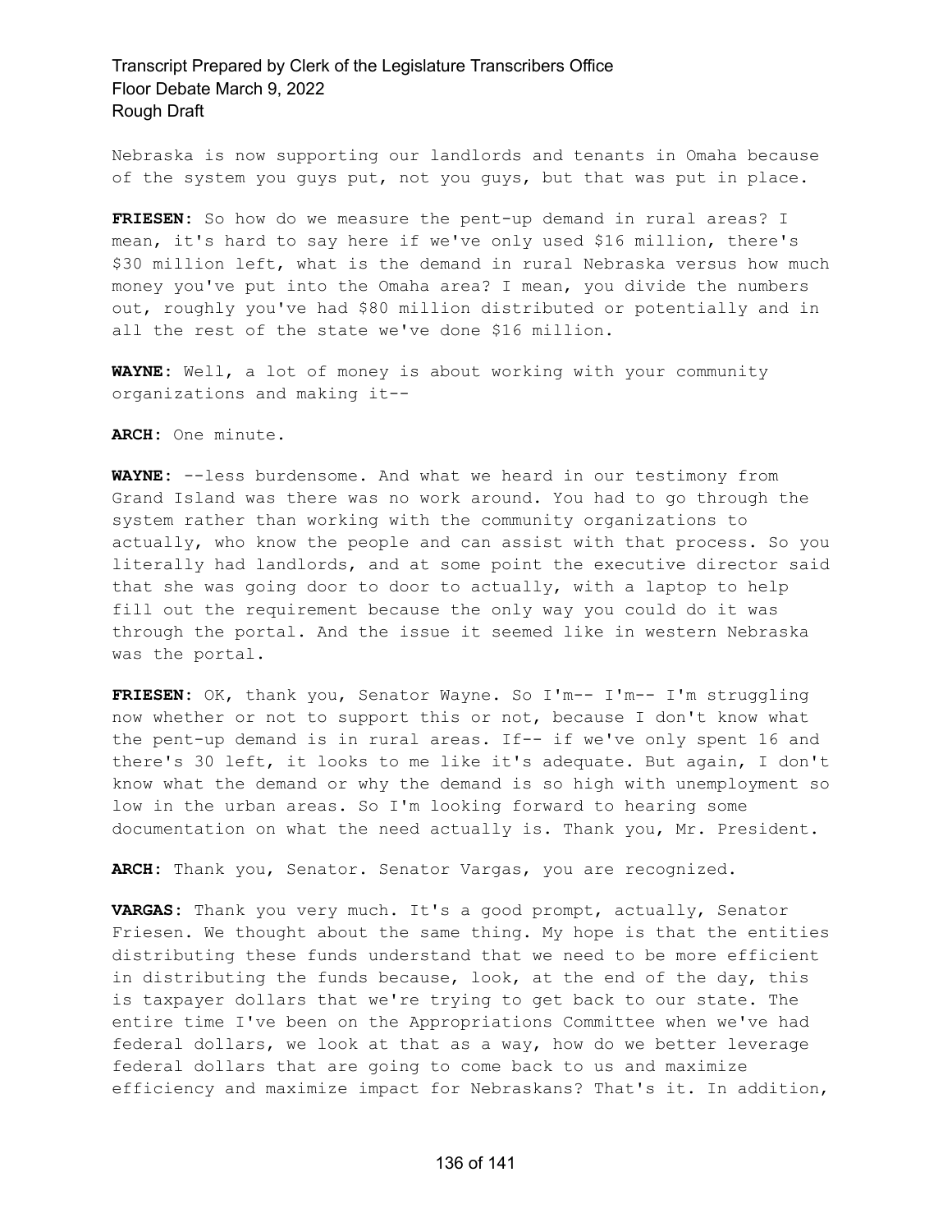Nebraska is now supporting our landlords and tenants in Omaha because of the system you guys put, not you guys, but that was put in place.

**FRIESEN:** So how do we measure the pent-up demand in rural areas? I mean, it's hard to say here if we've only used $16 million, there's $30 million left, what is the demand in rural Nebraska versus how much money you've put into the Omaha area? I mean, you divide the numbers out, roughly you've had $80 million distributed or potentially and in all the rest of the state we've done $16 million.

**WAYNE:** Well, a lot of money is about working with your community organizations and making it--

**ARCH:** One minute.

**WAYNE:** --less burdensome. And what we heard in our testimony from Grand Island was there was no work around. You had to go through the system rather than working with the community organizations to actually, who know the people and can assist with that process. So you literally had landlords, and at some point the executive director said that she was going door to door to actually, with a laptop to help fill out the requirement because the only way you could do it was through the portal. And the issue it seemed like in western Nebraska was the portal.

**FRIESEN:** OK, thank you, Senator Wayne. So I'm-- I'm-- I'm struggling now whether or not to support this or not, because I don't know what the pent-up demand is in rural areas. If-- if we've only spent 16 and there's 30 left, it looks to me like it's adequate. But again, I don't know what the demand or why the demand is so high with unemployment so low in the urban areas. So I'm looking forward to hearing some documentation on what the need actually is. Thank you, Mr. President.

**ARCH:** Thank you, Senator. Senator Vargas, you are recognized.

**VARGAS:** Thank you very much. It's a good prompt, actually, Senator Friesen. We thought about the same thing. My hope is that the entities distributing these funds understand that we need to be more efficient in distributing the funds because, look, at the end of the day, this is taxpayer dollars that we're trying to get back to our state. The entire time I've been on the Appropriations Committee when we've had federal dollars, we look at that as a way, how do we better leverage federal dollars that are going to come back to us and maximize efficiency and maximize impact for Nebraskans? That's it. In addition,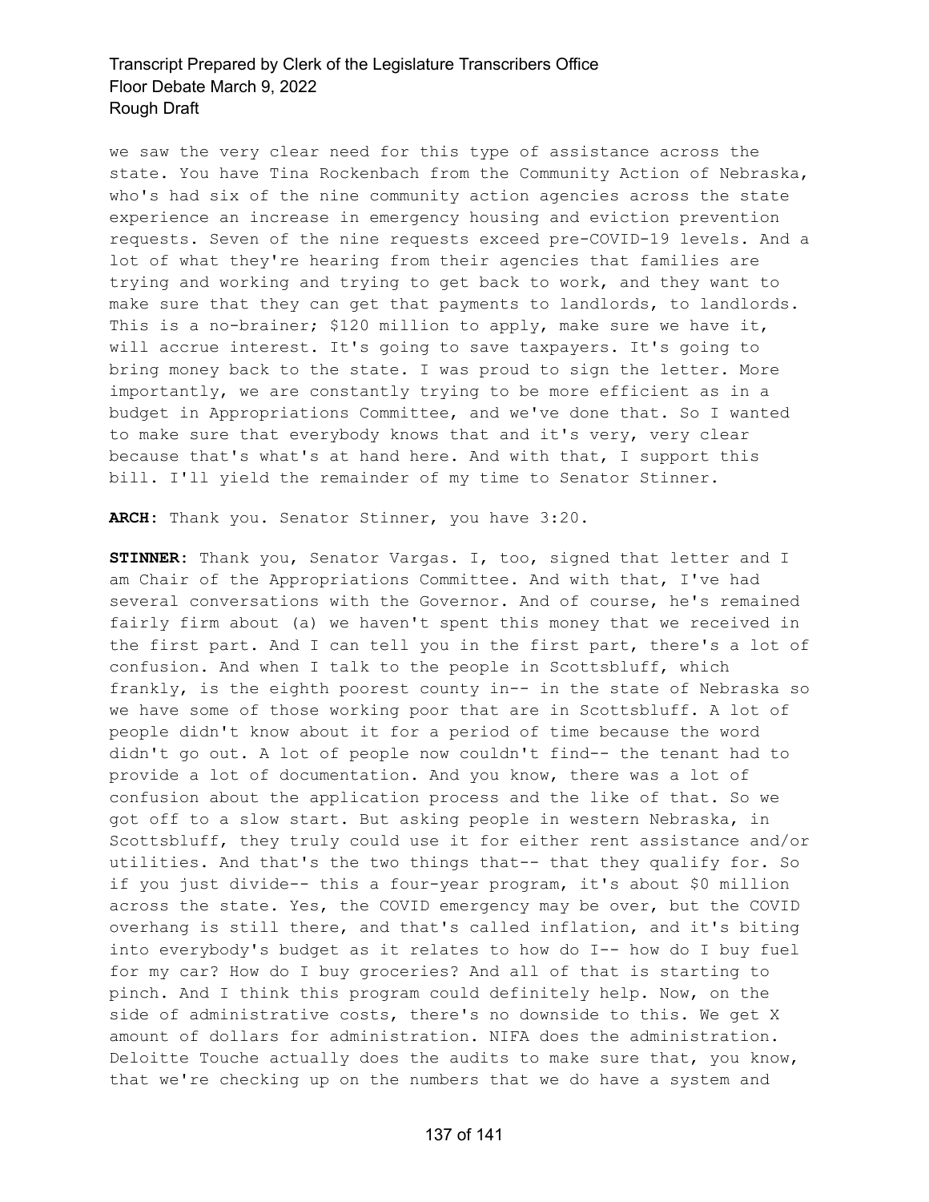we saw the very clear need for this type of assistance across the state. You have Tina Rockenbach from the Community Action of Nebraska, who's had six of the nine community action agencies across the state experience an increase in emergency housing and eviction prevention requests. Seven of the nine requests exceed pre-COVID-19 levels. And a lot of what they're hearing from their agencies that families are trying and working and trying to get back to work, and they want to make sure that they can get that payments to landlords, to landlords. This is a no-brainer; $120 million to apply, make sure we have it, will accrue interest. It's going to save taxpayers. It's going to bring money back to the state. I was proud to sign the letter. More importantly, we are constantly trying to be more efficient as in a budget in Appropriations Committee, and we've done that. So I wanted to make sure that everybody knows that and it's very, very clear because that's what's at hand here. And with that, I support this bill. I'll yield the remainder of my time to Senator Stinner.

**ARCH**: Thank you. Senator Stinner, you have 3:20.

**STINNER**: Thank you, Senator Vargas. I, too, signed that letter and I am Chair of the Appropriations Committee. And with that, I've had several conversations with the Governor. And of course, he's remained fairly firm about (a) we haven't spent this money that we received in the first part. And I can tell you in the first part, there's a lot of confusion. And when I talk to the people in Scottsbluff, which frankly, is the eighth poorest county in-- in the state of Nebraska so we have some of those working poor that are in Scottsbluff. A lot of people didn't know about it for a period of time because the word didn't go out. A lot of people now couldn't find-- the tenant had to provide a lot of documentation. And you know, there was a lot of confusion about the application process and the like of that. So we got off to a slow start. But asking people in western Nebraska, in Scottsbluff, they truly could use it for either rent assistance and/or utilities. And that's the two things that-- that they qualify for. So if you just divide-- this a four-year program, it's about $0 million across the state. Yes, the COVID emergency may be over, but the COVID overhang is still there, and that's called inflation, and it's biting into everybody's budget as it relates to how do I-- how do I buy fuel for my car? How do I buy groceries? And all of that is starting to pinch. And I think this program could definitely help. Now, on the side of administrative costs, there's no downside to this. We get X amount of dollars for administration. NIFA does the administration. Deloitte Touche actually does the audits to make sure that, you know, that we're checking up on the numbers that we do have a system and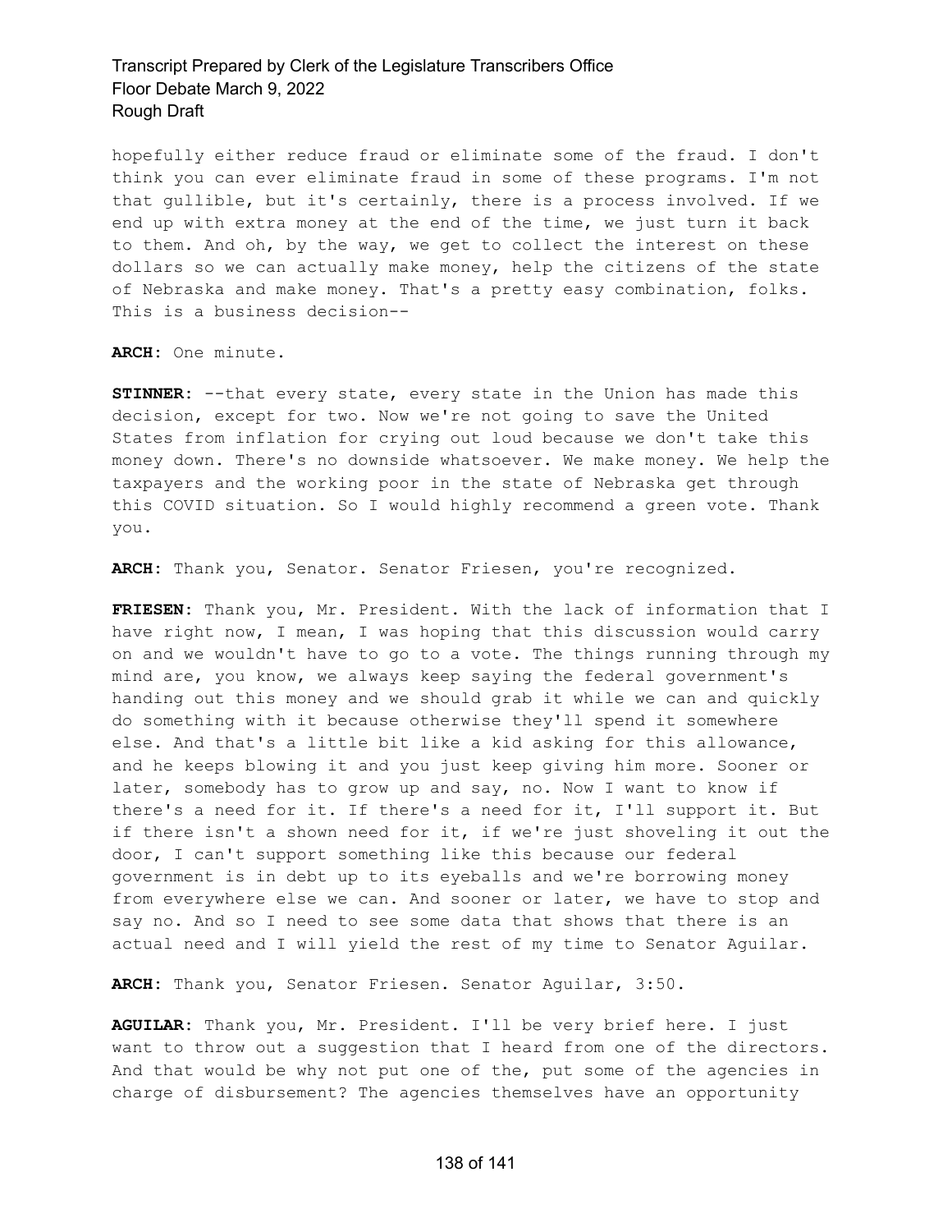hopefully either reduce fraud or eliminate some of the fraud. I don't think you can ever eliminate fraud in some of these programs. I'm not that gullible, but it's certainly, there is a process involved. If we end up with extra money at the end of the time, we just turn it back to them. And oh, by the way, we get to collect the interest on these dollars so we can actually make money, help the citizens of the state of Nebraska and make money. That's a pretty easy combination, folks. This is a business decision--

**ARCH:** One minute.

**STINNER:** --that every state, every state in the Union has made this decision, except for two. Now we're not going to save the United States from inflation for crying out loud because we don't take this money down. There's no downside whatsoever. We make money. We help the taxpayers and the working poor in the state of Nebraska get through this COVID situation. So I would highly recommend a green vote. Thank you.

**ARCH:** Thank you, Senator. Senator Friesen, you're recognized.

**FRIESEN:** Thank you, Mr. President. With the lack of information that I have right now, I mean, I was hoping that this discussion would carry on and we wouldn't have to go to a vote. The things running through my mind are, you know, we always keep saying the federal government's handing out this money and we should grab it while we can and quickly do something with it because otherwise they'll spend it somewhere else. And that's a little bit like a kid asking for this allowance, and he keeps blowing it and you just keep giving him more. Sooner or later, somebody has to grow up and say, no. Now I want to know if there's a need for it. If there's a need for it, I'll support it. But if there isn't a shown need for it, if we're just shoveling it out the door, I can't support something like this because our federal government is in debt up to its eyeballs and we're borrowing money from everywhere else we can. And sooner or later, we have to stop and say no. And so I need to see some data that shows that there is an actual need and I will yield the rest of my time to Senator Aguilar.

**ARCH:** Thank you, Senator Friesen. Senator Aguilar, 3:50.

**AGUILAR:** Thank you, Mr. President. I'll be very brief here. I just want to throw out a suggestion that I heard from one of the directors. And that would be why not put one of the, put some of the agencies in charge of disbursement? The agencies themselves have an opportunity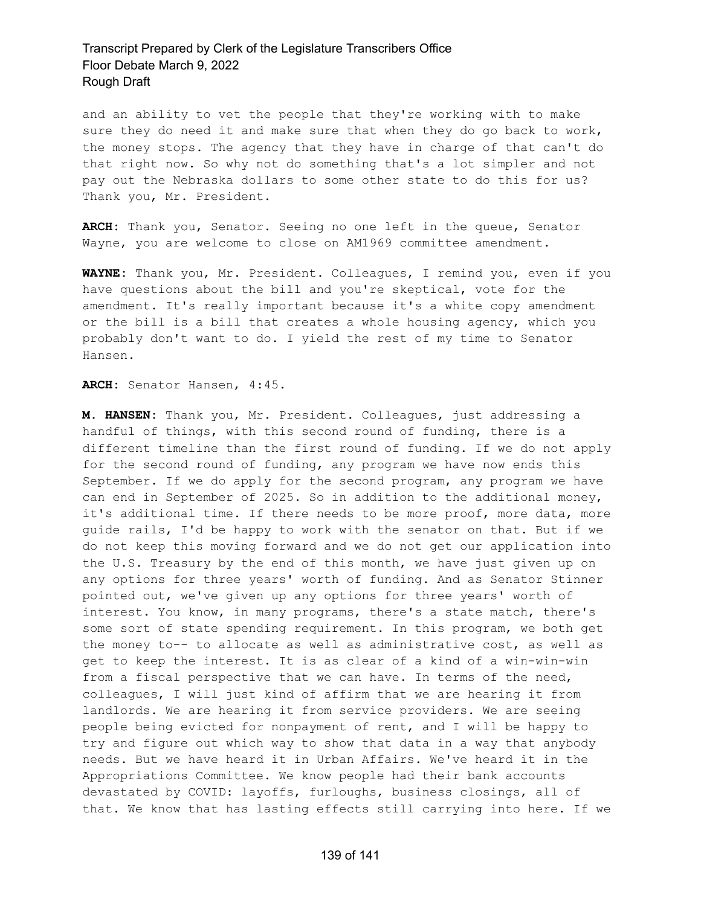and an ability to vet the people that they're working with to make sure they do need it and make sure that when they do go back to work, the money stops. The agency that they have in charge of that can't do that right now. So why not do something that's a lot simpler and not pay out the Nebraska dollars to some other state to do this for us? Thank you, Mr. President.

**ARCH:** Thank you, Senator. Seeing no one left in the queue, Senator Wayne, you are welcome to close on AM1969 committee amendment.

**WAYNE:** Thank you, Mr. President. Colleagues, I remind you, even if you have questions about the bill and you're skeptical, vote for the amendment. It's really important because it's a white copy amendment or the bill is a bill that creates a whole housing agency, which you probably don't want to do. I yield the rest of my time to Senator Hansen.

**ARCH:** Senator Hansen, 4:45.

**M. HANSEN:** Thank you, Mr. President. Colleagues, just addressing a handful of things, with this second round of funding, there is a different timeline than the first round of funding. If we do not apply for the second round of funding, any program we have now ends this September. If we do apply for the second program, any program we have can end in September of 2025. So in addition to the additional money, it's additional time. If there needs to be more proof, more data, more guide rails, I'd be happy to work with the senator on that. But if we do not keep this moving forward and we do not get our application into the U.S. Treasury by the end of this month, we have just given up on any options for three years' worth of funding. And as Senator Stinner pointed out, we've given up any options for three years' worth of interest. You know, in many programs, there's a state match, there's some sort of state spending requirement. In this program, we both get the money to-- to allocate as well as administrative cost, as well as get to keep the interest. It is as clear of a kind of a win-win-win from a fiscal perspective that we can have. In terms of the need, colleagues, I will just kind of affirm that we are hearing it from landlords. We are hearing it from service providers. We are seeing people being evicted for nonpayment of rent, and I will be happy to try and figure out which way to show that data in a way that anybody needs. But we have heard it in Urban Affairs. We've heard it in the Appropriations Committee. We know people had their bank accounts devastated by COVID: layoffs, furloughs, business closings, all of that. We know that has lasting effects still carrying into here. If we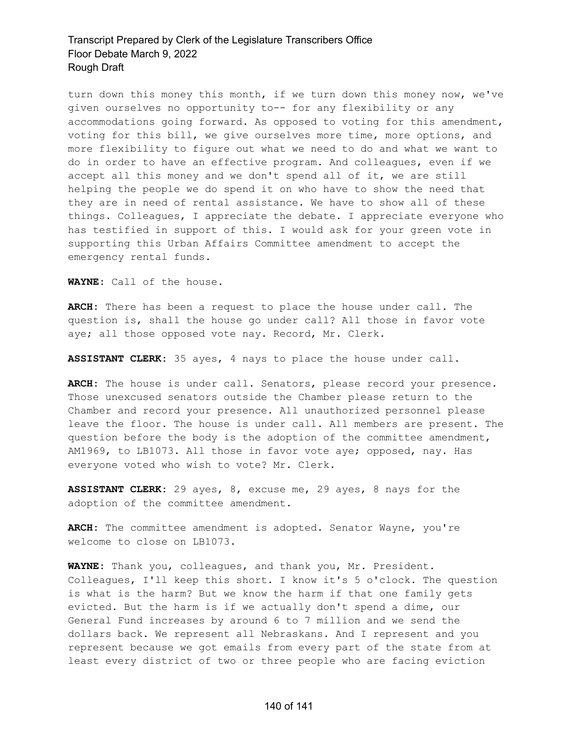turn down this money this month, if we turn down this money now, we've given ourselves no opportunity to-- for any flexibility or any accommodations going forward. As opposed to voting for this amendment, voting for this bill, we give ourselves more time, more options, and more flexibility to figure out what we need to do and what we want to do in order to have an effective program. And colleagues, even if we accept all this money and we don't spend all of it, we are still helping the people we do spend it on who have to show the need that they are in need of rental assistance. We have to show all of these things. Colleagues, I appreciate the debate. I appreciate everyone who has testified in support of this. I would ask for your green vote in supporting this Urban Affairs Committee amendment to accept the emergency rental funds.

**WAYNE:** Call of the house.

**ARCH:** There has been a request to place the house under call. The question is, shall the house go under call? All those in favor vote aye; all those opposed vote nay. Record, Mr. Clerk.

**ASSISTANT CLERK:** 35 ayes, 4 nays to place the house under call.

**ARCH:** The house is under call. Senators, please record your presence. Those unexcused senators outside the Chamber please return to the Chamber and record your presence. All unauthorized personnel please leave the floor. The house is under call. All members are present. The question before the body is the adoption of the committee amendment, AM1969, to LB1073. All those in favor vote aye; opposed, nay. Has everyone voted who wish to vote? Mr. Clerk.

**ASSISTANT CLERK:** 29 ayes, 8, excuse me, 29 ayes, 8 nays for the adoption of the committee amendment.

**ARCH:** The committee amendment is adopted. Senator Wayne, you're welcome to close on LB1073.

**WAYNE:** Thank you, colleagues, and thank you, Mr. President. Colleagues, I'll keep this short. I know it's 5 o'clock. The question is what is the harm? But we know the harm if that one family gets evicted. But the harm is if we actually don't spend a dime, our General Fund increases by around 6 to 7 million and we send the dollars back. We represent all Nebraskans. And I represent and you represent because we got emails from every part of the state from at least every district of two or three people who are facing eviction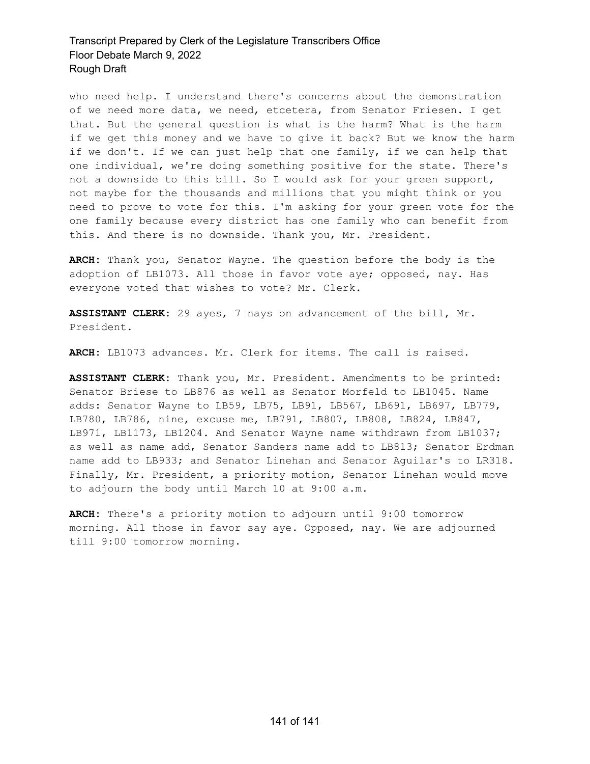who need help. I understand there's concerns about the demonstration of we need more data, we need, etcetera, from Senator Friesen. I get that. But the general question is what is the harm? What is the harm if we get this money and we have to give it back? But we know the harm if we don't. If we can just help that one family, if we can help that one individual, we're doing something positive for the state. There's not a downside to this bill. So I would ask for your green support, not maybe for the thousands and millions that you might think or you need to prove to vote for this. I'm asking for your green vote for the one family because every district has one family who can benefit from this. And there is no downside. Thank you, Mr. President.

**ARCH:** Thank you, Senator Wayne. The question before the body is the adoption of LB1073. All those in favor vote aye; opposed, nay. Has everyone voted that wishes to vote? Mr. Clerk.

**ASSISTANT CLERK:** 29 ayes, 7 nays on advancement of the bill, Mr. President.

**ARCH:** LB1073 advances. Mr. Clerk for items. The call is raised.

**ASSISTANT CLERK:** Thank you, Mr. President. Amendments to be printed: Senator Briese to LB876 as well as Senator Morfeld to LB1045. Name adds: Senator Wayne to LB59, LB75, LB91, LB567, LB691, LB697, LB779, LB780, LB786, nine, excuse me, LB791, LB807, LB808, LB824, LB847, LB971, LB1173, LB1204. And Senator Wayne name withdrawn from LB1037; as well as name add, Senator Sanders name add to LB813; Senator Erdman name add to LB933; and Senator Linehan and Senator Aguilar's to LR318. Finally, Mr. President, a priority motion, Senator Linehan would move to adjourn the body until March 10 at 9:00 a.m.

**ARCH:** There's a priority motion to adjourn until 9:00 tomorrow morning. All those in favor say aye. Opposed, nay. We are adjourned till 9:00 tomorrow morning.